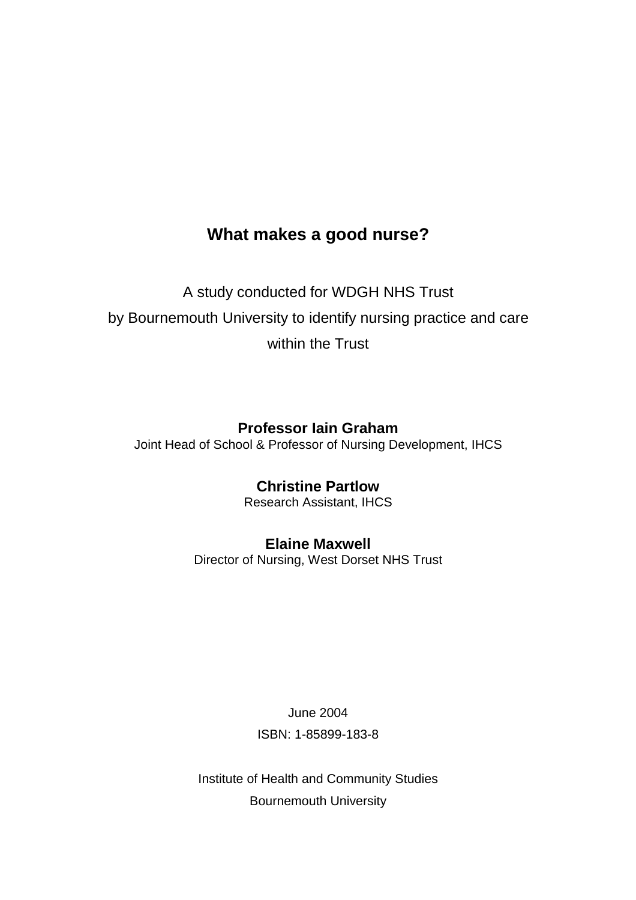# What makes a good nurse?

A study conducted for WDGH NHS Trust

by Bournemouth University to identify nursing practice and care

within the Trust

**Professor Iain Graham**
Joint Head of School & Professor of Nursing Development, IHCS

**Christine Partlow**
Research Assistant, IHCS

**Elaine Maxwell**
Director of Nursing, West Dorset NHS Trust

June 2004

ISBN: 1-85899-183-8

Institute of Health and Community Studies

Bournemouth University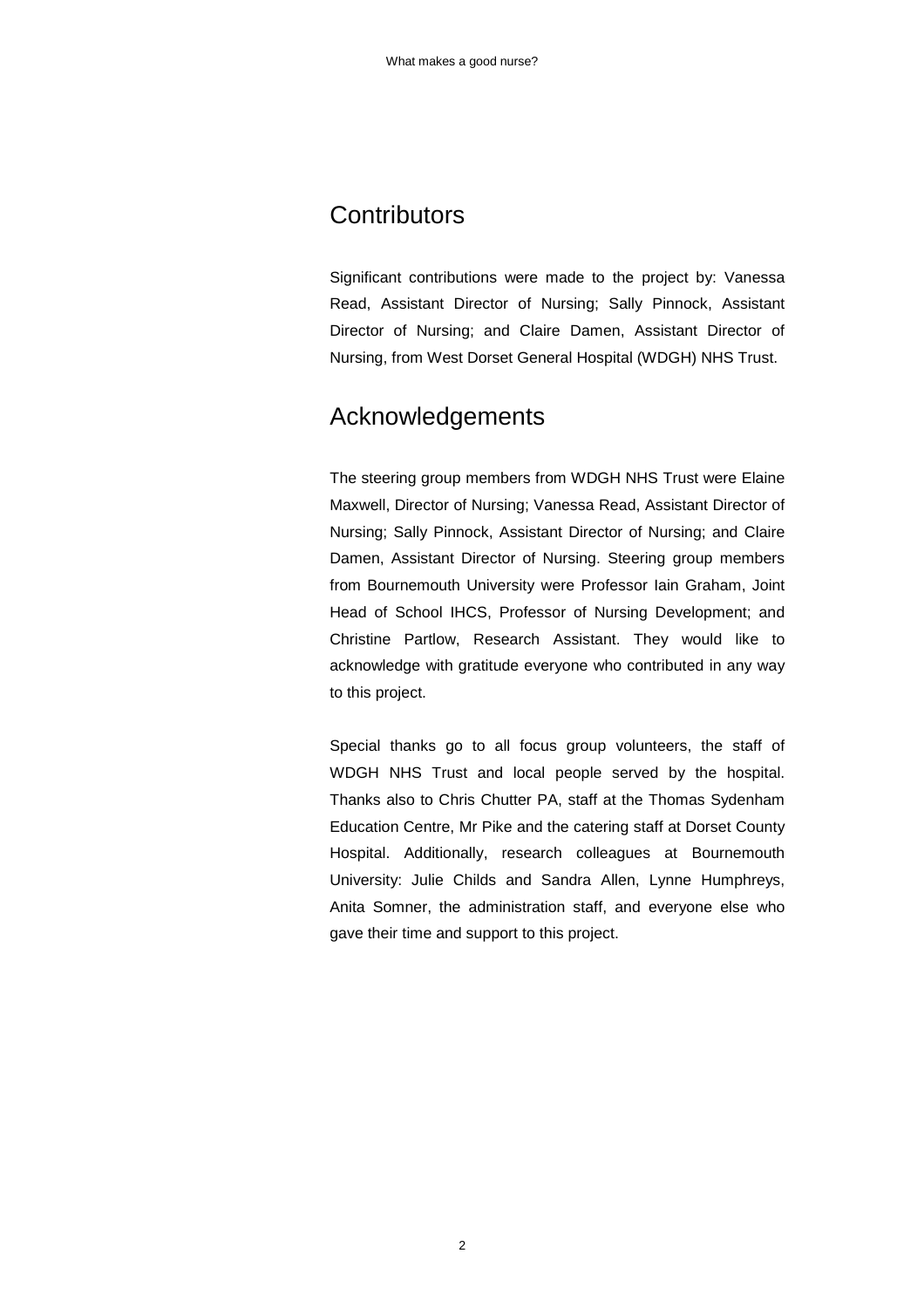## Contributors

Significant contributions were made to the project by: Vanessa Read, Assistant Director of Nursing; Sally Pinnock, Assistant Director of Nursing; and Claire Damen, Assistant Director of Nursing, from West Dorset General Hospital (WDGH) NHS Trust.

## Acknowledgements

The steering group members from WDGH NHS Trust were Elaine Maxwell, Director of Nursing; Vanessa Read, Assistant Director of Nursing; Sally Pinnock, Assistant Director of Nursing; and Claire Damen, Assistant Director of Nursing. Steering group members from Bournemouth University were Professor Iain Graham, Joint Head of School IHCS, Professor of Nursing Development; and Christine Partlow, Research Assistant. They would like to acknowledge with gratitude everyone who contributed in any way to this project.

Special thanks go to all focus group volunteers, the staff of WDGH NHS Trust and local people served by the hospital. Thanks also to Chris Chutter PA, staff at the Thomas Sydenham Education Centre, Mr Pike and the catering staff at Dorset County Hospital. Additionally, research colleagues at Bournemouth University: Julie Childs and Sandra Allen, Lynne Humphreys, Anita Somner, the administration staff, and everyone else who gave their time and support to this project.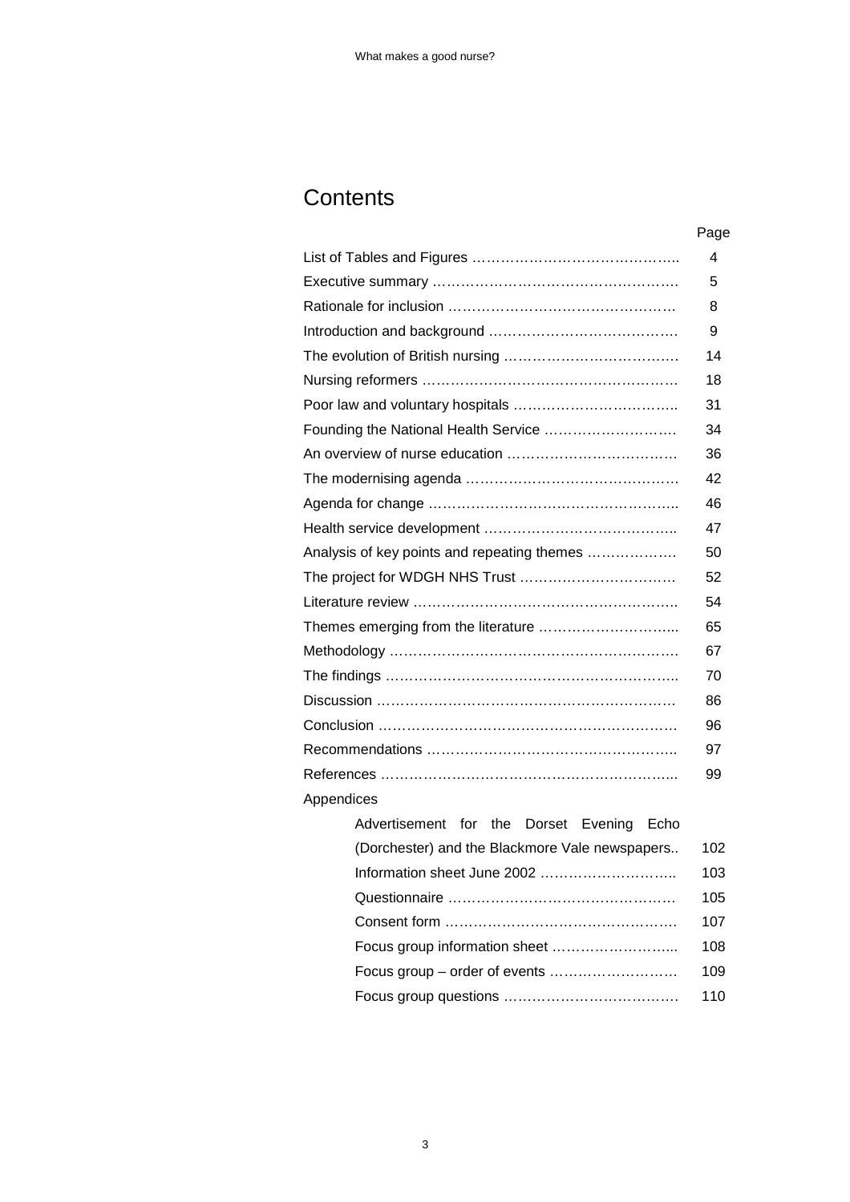# Contents

| | Page |
|---|---|
| List of Tables and Figures …………………………………….. | 4 |
| Executive summary ……………………………………………. | 5 |
| Rationale for inclusion ………………………………………… | 8 |
| Introduction and background …………………………………. | 9 |
| The evolution of British nursing ………………………………. | 14 |
| Nursing reformers ……………………………………………… | 18 |
| Poor law and voluntary hospitals …………………………….. | 31 |
| Founding the National Health Service ………………………. | 34 |
| An overview of nurse education ………………………………. | 36 |
| The modernising agenda ………………………………………. | 42 |
| Agenda for change …………………………………………….. | 46 |
| Health service development ………………………………….. | 47 |
| Analysis of key points and repeating themes ………………. | 50 |
| The project for WDGH NHS Trust ……………………………. | 52 |
| Literature review ……………………………………………….. | 54 |
| Themes emerging from the literature ………………………... | 65 |
| Methodology ……………………………………………………. | 67 |
| The findings …………………………………………………….. | 70 |
| Discussion ……………………………………………………… | 86 |
| Conclusion ……………………………………………………… | 96 |
| Recommendations …………………………………………….. | 97 |
| References ……………………………………………………... | 99 |
| Appendices | |
| Advertisement for the Dorset Evening Echo (Dorchester) and the Blackmore Vale newspapers.. | 102 |
| Information sheet June 2002 ……………………….. | 103 |
| Questionnaire …………………………………………. | 105 |
| Consent form …………………………………………. | 107 |
| Focus group information sheet ……………………... | 108 |
| Focus group – order of events ………………………. | 109 |
| Focus group questions ………………………………. | 110 |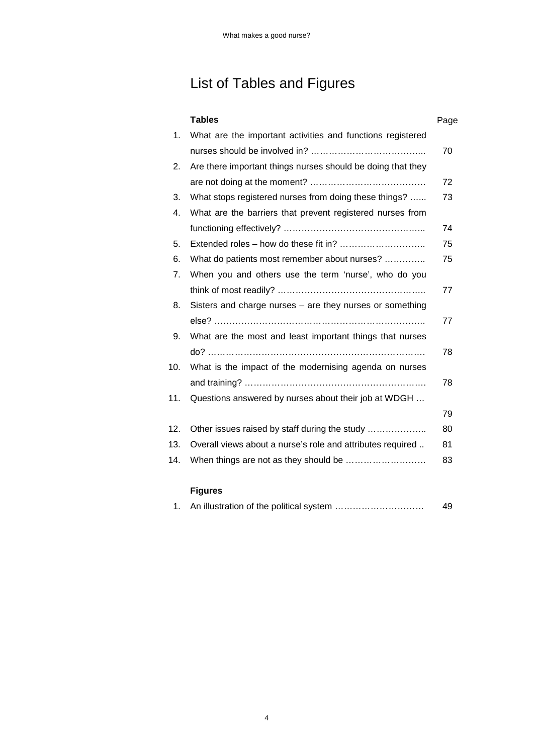# List of Tables and Figures

| | **Tables** | Page |
|---|---|---|
| 1. | What are the important activities and functions registered nurses should be involved in? ……………………………….. | 70 |
| 2. | Are there important things nurses should be doing that they are not doing at the moment? ………………………………… | 72 |
| 3. | What stops registered nurses from doing these things? …... | 73 |
| 4. | What are the barriers that prevent registered nurses from functioning effectively? ……………………………………….. | 74 |
| 5. | Extended roles – how do these fit in? ……………………….. | 75 |
| 6. | What do patients most remember about nurses? ………….. | 75 |
| 7. | When you and others use the term 'nurse', who do you think of most readily? ………………………………………….. | 77 |
| 8. | Sisters and charge nurses – are they nurses or something else? ………………………………………………………….. | 77 |
| 9. | What are the most and least important things that nurses do? ……………………………………………………………. | 78 |
| 10. | What is the impact of the modernising agenda on nurses and training? ……………………………………………………. | 78 |
| 11. | Questions answered by nurses about their job at WDGH … | 79 |
| 12. | Other issues raised by staff during the study ……………….. | 80 |
| 13. | Overall views about a nurse's role and attributes required .. | 81 |
| 14. | When things are not as they should be ……………………… | 83 |

| | **Figures** | |
|---|---|---|
| 1. | An illustration of the political system ………………………… | 49 |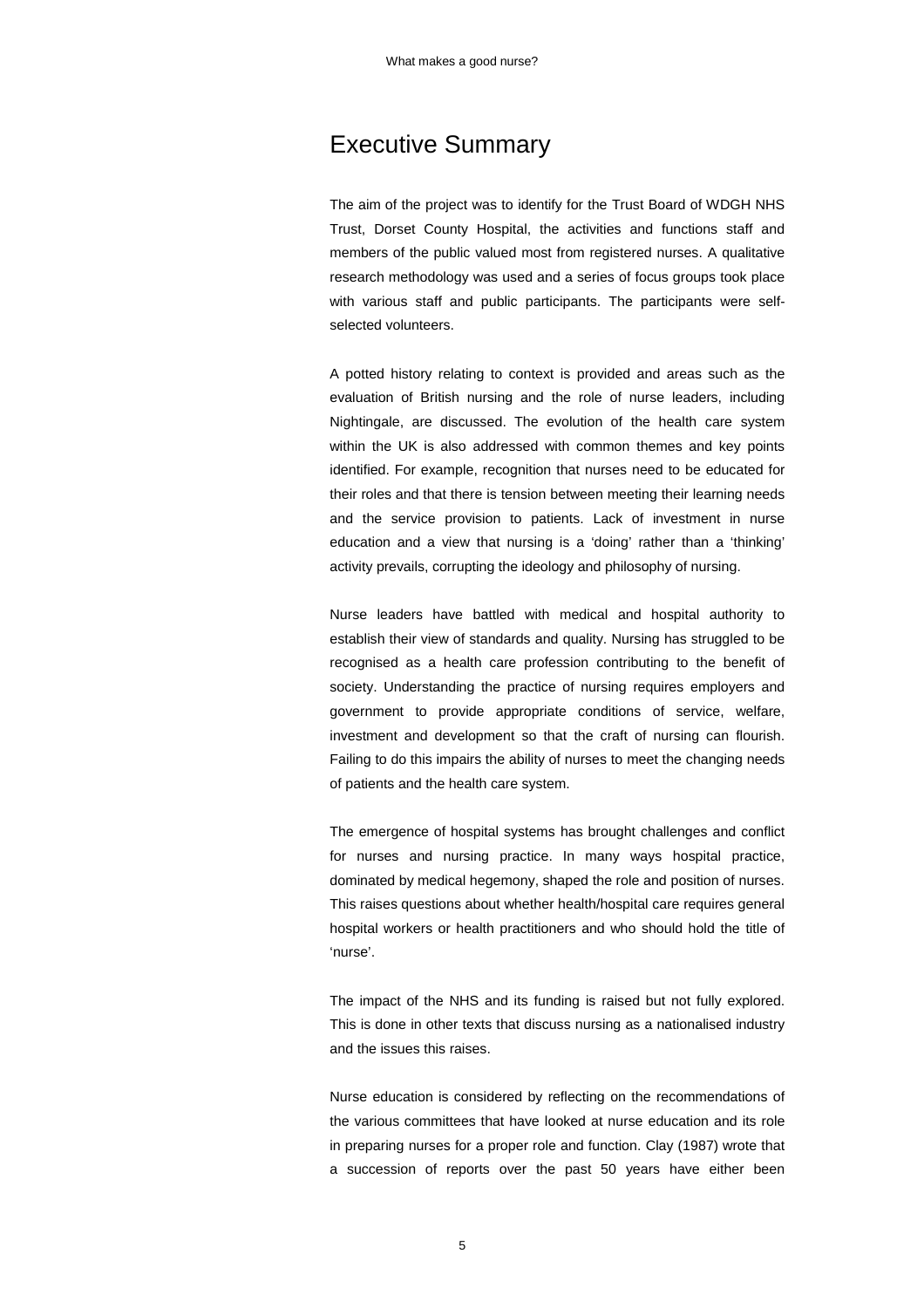# Executive Summary

The aim of the project was to identify for the Trust Board of WDGH NHS Trust, Dorset County Hospital, the activities and functions staff and members of the public valued most from registered nurses. A qualitative research methodology was used and a series of focus groups took place with various staff and public participants. The participants were self-selected volunteers.

A potted history relating to context is provided and areas such as the evaluation of British nursing and the role of nurse leaders, including Nightingale, are discussed. The evolution of the health care system within the UK is also addressed with common themes and key points identified. For example, recognition that nurses need to be educated for their roles and that there is tension between meeting their learning needs and the service provision to patients. Lack of investment in nurse education and a view that nursing is a 'doing' rather than a 'thinking' activity prevails, corrupting the ideology and philosophy of nursing.

Nurse leaders have battled with medical and hospital authority to establish their view of standards and quality. Nursing has struggled to be recognised as a health care profession contributing to the benefit of society. Understanding the practice of nursing requires employers and government to provide appropriate conditions of service, welfare, investment and development so that the craft of nursing can flourish. Failing to do this impairs the ability of nurses to meet the changing needs of patients and the health care system.

The emergence of hospital systems has brought challenges and conflict for nurses and nursing practice. In many ways hospital practice, dominated by medical hegemony, shaped the role and position of nurses. This raises questions about whether health/hospital care requires general hospital workers or health practitioners and who should hold the title of 'nurse'.

The impact of the NHS and its funding is raised but not fully explored. This is done in other texts that discuss nursing as a nationalised industry and the issues this raises.

Nurse education is considered by reflecting on the recommendations of the various committees that have looked at nurse education and its role in preparing nurses for a proper role and function. Clay (1987) wrote that a succession of reports over the past 50 years have either been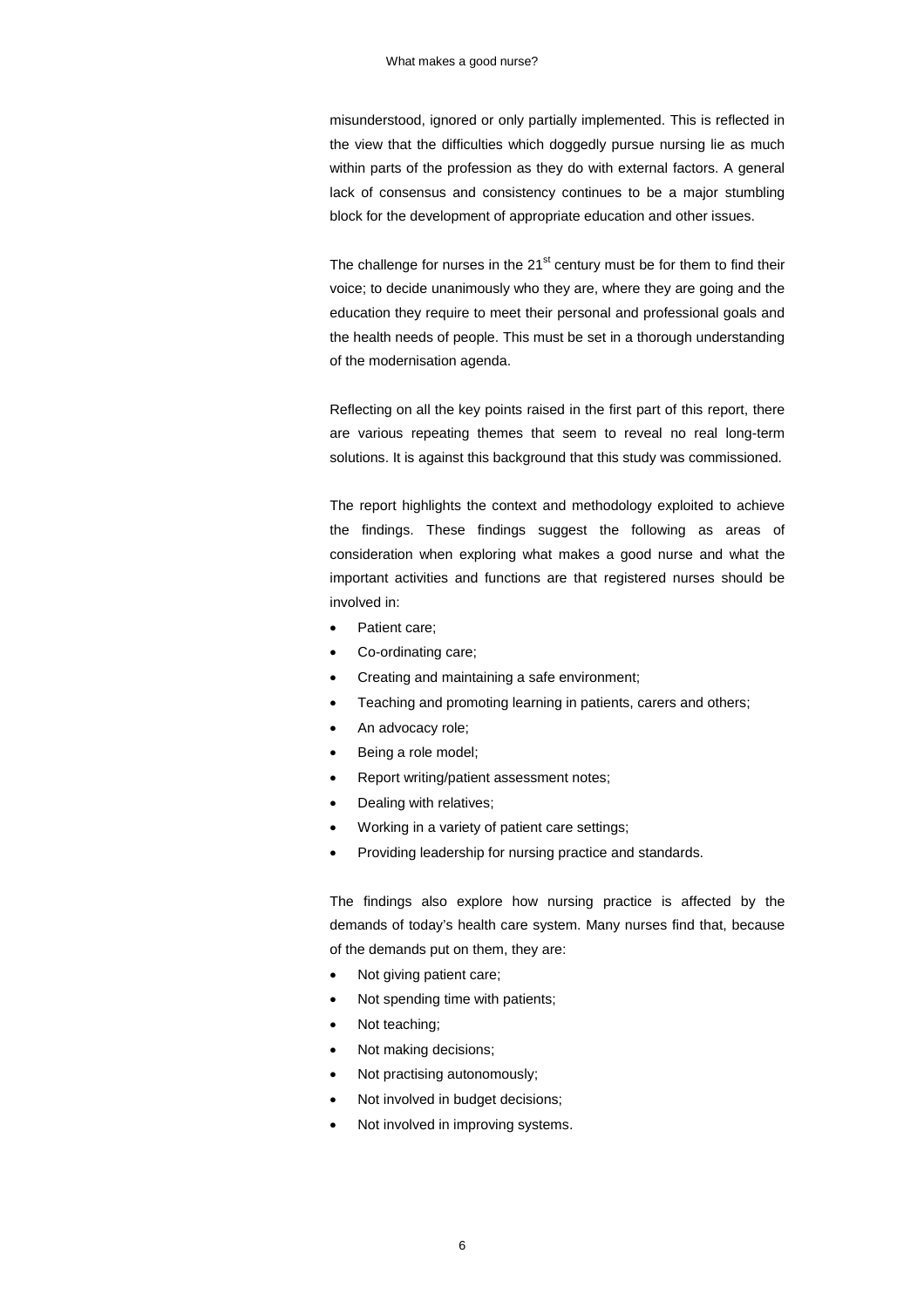misunderstood, ignored or only partially implemented. This is reflected in the view that the difficulties which doggedly pursue nursing lie as much within parts of the profession as they do with external factors. A general lack of consensus and consistency continues to be a major stumbling block for the development of appropriate education and other issues.

The challenge for nurses in the 21st century must be for them to find their voice; to decide unanimously who they are, where they are going and the education they require to meet their personal and professional goals and the health needs of people. This must be set in a thorough understanding of the modernisation agenda.

Reflecting on all the key points raised in the first part of this report, there are various repeating themes that seem to reveal no real long-term solutions. It is against this background that this study was commissioned.

The report highlights the context and methodology exploited to achieve the findings. These findings suggest the following as areas of consideration when exploring what makes a good nurse and what the important activities and functions are that registered nurses should be involved in:

- Patient care;
- Co-ordinating care;
- Creating and maintaining a safe environment;
- Teaching and promoting learning in patients, carers and others;
- An advocacy role;
- Being a role model;
- Report writing/patient assessment notes;
- Dealing with relatives;
- Working in a variety of patient care settings;
- Providing leadership for nursing practice and standards.

The findings also explore how nursing practice is affected by the demands of today's health care system. Many nurses find that, because of the demands put on them, they are:

- Not giving patient care;
- Not spending time with patients;
- Not teaching;
- Not making decisions;
- Not practising autonomously;
- Not involved in budget decisions;
- Not involved in improving systems.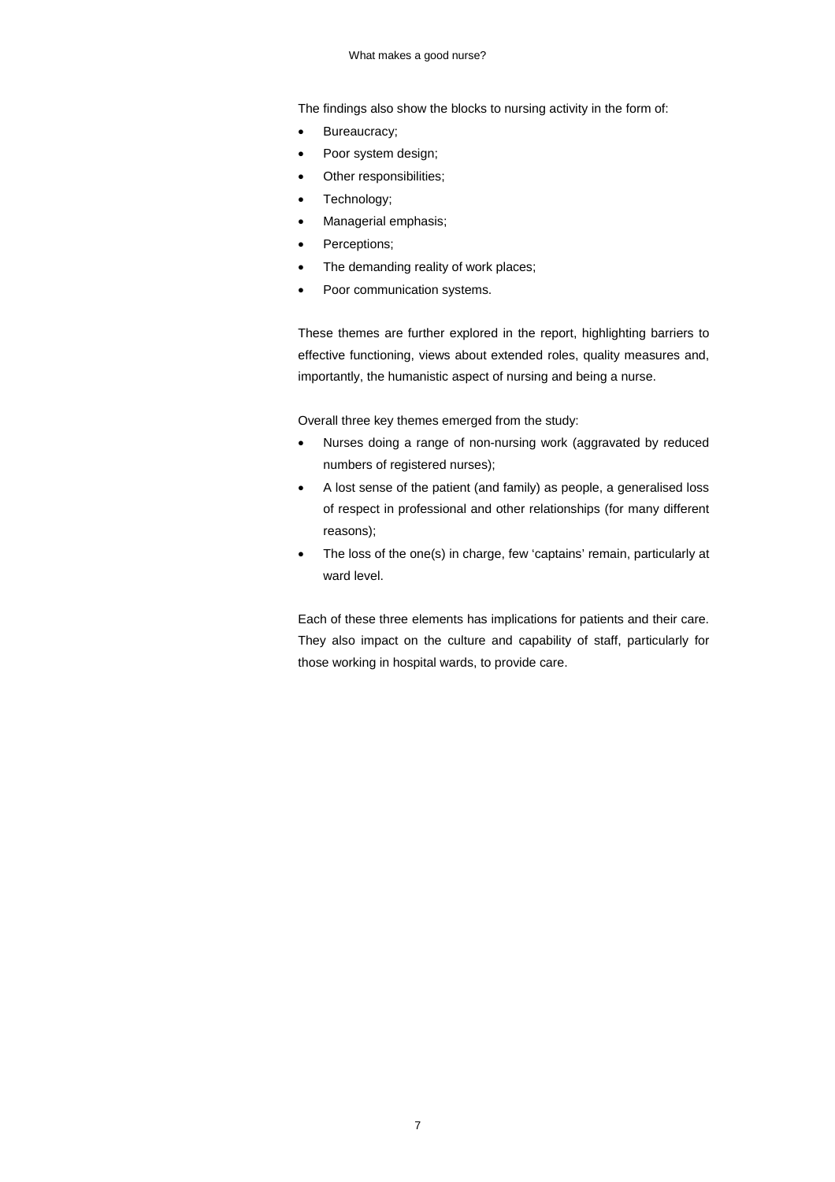The findings also show the blocks to nursing activity in the form of:

- Bureaucracy;
- Poor system design;
- Other responsibilities;
- Technology;
- Managerial emphasis;
- Perceptions;
- The demanding reality of work places;
- Poor communication systems.

These themes are further explored in the report, highlighting barriers to effective functioning, views about extended roles, quality measures and, importantly, the humanistic aspect of nursing and being a nurse.

Overall three key themes emerged from the study:

- Nurses doing a range of non-nursing work (aggravated by reduced numbers of registered nurses);
- A lost sense of the patient (and family) as people, a generalised loss of respect in professional and other relationships (for many different reasons);
- The loss of the one(s) in charge, few 'captains' remain, particularly at ward level.

Each of these three elements has implications for patients and their care. They also impact on the culture and capability of staff, particularly for those working in hospital wards, to provide care.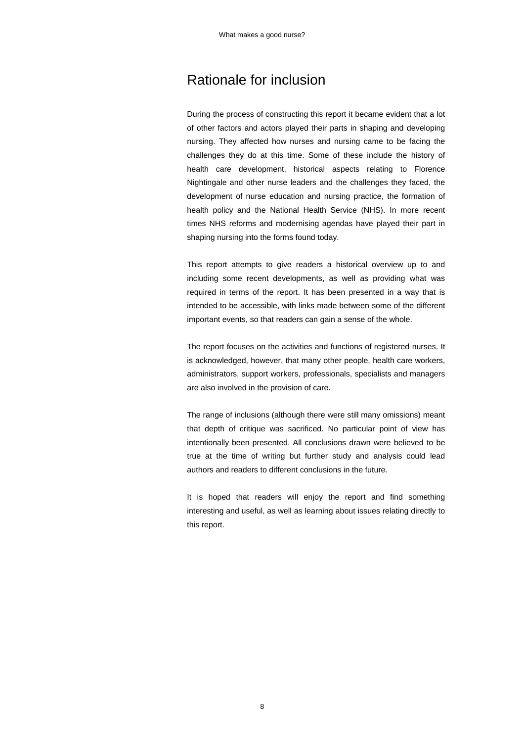# Rationale for inclusion

During the process of constructing this report it became evident that a lot of other factors and actors played their parts in shaping and developing nursing. They affected how nurses and nursing came to be facing the challenges they do at this time. Some of these include the history of health care development, historical aspects relating to Florence Nightingale and other nurse leaders and the challenges they faced, the development of nurse education and nursing practice, the formation of health policy and the National Health Service (NHS). In more recent times NHS reforms and modernising agendas have played their part in shaping nursing into the forms found today.

This report attempts to give readers a historical overview up to and including some recent developments, as well as providing what was required in terms of the report. It has been presented in a way that is intended to be accessible, with links made between some of the different important events, so that readers can gain a sense of the whole.

The report focuses on the activities and functions of registered nurses. It is acknowledged, however, that many other people, health care workers, administrators, support workers, professionals, specialists and managers are also involved in the provision of care.

The range of inclusions (although there were still many omissions) meant that depth of critique was sacrificed. No particular point of view has intentionally been presented. All conclusions drawn were believed to be true at the time of writing but further study and analysis could lead authors and readers to different conclusions in the future.

It is hoped that readers will enjoy the report and find something interesting and useful, as well as learning about issues relating directly to this report.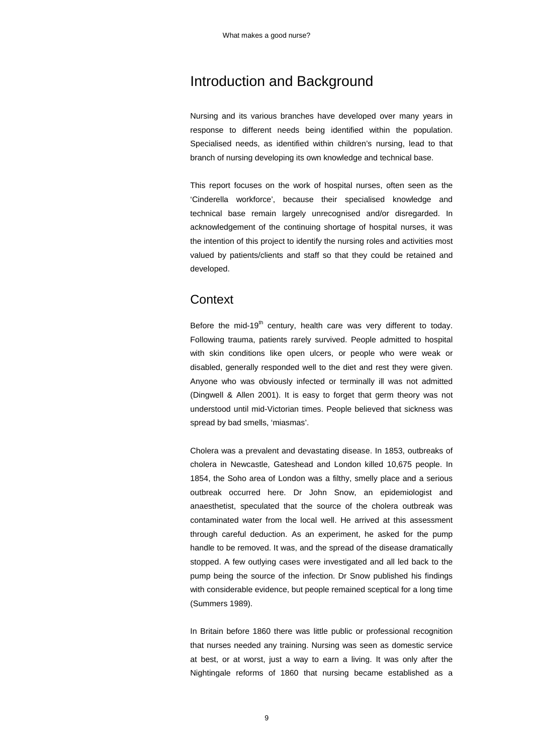# Introduction and Background

Nursing and its various branches have developed over many years in response to different needs being identified within the population. Specialised needs, as identified within children's nursing, lead to that branch of nursing developing its own knowledge and technical base.

This report focuses on the work of hospital nurses, often seen as the 'Cinderella workforce', because their specialised knowledge and technical base remain largely unrecognised and/or disregarded. In acknowledgement of the continuing shortage of hospital nurses, it was the intention of this project to identify the nursing roles and activities most valued by patients/clients and staff so that they could be retained and developed.

## Context

Before the mid-19th century, health care was very different to today. Following trauma, patients rarely survived. People admitted to hospital with skin conditions like open ulcers, or people who were weak or disabled, generally responded well to the diet and rest they were given. Anyone who was obviously infected or terminally ill was not admitted (Dingwell & Allen 2001). It is easy to forget that germ theory was not understood until mid-Victorian times. People believed that sickness was spread by bad smells, 'miasmas'.

Cholera was a prevalent and devastating disease. In 1853, outbreaks of cholera in Newcastle, Gateshead and London killed 10,675 people. In 1854, the Soho area of London was a filthy, smelly place and a serious outbreak occurred here. Dr John Snow, an epidemiologist and anaesthetist, speculated that the source of the cholera outbreak was contaminated water from the local well. He arrived at this assessment through careful deduction. As an experiment, he asked for the pump handle to be removed. It was, and the spread of the disease dramatically stopped. A few outlying cases were investigated and all led back to the pump being the source of the infection. Dr Snow published his findings with considerable evidence, but people remained sceptical for a long time (Summers 1989).

In Britain before 1860 there was little public or professional recognition that nurses needed any training. Nursing was seen as domestic service at best, or at worst, just a way to earn a living. It was only after the Nightingale reforms of 1860 that nursing became established as a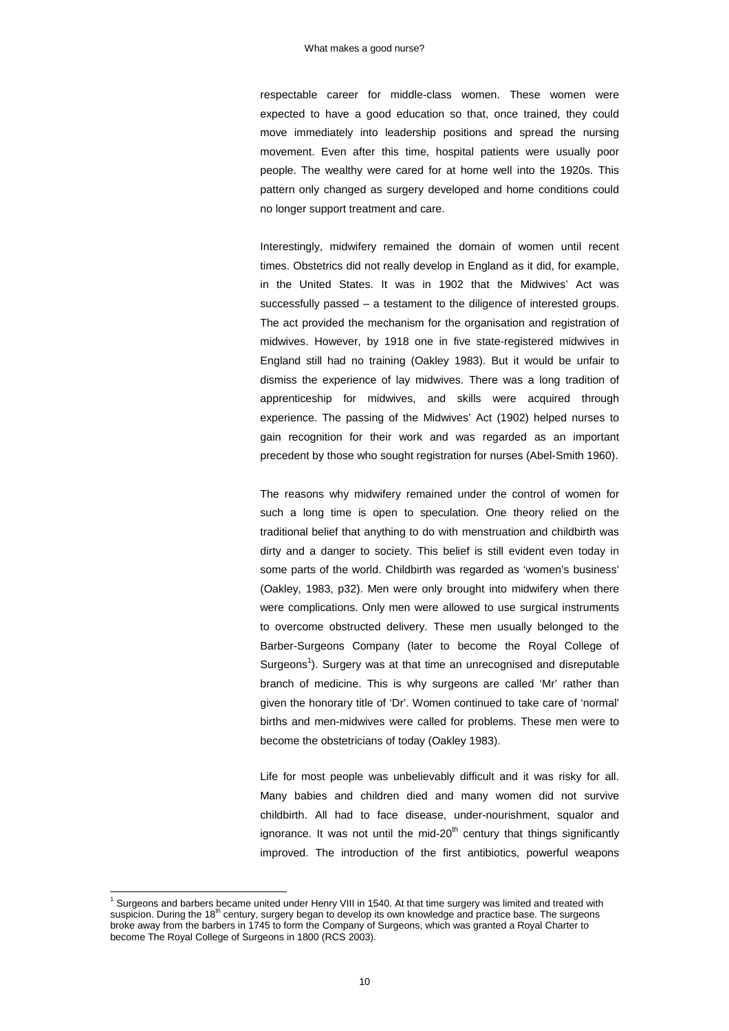respectable career for middle-class women. These women were expected to have a good education so that, once trained, they could move immediately into leadership positions and spread the nursing movement. Even after this time, hospital patients were usually poor people. The wealthy were cared for at home well into the 1920s. This pattern only changed as surgery developed and home conditions could no longer support treatment and care.

Interestingly, midwifery remained the domain of women until recent times. Obstetrics did not really develop in England as it did, for example, in the United States. It was in 1902 that the Midwives' Act was successfully passed – a testament to the diligence of interested groups. The act provided the mechanism for the organisation and registration of midwives. However, by 1918 one in five state-registered midwives in England still had no training (Oakley 1983). But it would be unfair to dismiss the experience of lay midwives. There was a long tradition of apprenticeship for midwives, and skills were acquired through experience. The passing of the Midwives' Act (1902) helped nurses to gain recognition for their work and was regarded as an important precedent by those who sought registration for nurses (Abel-Smith 1960).

The reasons why midwifery remained under the control of women for such a long time is open to speculation. One theory relied on the traditional belief that anything to do with menstruation and childbirth was dirty and a danger to society. This belief is still evident even today in some parts of the world. Childbirth was regarded as 'women's business' (Oakley, 1983, p32). Men were only brought into midwifery when there were complications. Only men were allowed to use surgical instruments to overcome obstructed delivery. These men usually belonged to the Barber-Surgeons Company (later to become the Royal College of Surgeons[1]). Surgery was at that time an unrecognised and disreputable branch of medicine. This is why surgeons are called 'Mr' rather than given the honorary title of 'Dr'. Women continued to take care of 'normal' births and men-midwives were called for problems. These men were to become the obstetricians of today (Oakley 1983).

Life for most people was unbelievably difficult and it was risky for all. Many babies and children died and many women did not survive childbirth. All had to face disease, under-nourishment, squalor and ignorance. It was not until the mid-20th century that things significantly improved. The introduction of the first antibiotics, powerful weapons

[1] Surgeons and barbers became united under Henry VIII in 1540. At that time surgery was limited and treated with suspicion. During the 18th century, surgery began to develop its own knowledge and practice base. The surgeons broke away from the barbers in 1745 to form the Company of Surgeons, which was granted a Royal Charter to become The Royal College of Surgeons in 1800 (RCS 2003).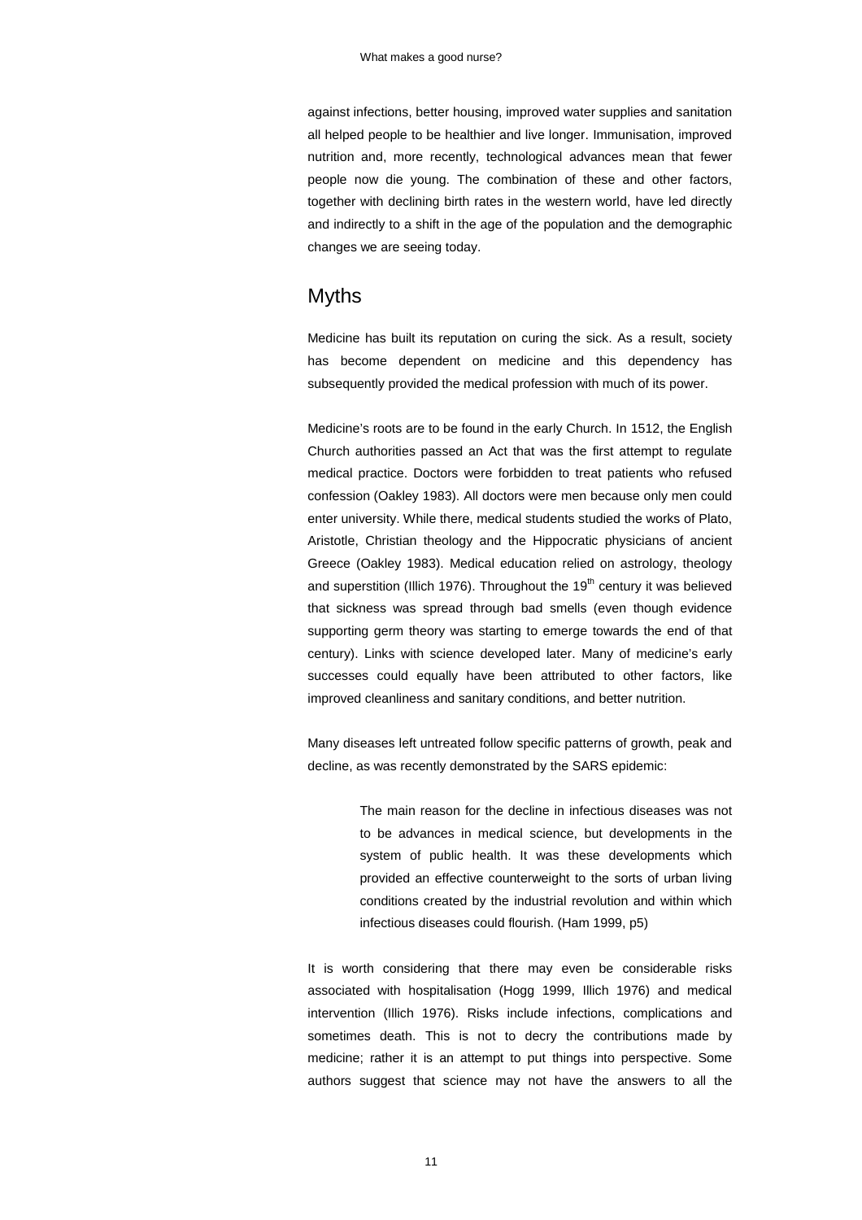against infections, better housing, improved water supplies and sanitation all helped people to be healthier and live longer. Immunisation, improved nutrition and, more recently, technological advances mean that fewer people now die young. The combination of these and other factors, together with declining birth rates in the western world, have led directly and indirectly to a shift in the age of the population and the demographic changes we are seeing today.

## Myths

Medicine has built its reputation on curing the sick. As a result, society has become dependent on medicine and this dependency has subsequently provided the medical profession with much of its power.

Medicine's roots are to be found in the early Church. In 1512, the English Church authorities passed an Act that was the first attempt to regulate medical practice. Doctors were forbidden to treat patients who refused confession (Oakley 1983). All doctors were men because only men could enter university. While there, medical students studied the works of Plato, Aristotle, Christian theology and the Hippocratic physicians of ancient Greece (Oakley 1983). Medical education relied on astrology, theology and superstition (Illich 1976). Throughout the 19th century it was believed that sickness was spread through bad smells (even though evidence supporting germ theory was starting to emerge towards the end of that century). Links with science developed later. Many of medicine's early successes could equally have been attributed to other factors, like improved cleanliness and sanitary conditions, and better nutrition.

Many diseases left untreated follow specific patterns of growth, peak and decline, as was recently demonstrated by the SARS epidemic:

> The main reason for the decline in infectious diseases was not to be advances in medical science, but developments in the system of public health. It was these developments which provided an effective counterweight to the sorts of urban living conditions created by the industrial revolution and within which infectious diseases could flourish. (Ham 1999, p5)

It is worth considering that there may even be considerable risks associated with hospitalisation (Hogg 1999, Illich 1976) and medical intervention (Illich 1976). Risks include infections, complications and sometimes death. This is not to decry the contributions made by medicine; rather it is an attempt to put things into perspective. Some authors suggest that science may not have the answers to all the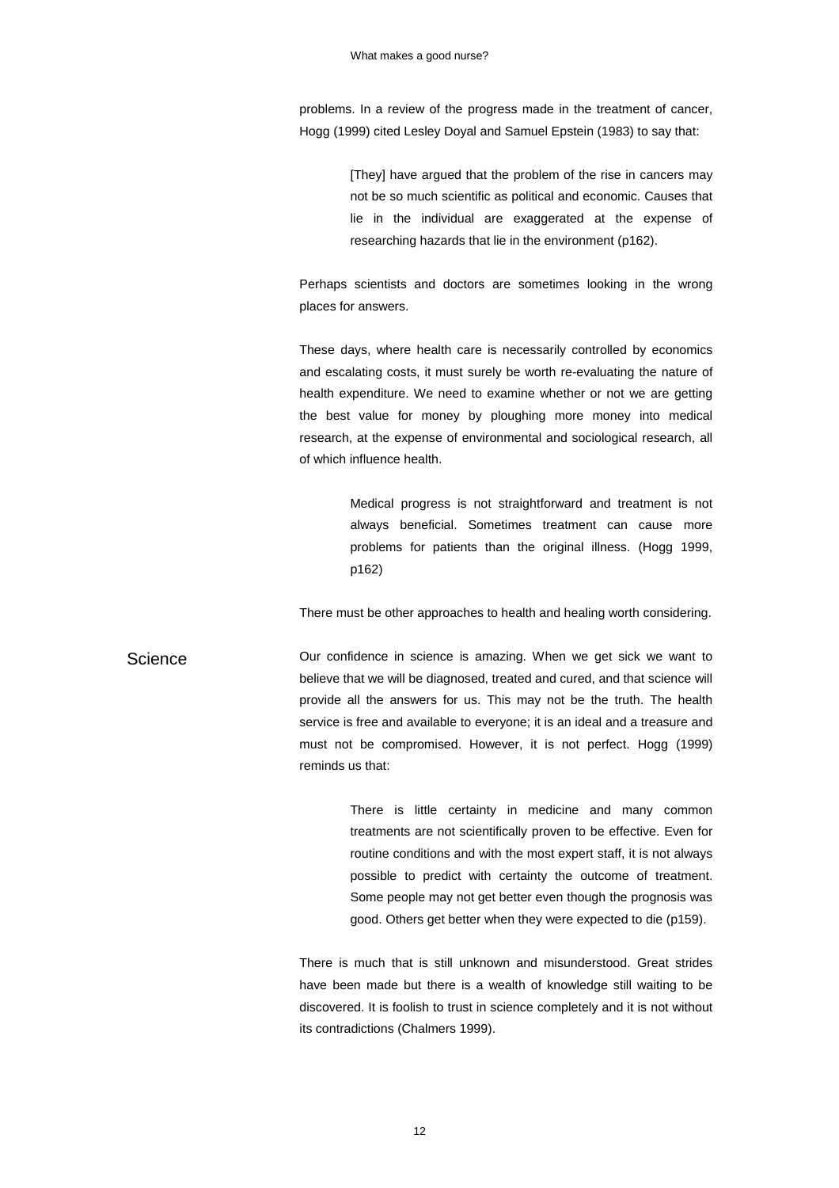problems. In a review of the progress made in the treatment of cancer, Hogg (1999) cited Lesley Doyal and Samuel Epstein (1983) to say that:

> [They] have argued that the problem of the rise in cancers may not be so much scientific as political and economic. Causes that lie in the individual are exaggerated at the expense of researching hazards that lie in the environment (p162).

Perhaps scientists and doctors are sometimes looking in the wrong places for answers.

These days, where health care is necessarily controlled by economics and escalating costs, it must surely be worth re-evaluating the nature of health expenditure. We need to examine whether or not we are getting the best value for money by ploughing more money into medical research, at the expense of environmental and sociological research, all of which influence health.

> Medical progress is not straightforward and treatment is not always beneficial. Sometimes treatment can cause more problems for patients than the original illness. (Hogg 1999, p162)

There must be other approaches to health and healing worth considering.

## Science

Our confidence in science is amazing. When we get sick we want to believe that we will be diagnosed, treated and cured, and that science will provide all the answers for us. This may not be the truth. The health service is free and available to everyone; it is an ideal and a treasure and must not be compromised. However, it is not perfect. Hogg (1999) reminds us that:

> There is little certainty in medicine and many common treatments are not scientifically proven to be effective. Even for routine conditions and with the most expert staff, it is not always possible to predict with certainty the outcome of treatment. Some people may not get better even though the prognosis was good. Others get better when they were expected to die (p159).

There is much that is still unknown and misunderstood. Great strides have been made but there is a wealth of knowledge still waiting to be discovered. It is foolish to trust in science completely and it is not without its contradictions (Chalmers 1999).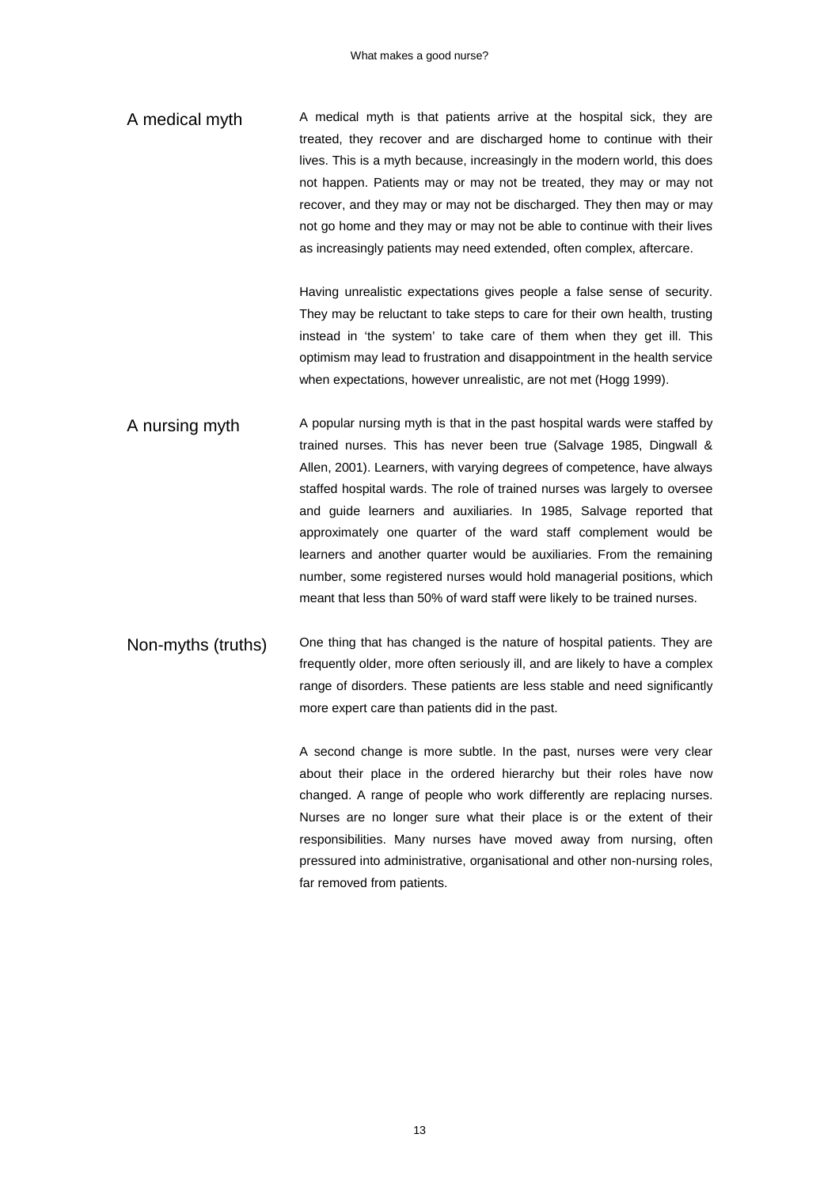## A medical myth

A medical myth is that patients arrive at the hospital sick, they are treated, they recover and are discharged home to continue with their lives. This is a myth because, increasingly in the modern world, this does not happen. Patients may or may not be treated, they may or may not recover, and they may or may not be discharged. They then may or may not go home and they may or may not be able to continue with their lives as increasingly patients may need extended, often complex, aftercare.

Having unrealistic expectations gives people a false sense of security. They may be reluctant to take steps to care for their own health, trusting instead in 'the system' to take care of them when they get ill. This optimism may lead to frustration and disappointment in the health service when expectations, however unrealistic, are not met (Hogg 1999).

## A nursing myth

A popular nursing myth is that in the past hospital wards were staffed by trained nurses. This has never been true (Salvage 1985, Dingwall & Allen, 2001). Learners, with varying degrees of competence, have always staffed hospital wards. The role of trained nurses was largely to oversee and guide learners and auxiliaries. In 1985, Salvage reported that approximately one quarter of the ward staff complement would be learners and another quarter would be auxiliaries. From the remaining number, some registered nurses would hold managerial positions, which meant that less than 50% of ward staff were likely to be trained nurses.

## Non-myths (truths)

One thing that has changed is the nature of hospital patients. They are frequently older, more often seriously ill, and are likely to have a complex range of disorders. These patients are less stable and need significantly more expert care than patients did in the past.

A second change is more subtle. In the past, nurses were very clear about their place in the ordered hierarchy but their roles have now changed. A range of people who work differently are replacing nurses. Nurses are no longer sure what their place is or the extent of their responsibilities. Many nurses have moved away from nursing, often pressured into administrative, organisational and other non-nursing roles, far removed from patients.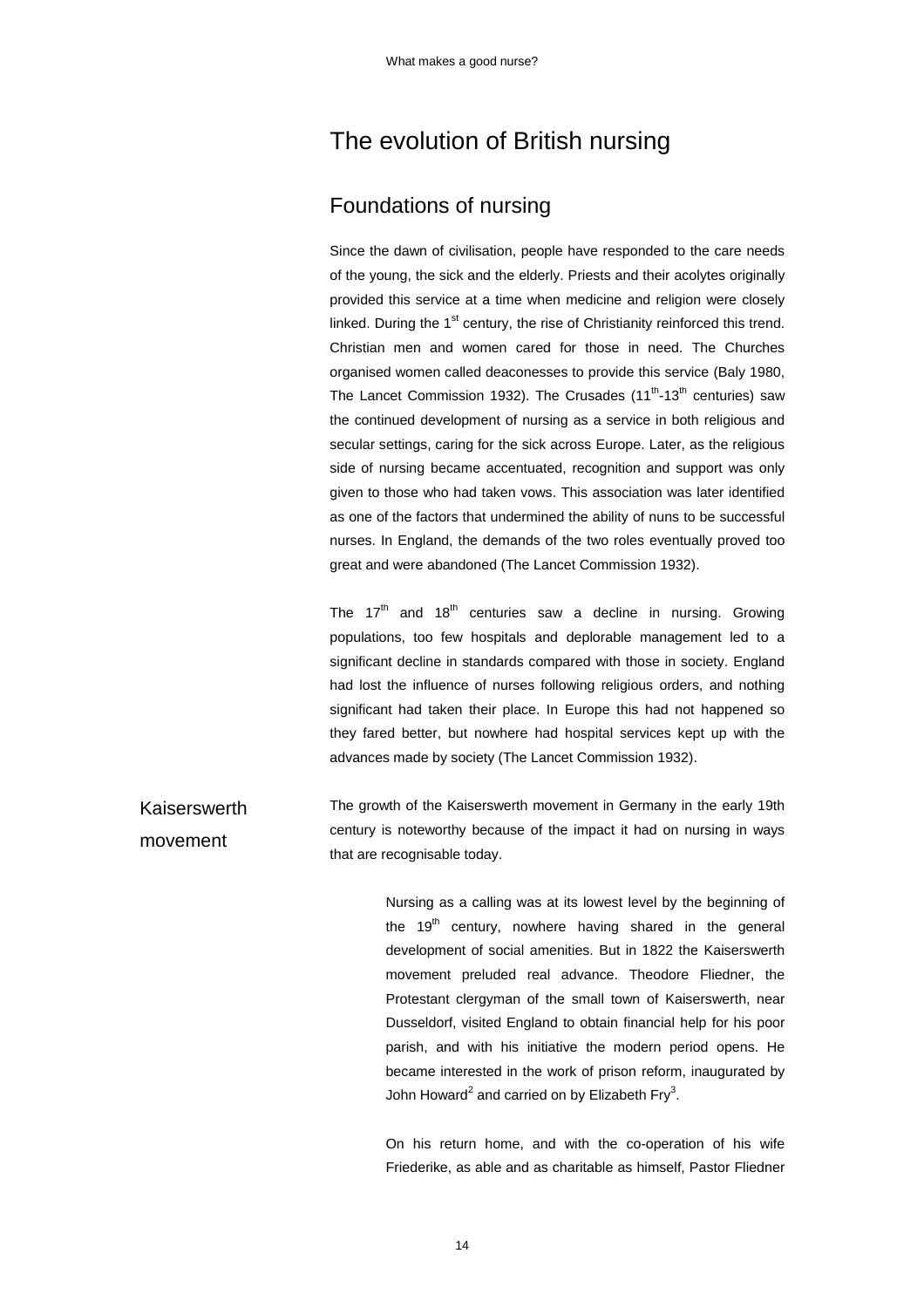# The evolution of British nursing

## Foundations of nursing

Since the dawn of civilisation, people have responded to the care needs of the young, the sick and the elderly. Priests and their acolytes originally provided this service at a time when medicine and religion were closely linked. During the 1st century, the rise of Christianity reinforced this trend. Christian men and women cared for those in need. The Churches organised women called deaconesses to provide this service (Baly 1980, The Lancet Commission 1932). The Crusades (11th-13th centuries) saw the continued development of nursing as a service in both religious and secular settings, caring for the sick across Europe. Later, as the religious side of nursing became accentuated, recognition and support was only given to those who had taken vows. This association was later identified as one of the factors that undermined the ability of nuns to be successful nurses. In England, the demands of the two roles eventually proved too great and were abandoned (The Lancet Commission 1932).

The 17th and 18th centuries saw a decline in nursing. Growing populations, too few hospitals and deplorable management led to a significant decline in standards compared with those in society. England had lost the influence of nurses following religious orders, and nothing significant had taken their place. In Europe this had not happened so they fared better, but nowhere had hospital services kept up with the advances made by society (The Lancet Commission 1932).

### Kaiserswerth movement

The growth of the Kaiserswerth movement in Germany in the early 19th century is noteworthy because of the impact it had on nursing in ways that are recognisable today.

> Nursing as a calling was at its lowest level by the beginning of the 19th century, nowhere having shared in the general development of social amenities. But in 1822 the Kaiserswerth movement preluded real advance. Theodore Fliedner, the Protestant clergyman of the small town of Kaiserswerth, near Dusseldorf, visited England to obtain financial help for his poor parish, and with his initiative the modern period opens. He became interested in the work of prison reform, inaugurated by John Howard[2] and carried on by Elizabeth Fry[3].
>
> On his return home, and with the co-operation of his wife Friederike, as able and as charitable as himself, Pastor Fliedner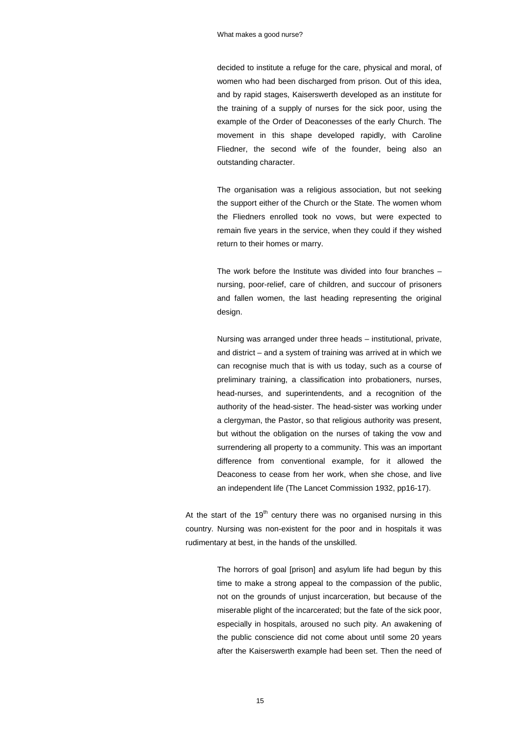> decided to institute a refuge for the care, physical and moral, of women who had been discharged from prison. Out of this idea, and by rapid stages, Kaiserswerth developed as an institute for the training of a supply of nurses for the sick poor, using the example of the Order of Deaconesses of the early Church. The movement in this shape developed rapidly, with Caroline Fliedner, the second wife of the founder, being also an outstanding character.
>
> The organisation was a religious association, but not seeking the support either of the Church or the State. The women whom the Fliedners enrolled took no vows, but were expected to remain five years in the service, when they could if they wished return to their homes or marry.
>
> The work before the Institute was divided into four branches – nursing, poor-relief, care of children, and succour of prisoners and fallen women, the last heading representing the original design.
>
> Nursing was arranged under three heads – institutional, private, and district – and a system of training was arrived at in which we can recognise much that is with us today, such as a course of preliminary training, a classification into probationers, nurses, head-nurses, and superintendents, and a recognition of the authority of the head-sister. The head-sister was working under a clergyman, the Pastor, so that religious authority was present, but without the obligation on the nurses of taking the vow and surrendering all property to a community. This was an important difference from conventional example, for it allowed the Deaconess to cease from her work, when she chose, and live an independent life (The Lancet Commission 1932, pp16-17).

At the start of the 19th century there was no organised nursing in this country. Nursing was non-existent for the poor and in hospitals it was rudimentary at best, in the hands of the unskilled.

> The horrors of goal [prison] and asylum life had begun by this time to make a strong appeal to the compassion of the public, not on the grounds of unjust incarceration, but because of the miserable plight of the incarcerated; but the fate of the sick poor, especially in hospitals, aroused no such pity. An awakening of the public conscience did not come about until some 20 years after the Kaiserswerth example had been set. Then the need of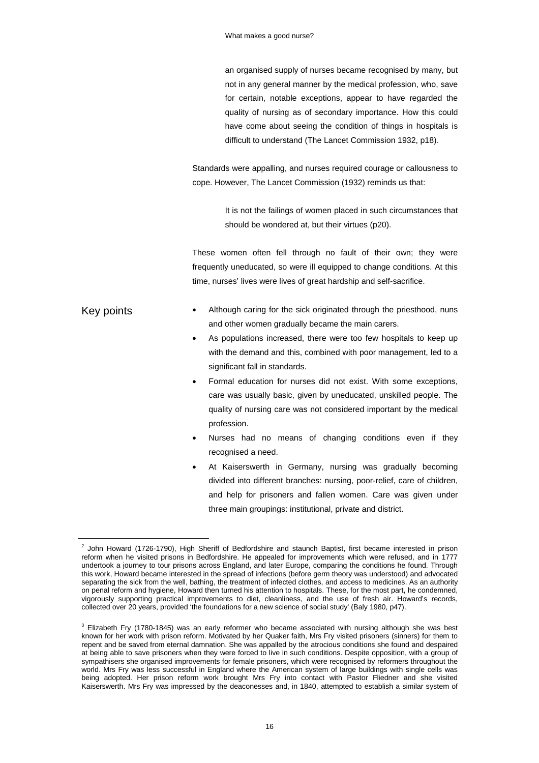> an organised supply of nurses became recognised by many, but not in any general manner by the medical profession, who, save for certain, notable exceptions, appear to have regarded the quality of nursing as of secondary importance. How this could have come about seeing the condition of things in hospitals is difficult to understand (The Lancet Commission 1932, p18).

Standards were appalling, and nurses required courage or callousness to cope. However, The Lancet Commission (1932) reminds us that:

> It is not the failings of women placed in such circumstances that should be wondered at, but their virtues (p20).

These women often fell through no fault of their own; they were frequently uneducated, so were ill equipped to change conditions. At this time, nurses' lives were lives of great hardship and self-sacrifice.

## Key points

- Although caring for the sick originated through the priesthood, nuns and other women gradually became the main carers.
- As populations increased, there were too few hospitals to keep up with the demand and this, combined with poor management, led to a significant fall in standards.
- Formal education for nurses did not exist. With some exceptions, care was usually basic, given by uneducated, unskilled people. The quality of nursing care was not considered important by the medical profession.
- Nurses had no means of changing conditions even if they recognised a need.
- At Kaiserswerth in Germany, nursing was gradually becoming divided into different branches: nursing, poor-relief, care of children, and help for prisoners and fallen women. Care was given under three main groupings: institutional, private and district.

---

[2] John Howard (1726-1790), High Sheriff of Bedfordshire and staunch Baptist, first became interested in prison reform when he visited prisons in Bedfordshire. He appealed for improvements which were refused, and in 1777 undertook a journey to tour prisons across England, and later Europe, comparing the conditions he found. Through this work, Howard became interested in the spread of infections (before germ theory was understood) and advocated separating the sick from the well, bathing, the treatment of infected clothes, and access to medicines. As an authority on penal reform and hygiene, Howard then turned his attention to hospitals. These, for the most part, he condemned, vigorously supporting practical improvements to diet, cleanliness, and the use of fresh air. Howard's records, collected over 20 years, provided 'the foundations for a new science of social study' (Baly 1980, p47).

[3] Elizabeth Fry (1780-1845) was an early reformer who became associated with nursing although she was best known for her work with prison reform. Motivated by her Quaker faith, Mrs Fry visited prisoners (sinners) for them to repent and be saved from eternal damnation. She was appalled by the atrocious conditions she found and despaired at being able to save prisoners when they were forced to live in such conditions. Despite opposition, with a group of sympathisers she organised improvements for female prisoners, which were recognised by reformers throughout the world. Mrs Fry was less successful in England where the American system of large buildings with single cells was being adopted. Her prison reform work brought Mrs Fry into contact with Pastor Fliedner and she visited Kaiserswerth. Mrs Fry was impressed by the deaconesses and, in 1840, attempted to establish a similar system of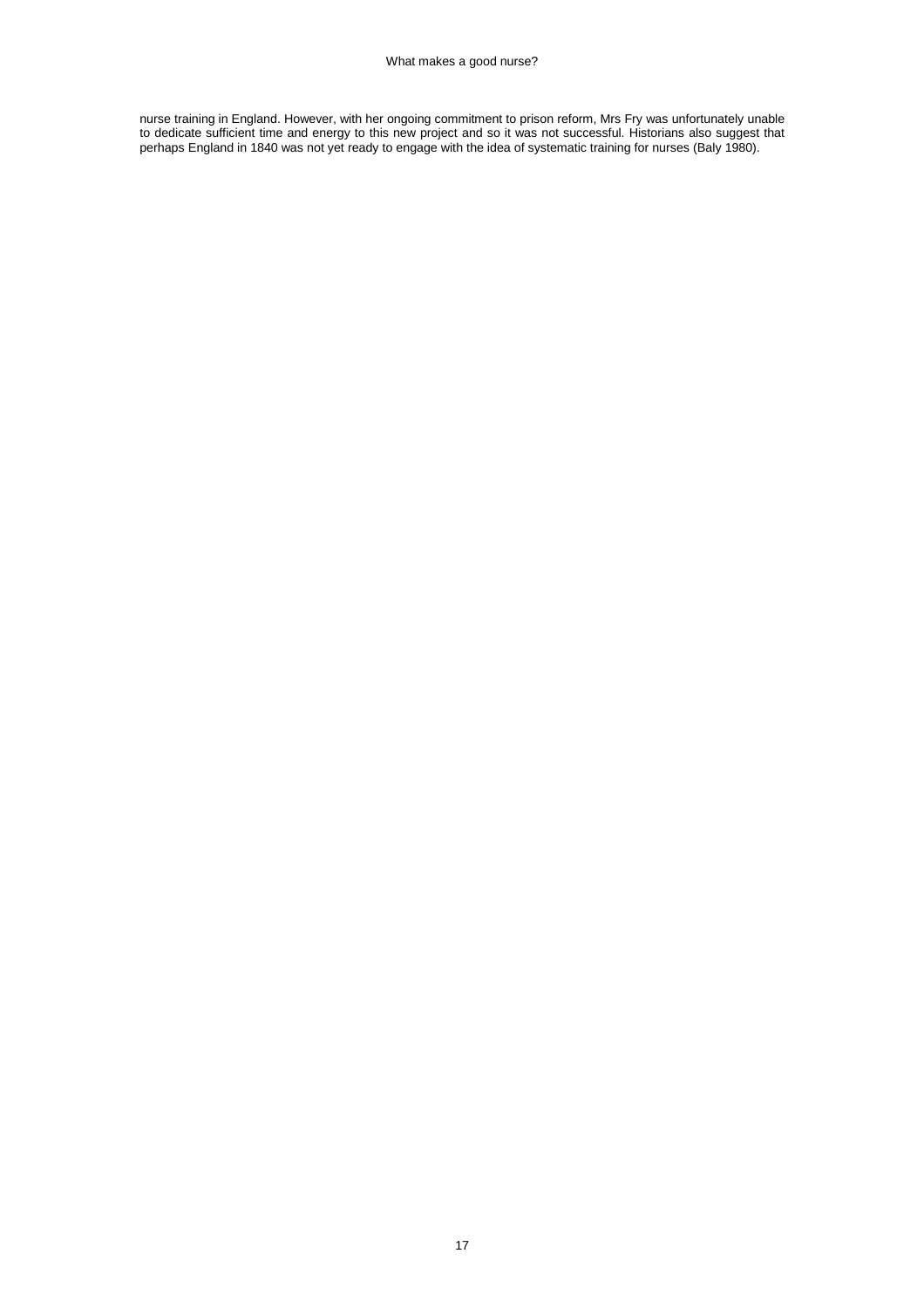nurse training in England. However, with her ongoing commitment to prison reform, Mrs Fry was unfortunately unable to dedicate sufficient time and energy to this new project and so it was not successful. Historians also suggest that perhaps England in 1840 was not yet ready to engage with the idea of systematic training for nurses (Baly 1980).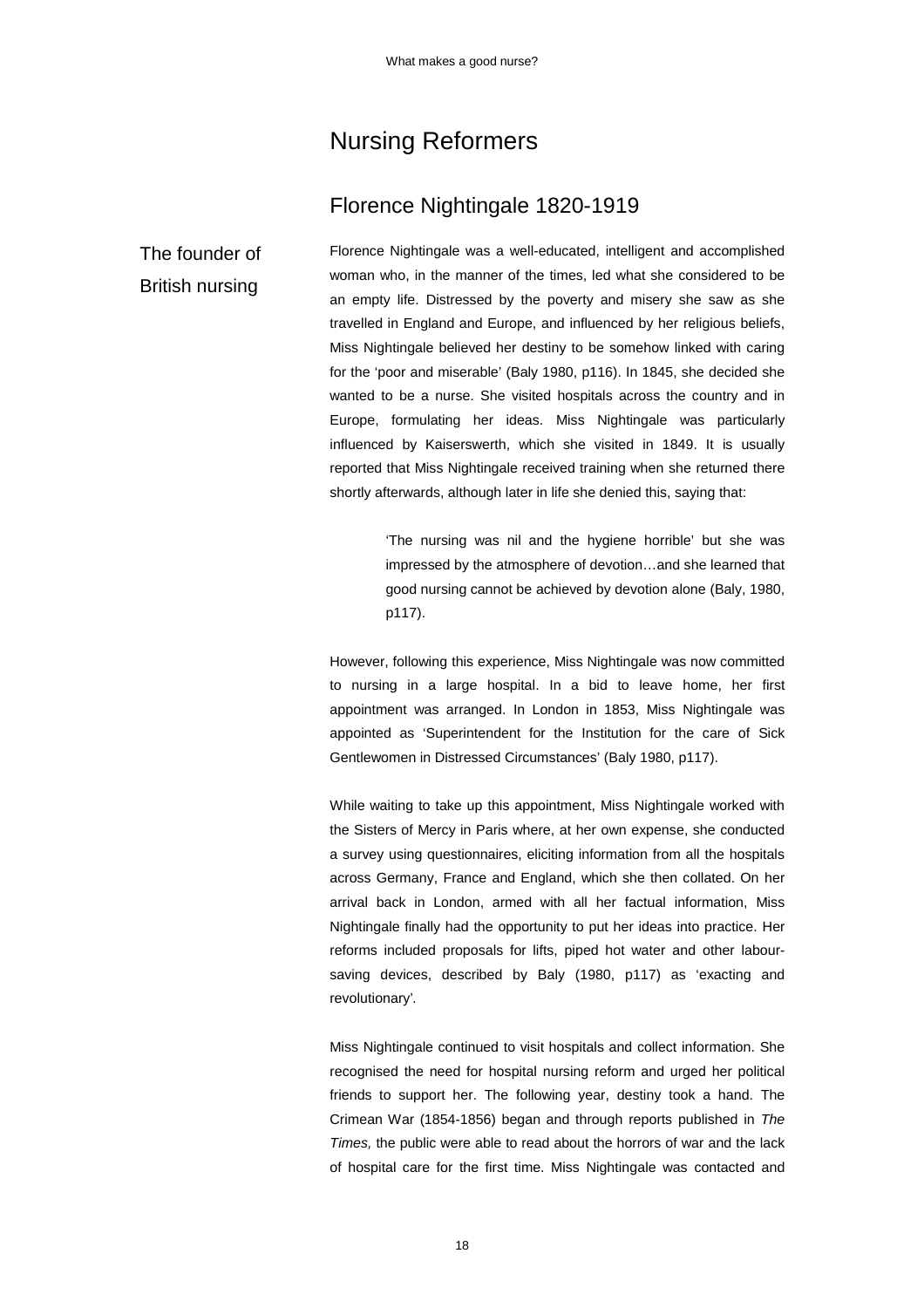# Nursing Reformers

## Florence Nightingale 1820-1919

**The founder of British nursing**

Florence Nightingale was a well-educated, intelligent and accomplished woman who, in the manner of the times, led what she considered to be an empty life. Distressed by the poverty and misery she saw as she travelled in England and Europe, and influenced by her religious beliefs, Miss Nightingale believed her destiny to be somehow linked with caring for the 'poor and miserable' (Baly 1980, p116). In 1845, she decided she wanted to be a nurse. She visited hospitals across the country and in Europe, formulating her ideas. Miss Nightingale was particularly influenced by Kaiserswerth, which she visited in 1849. It is usually reported that Miss Nightingale received training when she returned there shortly afterwards, although later in life she denied this, saying that:

> 'The nursing was nil and the hygiene horrible' but she was impressed by the atmosphere of devotion…and she learned that good nursing cannot be achieved by devotion alone (Baly, 1980, p117).

However, following this experience, Miss Nightingale was now committed to nursing in a large hospital. In a bid to leave home, her first appointment was arranged. In London in 1853, Miss Nightingale was appointed as 'Superintendent for the Institution for the care of Sick Gentlewomen in Distressed Circumstances' (Baly 1980, p117).

While waiting to take up this appointment, Miss Nightingale worked with the Sisters of Mercy in Paris where, at her own expense, she conducted a survey using questionnaires, eliciting information from all the hospitals across Germany, France and England, which she then collated. On her arrival back in London, armed with all her factual information, Miss Nightingale finally had the opportunity to put her ideas into practice. Her reforms included proposals for lifts, piped hot water and other labour-saving devices, described by Baly (1980, p117) as 'exacting and revolutionary'.

Miss Nightingale continued to visit hospitals and collect information. She recognised the need for hospital nursing reform and urged her political friends to support her. The following year, destiny took a hand. The Crimean War (1854-1856) began and through reports published in *The Times,* the public were able to read about the horrors of war and the lack of hospital care for the first time. Miss Nightingale was contacted and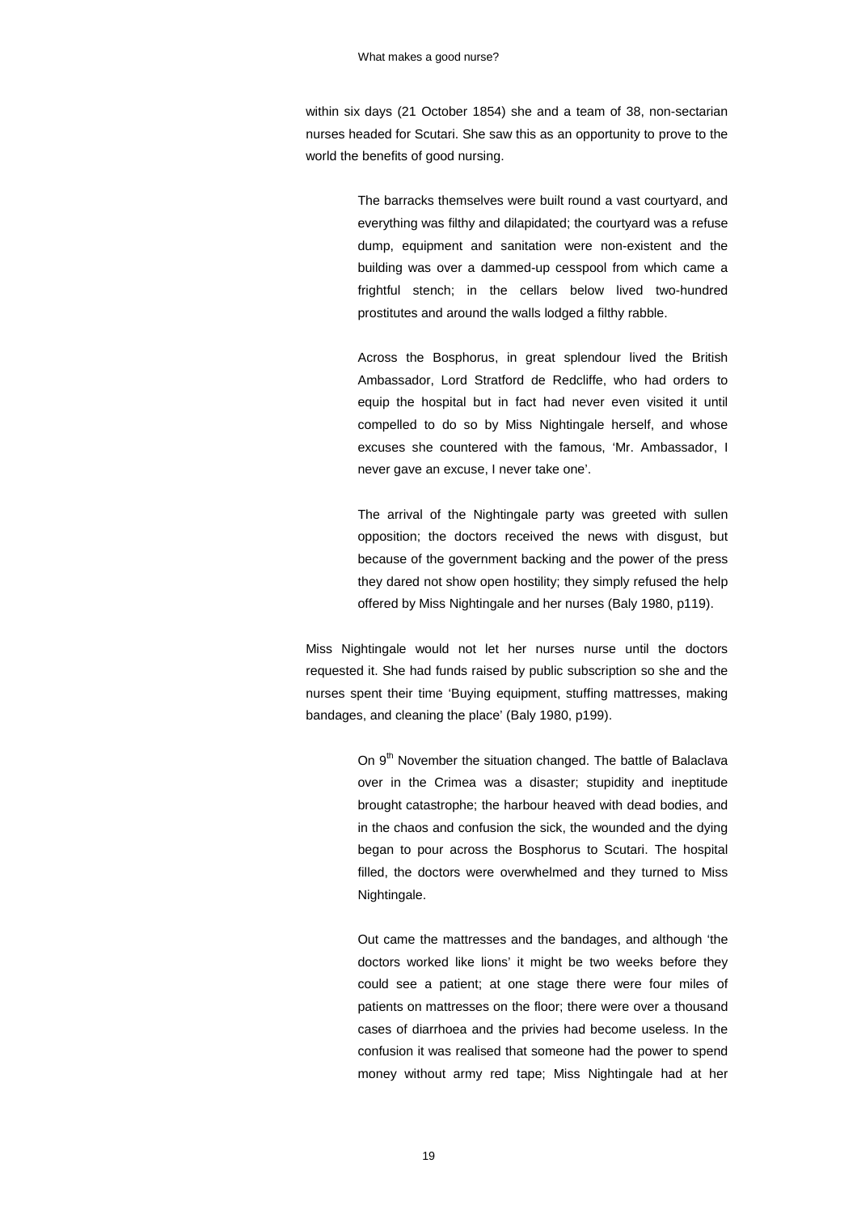within six days (21 October 1854) she and a team of 38, non-sectarian nurses headed for Scutari. She saw this as an opportunity to prove to the world the benefits of good nursing.

> The barracks themselves were built round a vast courtyard, and everything was filthy and dilapidated; the courtyard was a refuse dump, equipment and sanitation were non-existent and the building was over a dammed-up cesspool from which came a frightful stench; in the cellars below lived two-hundred prostitutes and around the walls lodged a filthy rabble.
>
> Across the Bosphorus, in great splendour lived the British Ambassador, Lord Stratford de Redcliffe, who had orders to equip the hospital but in fact had never even visited it until compelled to do so by Miss Nightingale herself, and whose excuses she countered with the famous, 'Mr. Ambassador, I never gave an excuse, I never take one'.
>
> The arrival of the Nightingale party was greeted with sullen opposition; the doctors received the news with disgust, but because of the government backing and the power of the press they dared not show open hostility; they simply refused the help offered by Miss Nightingale and her nurses (Baly 1980, p119).

Miss Nightingale would not let her nurses nurse until the doctors requested it. She had funds raised by public subscription so she and the nurses spent their time 'Buying equipment, stuffing mattresses, making bandages, and cleaning the place' (Baly 1980, p199).

> On 9th November the situation changed. The battle of Balaclava over in the Crimea was a disaster; stupidity and ineptitude brought catastrophe; the harbour heaved with dead bodies, and in the chaos and confusion the sick, the wounded and the dying began to pour across the Bosphorus to Scutari. The hospital filled, the doctors were overwhelmed and they turned to Miss Nightingale.
>
> Out came the mattresses and the bandages, and although 'the doctors worked like lions' it might be two weeks before they could see a patient; at one stage there were four miles of patients on mattresses on the floor; there were over a thousand cases of diarrhoea and the privies had become useless. In the confusion it was realised that someone had the power to spend money without army red tape; Miss Nightingale had at her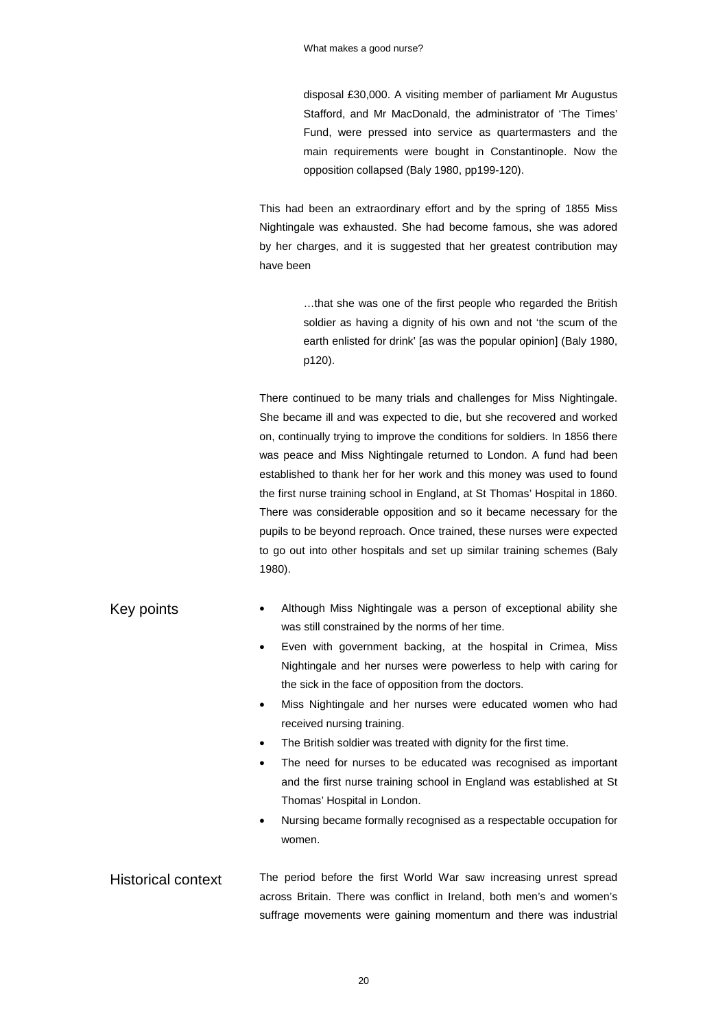> disposal £30,000. A visiting member of parliament Mr Augustus Stafford, and Mr MacDonald, the administrator of 'The Times' Fund, were pressed into service as quartermasters and the main requirements were bought in Constantinople. Now the opposition collapsed (Baly 1980, pp199-120).

This had been an extraordinary effort and by the spring of 1855 Miss Nightingale was exhausted. She had become famous, she was adored by her charges, and it is suggested that her greatest contribution may have been

> …that she was one of the first people who regarded the British soldier as having a dignity of his own and not 'the scum of the earth enlisted for drink' [as was the popular opinion] (Baly 1980, p120).

There continued to be many trials and challenges for Miss Nightingale. She became ill and was expected to die, but she recovered and worked on, continually trying to improve the conditions for soldiers. In 1856 there was peace and Miss Nightingale returned to London. A fund had been established to thank her for her work and this money was used to found the first nurse training school in England, at St Thomas' Hospital in 1860. There was considerable opposition and so it became necessary for the pupils to be beyond reproach. Once trained, these nurses were expected to go out into other hospitals and set up similar training schemes (Baly 1980).

## Key points

- Although Miss Nightingale was a person of exceptional ability she was still constrained by the norms of her time.
- Even with government backing, at the hospital in Crimea, Miss Nightingale and her nurses were powerless to help with caring for the sick in the face of opposition from the doctors.
- Miss Nightingale and her nurses were educated women who had received nursing training.
- The British soldier was treated with dignity for the first time.
- The need for nurses to be educated was recognised as important and the first nurse training school in England was established at St Thomas' Hospital in London.
- Nursing became formally recognised as a respectable occupation for women.

## Historical context

The period before the first World War saw increasing unrest spread across Britain. There was conflict in Ireland, both men's and women's suffrage movements were gaining momentum and there was industrial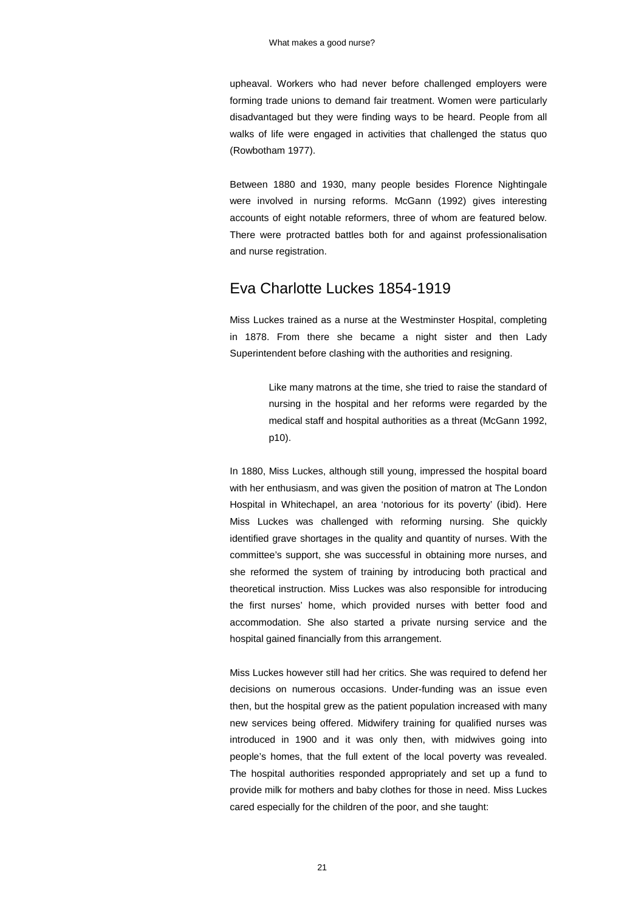upheaval. Workers who had never before challenged employers were forming trade unions to demand fair treatment. Women were particularly disadvantaged but they were finding ways to be heard. People from all walks of life were engaged in activities that challenged the status quo (Rowbotham 1977).

Between 1880 and 1930, many people besides Florence Nightingale were involved in nursing reforms. McGann (1992) gives interesting accounts of eight notable reformers, three of whom are featured below. There were protracted battles both for and against professionalisation and nurse registration.

## Eva Charlotte Luckes 1854-1919

Miss Luckes trained as a nurse at the Westminster Hospital, completing in 1878. From there she became a night sister and then Lady Superintendent before clashing with the authorities and resigning.

> Like many matrons at the time, she tried to raise the standard of nursing in the hospital and her reforms were regarded by the medical staff and hospital authorities as a threat (McGann 1992, p10).

In 1880, Miss Luckes, although still young, impressed the hospital board with her enthusiasm, and was given the position of matron at The London Hospital in Whitechapel, an area 'notorious for its poverty' (ibid). Here Miss Luckes was challenged with reforming nursing. She quickly identified grave shortages in the quality and quantity of nurses. With the committee's support, she was successful in obtaining more nurses, and she reformed the system of training by introducing both practical and theoretical instruction. Miss Luckes was also responsible for introducing the first nurses' home, which provided nurses with better food and accommodation. She also started a private nursing service and the hospital gained financially from this arrangement.

Miss Luckes however still had her critics. She was required to defend her decisions on numerous occasions. Under-funding was an issue even then, but the hospital grew as the patient population increased with many new services being offered. Midwifery training for qualified nurses was introduced in 1900 and it was only then, with midwives going into people's homes, that the full extent of the local poverty was revealed. The hospital authorities responded appropriately and set up a fund to provide milk for mothers and baby clothes for those in need. Miss Luckes cared especially for the children of the poor, and she taught: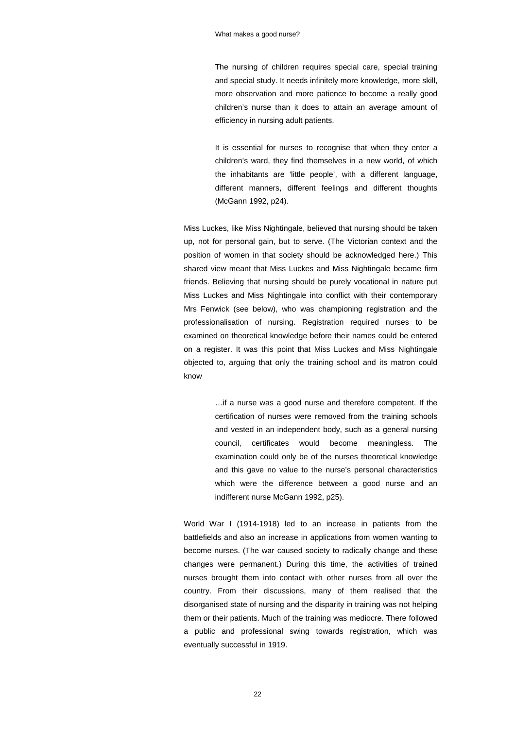> The nursing of children requires special care, special training and special study. It needs infinitely more knowledge, more skill, more observation and more patience to become a really good children's nurse than it does to attain an average amount of efficiency in nursing adult patients.
>
> It is essential for nurses to recognise that when they enter a children's ward, they find themselves in a new world, of which the inhabitants are 'little people', with a different language, different manners, different feelings and different thoughts (McGann 1992, p24).

Miss Luckes, like Miss Nightingale, believed that nursing should be taken up, not for personal gain, but to serve. (The Victorian context and the position of women in that society should be acknowledged here.) This shared view meant that Miss Luckes and Miss Nightingale became firm friends. Believing that nursing should be purely vocational in nature put Miss Luckes and Miss Nightingale into conflict with their contemporary Mrs Fenwick (see below), who was championing registration and the professionalisation of nursing. Registration required nurses to be examined on theoretical knowledge before their names could be entered on a register. It was this point that Miss Luckes and Miss Nightingale objected to, arguing that only the training school and its matron could know

> …if a nurse was a good nurse and therefore competent. If the certification of nurses were removed from the training schools and vested in an independent body, such as a general nursing council, certificates would become meaningless. The examination could only be of the nurses theoretical knowledge and this gave no value to the nurse's personal characteristics which were the difference between a good nurse and an indifferent nurse McGann 1992, p25).

World War I (1914-1918) led to an increase in patients from the battlefields and also an increase in applications from women wanting to become nurses. (The war caused society to radically change and these changes were permanent.) During this time, the activities of trained nurses brought them into contact with other nurses from all over the country. From their discussions, many of them realised that the disorganised state of nursing and the disparity in training was not helping them or their patients. Much of the training was mediocre. There followed a public and professional swing towards registration, which was eventually successful in 1919.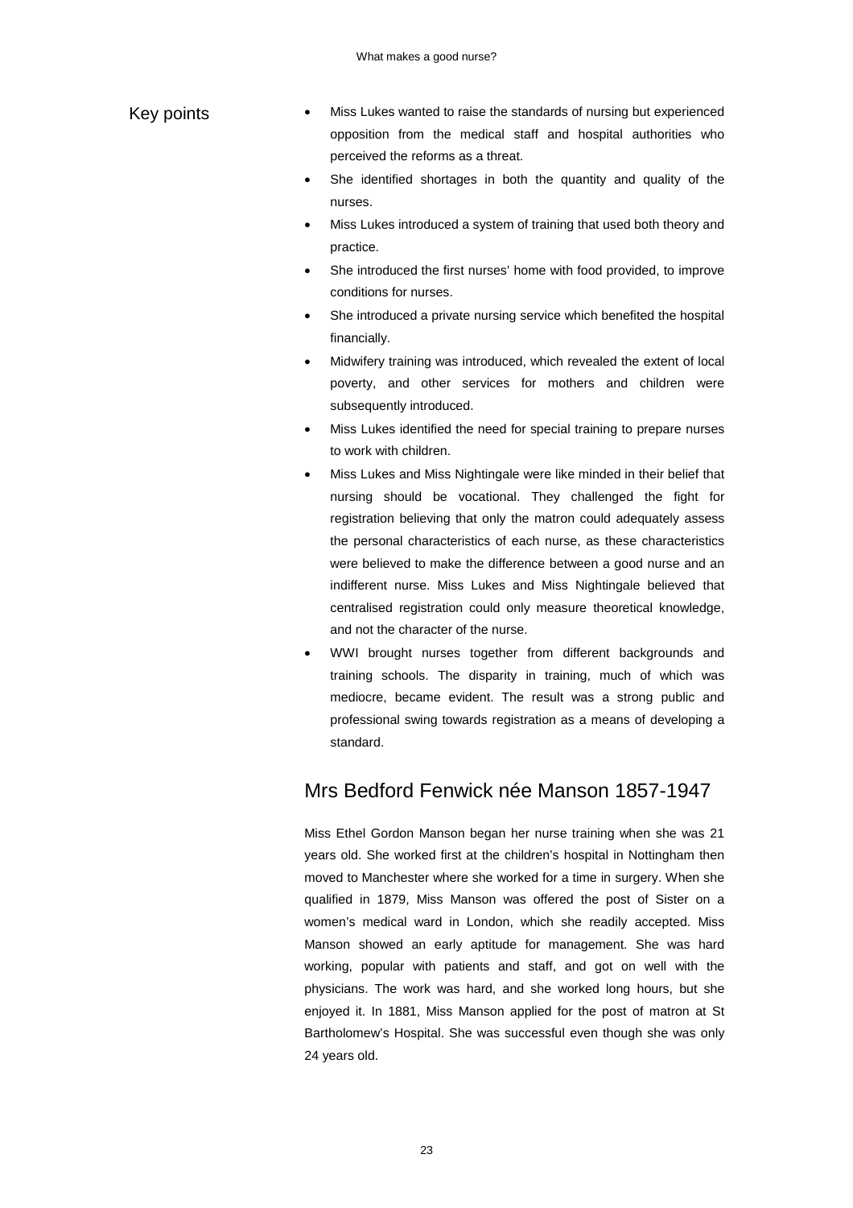## Key points

- Miss Lukes wanted to raise the standards of nursing but experienced opposition from the medical staff and hospital authorities who perceived the reforms as a threat.
- She identified shortages in both the quantity and quality of the nurses.
- Miss Lukes introduced a system of training that used both theory and practice.
- She introduced the first nurses' home with food provided, to improve conditions for nurses.
- She introduced a private nursing service which benefited the hospital financially.
- Midwifery training was introduced, which revealed the extent of local poverty, and other services for mothers and children were subsequently introduced.
- Miss Lukes identified the need for special training to prepare nurses to work with children.
- Miss Lukes and Miss Nightingale were like minded in their belief that nursing should be vocational. They challenged the fight for registration believing that only the matron could adequately assess the personal characteristics of each nurse, as these characteristics were believed to make the difference between a good nurse and an indifferent nurse. Miss Lukes and Miss Nightingale believed that centralised registration could only measure theoretical knowledge, and not the character of the nurse.
- WWI brought nurses together from different backgrounds and training schools. The disparity in training, much of which was mediocre, became evident. The result was a strong public and professional swing towards registration as a means of developing a standard.

## Mrs Bedford Fenwick née Manson 1857-1947

Miss Ethel Gordon Manson began her nurse training when she was 21 years old. She worked first at the children's hospital in Nottingham then moved to Manchester where she worked for a time in surgery. When she qualified in 1879, Miss Manson was offered the post of Sister on a women's medical ward in London, which she readily accepted. Miss Manson showed an early aptitude for management. She was hard working, popular with patients and staff, and got on well with the physicians. The work was hard, and she worked long hours, but she enjoyed it. In 1881, Miss Manson applied for the post of matron at St Bartholomew's Hospital. She was successful even though she was only 24 years old.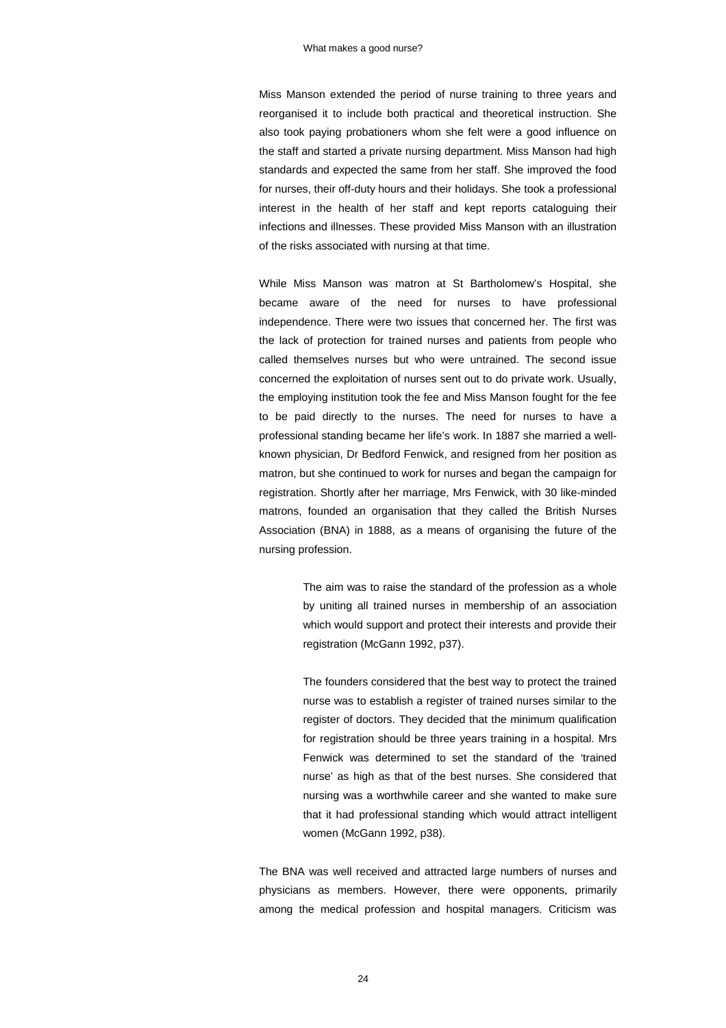Miss Manson extended the period of nurse training to three years and reorganised it to include both practical and theoretical instruction. She also took paying probationers whom she felt were a good influence on the staff and started a private nursing department. Miss Manson had high standards and expected the same from her staff. She improved the food for nurses, their off-duty hours and their holidays. She took a professional interest in the health of her staff and kept reports cataloguing their infections and illnesses. These provided Miss Manson with an illustration of the risks associated with nursing at that time.

While Miss Manson was matron at St Bartholomew's Hospital, she became aware of the need for nurses to have professional independence. There were two issues that concerned her. The first was the lack of protection for trained nurses and patients from people who called themselves nurses but who were untrained. The second issue concerned the exploitation of nurses sent out to do private work. Usually, the employing institution took the fee and Miss Manson fought for the fee to be paid directly to the nurses. The need for nurses to have a professional standing became her life's work. In 1887 she married a well-known physician, Dr Bedford Fenwick, and resigned from her position as matron, but she continued to work for nurses and began the campaign for registration. Shortly after her marriage, Mrs Fenwick, with 30 like-minded matrons, founded an organisation that they called the British Nurses Association (BNA) in 1888, as a means of organising the future of the nursing profession.

> The aim was to raise the standard of the profession as a whole by uniting all trained nurses in membership of an association which would support and protect their interests and provide their registration (McGann 1992, p37).
>
> The founders considered that the best way to protect the trained nurse was to establish a register of trained nurses similar to the register of doctors. They decided that the minimum qualification for registration should be three years training in a hospital. Mrs Fenwick was determined to set the standard of the 'trained nurse' as high as that of the best nurses. She considered that nursing was a worthwhile career and she wanted to make sure that it had professional standing which would attract intelligent women (McGann 1992, p38).

The BNA was well received and attracted large numbers of nurses and physicians as members. However, there were opponents, primarily among the medical profession and hospital managers. Criticism was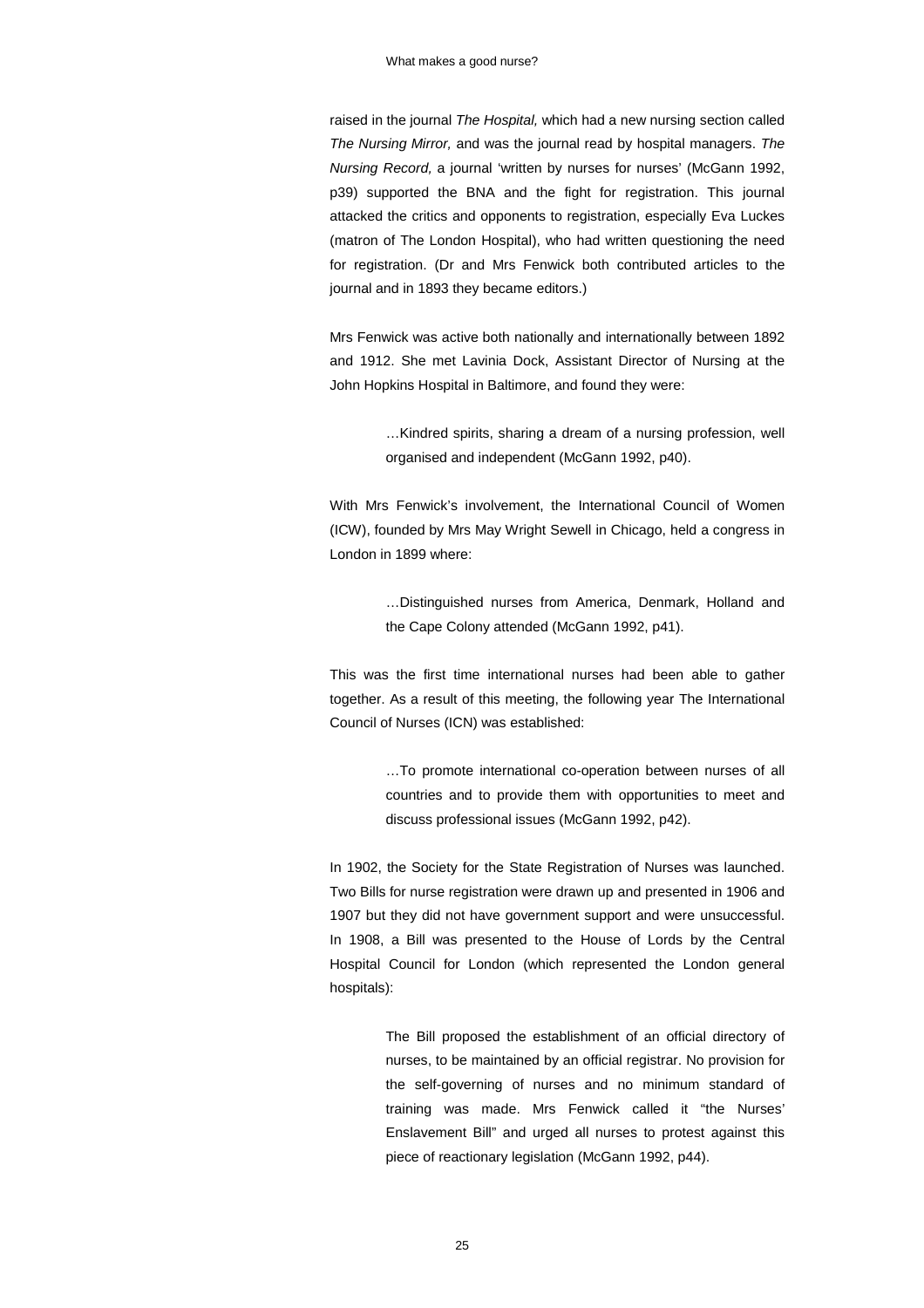raised in the journal *The Hospital,* which had a new nursing section called *The Nursing Mirror,* and was the journal read by hospital managers. *The Nursing Record,* a journal 'written by nurses for nurses' (McGann 1992, p39) supported the BNA and the fight for registration. This journal attacked the critics and opponents to registration, especially Eva Luckes (matron of The London Hospital), who had written questioning the need for registration. (Dr and Mrs Fenwick both contributed articles to the journal and in 1893 they became editors.)

Mrs Fenwick was active both nationally and internationally between 1892 and 1912. She met Lavinia Dock, Assistant Director of Nursing at the John Hopkins Hospital in Baltimore, and found they were:

> …Kindred spirits, sharing a dream of a nursing profession, well organised and independent (McGann 1992, p40).

With Mrs Fenwick's involvement, the International Council of Women (ICW), founded by Mrs May Wright Sewell in Chicago, held a congress in London in 1899 where:

> …Distinguished nurses from America, Denmark, Holland and the Cape Colony attended (McGann 1992, p41).

This was the first time international nurses had been able to gather together. As a result of this meeting, the following year The International Council of Nurses (ICN) was established:

> …To promote international co-operation between nurses of all countries and to provide them with opportunities to meet and discuss professional issues (McGann 1992, p42).

In 1902, the Society for the State Registration of Nurses was launched. Two Bills for nurse registration were drawn up and presented in 1906 and 1907 but they did not have government support and were unsuccessful. In 1908, a Bill was presented to the House of Lords by the Central Hospital Council for London (which represented the London general hospitals):

> The Bill proposed the establishment of an official directory of nurses, to be maintained by an official registrar. No provision for the self-governing of nurses and no minimum standard of training was made. Mrs Fenwick called it "the Nurses' Enslavement Bill" and urged all nurses to protest against this piece of reactionary legislation (McGann 1992, p44).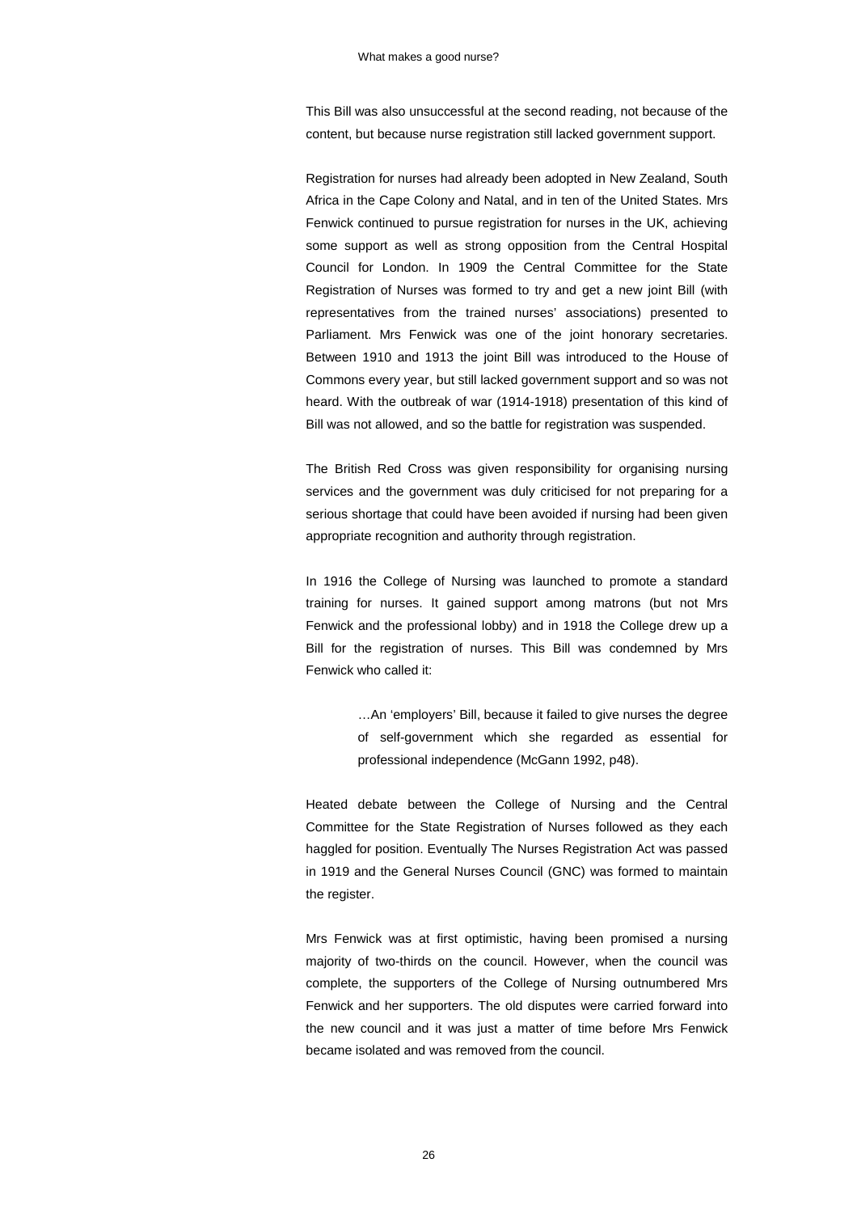This Bill was also unsuccessful at the second reading, not because of the content, but because nurse registration still lacked government support.

Registration for nurses had already been adopted in New Zealand, South Africa in the Cape Colony and Natal, and in ten of the United States. Mrs Fenwick continued to pursue registration for nurses in the UK, achieving some support as well as strong opposition from the Central Hospital Council for London. In 1909 the Central Committee for the State Registration of Nurses was formed to try and get a new joint Bill (with representatives from the trained nurses' associations) presented to Parliament. Mrs Fenwick was one of the joint honorary secretaries. Between 1910 and 1913 the joint Bill was introduced to the House of Commons every year, but still lacked government support and so was not heard. With the outbreak of war (1914-1918) presentation of this kind of Bill was not allowed, and so the battle for registration was suspended.

The British Red Cross was given responsibility for organising nursing services and the government was duly criticised for not preparing for a serious shortage that could have been avoided if nursing had been given appropriate recognition and authority through registration.

In 1916 the College of Nursing was launched to promote a standard training for nurses. It gained support among matrons (but not Mrs Fenwick and the professional lobby) and in 1918 the College drew up a Bill for the registration of nurses. This Bill was condemned by Mrs Fenwick who called it:

> …An 'employers' Bill, because it failed to give nurses the degree of self-government which she regarded as essential for professional independence (McGann 1992, p48).

Heated debate between the College of Nursing and the Central Committee for the State Registration of Nurses followed as they each haggled for position. Eventually The Nurses Registration Act was passed in 1919 and the General Nurses Council (GNC) was formed to maintain the register.

Mrs Fenwick was at first optimistic, having been promised a nursing majority of two-thirds on the council. However, when the council was complete, the supporters of the College of Nursing outnumbered Mrs Fenwick and her supporters. The old disputes were carried forward into the new council and it was just a matter of time before Mrs Fenwick became isolated and was removed from the council.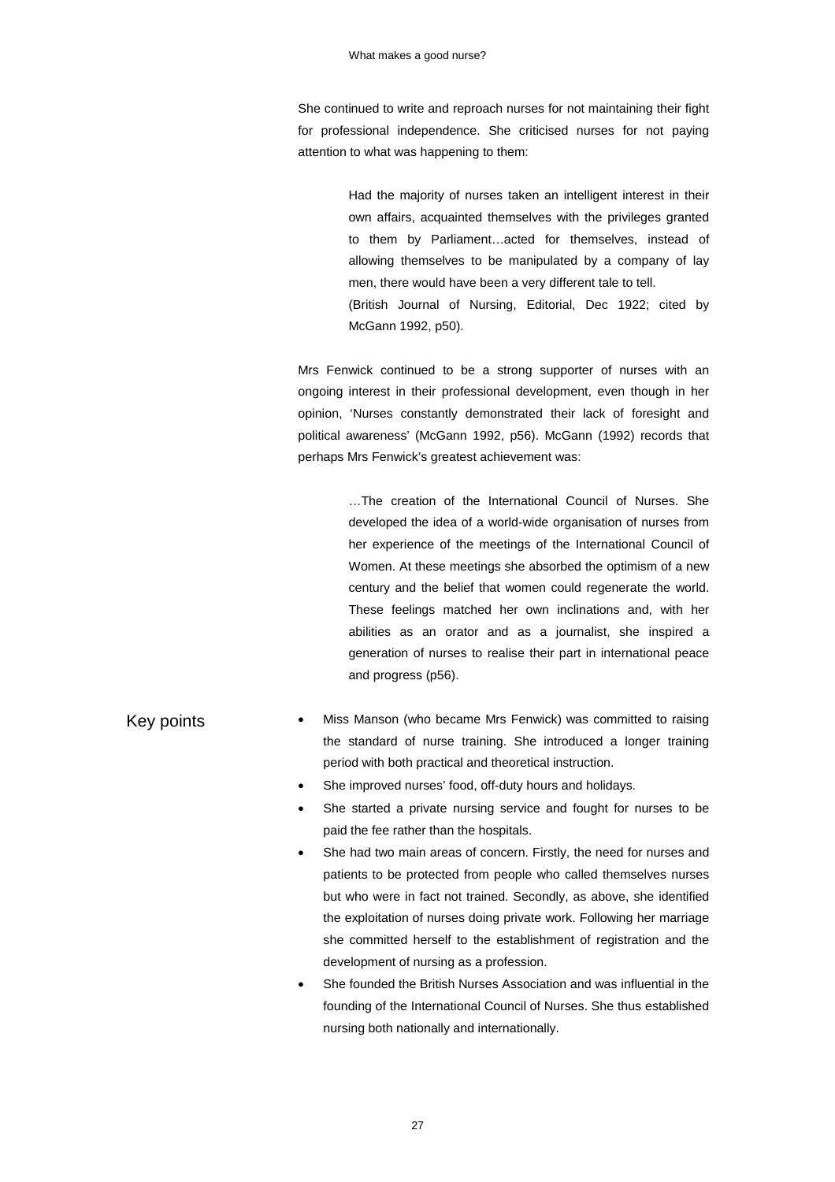She continued to write and reproach nurses for not maintaining their fight for professional independence. She criticised nurses for not paying attention to what was happening to them:

> Had the majority of nurses taken an intelligent interest in their own affairs, acquainted themselves with the privileges granted to them by Parliament…acted for themselves, instead of allowing themselves to be manipulated by a company of lay men, there would have been a very different tale to tell.
> (British Journal of Nursing, Editorial, Dec 1922; cited by McGann 1992, p50).

Mrs Fenwick continued to be a strong supporter of nurses with an ongoing interest in their professional development, even though in her opinion, 'Nurses constantly demonstrated their lack of foresight and political awareness' (McGann 1992, p56). McGann (1992) records that perhaps Mrs Fenwick's greatest achievement was:

> …The creation of the International Council of Nurses. She developed the idea of a world-wide organisation of nurses from her experience of the meetings of the International Council of Women. At these meetings she absorbed the optimism of a new century and the belief that women could regenerate the world. These feelings matched her own inclinations and, with her abilities as an orator and as a journalist, she inspired a generation of nurses to realise their part in international peace and progress (p56).

## Key points

- Miss Manson (who became Mrs Fenwick) was committed to raising the standard of nurse training. She introduced a longer training period with both practical and theoretical instruction.
- She improved nurses' food, off-duty hours and holidays.
- She started a private nursing service and fought for nurses to be paid the fee rather than the hospitals.
- She had two main areas of concern. Firstly, the need for nurses and patients to be protected from people who called themselves nurses but who were in fact not trained. Secondly, as above, she identified the exploitation of nurses doing private work. Following her marriage she committed herself to the establishment of registration and the development of nursing as a profession.
- She founded the British Nurses Association and was influential in the founding of the International Council of Nurses. She thus established nursing both nationally and internationally.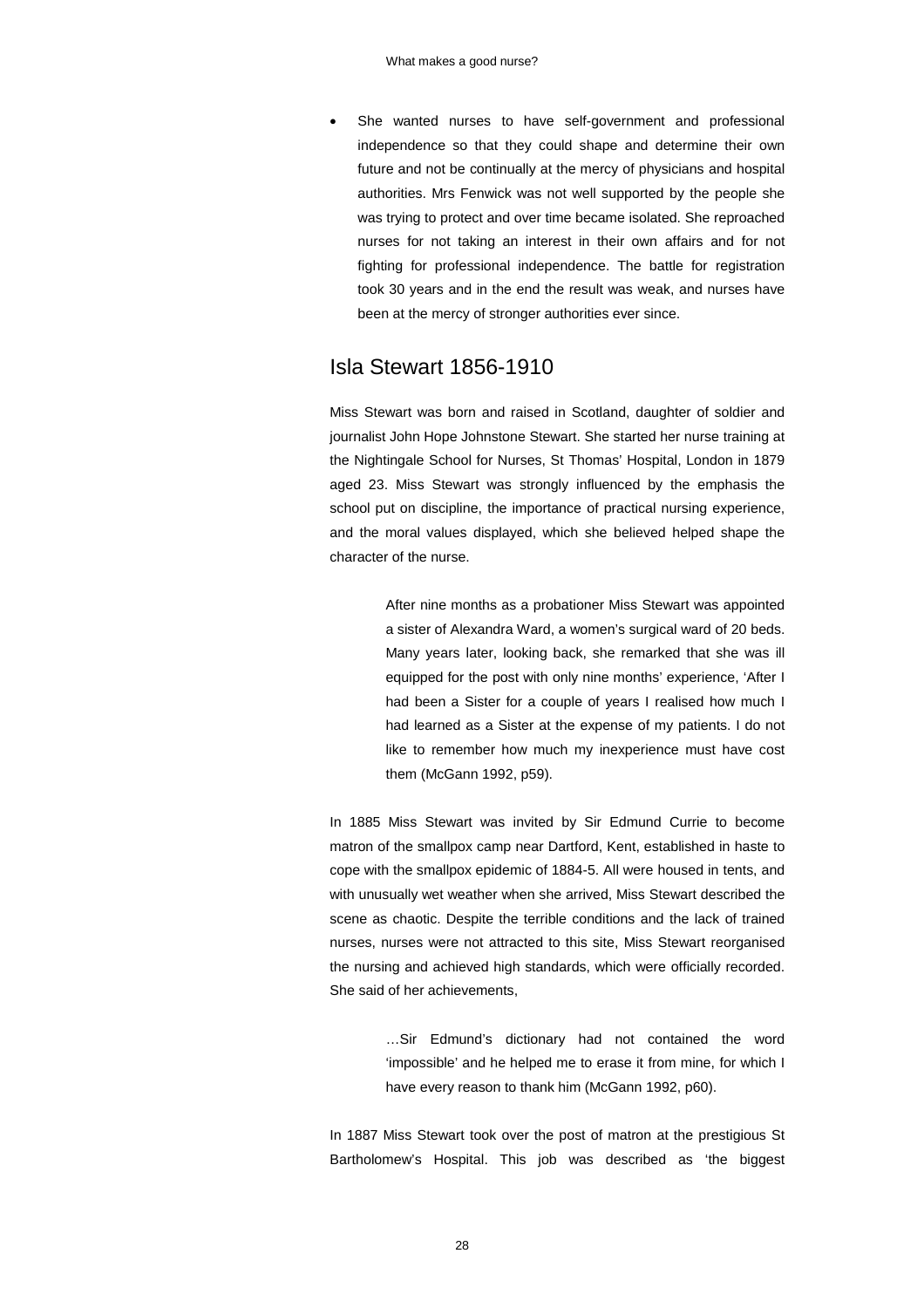- She wanted nurses to have self-government and professional independence so that they could shape and determine their own future and not be continually at the mercy of physicians and hospital authorities. Mrs Fenwick was not well supported by the people she was trying to protect and over time became isolated. She reproached nurses for not taking an interest in their own affairs and for not fighting for professional independence. The battle for registration took 30 years and in the end the result was weak, and nurses have been at the mercy of stronger authorities ever since.

## Isla Stewart 1856-1910

Miss Stewart was born and raised in Scotland, daughter of soldier and journalist John Hope Johnstone Stewart. She started her nurse training at the Nightingale School for Nurses, St Thomas' Hospital, London in 1879 aged 23. Miss Stewart was strongly influenced by the emphasis the school put on discipline, the importance of practical nursing experience, and the moral values displayed, which she believed helped shape the character of the nurse.

> After nine months as a probationer Miss Stewart was appointed a sister of Alexandra Ward, a women's surgical ward of 20 beds. Many years later, looking back, she remarked that she was ill equipped for the post with only nine months' experience, 'After I had been a Sister for a couple of years I realised how much I had learned as a Sister at the expense of my patients. I do not like to remember how much my inexperience must have cost them (McGann 1992, p59).

In 1885 Miss Stewart was invited by Sir Edmund Currie to become matron of the smallpox camp near Dartford, Kent, established in haste to cope with the smallpox epidemic of 1884-5. All were housed in tents, and with unusually wet weather when she arrived, Miss Stewart described the scene as chaotic. Despite the terrible conditions and the lack of trained nurses, nurses were not attracted to this site, Miss Stewart reorganised the nursing and achieved high standards, which were officially recorded. She said of her achievements,

> …Sir Edmund's dictionary had not contained the word 'impossible' and he helped me to erase it from mine, for which I have every reason to thank him (McGann 1992, p60).

In 1887 Miss Stewart took over the post of matron at the prestigious St Bartholomew's Hospital. This job was described as 'the biggest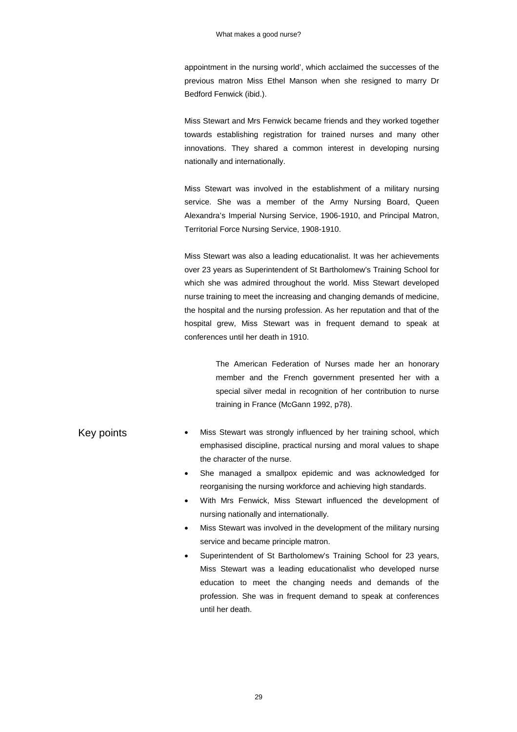appointment in the nursing world', which acclaimed the successes of the previous matron Miss Ethel Manson when she resigned to marry Dr Bedford Fenwick (ibid.).

Miss Stewart and Mrs Fenwick became friends and they worked together towards establishing registration for trained nurses and many other innovations. They shared a common interest in developing nursing nationally and internationally.

Miss Stewart was involved in the establishment of a military nursing service. She was a member of the Army Nursing Board, Queen Alexandra's Imperial Nursing Service, 1906-1910, and Principal Matron, Territorial Force Nursing Service, 1908-1910.

Miss Stewart was also a leading educationalist. It was her achievements over 23 years as Superintendent of St Bartholomew's Training School for which she was admired throughout the world. Miss Stewart developed nurse training to meet the increasing and changing demands of medicine, the hospital and the nursing profession. As her reputation and that of the hospital grew, Miss Stewart was in frequent demand to speak at conferences until her death in 1910.

> The American Federation of Nurses made her an honorary member and the French government presented her with a special silver medal in recognition of her contribution to nurse training in France (McGann 1992, p78).

## Key points

- Miss Stewart was strongly influenced by her training school, which emphasised discipline, practical nursing and moral values to shape the character of the nurse.
- She managed a smallpox epidemic and was acknowledged for reorganising the nursing workforce and achieving high standards.
- With Mrs Fenwick, Miss Stewart influenced the development of nursing nationally and internationally.
- Miss Stewart was involved in the development of the military nursing service and became principle matron.
- Superintendent of St Bartholomew's Training School for 23 years, Miss Stewart was a leading educationalist who developed nurse education to meet the changing needs and demands of the profession. She was in frequent demand to speak at conferences until her death.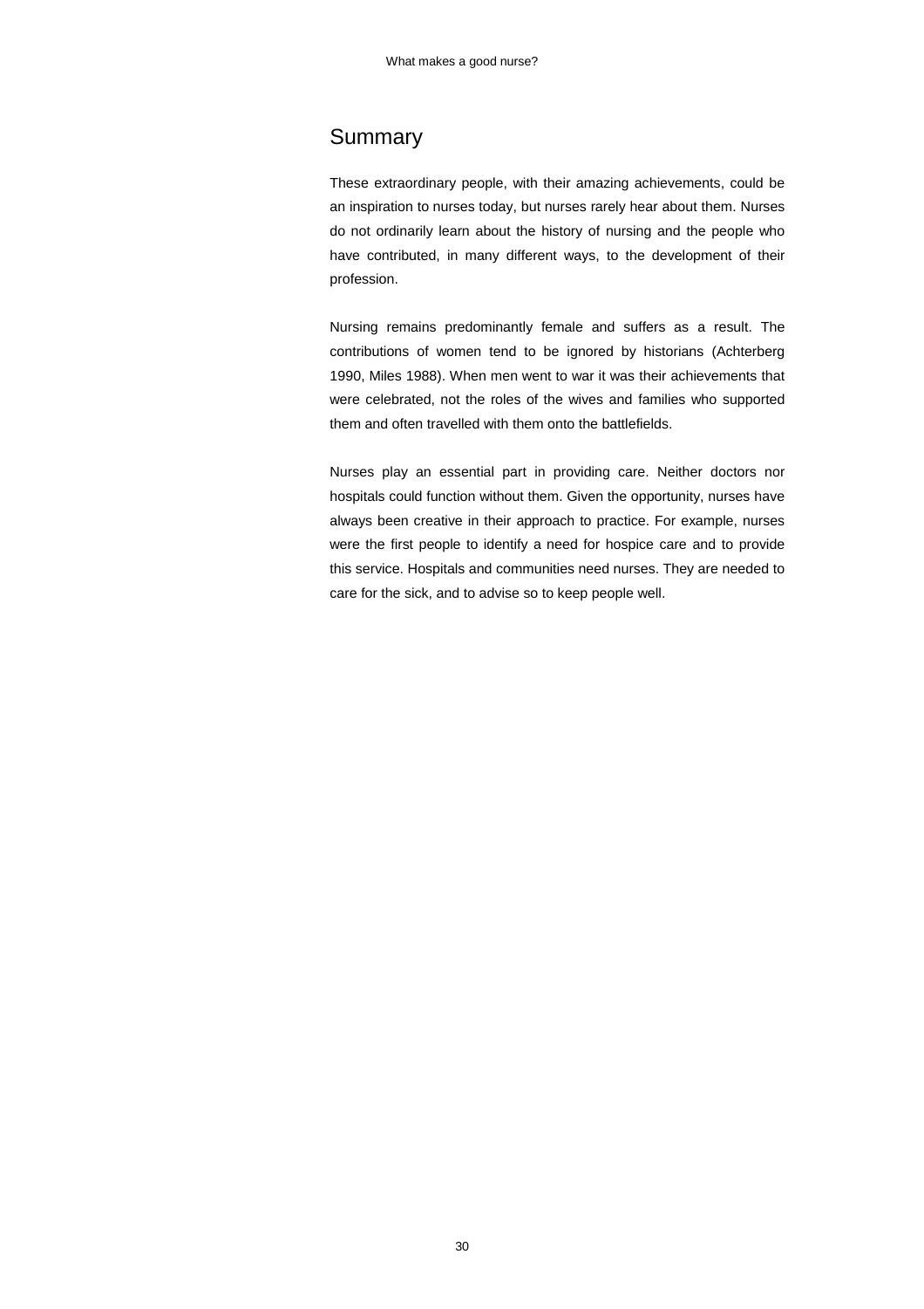## Summary

These extraordinary people, with their amazing achievements, could be an inspiration to nurses today, but nurses rarely hear about them. Nurses do not ordinarily learn about the history of nursing and the people who have contributed, in many different ways, to the development of their profession.

Nursing remains predominantly female and suffers as a result. The contributions of women tend to be ignored by historians (Achterberg 1990, Miles 1988). When men went to war it was their achievements that were celebrated, not the roles of the wives and families who supported them and often travelled with them onto the battlefields.

Nurses play an essential part in providing care. Neither doctors nor hospitals could function without them. Given the opportunity, nurses have always been creative in their approach to practice. For example, nurses were the first people to identify a need for hospice care and to provide this service. Hospitals and communities need nurses. They are needed to care for the sick, and to advise so to keep people well.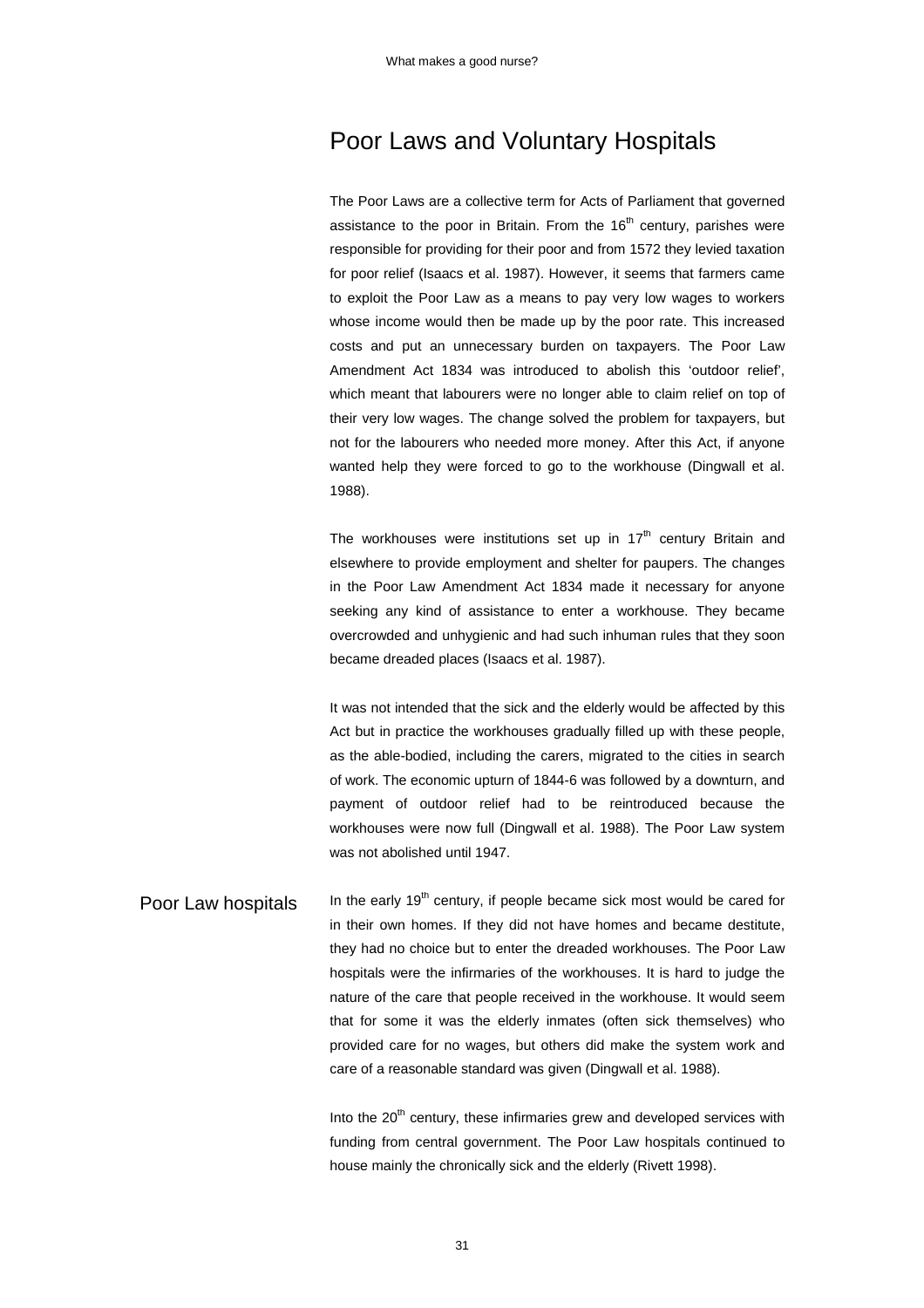## Poor Laws and Voluntary Hospitals

The Poor Laws are a collective term for Acts of Parliament that governed assistance to the poor in Britain. From the 16th century, parishes were responsible for providing for their poor and from 1572 they levied taxation for poor relief (Isaacs et al. 1987). However, it seems that farmers came to exploit the Poor Law as a means to pay very low wages to workers whose income would then be made up by the poor rate. This increased costs and put an unnecessary burden on taxpayers. The Poor Law Amendment Act 1834 was introduced to abolish this 'outdoor relief', which meant that labourers were no longer able to claim relief on top of their very low wages. The change solved the problem for taxpayers, but not for the labourers who needed more money. After this Act, if anyone wanted help they were forced to go to the workhouse (Dingwall et al. 1988).

The workhouses were institutions set up in 17th century Britain and elsewhere to provide employment and shelter for paupers. The changes in the Poor Law Amendment Act 1834 made it necessary for anyone seeking any kind of assistance to enter a workhouse. They became overcrowded and unhygienic and had such inhuman rules that they soon became dreaded places (Isaacs et al. 1987).

It was not intended that the sick and the elderly would be affected by this Act but in practice the workhouses gradually filled up with these people, as the able-bodied, including the carers, migrated to the cities in search of work. The economic upturn of 1844-6 was followed by a downturn, and payment of outdoor relief had to be reintroduced because the workhouses were now full (Dingwall et al. 1988). The Poor Law system was not abolished until 1947.

### Poor Law hospitals

In the early 19th century, if people became sick most would be cared for in their own homes. If they did not have homes and became destitute, they had no choice but to enter the dreaded workhouses. The Poor Law hospitals were the infirmaries of the workhouses. It is hard to judge the nature of the care that people received in the workhouse. It would seem that for some it was the elderly inmates (often sick themselves) who provided care for no wages, but others did make the system work and care of a reasonable standard was given (Dingwall et al. 1988).

Into the 20th century, these infirmaries grew and developed services with funding from central government. The Poor Law hospitals continued to house mainly the chronically sick and the elderly (Rivett 1998).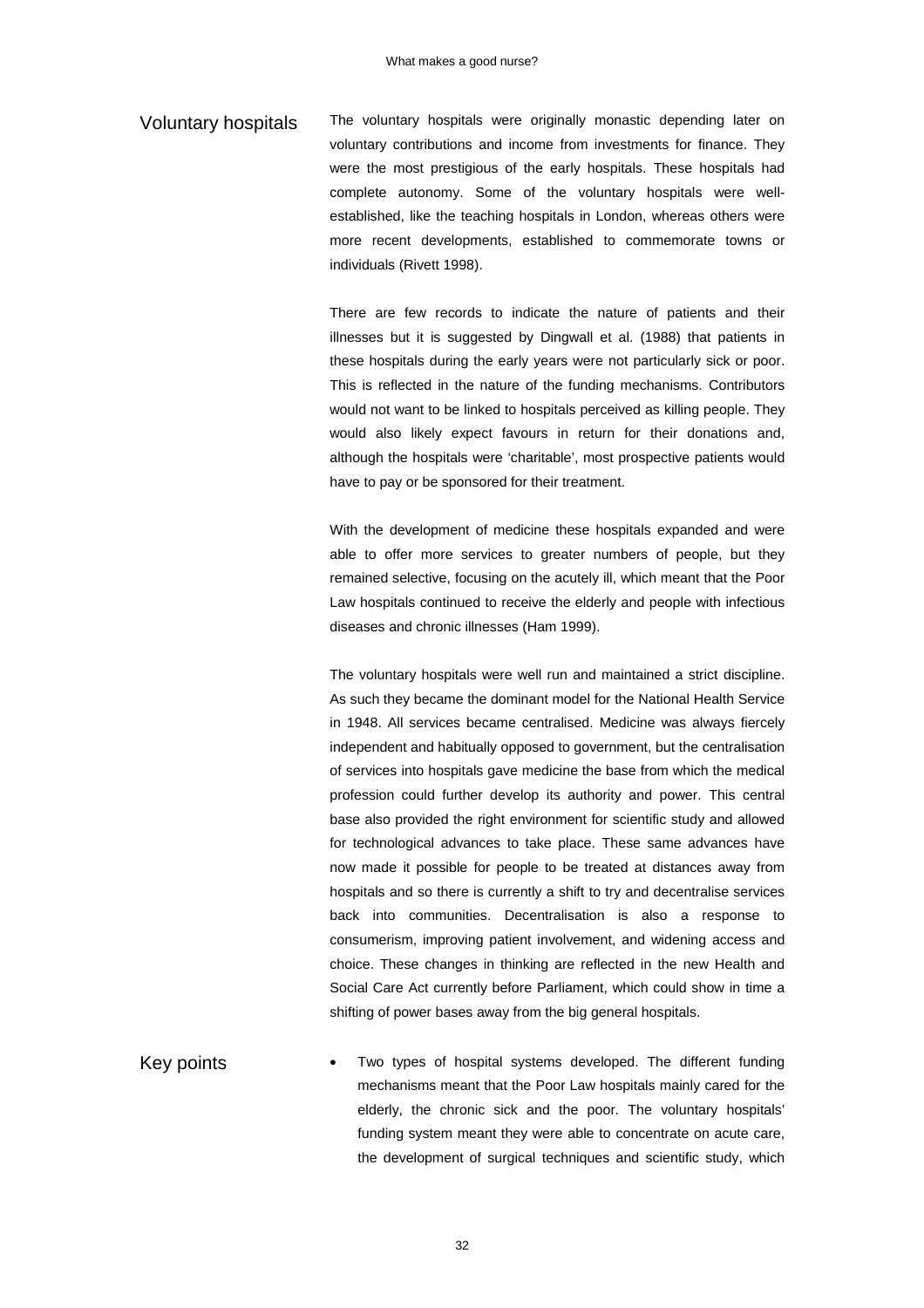## Voluntary hospitals

The voluntary hospitals were originally monastic depending later on voluntary contributions and income from investments for finance. They were the most prestigious of the early hospitals. These hospitals had complete autonomy. Some of the voluntary hospitals were well-established, like the teaching hospitals in London, whereas others were more recent developments, established to commemorate towns or individuals (Rivett 1998).

There are few records to indicate the nature of patients and their illnesses but it is suggested by Dingwall et al. (1988) that patients in these hospitals during the early years were not particularly sick or poor. This is reflected in the nature of the funding mechanisms. Contributors would not want to be linked to hospitals perceived as killing people. They would also likely expect favours in return for their donations and, although the hospitals were 'charitable', most prospective patients would have to pay or be sponsored for their treatment.

With the development of medicine these hospitals expanded and were able to offer more services to greater numbers of people, but they remained selective, focusing on the acutely ill, which meant that the Poor Law hospitals continued to receive the elderly and people with infectious diseases and chronic illnesses (Ham 1999).

The voluntary hospitals were well run and maintained a strict discipline. As such they became the dominant model for the National Health Service in 1948. All services became centralised. Medicine was always fiercely independent and habitually opposed to government, but the centralisation of services into hospitals gave medicine the base from which the medical profession could further develop its authority and power. This central base also provided the right environment for scientific study and allowed for technological advances to take place. These same advances have now made it possible for people to be treated at distances away from hospitals and so there is currently a shift to try and decentralise services back into communities. Decentralisation is also a response to consumerism, improving patient involvement, and widening access and choice. These changes in thinking are reflected in the new Health and Social Care Act currently before Parliament, which could show in time a shifting of power bases away from the big general hospitals.

## Key points

- Two types of hospital systems developed. The different funding mechanisms meant that the Poor Law hospitals mainly cared for the elderly, the chronic sick and the poor. The voluntary hospitals' funding system meant they were able to concentrate on acute care, the development of surgical techniques and scientific study, which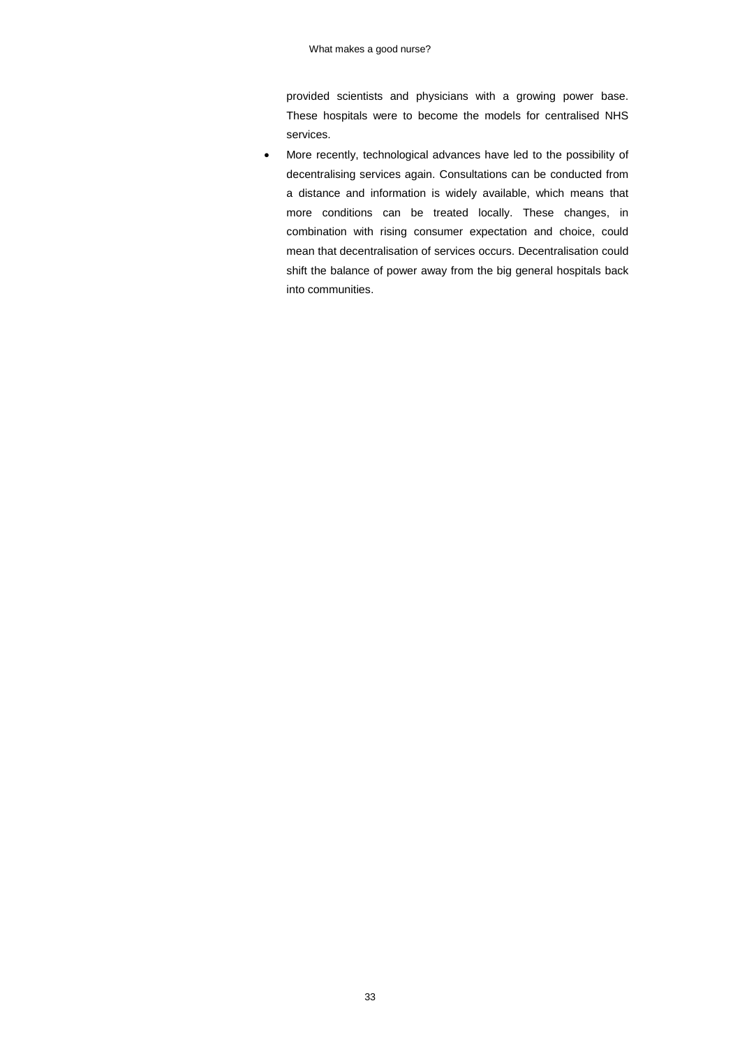provided scientists and physicians with a growing power base. These hospitals were to become the models for centralised NHS services.

- More recently, technological advances have led to the possibility of decentralising services again. Consultations can be conducted from a distance and information is widely available, which means that more conditions can be treated locally. These changes, in combination with rising consumer expectation and choice, could mean that decentralisation of services occurs. Decentralisation could shift the balance of power away from the big general hospitals back into communities.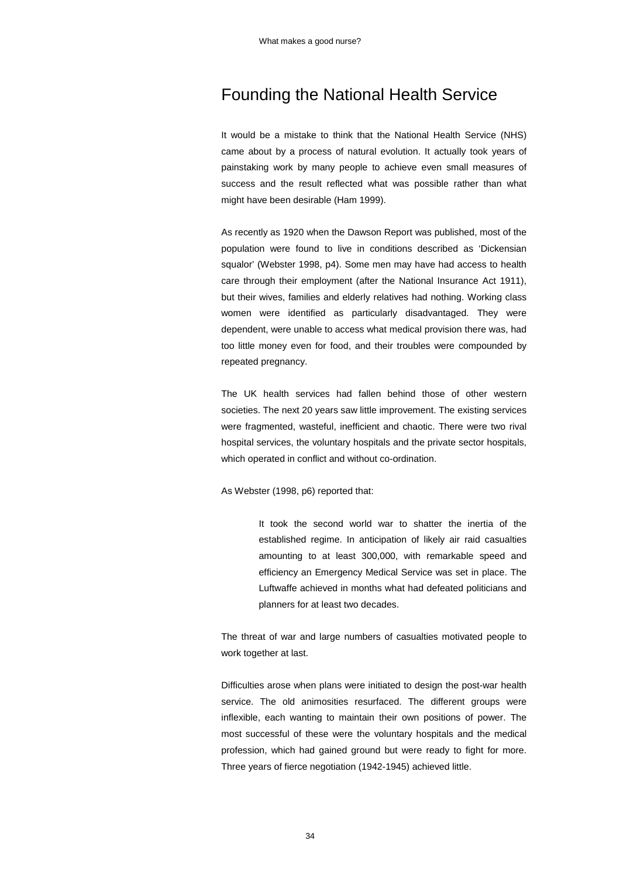# Founding the National Health Service

It would be a mistake to think that the National Health Service (NHS) came about by a process of natural evolution. It actually took years of painstaking work by many people to achieve even small measures of success and the result reflected what was possible rather than what might have been desirable (Ham 1999).

As recently as 1920 when the Dawson Report was published, most of the population were found to live in conditions described as 'Dickensian squalor' (Webster 1998, p4). Some men may have had access to health care through their employment (after the National Insurance Act 1911), but their wives, families and elderly relatives had nothing. Working class women were identified as particularly disadvantaged. They were dependent, were unable to access what medical provision there was, had too little money even for food, and their troubles were compounded by repeated pregnancy.

The UK health services had fallen behind those of other western societies. The next 20 years saw little improvement. The existing services were fragmented, wasteful, inefficient and chaotic. There were two rival hospital services, the voluntary hospitals and the private sector hospitals, which operated in conflict and without co-ordination.

As Webster (1998, p6) reported that:

> It took the second world war to shatter the inertia of the established regime. In anticipation of likely air raid casualties amounting to at least 300,000, with remarkable speed and efficiency an Emergency Medical Service was set in place. The Luftwaffe achieved in months what had defeated politicians and planners for at least two decades.

The threat of war and large numbers of casualties motivated people to work together at last.

Difficulties arose when plans were initiated to design the post-war health service. The old animosities resurfaced. The different groups were inflexible, each wanting to maintain their own positions of power. The most successful of these were the voluntary hospitals and the medical profession, which had gained ground but were ready to fight for more. Three years of fierce negotiation (1942-1945) achieved little.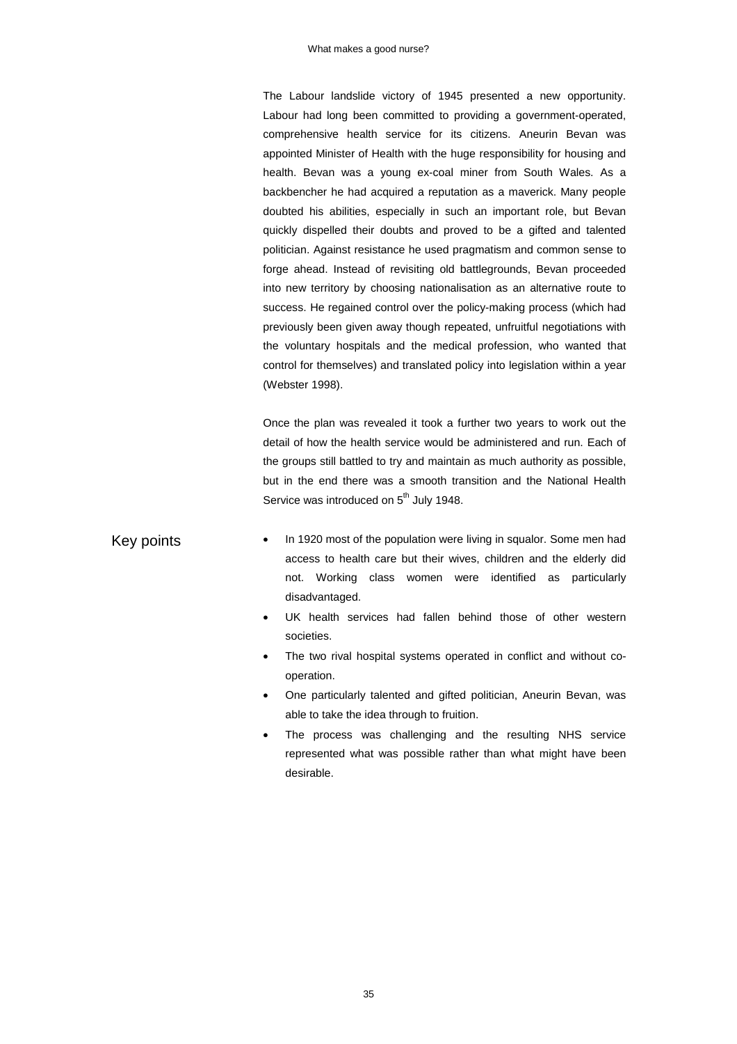The Labour landslide victory of 1945 presented a new opportunity. Labour had long been committed to providing a government-operated, comprehensive health service for its citizens. Aneurin Bevan was appointed Minister of Health with the huge responsibility for housing and health. Bevan was a young ex-coal miner from South Wales. As a backbencher he had acquired a reputation as a maverick. Many people doubted his abilities, especially in such an important role, but Bevan quickly dispelled their doubts and proved to be a gifted and talented politician. Against resistance he used pragmatism and common sense to forge ahead. Instead of revisiting old battlegrounds, Bevan proceeded into new territory by choosing nationalisation as an alternative route to success. He regained control over the policy-making process (which had previously been given away though repeated, unfruitful negotiations with the voluntary hospitals and the medical profession, who wanted that control for themselves) and translated policy into legislation within a year (Webster 1998).

Once the plan was revealed it took a further two years to work out the detail of how the health service would be administered and run. Each of the groups still battled to try and maintain as much authority as possible, but in the end there was a smooth transition and the National Health Service was introduced on 5th July 1948.

## Key points

- In 1920 most of the population were living in squalor. Some men had access to health care but their wives, children and the elderly did not. Working class women were identified as particularly disadvantaged.
- UK health services had fallen behind those of other western societies.
- The two rival hospital systems operated in conflict and without co-operation.
- One particularly talented and gifted politician, Aneurin Bevan, was able to take the idea through to fruition.
- The process was challenging and the resulting NHS service represented what was possible rather than what might have been desirable.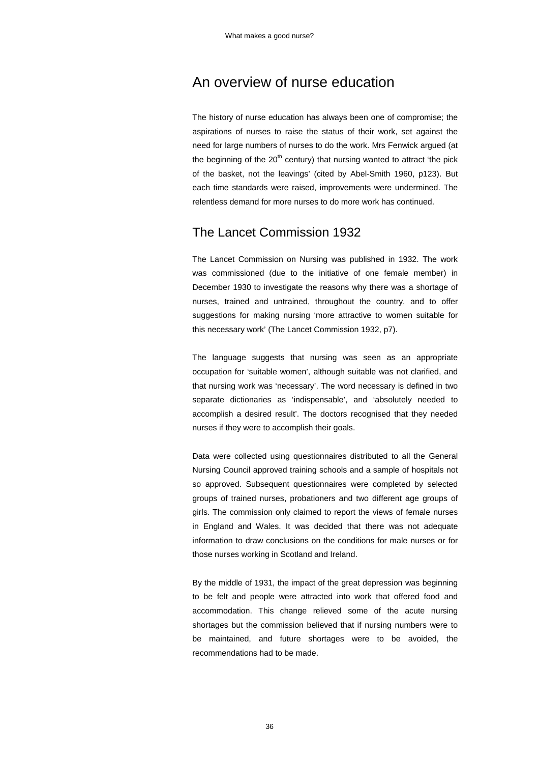# An overview of nurse education

The history of nurse education has always been one of compromise; the aspirations of nurses to raise the status of their work, set against the need for large numbers of nurses to do the work. Mrs Fenwick argued (at the beginning of the 20th century) that nursing wanted to attract 'the pick of the basket, not the leavings' (cited by Abel-Smith 1960, p123). But each time standards were raised, improvements were undermined. The relentless demand for more nurses to do more work has continued.

## The Lancet Commission 1932

The Lancet Commission on Nursing was published in 1932. The work was commissioned (due to the initiative of one female member) in December 1930 to investigate the reasons why there was a shortage of nurses, trained and untrained, throughout the country, and to offer suggestions for making nursing 'more attractive to women suitable for this necessary work' (The Lancet Commission 1932, p7).

The language suggests that nursing was seen as an appropriate occupation for 'suitable women', although suitable was not clarified, and that nursing work was 'necessary'. The word necessary is defined in two separate dictionaries as 'indispensable', and 'absolutely needed to accomplish a desired result'. The doctors recognised that they needed nurses if they were to accomplish their goals.

Data were collected using questionnaires distributed to all the General Nursing Council approved training schools and a sample of hospitals not so approved. Subsequent questionnaires were completed by selected groups of trained nurses, probationers and two different age groups of girls. The commission only claimed to report the views of female nurses in England and Wales. It was decided that there was not adequate information to draw conclusions on the conditions for male nurses or for those nurses working in Scotland and Ireland.

By the middle of 1931, the impact of the great depression was beginning to be felt and people were attracted into work that offered food and accommodation. This change relieved some of the acute nursing shortages but the commission believed that if nursing numbers were to be maintained, and future shortages were to be avoided, the recommendations had to be made.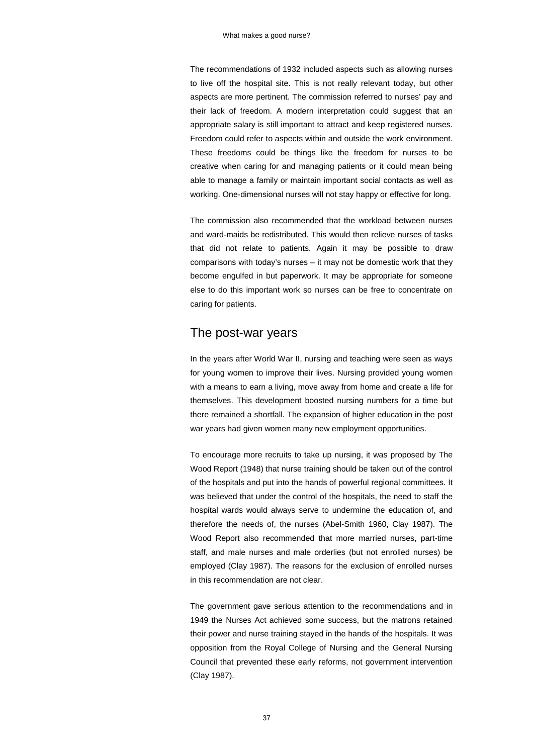The recommendations of 1932 included aspects such as allowing nurses to live off the hospital site. This is not really relevant today, but other aspects are more pertinent. The commission referred to nurses' pay and their lack of freedom. A modern interpretation could suggest that an appropriate salary is still important to attract and keep registered nurses. Freedom could refer to aspects within and outside the work environment. These freedoms could be things like the freedom for nurses to be creative when caring for and managing patients or it could mean being able to manage a family or maintain important social contacts as well as working. One-dimensional nurses will not stay happy or effective for long.

The commission also recommended that the workload between nurses and ward-maids be redistributed. This would then relieve nurses of tasks that did not relate to patients. Again it may be possible to draw comparisons with today's nurses – it may not be domestic work that they become engulfed in but paperwork. It may be appropriate for someone else to do this important work so nurses can be free to concentrate on caring for patients.

## The post-war years

In the years after World War II, nursing and teaching were seen as ways for young women to improve their lives. Nursing provided young women with a means to earn a living, move away from home and create a life for themselves. This development boosted nursing numbers for a time but there remained a shortfall. The expansion of higher education in the post war years had given women many new employment opportunities.

To encourage more recruits to take up nursing, it was proposed by The Wood Report (1948) that nurse training should be taken out of the control of the hospitals and put into the hands of powerful regional committees. It was believed that under the control of the hospitals, the need to staff the hospital wards would always serve to undermine the education of, and therefore the needs of, the nurses (Abel-Smith 1960, Clay 1987). The Wood Report also recommended that more married nurses, part-time staff, and male nurses and male orderlies (but not enrolled nurses) be employed (Clay 1987). The reasons for the exclusion of enrolled nurses in this recommendation are not clear.

The government gave serious attention to the recommendations and in 1949 the Nurses Act achieved some success, but the matrons retained their power and nurse training stayed in the hands of the hospitals. It was opposition from the Royal College of Nursing and the General Nursing Council that prevented these early reforms, not government intervention (Clay 1987).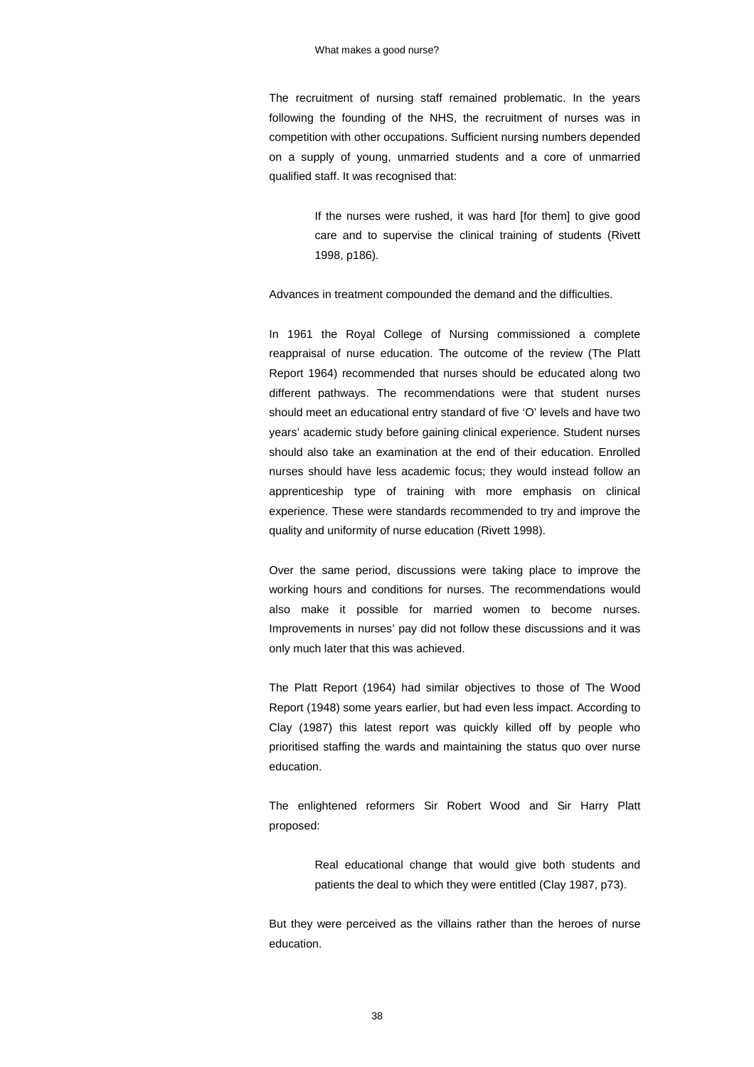The recruitment of nursing staff remained problematic. In the years following the founding of the NHS, the recruitment of nurses was in competition with other occupations. Sufficient nursing numbers depended on a supply of young, unmarried students and a core of unmarried qualified staff. It was recognised that:

> If the nurses were rushed, it was hard [for them] to give good care and to supervise the clinical training of students (Rivett 1998, p186).

Advances in treatment compounded the demand and the difficulties.

In 1961 the Royal College of Nursing commissioned a complete reappraisal of nurse education. The outcome of the review (The Platt Report 1964) recommended that nurses should be educated along two different pathways. The recommendations were that student nurses should meet an educational entry standard of five 'O' levels and have two years' academic study before gaining clinical experience. Student nurses should also take an examination at the end of their education. Enrolled nurses should have less academic focus; they would instead follow an apprenticeship type of training with more emphasis on clinical experience. These were standards recommended to try and improve the quality and uniformity of nurse education (Rivett 1998).

Over the same period, discussions were taking place to improve the working hours and conditions for nurses. The recommendations would also make it possible for married women to become nurses. Improvements in nurses' pay did not follow these discussions and it was only much later that this was achieved.

The Platt Report (1964) had similar objectives to those of The Wood Report (1948) some years earlier, but had even less impact. According to Clay (1987) this latest report was quickly killed off by people who prioritised staffing the wards and maintaining the status quo over nurse education.

The enlightened reformers Sir Robert Wood and Sir Harry Platt proposed:

> Real educational change that would give both students and patients the deal to which they were entitled (Clay 1987, p73).

But they were perceived as the villains rather than the heroes of nurse education.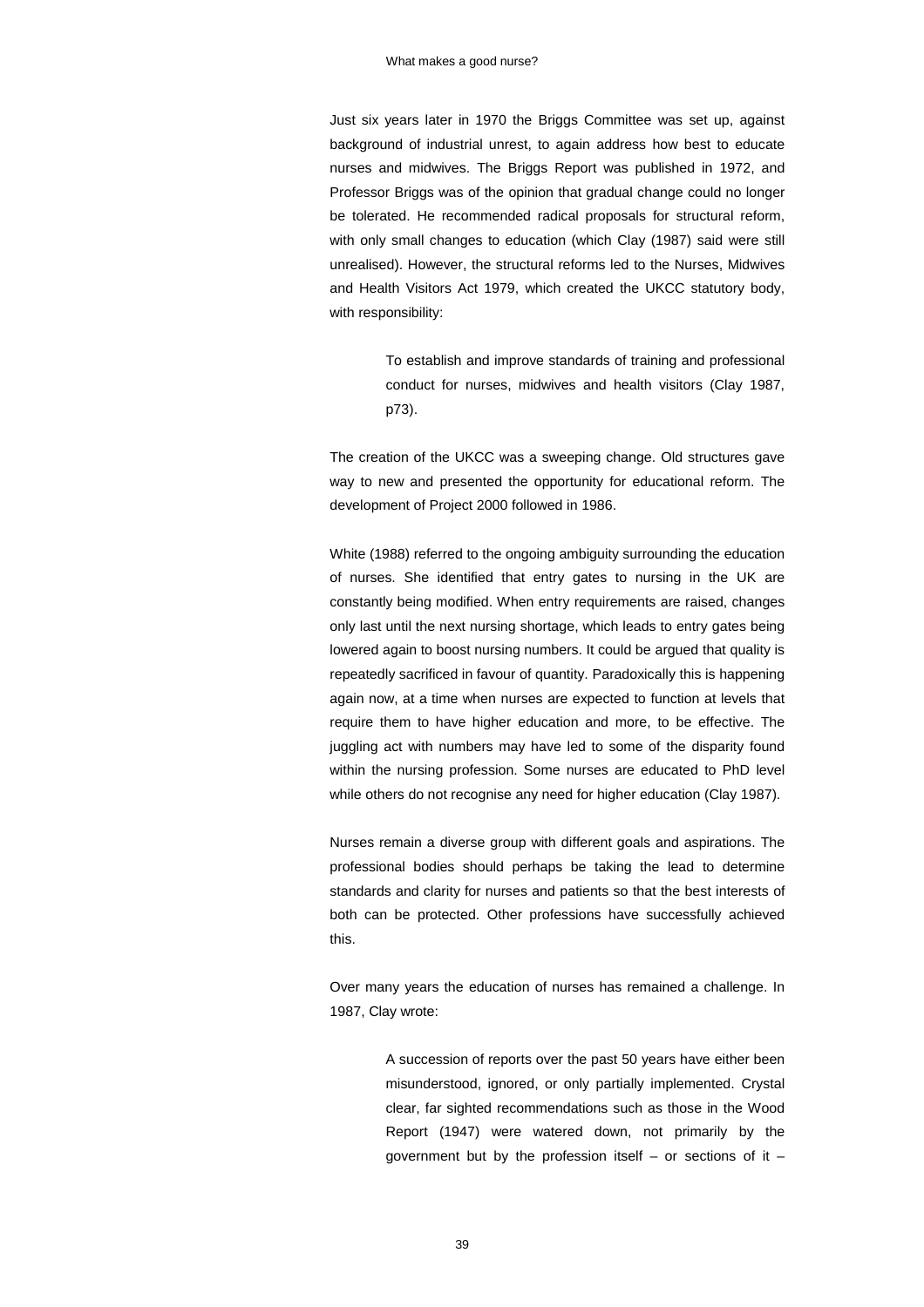Just six years later in 1970 the Briggs Committee was set up, against background of industrial unrest, to again address how best to educate nurses and midwives. The Briggs Report was published in 1972, and Professor Briggs was of the opinion that gradual change could no longer be tolerated. He recommended radical proposals for structural reform, with only small changes to education (which Clay (1987) said were still unrealised). However, the structural reforms led to the Nurses, Midwives and Health Visitors Act 1979, which created the UKCC statutory body, with responsibility:

> To establish and improve standards of training and professional conduct for nurses, midwives and health visitors (Clay 1987, p73).

The creation of the UKCC was a sweeping change. Old structures gave way to new and presented the opportunity for educational reform. The development of Project 2000 followed in 1986.

White (1988) referred to the ongoing ambiguity surrounding the education of nurses. She identified that entry gates to nursing in the UK are constantly being modified. When entry requirements are raised, changes only last until the next nursing shortage, which leads to entry gates being lowered again to boost nursing numbers. It could be argued that quality is repeatedly sacrificed in favour of quantity. Paradoxically this is happening again now, at a time when nurses are expected to function at levels that require them to have higher education and more, to be effective. The juggling act with numbers may have led to some of the disparity found within the nursing profession. Some nurses are educated to PhD level while others do not recognise any need for higher education (Clay 1987).

Nurses remain a diverse group with different goals and aspirations. The professional bodies should perhaps be taking the lead to determine standards and clarity for nurses and patients so that the best interests of both can be protected. Other professions have successfully achieved this.

Over many years the education of nurses has remained a challenge. In 1987, Clay wrote:

> A succession of reports over the past 50 years have either been misunderstood, ignored, or only partially implemented. Crystal clear, far sighted recommendations such as those in the Wood Report (1947) were watered down, not primarily by the government but by the profession itself – or sections of it –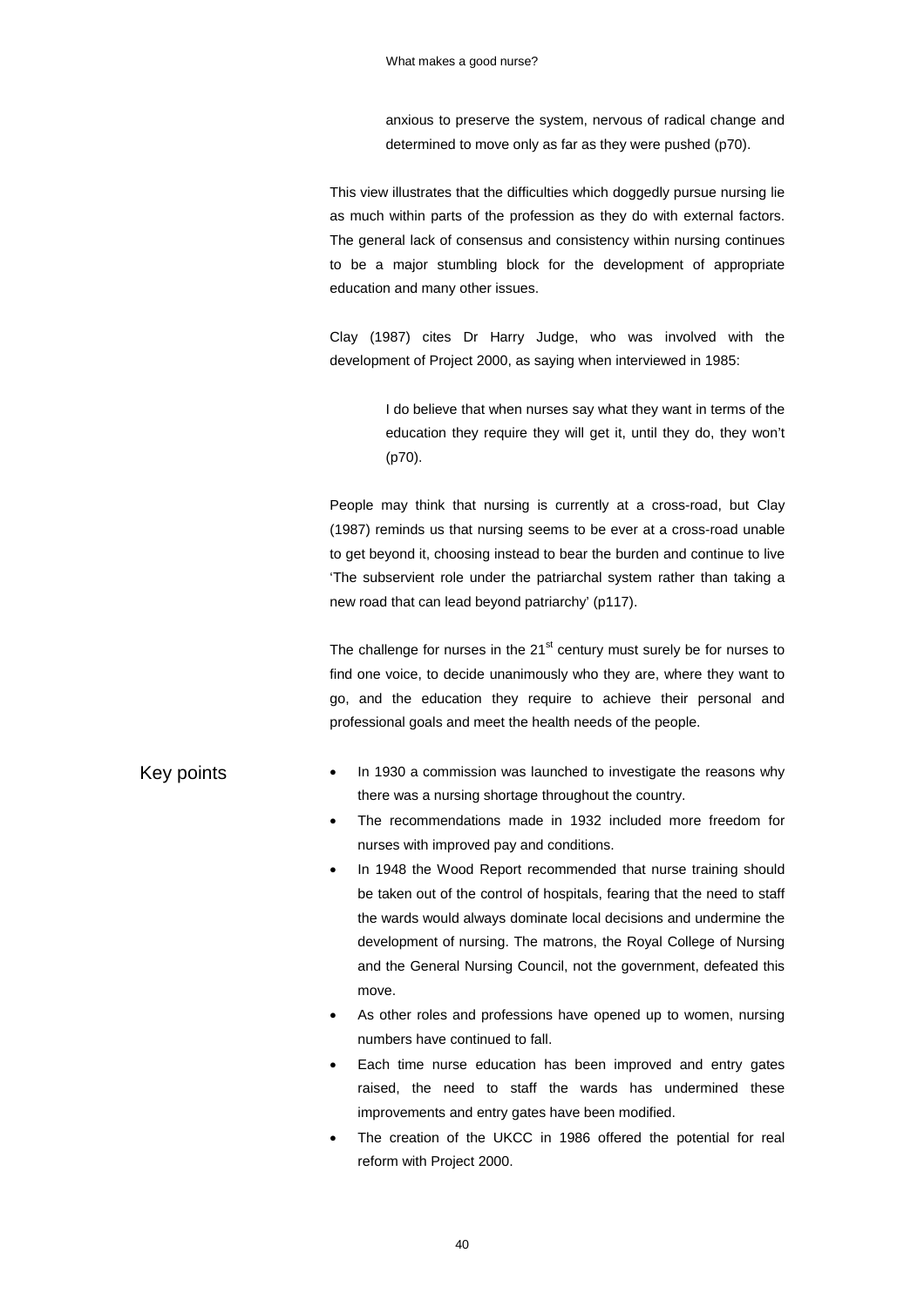> anxious to preserve the system, nervous of radical change and determined to move only as far as they were pushed (p70).

This view illustrates that the difficulties which doggedly pursue nursing lie as much within parts of the profession as they do with external factors. The general lack of consensus and consistency within nursing continues to be a major stumbling block for the development of appropriate education and many other issues.

Clay (1987) cites Dr Harry Judge, who was involved with the development of Project 2000, as saying when interviewed in 1985:

> I do believe that when nurses say what they want in terms of the education they require they will get it, until they do, they won't (p70).

People may think that nursing is currently at a cross-road, but Clay (1987) reminds us that nursing seems to be ever at a cross-road unable to get beyond it, choosing instead to bear the burden and continue to live 'The subservient role under the patriarchal system rather than taking a new road that can lead beyond patriarchy' (p117).

The challenge for nurses in the 21st century must surely be for nurses to find one voice, to decide unanimously who they are, where they want to go, and the education they require to achieve their personal and professional goals and meet the health needs of the people.

## Key points

- In 1930 a commission was launched to investigate the reasons why there was a nursing shortage throughout the country.
- The recommendations made in 1932 included more freedom for nurses with improved pay and conditions.
- In 1948 the Wood Report recommended that nurse training should be taken out of the control of hospitals, fearing that the need to staff the wards would always dominate local decisions and undermine the development of nursing. The matrons, the Royal College of Nursing and the General Nursing Council, not the government, defeated this move.
- As other roles and professions have opened up to women, nursing numbers have continued to fall.
- Each time nurse education has been improved and entry gates raised, the need to staff the wards has undermined these improvements and entry gates have been modified.
- The creation of the UKCC in 1986 offered the potential for real reform with Project 2000.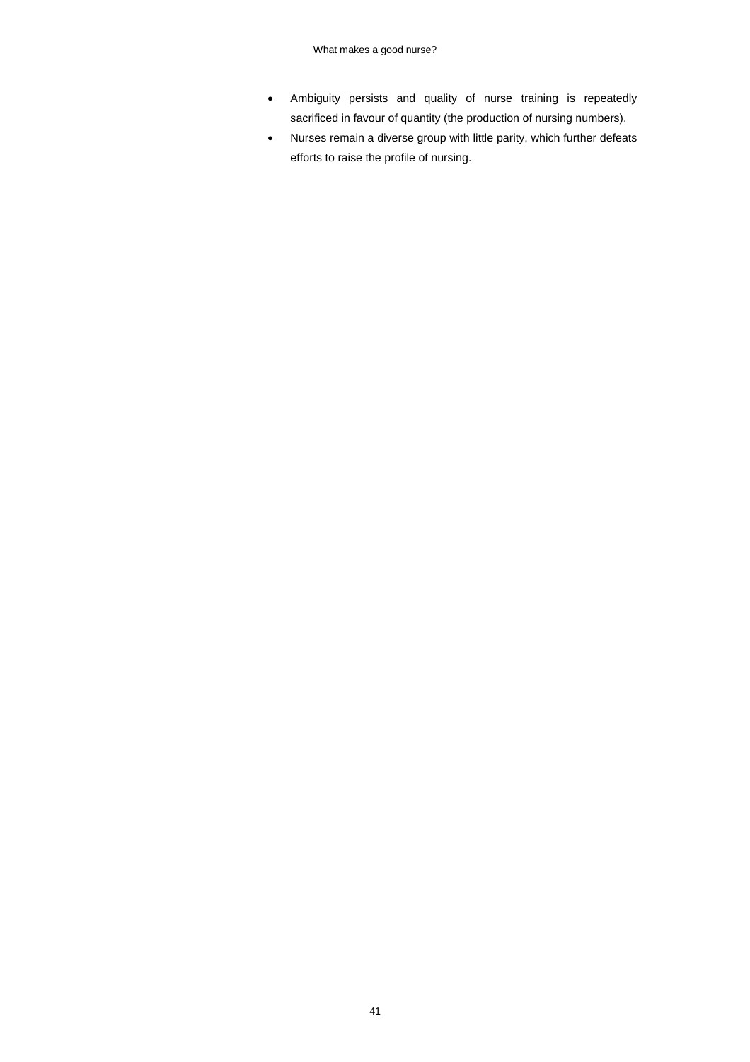- Ambiguity persists and quality of nurse training is repeatedly sacrificed in favour of quantity (the production of nursing numbers).
- Nurses remain a diverse group with little parity, which further defeats efforts to raise the profile of nursing.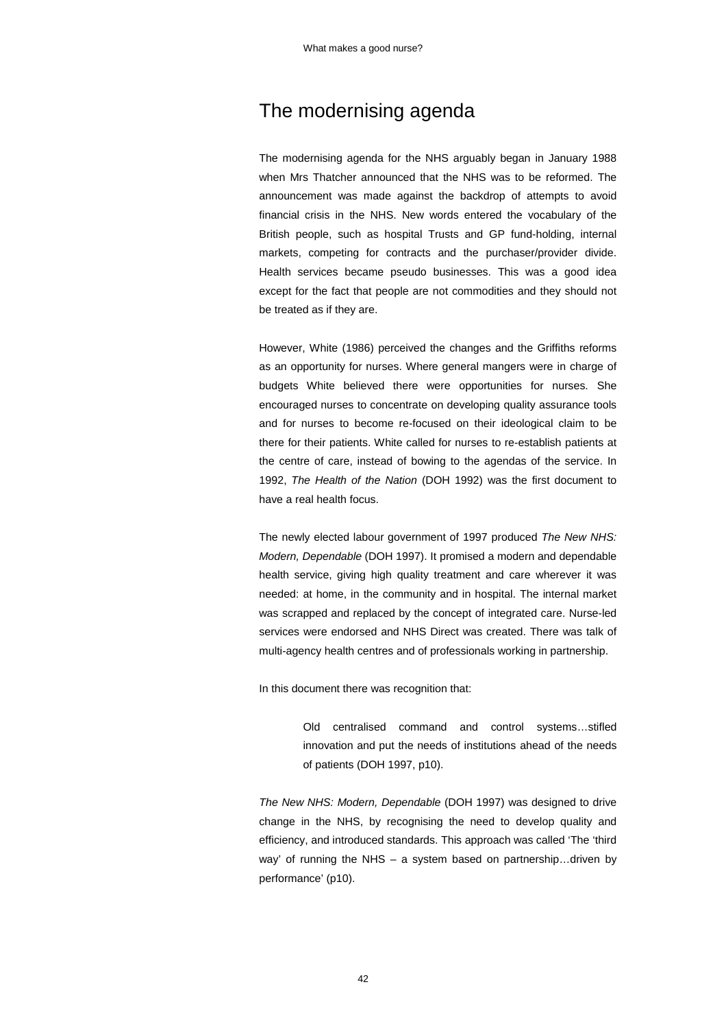## The modernising agenda

The modernising agenda for the NHS arguably began in January 1988 when Mrs Thatcher announced that the NHS was to be reformed. The announcement was made against the backdrop of attempts to avoid financial crisis in the NHS. New words entered the vocabulary of the British people, such as hospital Trusts and GP fund-holding, internal markets, competing for contracts and the purchaser/provider divide. Health services became pseudo businesses. This was a good idea except for the fact that people are not commodities and they should not be treated as if they are.

However, White (1986) perceived the changes and the Griffiths reforms as an opportunity for nurses. Where general mangers were in charge of budgets White believed there were opportunities for nurses. She encouraged nurses to concentrate on developing quality assurance tools and for nurses to become re-focused on their ideological claim to be there for their patients. White called for nurses to re-establish patients at the centre of care, instead of bowing to the agendas of the service. In 1992, *The Health of the Nation* (DOH 1992) was the first document to have a real health focus.

The newly elected labour government of 1997 produced *The New NHS: Modern, Dependable* (DOH 1997). It promised a modern and dependable health service, giving high quality treatment and care wherever it was needed: at home, in the community and in hospital. The internal market was scrapped and replaced by the concept of integrated care. Nurse-led services were endorsed and NHS Direct was created. There was talk of multi-agency health centres and of professionals working in partnership.

In this document there was recognition that:

> Old centralised command and control systems…stifled innovation and put the needs of institutions ahead of the needs of patients (DOH 1997, p10).

*The New NHS: Modern, Dependable* (DOH 1997) was designed to drive change in the NHS, by recognising the need to develop quality and efficiency, and introduced standards. This approach was called 'The 'third way' of running the NHS – a system based on partnership…driven by performance' (p10).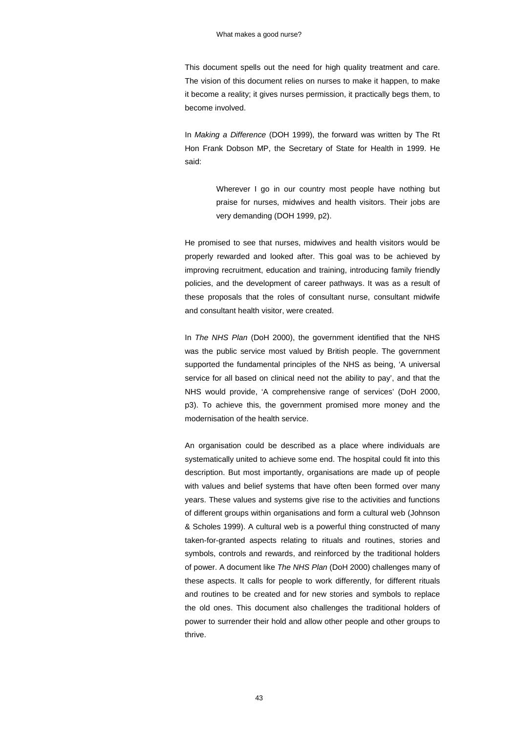This document spells out the need for high quality treatment and care. The vision of this document relies on nurses to make it happen, to make it become a reality; it gives nurses permission, it practically begs them, to become involved.

In *Making a Difference* (DOH 1999), the forward was written by The Rt Hon Frank Dobson MP, the Secretary of State for Health in 1999. He said:

> Wherever I go in our country most people have nothing but praise for nurses, midwives and health visitors. Their jobs are very demanding (DOH 1999, p2).

He promised to see that nurses, midwives and health visitors would be properly rewarded and looked after. This goal was to be achieved by improving recruitment, education and training, introducing family friendly policies, and the development of career pathways. It was as a result of these proposals that the roles of consultant nurse, consultant midwife and consultant health visitor, were created.

In *The NHS Plan* (DoH 2000), the government identified that the NHS was the public service most valued by British people. The government supported the fundamental principles of the NHS as being, 'A universal service for all based on clinical need not the ability to pay', and that the NHS would provide, 'A comprehensive range of services' (DoH 2000, p3). To achieve this, the government promised more money and the modernisation of the health service.

An organisation could be described as a place where individuals are systematically united to achieve some end. The hospital could fit into this description. But most importantly, organisations are made up of people with values and belief systems that have often been formed over many years. These values and systems give rise to the activities and functions of different groups within organisations and form a cultural web (Johnson & Scholes 1999). A cultural web is a powerful thing constructed of many taken-for-granted aspects relating to rituals and routines, stories and symbols, controls and rewards, and reinforced by the traditional holders of power. A document like *The NHS Plan* (DoH 2000) challenges many of these aspects. It calls for people to work differently, for different rituals and routines to be created and for new stories and symbols to replace the old ones. This document also challenges the traditional holders of power to surrender their hold and allow other people and other groups to thrive.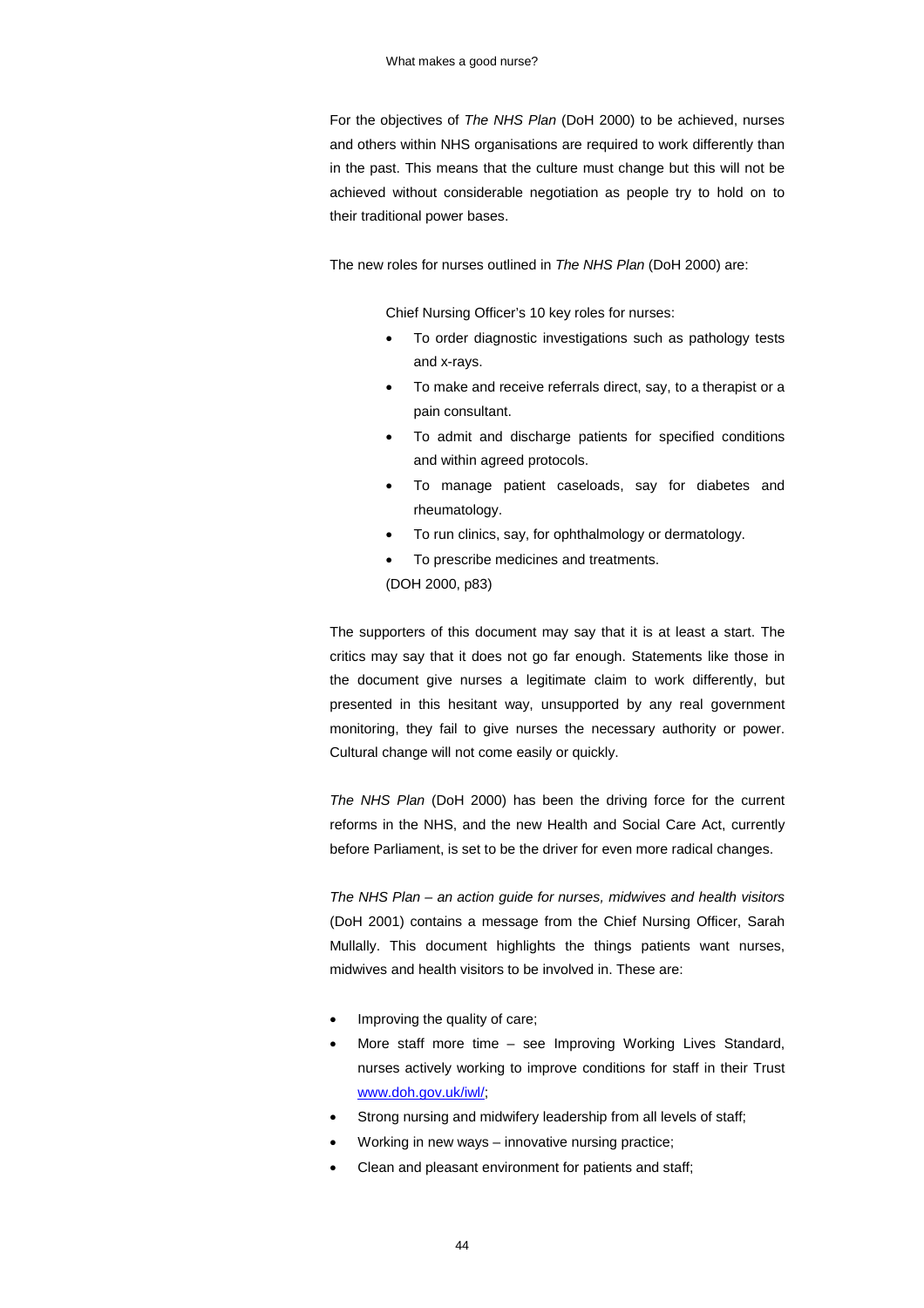For the objectives of *The NHS Plan* (DoH 2000) to be achieved, nurses and others within NHS organisations are required to work differently than in the past. This means that the culture must change but this will not be achieved without considerable negotiation as people try to hold on to their traditional power bases.

The new roles for nurses outlined in *The NHS Plan* (DoH 2000) are:

> Chief Nursing Officer's 10 key roles for nurses:
>
> - To order diagnostic investigations such as pathology tests and x-rays.
> - To make and receive referrals direct, say, to a therapist or a pain consultant.
> - To admit and discharge patients for specified conditions and within agreed protocols.
> - To manage patient caseloads, say for diabetes and rheumatology.
> - To run clinics, say, for ophthalmology or dermatology.
> - To prescribe medicines and treatments.
>
> (DOH 2000, p83)

The supporters of this document may say that it is at least a start. The critics may say that it does not go far enough. Statements like those in the document give nurses a legitimate claim to work differently, but presented in this hesitant way, unsupported by any real government monitoring, they fail to give nurses the necessary authority or power. Cultural change will not come easily or quickly.

*The NHS Plan* (DoH 2000) has been the driving force for the current reforms in the NHS, and the new Health and Social Care Act, currently before Parliament, is set to be the driver for even more radical changes.

*The NHS Plan – an action guide for nurses, midwives and health visitors* (DoH 2001) contains a message from the Chief Nursing Officer, Sarah Mullally. This document highlights the things patients want nurses, midwives and health visitors to be involved in. These are:

- Improving the quality of care;
- More staff more time – see Improving Working Lives Standard, nurses actively working to improve conditions for staff in their Trust www.doh.gov.uk/iwl/;
- Strong nursing and midwifery leadership from all levels of staff;
- Working in new ways – innovative nursing practice;
- Clean and pleasant environment for patients and staff;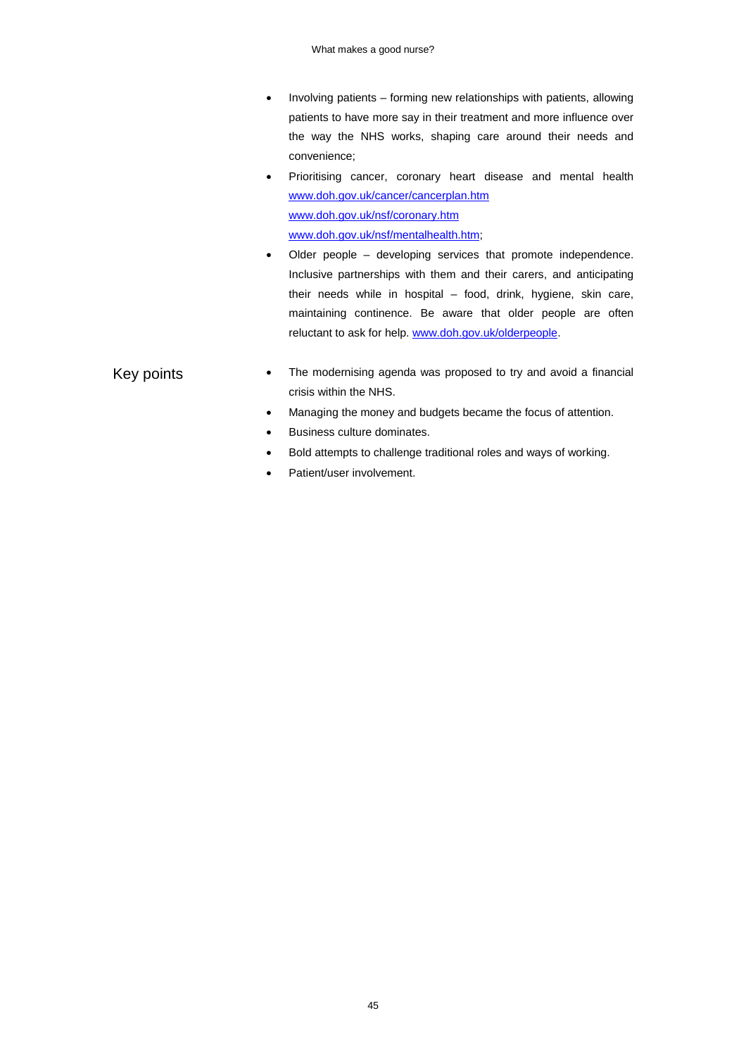- Involving patients – forming new relationships with patients, allowing patients to have more say in their treatment and more influence over the way the NHS works, shaping care around their needs and convenience;
- Prioritising cancer, coronary heart disease and mental health [www.doh.gov.uk/cancer/cancerplan.htm](http://www.doh.gov.uk/cancer/cancerplan.htm) [www.doh.gov.uk/nsf/coronary.htm](http://www.doh.gov.uk/nsf/coronary.htm) [www.doh.gov.uk/nsf/mentalhealth.htm](http://www.doh.gov.uk/nsf/mentalhealth.htm);
- Older people – developing services that promote independence. Inclusive partnerships with them and their carers, and anticipating their needs while in hospital – food, drink, hygiene, skin care, maintaining continence. Be aware that older people are often reluctant to ask for help. [www.doh.gov.uk/olderpeople](http://www.doh.gov.uk/olderpeople).

## Key points

- The modernising agenda was proposed to try and avoid a financial crisis within the NHS.
- Managing the money and budgets became the focus of attention.
- Business culture dominates.
- Bold attempts to challenge traditional roles and ways of working.
- Patient/user involvement.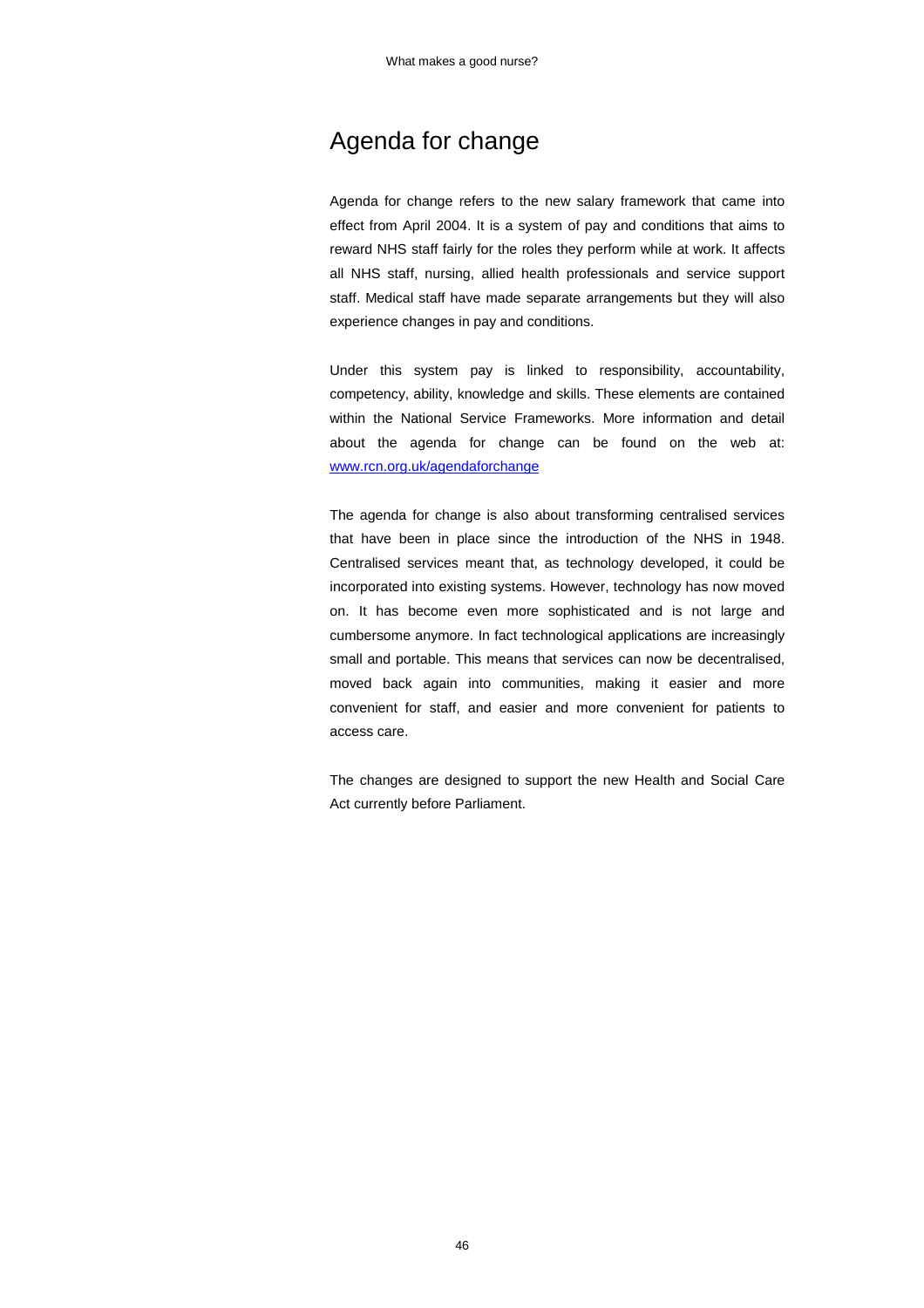# Agenda for change

Agenda for change refers to the new salary framework that came into effect from April 2004. It is a system of pay and conditions that aims to reward NHS staff fairly for the roles they perform while at work. It affects all NHS staff, nursing, allied health professionals and service support staff. Medical staff have made separate arrangements but they will also experience changes in pay and conditions.

Under this system pay is linked to responsibility, accountability, competency, ability, knowledge and skills. These elements are contained within the National Service Frameworks. More information and detail about the agenda for change can be found on the web at: [www.rcn.org.uk/agendaforchange](http://www.rcn.org.uk/agendaforchange)

The agenda for change is also about transforming centralised services that have been in place since the introduction of the NHS in 1948. Centralised services meant that, as technology developed, it could be incorporated into existing systems. However, technology has now moved on. It has become even more sophisticated and is not large and cumbersome anymore. In fact technological applications are increasingly small and portable. This means that services can now be decentralised, moved back again into communities, making it easier and more convenient for staff, and easier and more convenient for patients to access care.

The changes are designed to support the new Health and Social Care Act currently before Parliament.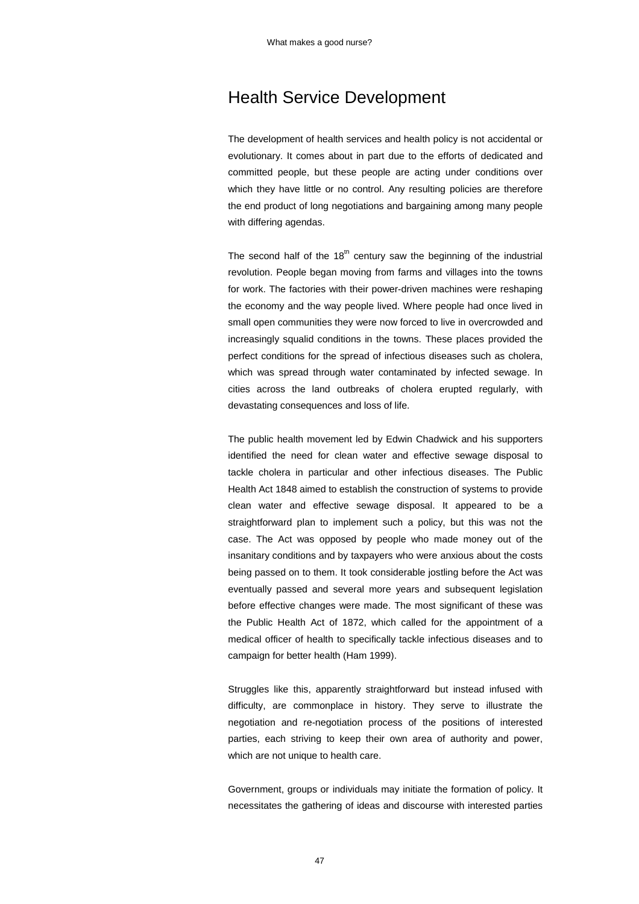# Health Service Development

The development of health services and health policy is not accidental or evolutionary. It comes about in part due to the efforts of dedicated and committed people, but these people are acting under conditions over which they have little or no control. Any resulting policies are therefore the end product of long negotiations and bargaining among many people with differing agendas.

The second half of the $18^{th}$ century saw the beginning of the industrial revolution. People began moving from farms and villages into the towns for work. The factories with their power-driven machines were reshaping the economy and the way people lived. Where people had once lived in small open communities they were now forced to live in overcrowded and increasingly squalid conditions in the towns. These places provided the perfect conditions for the spread of infectious diseases such as cholera, which was spread through water contaminated by infected sewage. In cities across the land outbreaks of cholera erupted regularly, with devastating consequences and loss of life.

The public health movement led by Edwin Chadwick and his supporters identified the need for clean water and effective sewage disposal to tackle cholera in particular and other infectious diseases. The Public Health Act 1848 aimed to establish the construction of systems to provide clean water and effective sewage disposal. It appeared to be a straightforward plan to implement such a policy, but this was not the case. The Act was opposed by people who made money out of the insanitary conditions and by taxpayers who were anxious about the costs being passed on to them. It took considerable jostling before the Act was eventually passed and several more years and subsequent legislation before effective changes were made. The most significant of these was the Public Health Act of 1872, which called for the appointment of a medical officer of health to specifically tackle infectious diseases and to campaign for better health (Ham 1999).

Struggles like this, apparently straightforward but instead infused with difficulty, are commonplace in history. They serve to illustrate the negotiation and re-negotiation process of the positions of interested parties, each striving to keep their own area of authority and power, which are not unique to health care.

Government, groups or individuals may initiate the formation of policy. It necessitates the gathering of ideas and discourse with interested parties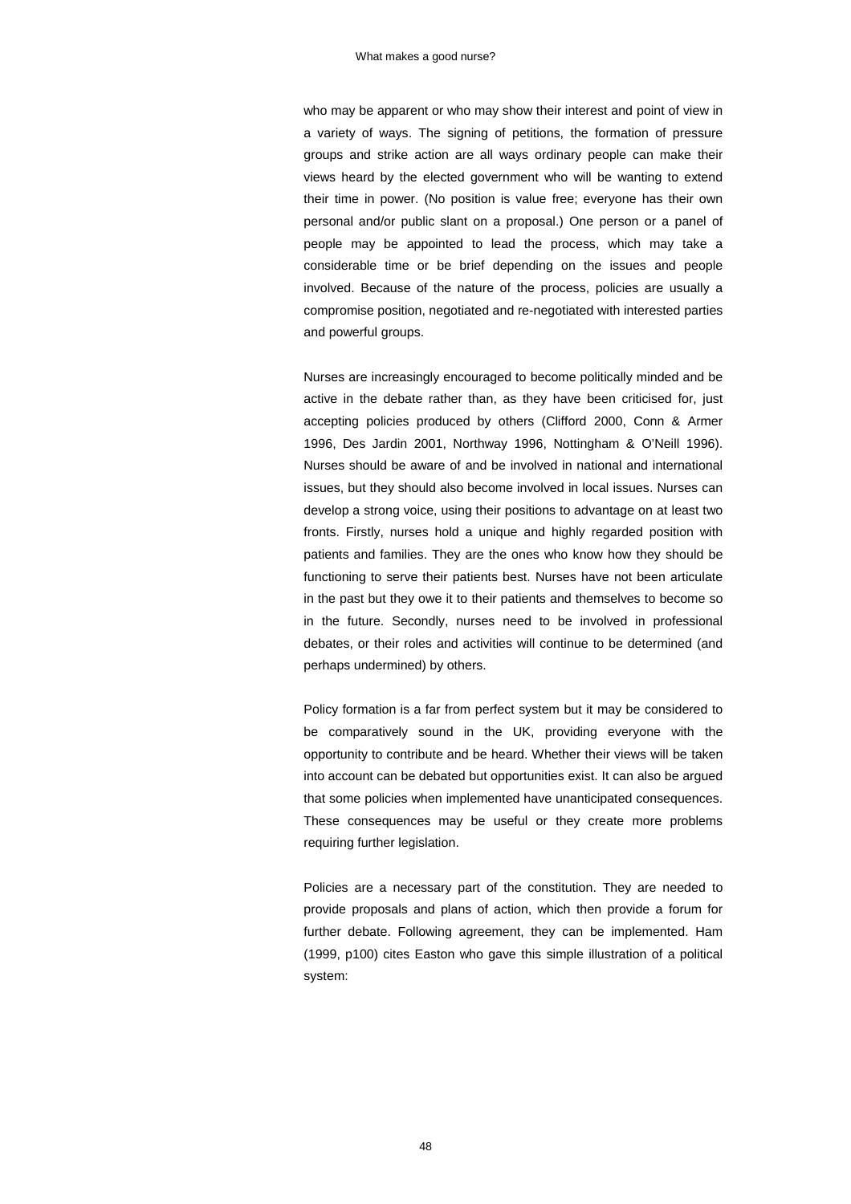who may be apparent or who may show their interest and point of view in a variety of ways. The signing of petitions, the formation of pressure groups and strike action are all ways ordinary people can make their views heard by the elected government who will be wanting to extend their time in power. (No position is value free; everyone has their own personal and/or public slant on a proposal.) One person or a panel of people may be appointed to lead the process, which may take a considerable time or be brief depending on the issues and people involved. Because of the nature of the process, policies are usually a compromise position, negotiated and re-negotiated with interested parties and powerful groups.

Nurses are increasingly encouraged to become politically minded and be active in the debate rather than, as they have been criticised for, just accepting policies produced by others (Clifford 2000, Conn & Armer 1996, Des Jardin 2001, Northway 1996, Nottingham & O'Neill 1996). Nurses should be aware of and be involved in national and international issues, but they should also become involved in local issues. Nurses can develop a strong voice, using their positions to advantage on at least two fronts. Firstly, nurses hold a unique and highly regarded position with patients and families. They are the ones who know how they should be functioning to serve their patients best. Nurses have not been articulate in the past but they owe it to their patients and themselves to become so in the future. Secondly, nurses need to be involved in professional debates, or their roles and activities will continue to be determined (and perhaps undermined) by others.

Policy formation is a far from perfect system but it may be considered to be comparatively sound in the UK, providing everyone with the opportunity to contribute and be heard. Whether their views will be taken into account can be debated but opportunities exist. It can also be argued that some policies when implemented have unanticipated consequences. These consequences may be useful or they create more problems requiring further legislation.

Policies are a necessary part of the constitution. They are needed to provide proposals and plans of action, which then provide a forum for further debate. Following agreement, they can be implemented. Ham (1999, p100) cites Easton who gave this simple illustration of a political system: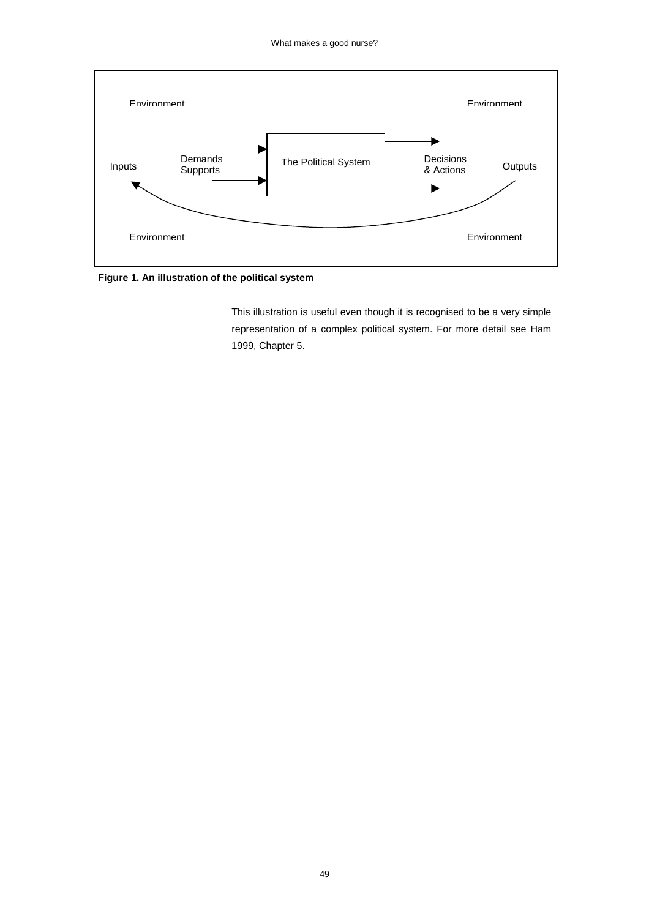Environment | Environment

Inputs — Demands / Supports → The Political System → Decisions & Actions — Outputs

Environment | Environment

**Figure 1. An illustration of the political system**

This illustration is useful even though it is recognised to be a very simple representation of a complex political system. For more detail see Ham 1999, Chapter 5.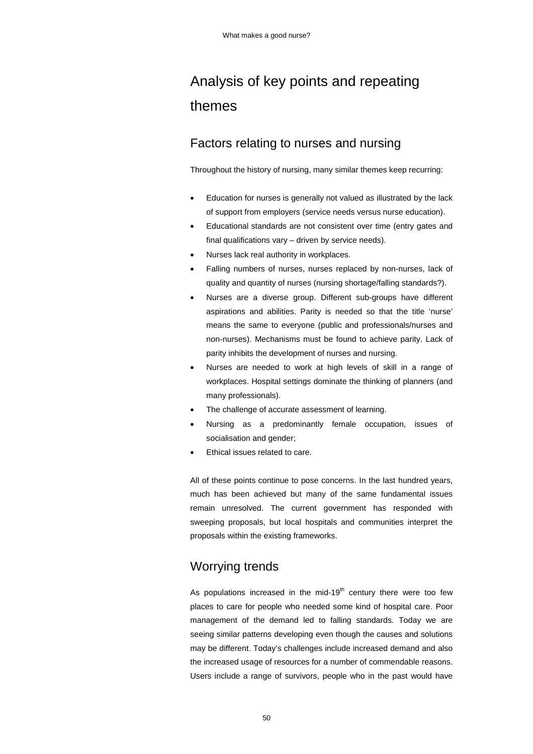# Analysis of key points and repeating themes

## Factors relating to nurses and nursing

Throughout the history of nursing, many similar themes keep recurring:

- Education for nurses is generally not valued as illustrated by the lack of support from employers (service needs versus nurse education).
- Educational standards are not consistent over time (entry gates and final qualifications vary – driven by service needs).
- Nurses lack real authority in workplaces.
- Falling numbers of nurses, nurses replaced by non-nurses, lack of quality and quantity of nurses (nursing shortage/falling standards?).
- Nurses are a diverse group. Different sub-groups have different aspirations and abilities. Parity is needed so that the title 'nurse' means the same to everyone (public and professionals/nurses and non-nurses). Mechanisms must be found to achieve parity. Lack of parity inhibits the development of nurses and nursing.
- Nurses are needed to work at high levels of skill in a range of workplaces. Hospital settings dominate the thinking of planners (and many professionals).
- The challenge of accurate assessment of learning.
- Nursing as a predominantly female occupation, issues of socialisation and gender;
- Ethical issues related to care.

All of these points continue to pose concerns. In the last hundred years, much has been achieved but many of the same fundamental issues remain unresolved. The current government has responded with sweeping proposals, but local hospitals and communities interpret the proposals within the existing frameworks.

## Worrying trends

As populations increased in the mid-19th century there were too few places to care for people who needed some kind of hospital care. Poor management of the demand led to falling standards. Today we are seeing similar patterns developing even though the causes and solutions may be different. Today's challenges include increased demand and also the increased usage of resources for a number of commendable reasons. Users include a range of survivors, people who in the past would have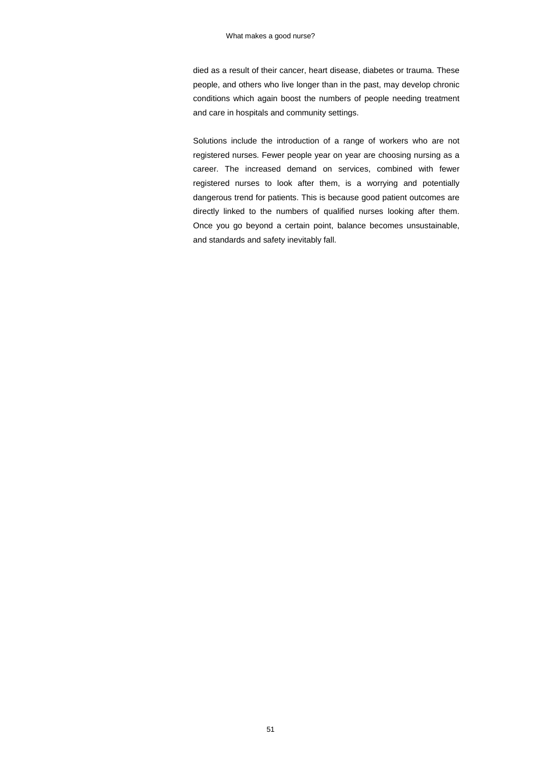died as a result of their cancer, heart disease, diabetes or trauma. These people, and others who live longer than in the past, may develop chronic conditions which again boost the numbers of people needing treatment and care in hospitals and community settings.

Solutions include the introduction of a range of workers who are not registered nurses. Fewer people year on year are choosing nursing as a career. The increased demand on services, combined with fewer registered nurses to look after them, is a worrying and potentially dangerous trend for patients. This is because good patient outcomes are directly linked to the numbers of qualified nurses looking after them. Once you go beyond a certain point, balance becomes unsustainable, and standards and safety inevitably fall.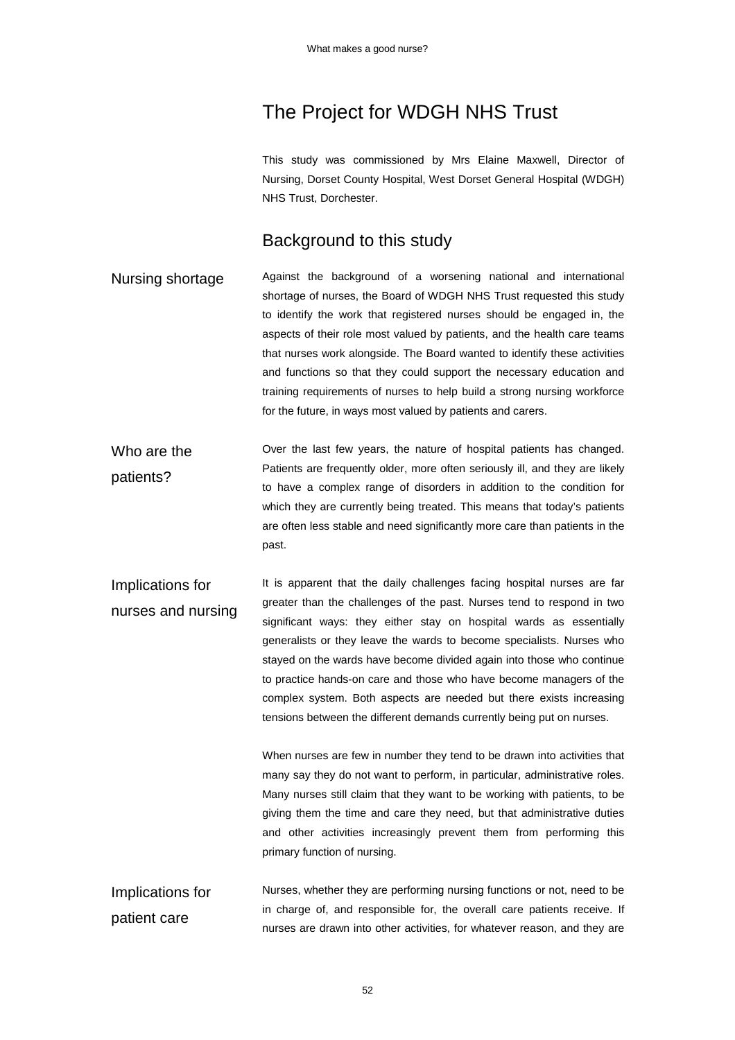# The Project for WDGH NHS Trust

This study was commissioned by Mrs Elaine Maxwell, Director of Nursing, Dorset County Hospital, West Dorset General Hospital (WDGH) NHS Trust, Dorchester.

## Background to this study

### Nursing shortage

Against the background of a worsening national and international shortage of nurses, the Board of WDGH NHS Trust requested this study to identify the work that registered nurses should be engaged in, the aspects of their role most valued by patients, and the health care teams that nurses work alongside. The Board wanted to identify these activities and functions so that they could support the necessary education and training requirements of nurses to help build a strong nursing workforce for the future, in ways most valued by patients and carers.

### Who are the patients?

Over the last few years, the nature of hospital patients has changed. Patients are frequently older, more often seriously ill, and they are likely to have a complex range of disorders in addition to the condition for which they are currently being treated. This means that today's patients are often less stable and need significantly more care than patients in the past.

### Implications for nurses and nursing

It is apparent that the daily challenges facing hospital nurses are far greater than the challenges of the past. Nurses tend to respond in two significant ways: they either stay on hospital wards as essentially generalists or they leave the wards to become specialists. Nurses who stayed on the wards have become divided again into those who continue to practice hands-on care and those who have become managers of the complex system. Both aspects are needed but there exists increasing tensions between the different demands currently being put on nurses.

When nurses are few in number they tend to be drawn into activities that many say they do not want to perform, in particular, administrative roles. Many nurses still claim that they want to be working with patients, to be giving them the time and care they need, but that administrative duties and other activities increasingly prevent them from performing this primary function of nursing.

### Implications for patient care

Nurses, whether they are performing nursing functions or not, need to be in charge of, and responsible for, the overall care patients receive. If nurses are drawn into other activities, for whatever reason, and they are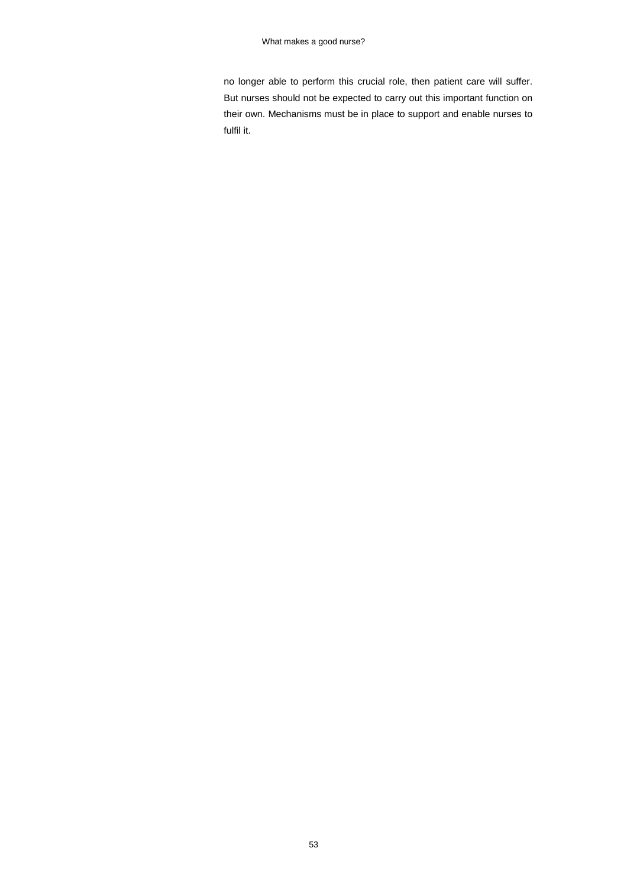no longer able to perform this crucial role, then patient care will suffer. But nurses should not be expected to carry out this important function on their own. Mechanisms must be in place to support and enable nurses to fulfil it.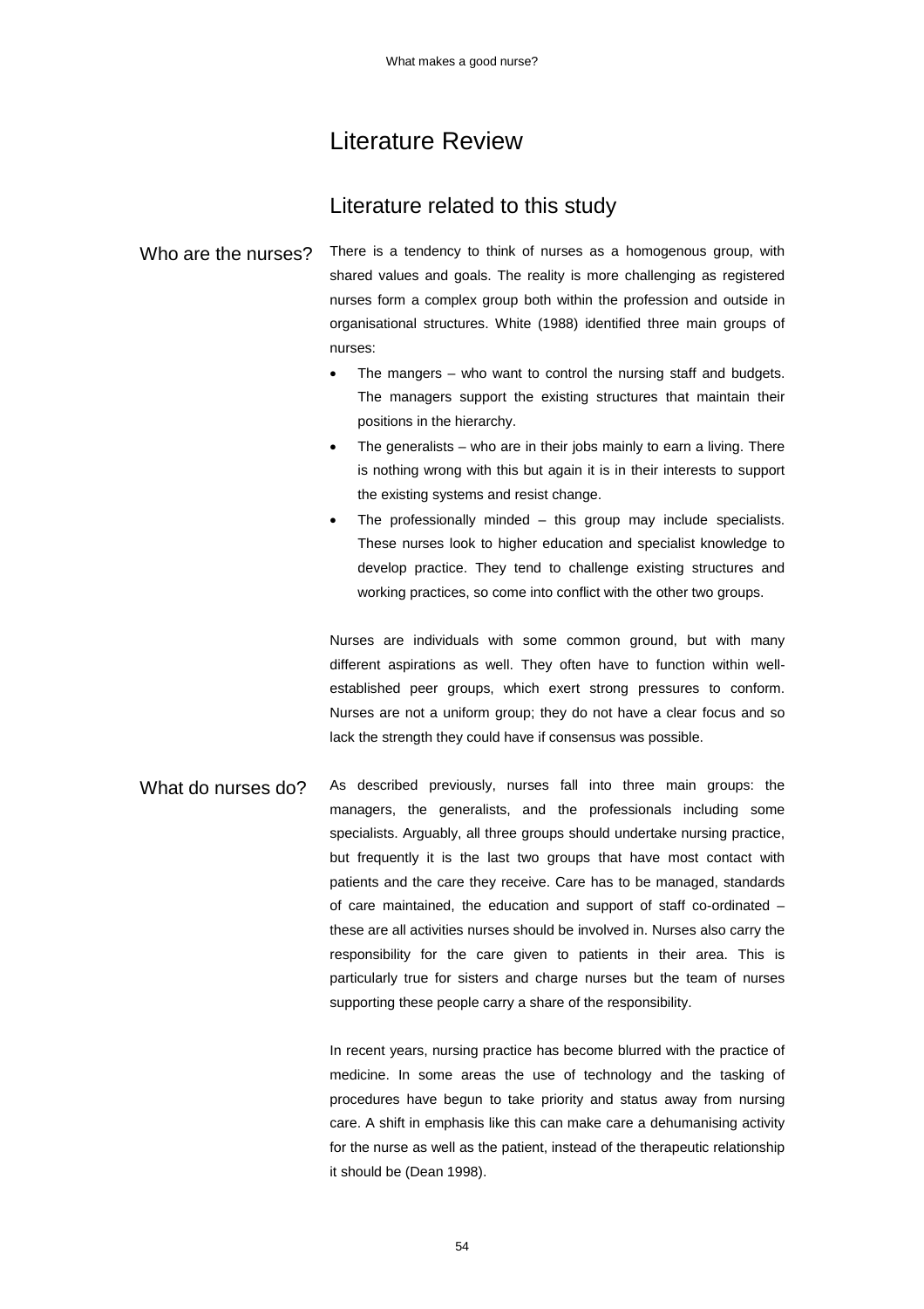# Literature Review

## Literature related to this study

### Who are the nurses?

There is a tendency to think of nurses as a homogenous group, with shared values and goals. The reality is more challenging as registered nurses form a complex group both within the profession and outside in organisational structures. White (1988) identified three main groups of nurses:

- The mangers – who want to control the nursing staff and budgets. The managers support the existing structures that maintain their positions in the hierarchy.
- The generalists – who are in their jobs mainly to earn a living. There is nothing wrong with this but again it is in their interests to support the existing systems and resist change.
- The professionally minded – this group may include specialists. These nurses look to higher education and specialist knowledge to develop practice. They tend to challenge existing structures and working practices, so come into conflict with the other two groups.

Nurses are individuals with some common ground, but with many different aspirations as well. They often have to function within well-established peer groups, which exert strong pressures to conform. Nurses are not a uniform group; they do not have a clear focus and so lack the strength they could have if consensus was possible.

### What do nurses do?

As described previously, nurses fall into three main groups: the managers, the generalists, and the professionals including some specialists. Arguably, all three groups should undertake nursing practice, but frequently it is the last two groups that have most contact with patients and the care they receive. Care has to be managed, standards of care maintained, the education and support of staff co-ordinated – these are all activities nurses should be involved in. Nurses also carry the responsibility for the care given to patients in their area. This is particularly true for sisters and charge nurses but the team of nurses supporting these people carry a share of the responsibility.

In recent years, nursing practice has become blurred with the practice of medicine. In some areas the use of technology and the tasking of procedures have begun to take priority and status away from nursing care. A shift in emphasis like this can make care a dehumanising activity for the nurse as well as the patient, instead of the therapeutic relationship it should be (Dean 1998).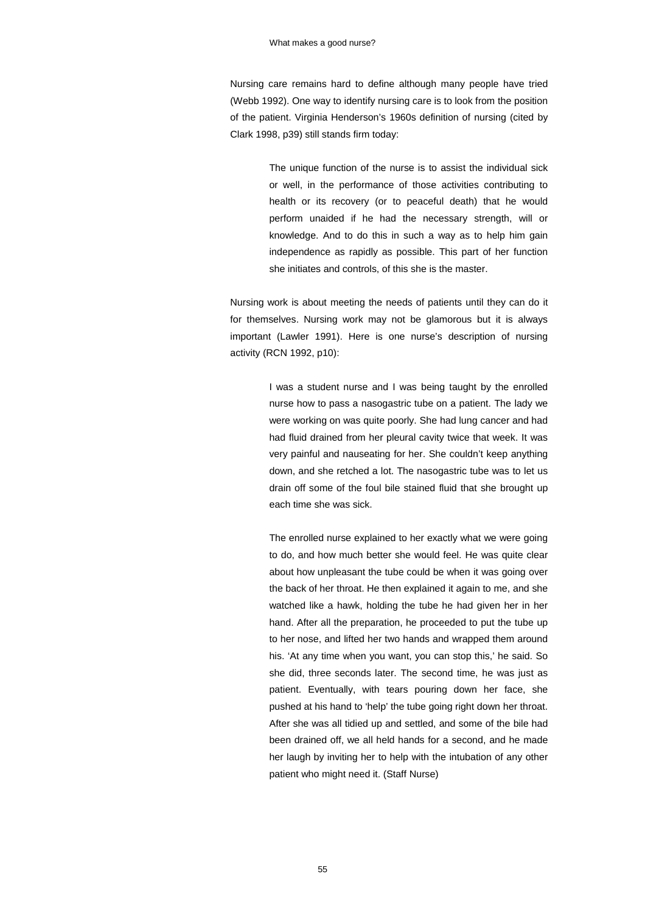Nursing care remains hard to define although many people have tried (Webb 1992). One way to identify nursing care is to look from the position of the patient. Virginia Henderson's 1960s definition of nursing (cited by Clark 1998, p39) still stands firm today:

> The unique function of the nurse is to assist the individual sick or well, in the performance of those activities contributing to health or its recovery (or to peaceful death) that he would perform unaided if he had the necessary strength, will or knowledge. And to do this in such a way as to help him gain independence as rapidly as possible. This part of her function she initiates and controls, of this she is the master.

Nursing work is about meeting the needs of patients until they can do it for themselves. Nursing work may not be glamorous but it is always important (Lawler 1991). Here is one nurse's description of nursing activity (RCN 1992, p10):

> I was a student nurse and I was being taught by the enrolled nurse how to pass a nasogastric tube on a patient. The lady we were working on was quite poorly. She had lung cancer and had had fluid drained from her pleural cavity twice that week. It was very painful and nauseating for her. She couldn't keep anything down, and she retched a lot. The nasogastric tube was to let us drain off some of the foul bile stained fluid that she brought up each time she was sick.
>
> The enrolled nurse explained to her exactly what we were going to do, and how much better she would feel. He was quite clear about how unpleasant the tube could be when it was going over the back of her throat. He then explained it again to me, and she watched like a hawk, holding the tube he had given her in her hand. After all the preparation, he proceeded to put the tube up to her nose, and lifted her two hands and wrapped them around his. 'At any time when you want, you can stop this,' he said. So she did, three seconds later. The second time, he was just as patient. Eventually, with tears pouring down her face, she pushed at his hand to 'help' the tube going right down her throat. After she was all tidied up and settled, and some of the bile had been drained off, we all held hands for a second, and he made her laugh by inviting her to help with the intubation of any other patient who might need it. (Staff Nurse)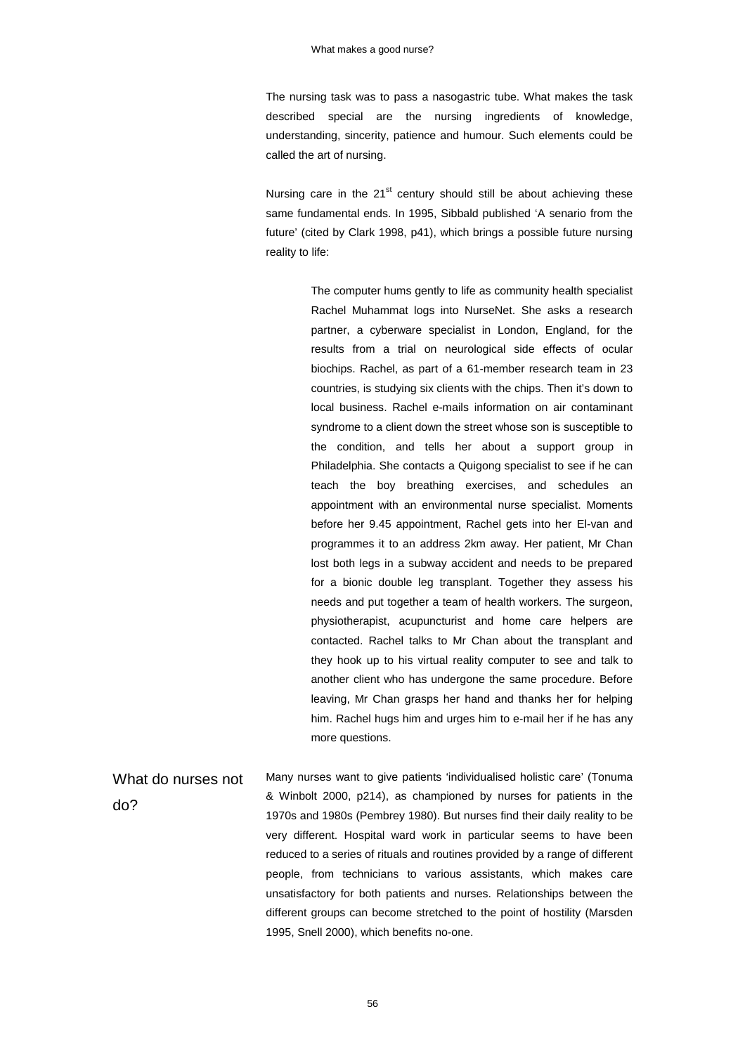The nursing task was to pass a nasogastric tube. What makes the task described special are the nursing ingredients of knowledge, understanding, sincerity, patience and humour. Such elements could be called the art of nursing.

Nursing care in the 21st century should still be about achieving these same fundamental ends. In 1995, Sibbald published 'A senario from the future' (cited by Clark 1998, p41), which brings a possible future nursing reality to life:

> The computer hums gently to life as community health specialist Rachel Muhammat logs into NurseNet. She asks a research partner, a cyberware specialist in London, England, for the results from a trial on neurological side effects of ocular biochips. Rachel, as part of a 61-member research team in 23 countries, is studying six clients with the chips. Then it's down to local business. Rachel e-mails information on air contaminant syndrome to a client down the street whose son is susceptible to the condition, and tells her about a support group in Philadelphia. She contacts a Quigong specialist to see if he can teach the boy breathing exercises, and schedules an appointment with an environmental nurse specialist. Moments before her 9.45 appointment, Rachel gets into her El-van and programmes it to an address 2km away. Her patient, Mr Chan lost both legs in a subway accident and needs to be prepared for a bionic double leg transplant. Together they assess his needs and put together a team of health workers. The surgeon, physiotherapist, acupuncturist and home care helpers are contacted. Rachel talks to Mr Chan about the transplant and they hook up to his virtual reality computer to see and talk to another client who has undergone the same procedure. Before leaving, Mr Chan grasps her hand and thanks her for helping him. Rachel hugs him and urges him to e-mail her if he has any more questions.

## What do nurses not do?

Many nurses want to give patients 'individualised holistic care' (Tonuma & Winbolt 2000, p214), as championed by nurses for patients in the 1970s and 1980s (Pembrey 1980). But nurses find their daily reality to be very different. Hospital ward work in particular seems to have been reduced to a series of rituals and routines provided by a range of different people, from technicians to various assistants, which makes care unsatisfactory for both patients and nurses. Relationships between the different groups can become stretched to the point of hostility (Marsden 1995, Snell 2000), which benefits no-one.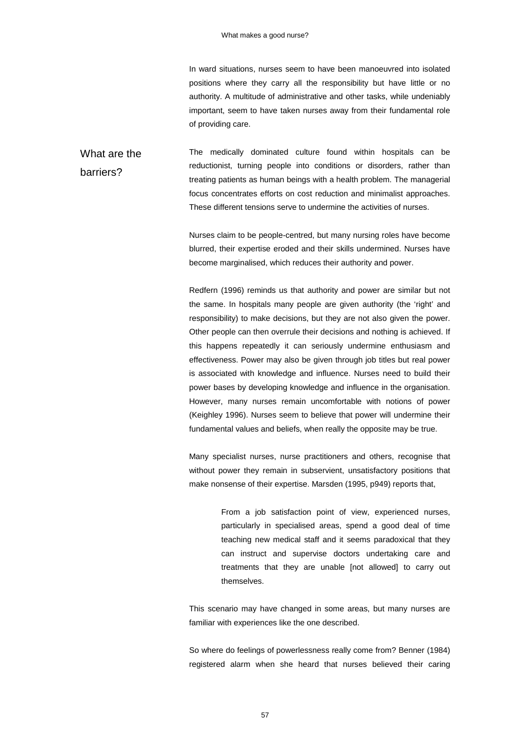In ward situations, nurses seem to have been manoeuvred into isolated positions where they carry all the responsibility but have little or no authority. A multitude of administrative and other tasks, while undeniably important, seem to have taken nurses away from their fundamental role of providing care.

## What are the barriers?

The medically dominated culture found within hospitals can be reductionist, turning people into conditions or disorders, rather than treating patients as human beings with a health problem. The managerial focus concentrates efforts on cost reduction and minimalist approaches. These different tensions serve to undermine the activities of nurses.

Nurses claim to be people-centred, but many nursing roles have become blurred, their expertise eroded and their skills undermined. Nurses have become marginalised, which reduces their authority and power.

Redfern (1996) reminds us that authority and power are similar but not the same. In hospitals many people are given authority (the 'right' and responsibility) to make decisions, but they are not also given the power. Other people can then overrule their decisions and nothing is achieved. If this happens repeatedly it can seriously undermine enthusiasm and effectiveness. Power may also be given through job titles but real power is associated with knowledge and influence. Nurses need to build their power bases by developing knowledge and influence in the organisation. However, many nurses remain uncomfortable with notions of power (Keighley 1996). Nurses seem to believe that power will undermine their fundamental values and beliefs, when really the opposite may be true.

Many specialist nurses, nurse practitioners and others, recognise that without power they remain in subservient, unsatisfactory positions that make nonsense of their expertise. Marsden (1995, p949) reports that,

> From a job satisfaction point of view, experienced nurses, particularly in specialised areas, spend a good deal of time teaching new medical staff and it seems paradoxical that they can instruct and supervise doctors undertaking care and treatments that they are unable [not allowed] to carry out themselves.

This scenario may have changed in some areas, but many nurses are familiar with experiences like the one described.

So where do feelings of powerlessness really come from? Benner (1984) registered alarm when she heard that nurses believed their caring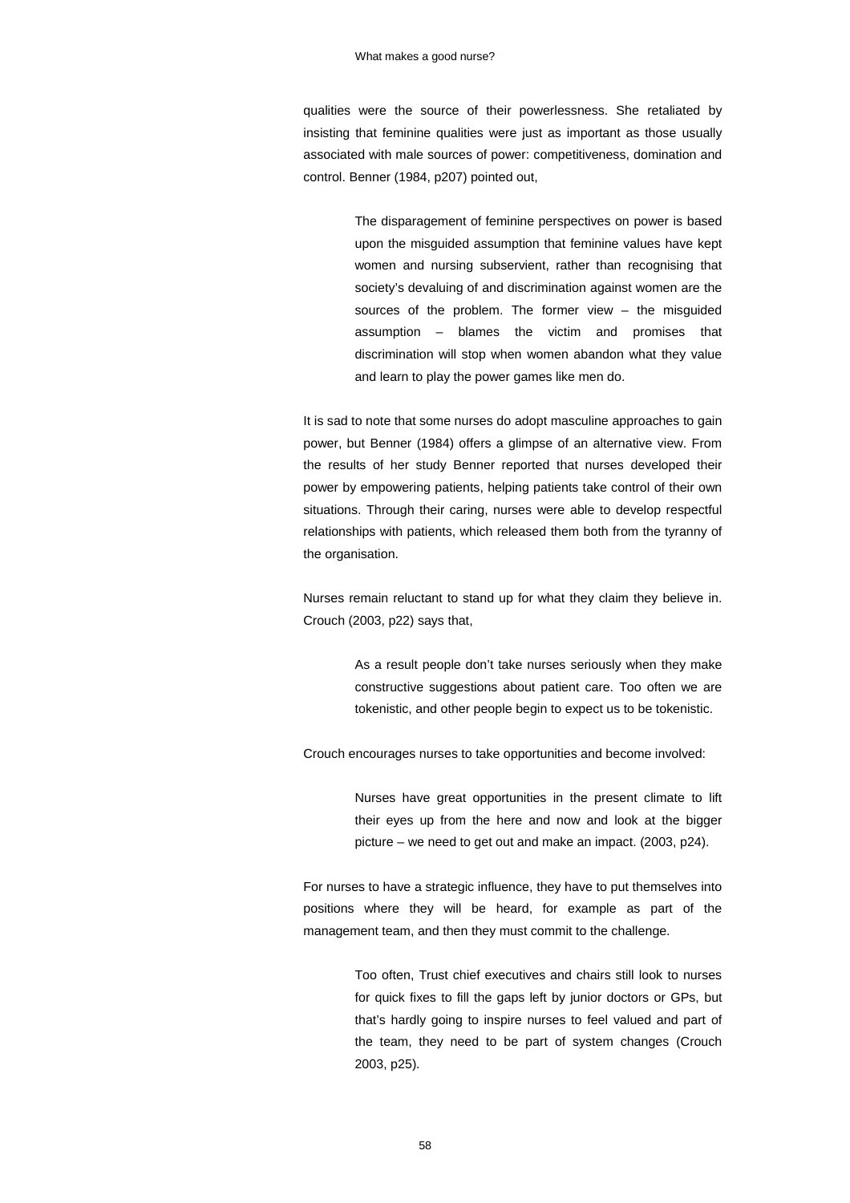qualities were the source of their powerlessness. She retaliated by insisting that feminine qualities were just as important as those usually associated with male sources of power: competitiveness, domination and control. Benner (1984, p207) pointed out,

> The disparagement of feminine perspectives on power is based upon the misguided assumption that feminine values have kept women and nursing subservient, rather than recognising that society's devaluing of and discrimination against women are the sources of the problem. The former view – the misguided assumption – blames the victim and promises that discrimination will stop when women abandon what they value and learn to play the power games like men do.

It is sad to note that some nurses do adopt masculine approaches to gain power, but Benner (1984) offers a glimpse of an alternative view. From the results of her study Benner reported that nurses developed their power by empowering patients, helping patients take control of their own situations. Through their caring, nurses were able to develop respectful relationships with patients, which released them both from the tyranny of the organisation.

Nurses remain reluctant to stand up for what they claim they believe in. Crouch (2003, p22) says that,

> As a result people don't take nurses seriously when they make constructive suggestions about patient care. Too often we are tokenistic, and other people begin to expect us to be tokenistic.

Crouch encourages nurses to take opportunities and become involved:

> Nurses have great opportunities in the present climate to lift their eyes up from the here and now and look at the bigger picture – we need to get out and make an impact. (2003, p24).

For nurses to have a strategic influence, they have to put themselves into positions where they will be heard, for example as part of the management team, and then they must commit to the challenge.

> Too often, Trust chief executives and chairs still look to nurses for quick fixes to fill the gaps left by junior doctors or GPs, but that's hardly going to inspire nurses to feel valued and part of the team, they need to be part of system changes (Crouch 2003, p25).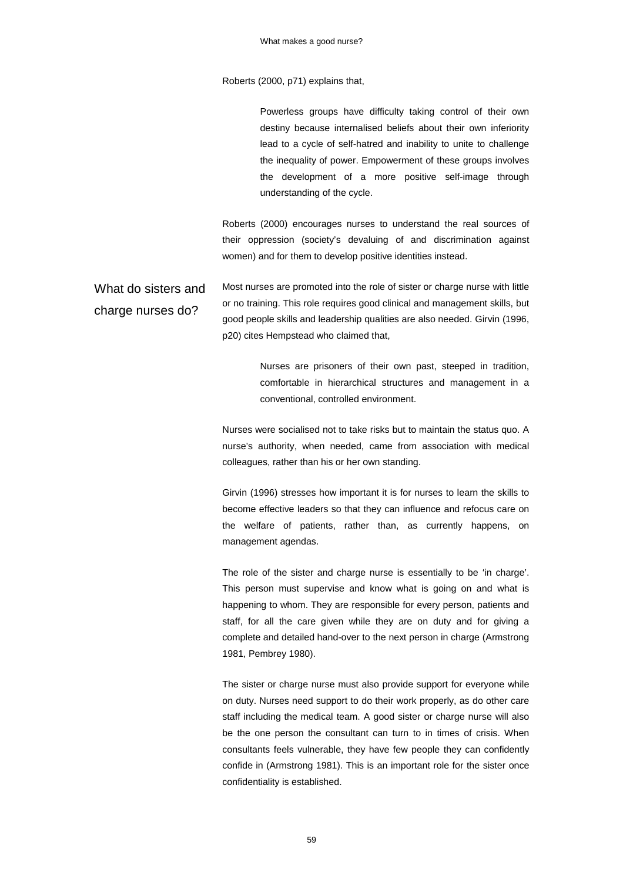Roberts (2000, p71) explains that,

> Powerless groups have difficulty taking control of their own destiny because internalised beliefs about their own inferiority lead to a cycle of self-hatred and inability to unite to challenge the inequality of power. Empowerment of these groups involves the development of a more positive self-image through understanding of the cycle.

Roberts (2000) encourages nurses to understand the real sources of their oppression (society's devaluing of and discrimination against women) and for them to develop positive identities instead.

## What do sisters and charge nurses do?

Most nurses are promoted into the role of sister or charge nurse with little or no training. This role requires good clinical and management skills, but good people skills and leadership qualities are also needed. Girvin (1996, p20) cites Hempstead who claimed that,

> Nurses are prisoners of their own past, steeped in tradition, comfortable in hierarchical structures and management in a conventional, controlled environment.

Nurses were socialised not to take risks but to maintain the status quo. A nurse's authority, when needed, came from association with medical colleagues, rather than his or her own standing.

Girvin (1996) stresses how important it is for nurses to learn the skills to become effective leaders so that they can influence and refocus care on the welfare of patients, rather than, as currently happens, on management agendas.

The role of the sister and charge nurse is essentially to be 'in charge'. This person must supervise and know what is going on and what is happening to whom. They are responsible for every person, patients and staff, for all the care given while they are on duty and for giving a complete and detailed hand-over to the next person in charge (Armstrong 1981, Pembrey 1980).

The sister or charge nurse must also provide support for everyone while on duty. Nurses need support to do their work properly, as do other care staff including the medical team. A good sister or charge nurse will also be the one person the consultant can turn to in times of crisis. When consultants feels vulnerable, they have few people they can confidently confide in (Armstrong 1981). This is an important role for the sister once confidentiality is established.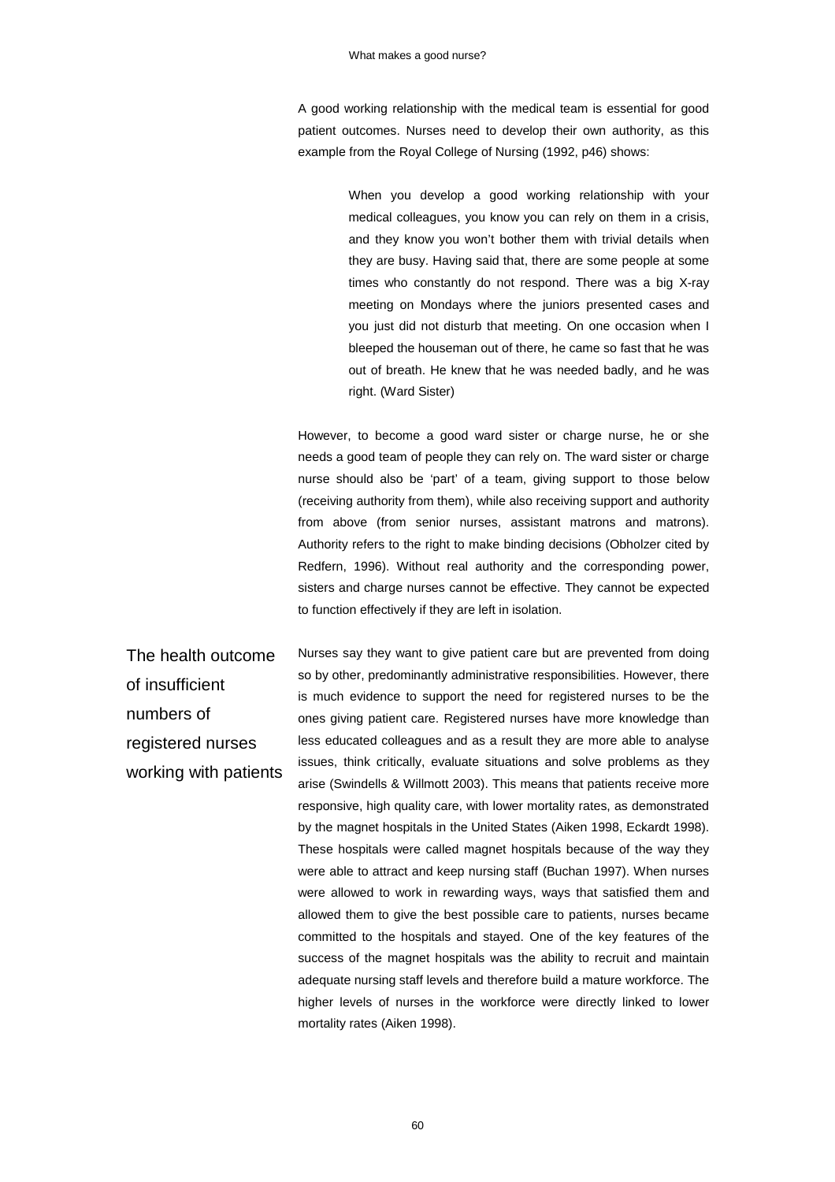A good working relationship with the medical team is essential for good patient outcomes. Nurses need to develop their own authority, as this example from the Royal College of Nursing (1992, p46) shows:

> When you develop a good working relationship with your medical colleagues, you know you can rely on them in a crisis, and they know you won't bother them with trivial details when they are busy. Having said that, there are some people at some times who constantly do not respond. There was a big X-ray meeting on Mondays where the juniors presented cases and you just did not disturb that meeting. On one occasion when I bleeped the houseman out of there, he came so fast that he was out of breath. He knew that he was needed badly, and he was right. (Ward Sister)

However, to become a good ward sister or charge nurse, he or she needs a good team of people they can rely on. The ward sister or charge nurse should also be 'part' of a team, giving support to those below (receiving authority from them), while also receiving support and authority from above (from senior nurses, assistant matrons and matrons). Authority refers to the right to make binding decisions (Obholzer cited by Redfern, 1996). Without real authority and the corresponding power, sisters and charge nurses cannot be effective. They cannot be expected to function effectively if they are left in isolation.

## The health outcome of insufficient numbers of registered nurses working with patients

Nurses say they want to give patient care but are prevented from doing so by other, predominantly administrative responsibilities. However, there is much evidence to support the need for registered nurses to be the ones giving patient care. Registered nurses have more knowledge than less educated colleagues and as a result they are more able to analyse issues, think critically, evaluate situations and solve problems as they arise (Swindells & Willmott 2003). This means that patients receive more responsive, high quality care, with lower mortality rates, as demonstrated by the magnet hospitals in the United States (Aiken 1998, Eckardt 1998). These hospitals were called magnet hospitals because of the way they were able to attract and keep nursing staff (Buchan 1997). When nurses were allowed to work in rewarding ways, ways that satisfied them and allowed them to give the best possible care to patients, nurses became committed to the hospitals and stayed. One of the key features of the success of the magnet hospitals was the ability to recruit and maintain adequate nursing staff levels and therefore build a mature workforce. The higher levels of nurses in the workforce were directly linked to lower mortality rates (Aiken 1998).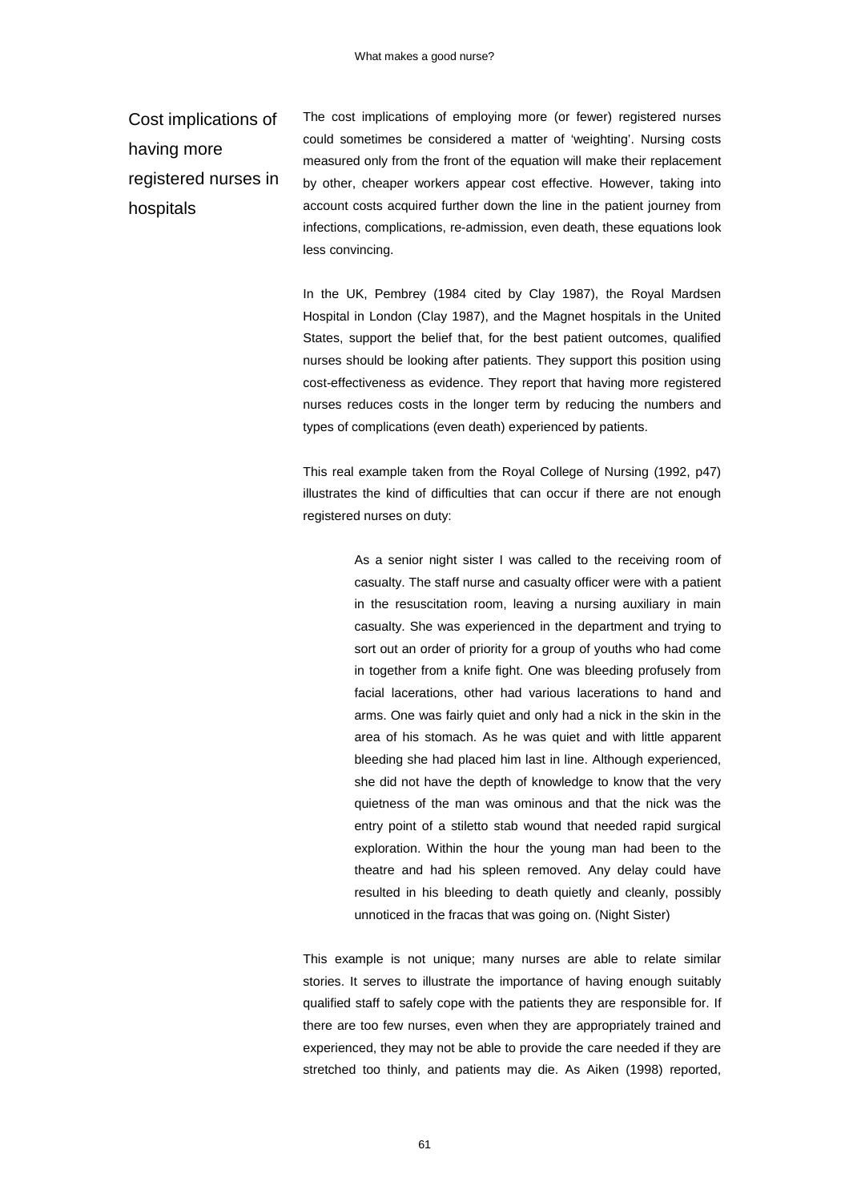## Cost implications of having more registered nurses in hospitals

The cost implications of employing more (or fewer) registered nurses could sometimes be considered a matter of 'weighting'. Nursing costs measured only from the front of the equation will make their replacement by other, cheaper workers appear cost effective. However, taking into account costs acquired further down the line in the patient journey from infections, complications, re-admission, even death, these equations look less convincing.

In the UK, Pembrey (1984 cited by Clay 1987), the Royal Mardsen Hospital in London (Clay 1987), and the Magnet hospitals in the United States, support the belief that, for the best patient outcomes, qualified nurses should be looking after patients. They support this position using cost-effectiveness as evidence. They report that having more registered nurses reduces costs in the longer term by reducing the numbers and types of complications (even death) experienced by patients.

This real example taken from the Royal College of Nursing (1992, p47) illustrates the kind of difficulties that can occur if there are not enough registered nurses on duty:

> As a senior night sister I was called to the receiving room of casualty. The staff nurse and casualty officer were with a patient in the resuscitation room, leaving a nursing auxiliary in main casualty. She was experienced in the department and trying to sort out an order of priority for a group of youths who had come in together from a knife fight. One was bleeding profusely from facial lacerations, other had various lacerations to hand and arms. One was fairly quiet and only had a nick in the skin in the area of his stomach. As he was quiet and with little apparent bleeding she had placed him last in line. Although experienced, she did not have the depth of knowledge to know that the very quietness of the man was ominous and that the nick was the entry point of a stiletto stab wound that needed rapid surgical exploration. Within the hour the young man had been to the theatre and had his spleen removed. Any delay could have resulted in his bleeding to death quietly and cleanly, possibly unnoticed in the fracas that was going on. (Night Sister)

This example is not unique; many nurses are able to relate similar stories. It serves to illustrate the importance of having enough suitably qualified staff to safely cope with the patients they are responsible for. If there are too few nurses, even when they are appropriately trained and experienced, they may not be able to provide the care needed if they are stretched too thinly, and patients may die. As Aiken (1998) reported,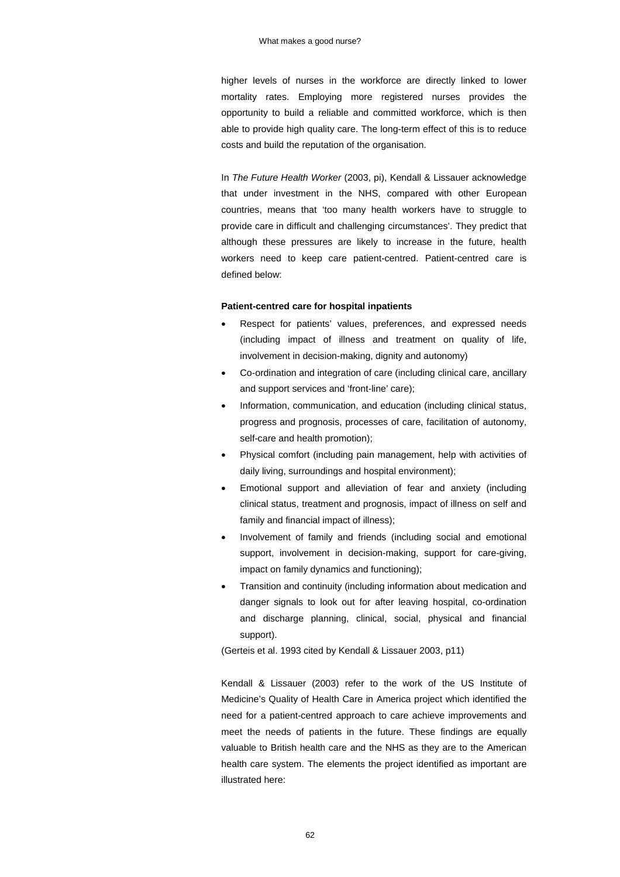higher levels of nurses in the workforce are directly linked to lower mortality rates. Employing more registered nurses provides the opportunity to build a reliable and committed workforce, which is then able to provide high quality care. The long-term effect of this is to reduce costs and build the reputation of the organisation.

In *The Future Health Worker* (2003, pi), Kendall & Lissauer acknowledge that under investment in the NHS, compared with other European countries, means that 'too many health workers have to struggle to provide care in difficult and challenging circumstances'. They predict that although these pressures are likely to increase in the future, health workers need to keep care patient-centred. Patient-centred care is defined below:

**Patient-centred care for hospital inpatients**

- Respect for patients' values, preferences, and expressed needs (including impact of illness and treatment on quality of life, involvement in decision-making, dignity and autonomy)
- Co-ordination and integration of care (including clinical care, ancillary and support services and 'front-line' care);
- Information, communication, and education (including clinical status, progress and prognosis, processes of care, facilitation of autonomy, self-care and health promotion);
- Physical comfort (including pain management, help with activities of daily living, surroundings and hospital environment);
- Emotional support and alleviation of fear and anxiety (including clinical status, treatment and prognosis, impact of illness on self and family and financial impact of illness);
- Involvement of family and friends (including social and emotional support, involvement in decision-making, support for care-giving, impact on family dynamics and functioning);
- Transition and continuity (including information about medication and danger signals to look out for after leaving hospital, co-ordination and discharge planning, clinical, social, physical and financial support).

(Gerteis et al. 1993 cited by Kendall & Lissauer 2003, p11)

Kendall & Lissauer (2003) refer to the work of the US Institute of Medicine's Quality of Health Care in America project which identified the need for a patient-centred approach to care achieve improvements and meet the needs of patients in the future. These findings are equally valuable to British health care and the NHS as they are to the American health care system. The elements the project identified as important are illustrated here: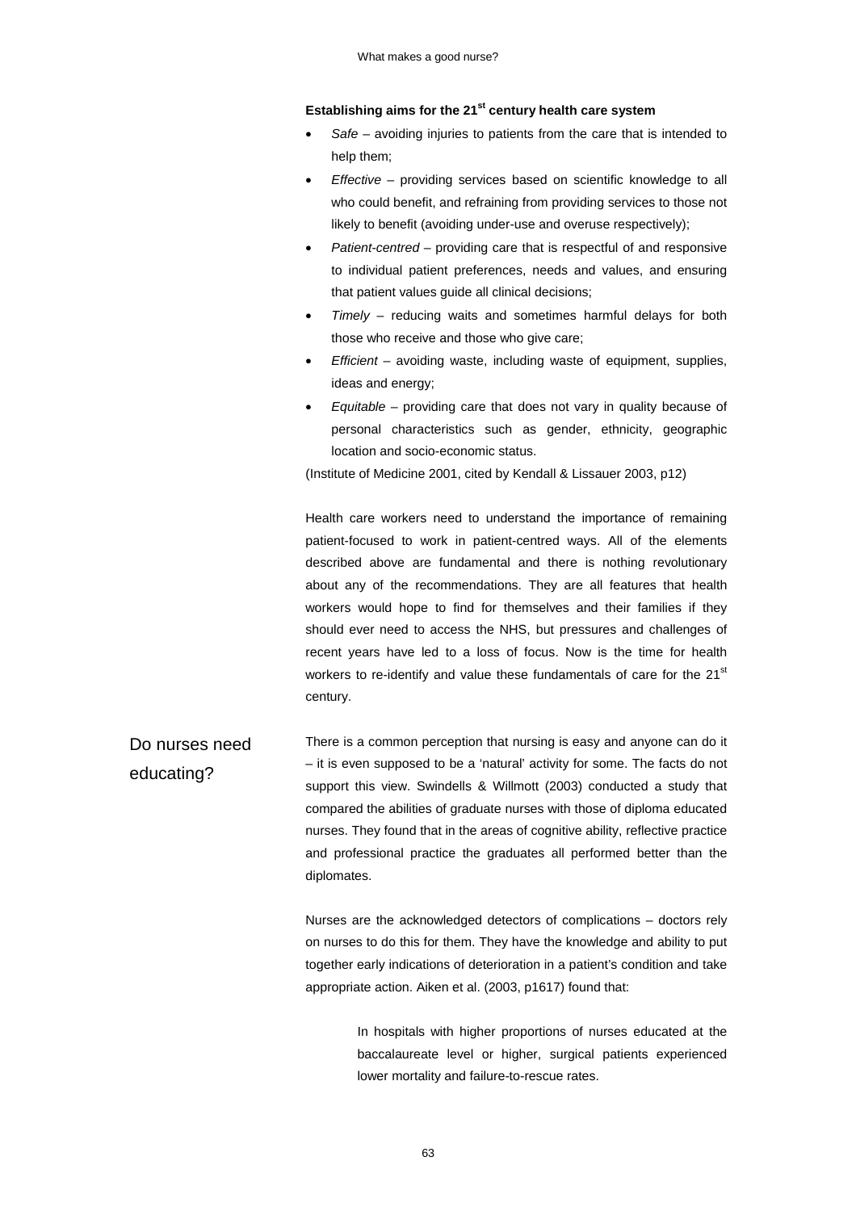**Establishing aims for the 21st century health care system**

- *Safe* – avoiding injuries to patients from the care that is intended to help them;
- *Effective* – providing services based on scientific knowledge to all who could benefit, and refraining from providing services to those not likely to benefit (avoiding under-use and overuse respectively);
- *Patient-centred* – providing care that is respectful of and responsive to individual patient preferences, needs and values, and ensuring that patient values guide all clinical decisions;
- *Timely* – reducing waits and sometimes harmful delays for both those who receive and those who give care;
- *Efficient* – avoiding waste, including waste of equipment, supplies, ideas and energy;
- *Equitable* – providing care that does not vary in quality because of personal characteristics such as gender, ethnicity, geographic location and socio-economic status.

(Institute of Medicine 2001, cited by Kendall & Lissauer 2003, p12)

Health care workers need to understand the importance of remaining patient-focused to work in patient-centred ways. All of the elements described above are fundamental and there is nothing revolutionary about any of the recommendations. They are all features that health workers would hope to find for themselves and their families if they should ever need to access the NHS, but pressures and challenges of recent years have led to a loss of focus. Now is the time for health workers to re-identify and value these fundamentals of care for the 21st century.

## Do nurses need educating?

There is a common perception that nursing is easy and anyone can do it – it is even supposed to be a 'natural' activity for some. The facts do not support this view. Swindells & Willmott (2003) conducted a study that compared the abilities of graduate nurses with those of diploma educated nurses. They found that in the areas of cognitive ability, reflective practice and professional practice the graduates all performed better than the diplomates.

Nurses are the acknowledged detectors of complications – doctors rely on nurses to do this for them. They have the knowledge and ability to put together early indications of deterioration in a patient's condition and take appropriate action. Aiken et al. (2003, p1617) found that:

> In hospitals with higher proportions of nurses educated at the baccalaureate level or higher, surgical patients experienced lower mortality and failure-to-rescue rates.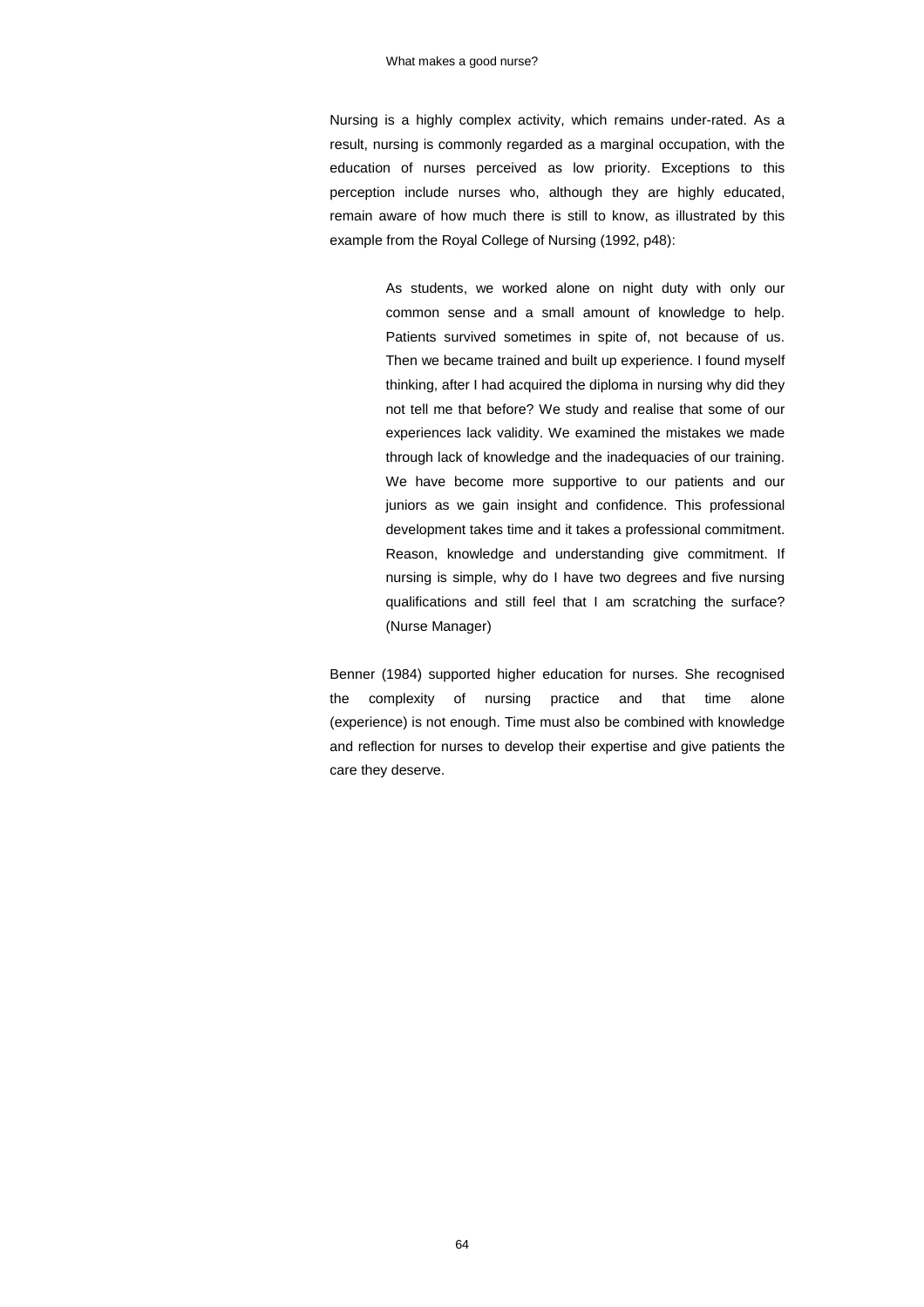Nursing is a highly complex activity, which remains under-rated. As a result, nursing is commonly regarded as a marginal occupation, with the education of nurses perceived as low priority. Exceptions to this perception include nurses who, although they are highly educated, remain aware of how much there is still to know, as illustrated by this example from the Royal College of Nursing (1992, p48):

> As students, we worked alone on night duty with only our common sense and a small amount of knowledge to help. Patients survived sometimes in spite of, not because of us. Then we became trained and built up experience. I found myself thinking, after I had acquired the diploma in nursing why did they not tell me that before? We study and realise that some of our experiences lack validity. We examined the mistakes we made through lack of knowledge and the inadequacies of our training. We have become more supportive to our patients and our juniors as we gain insight and confidence. This professional development takes time and it takes a professional commitment. Reason, knowledge and understanding give commitment. If nursing is simple, why do I have two degrees and five nursing qualifications and still feel that I am scratching the surface? (Nurse Manager)

Benner (1984) supported higher education for nurses. She recognised the complexity of nursing practice and that time alone (experience) is not enough. Time must also be combined with knowledge and reflection for nurses to develop their expertise and give patients the care they deserve.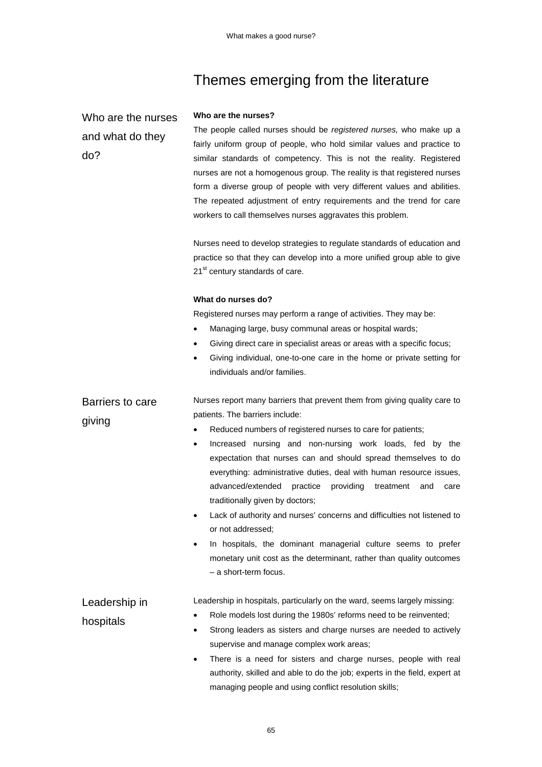# Themes emerging from the literature

## Who are the nurses and what do they do?

**Who are the nurses?**

The people called nurses should be *registered nurses,* who make up a fairly uniform group of people, who hold similar values and practice to similar standards of competency. This is not the reality. Registered nurses are not a homogenous group. The reality is that registered nurses form a diverse group of people with very different values and abilities. The repeated adjustment of entry requirements and the trend for care workers to call themselves nurses aggravates this problem.

Nurses need to develop strategies to regulate standards of education and practice so that they can develop into a more unified group able to give 21st century standards of care.

**What do nurses do?**

Registered nurses may perform a range of activities. They may be:

- Managing large, busy communal areas or hospital wards;
- Giving direct care in specialist areas or areas with a specific focus;
- Giving individual, one-to-one care in the home or private setting for individuals and/or families.

## Barriers to care giving

Nurses report many barriers that prevent them from giving quality care to patients. The barriers include:

- Reduced numbers of registered nurses to care for patients;
- Increased nursing and non-nursing work loads, fed by the expectation that nurses can and should spread themselves to do everything: administrative duties, deal with human resource issues, advanced/extended practice providing treatment and care traditionally given by doctors;
- Lack of authority and nurses' concerns and difficulties not listened to or not addressed;
- In hospitals, the dominant managerial culture seems to prefer monetary unit cost as the determinant, rather than quality outcomes – a short-term focus.

## Leadership in hospitals

Leadership in hospitals, particularly on the ward, seems largely missing:

- Role models lost during the 1980s' reforms need to be reinvented;
- Strong leaders as sisters and charge nurses are needed to actively supervise and manage complex work areas;
- There is a need for sisters and charge nurses, people with real authority, skilled and able to do the job; experts in the field, expert at managing people and using conflict resolution skills;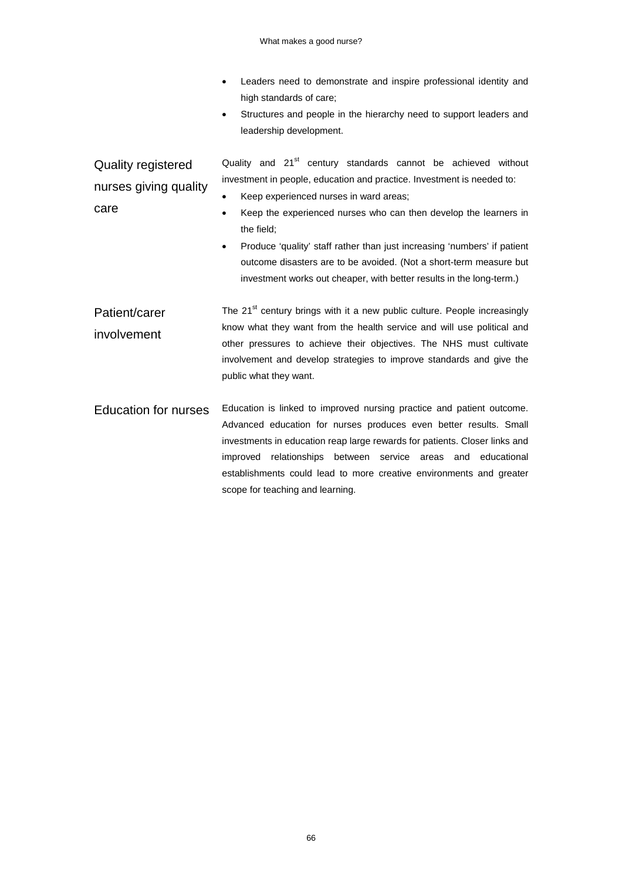- Leaders need to demonstrate and inspire professional identity and high standards of care;
- Structures and people in the hierarchy need to support leaders and leadership development.

**Quality registered nurses giving quality care**

Quality and 21st century standards cannot be achieved without investment in people, education and practice. Investment is needed to:

- Keep experienced nurses in ward areas;
- Keep the experienced nurses who can then develop the learners in the field;
- Produce 'quality' staff rather than just increasing 'numbers' if patient outcome disasters are to be avoided. (Not a short-term measure but investment works out cheaper, with better results in the long-term.)

**Patient/carer involvement**

The 21st century brings with it a new public culture. People increasingly know what they want from the health service and will use political and other pressures to achieve their objectives. The NHS must cultivate involvement and develop strategies to improve standards and give the public what they want.

**Education for nurses**

Education is linked to improved nursing practice and patient outcome. Advanced education for nurses produces even better results. Small investments in education reap large rewards for patients. Closer links and improved relationships between service areas and educational establishments could lead to more creative environments and greater scope for teaching and learning.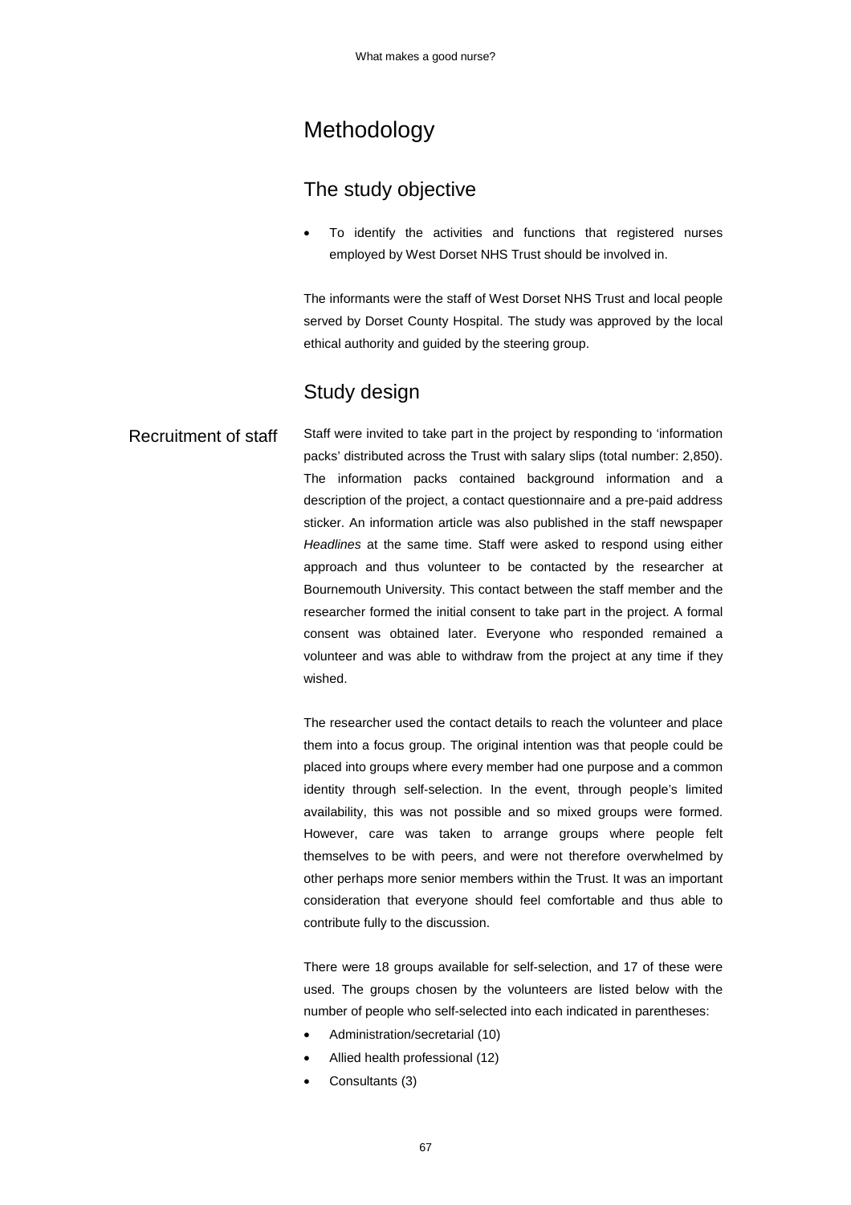# Methodology

## The study objective

- To identify the activities and functions that registered nurses employed by West Dorset NHS Trust should be involved in.

The informants were the staff of West Dorset NHS Trust and local people served by Dorset County Hospital. The study was approved by the local ethical authority and guided by the steering group.

## Study design

### Recruitment of staff

Staff were invited to take part in the project by responding to 'information packs' distributed across the Trust with salary slips (total number: 2,850). The information packs contained background information and a description of the project, a contact questionnaire and a pre-paid address sticker. An information article was also published in the staff newspaper *Headlines* at the same time. Staff were asked to respond using either approach and thus volunteer to be contacted by the researcher at Bournemouth University. This contact between the staff member and the researcher formed the initial consent to take part in the project. A formal consent was obtained later. Everyone who responded remained a volunteer and was able to withdraw from the project at any time if they wished.

The researcher used the contact details to reach the volunteer and place them into a focus group. The original intention was that people could be placed into groups where every member had one purpose and a common identity through self-selection. In the event, through people's limited availability, this was not possible and so mixed groups were formed. However, care was taken to arrange groups where people felt themselves to be with peers, and were not therefore overwhelmed by other perhaps more senior members within the Trust. It was an important consideration that everyone should feel comfortable and thus able to contribute fully to the discussion.

There were 18 groups available for self-selection, and 17 of these were used. The groups chosen by the volunteers are listed below with the number of people who self-selected into each indicated in parentheses:

- Administration/secretarial (10)
- Allied health professional (12)
- Consultants (3)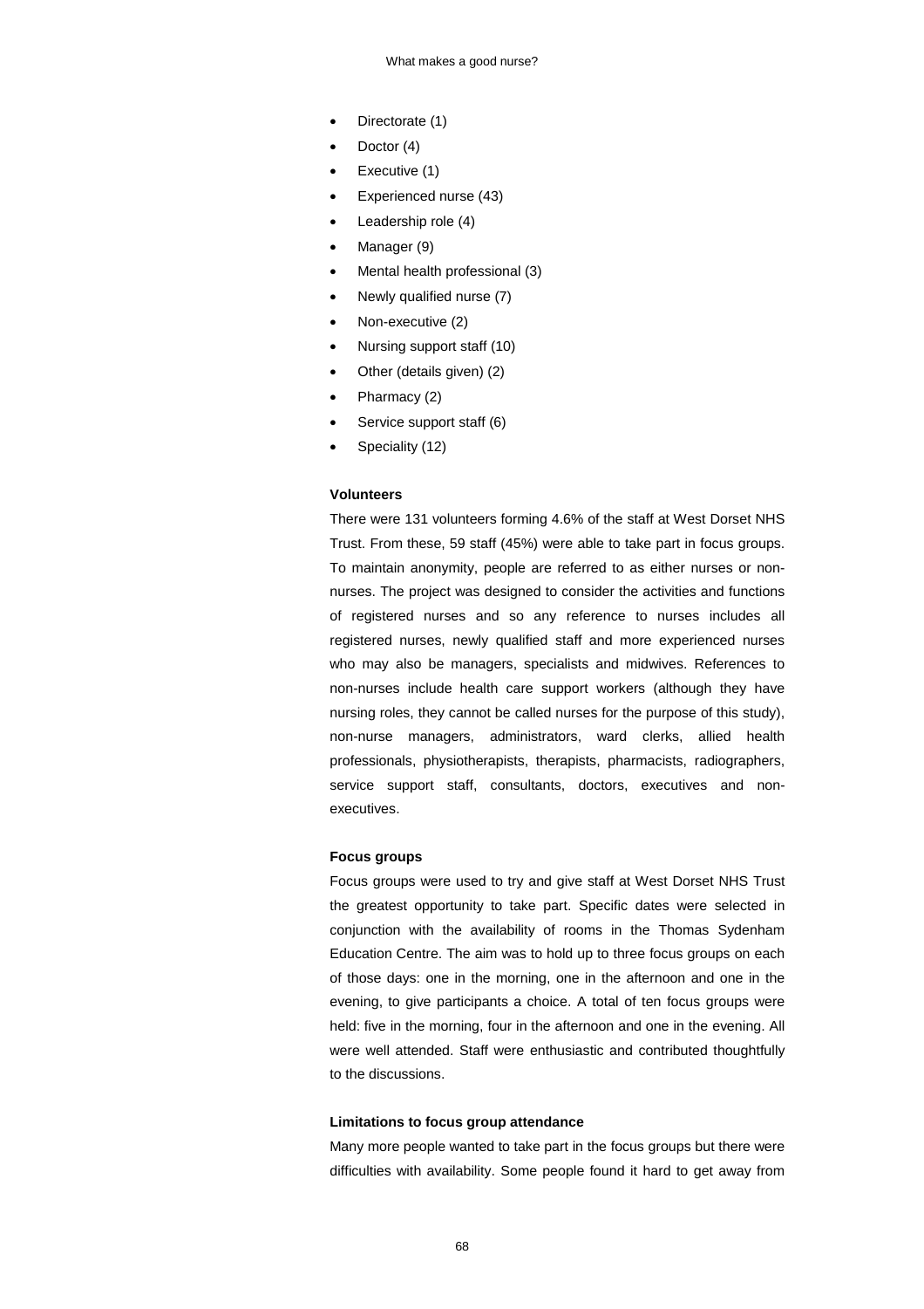- Directorate (1)
- Doctor (4)
- Executive (1)
- Experienced nurse (43)
- Leadership role (4)
- Manager (9)
- Mental health professional (3)
- Newly qualified nurse (7)
- Non-executive (2)
- Nursing support staff (10)
- Other (details given) (2)
- Pharmacy (2)
- Service support staff (6)
- Speciality (12)

**Volunteers**

There were 131 volunteers forming 4.6% of the staff at West Dorset NHS Trust. From these, 59 staff (45%) were able to take part in focus groups. To maintain anonymity, people are referred to as either nurses or non-nurses. The project was designed to consider the activities and functions of registered nurses and so any reference to nurses includes all registered nurses, newly qualified staff and more experienced nurses who may also be managers, specialists and midwives. References to non-nurses include health care support workers (although they have nursing roles, they cannot be called nurses for the purpose of this study), non-nurse managers, administrators, ward clerks, allied health professionals, physiotherapists, therapists, pharmacists, radiographers, service support staff, consultants, doctors, executives and non-executives.

**Focus groups**

Focus groups were used to try and give staff at West Dorset NHS Trust the greatest opportunity to take part. Specific dates were selected in conjunction with the availability of rooms in the Thomas Sydenham Education Centre. The aim was to hold up to three focus groups on each of those days: one in the morning, one in the afternoon and one in the evening, to give participants a choice. A total of ten focus groups were held: five in the morning, four in the afternoon and one in the evening. All were well attended. Staff were enthusiastic and contributed thoughtfully to the discussions.

**Limitations to focus group attendance**

Many more people wanted to take part in the focus groups but there were difficulties with availability. Some people found it hard to get away from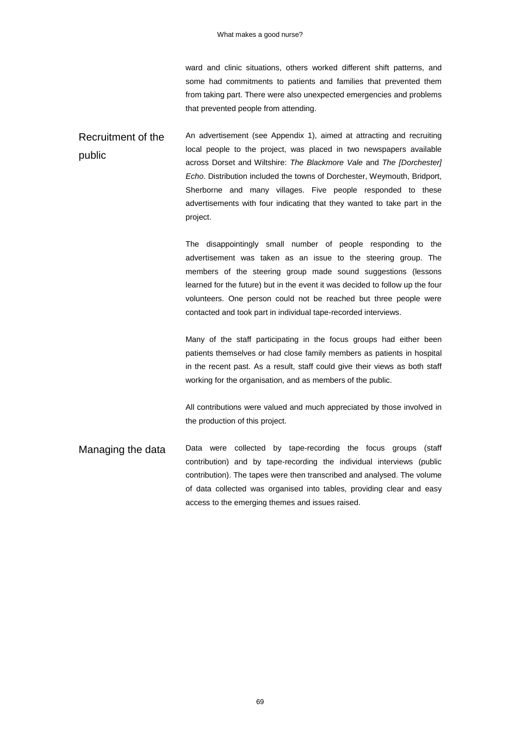ward and clinic situations, others worked different shift patterns, and some had commitments to patients and families that prevented them from taking part. There were also unexpected emergencies and problems that prevented people from attending.

## Recruitment of the public

An advertisement (see Appendix 1), aimed at attracting and recruiting local people to the project, was placed in two newspapers available across Dorset and Wiltshire: *The Blackmore Vale* and *The [Dorchester] Echo*. Distribution included the towns of Dorchester, Weymouth, Bridport, Sherborne and many villages. Five people responded to these advertisements with four indicating that they wanted to take part in the project.

The disappointingly small number of people responding to the advertisement was taken as an issue to the steering group. The members of the steering group made sound suggestions (lessons learned for the future) but in the event it was decided to follow up the four volunteers. One person could not be reached but three people were contacted and took part in individual tape-recorded interviews.

Many of the staff participating in the focus groups had either been patients themselves or had close family members as patients in hospital in the recent past. As a result, staff could give their views as both staff working for the organisation, and as members of the public.

All contributions were valued and much appreciated by those involved in the production of this project.

## Managing the data

Data were collected by tape-recording the focus groups (staff contribution) and by tape-recording the individual interviews (public contribution). The tapes were then transcribed and analysed. The volume of data collected was organised into tables, providing clear and easy access to the emerging themes and issues raised.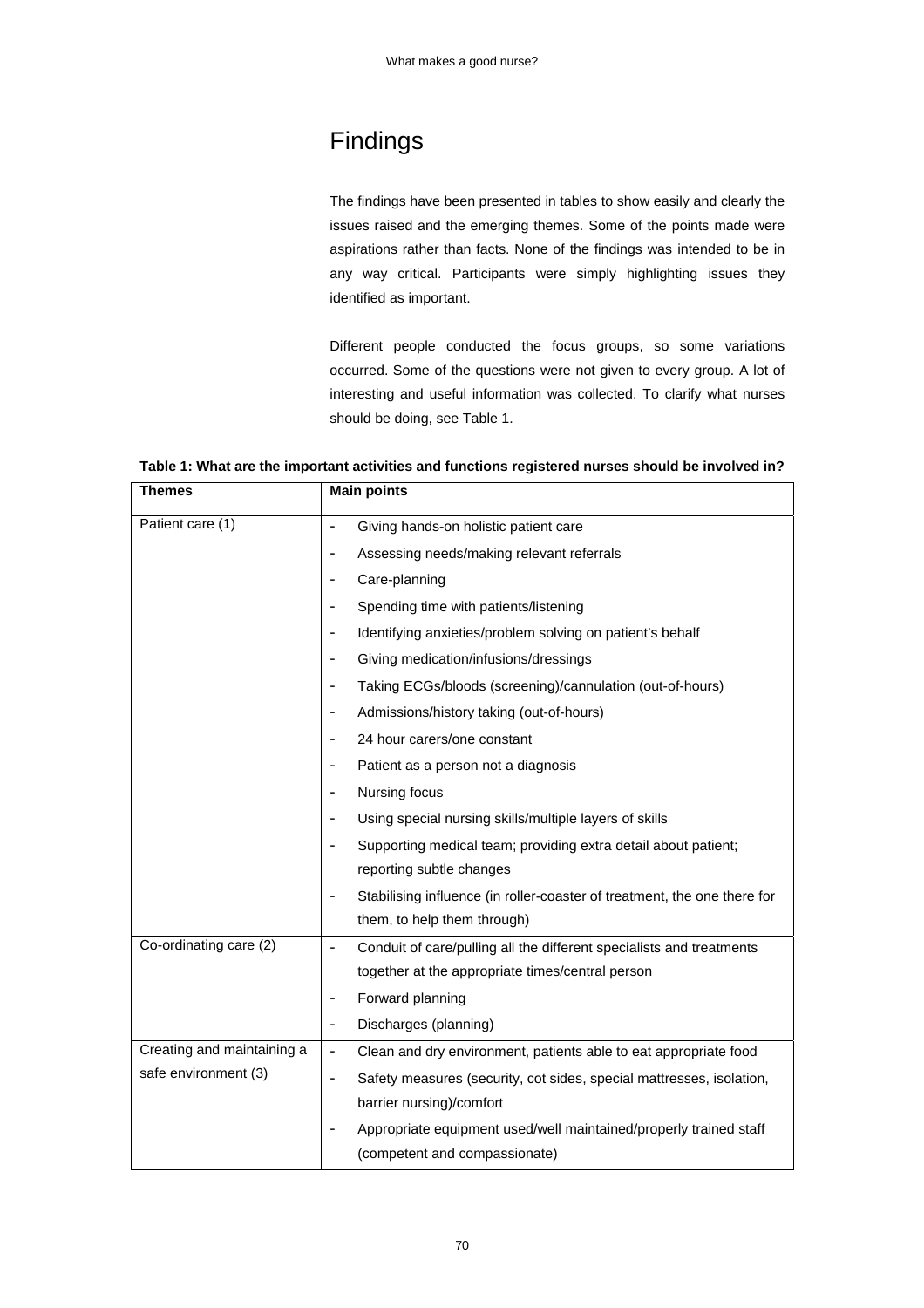# Findings

The findings have been presented in tables to show easily and clearly the issues raised and the emerging themes. Some of the points made were aspirations rather than facts. None of the findings was intended to be in any way critical. Participants were simply highlighting issues they identified as important.

Different people conducted the focus groups, so some variations occurred. Some of the questions were not given to every group. A lot of interesting and useful information was collected. To clarify what nurses should be doing, see Table 1.

**Table 1: What are the important activities and functions registered nurses should be involved in?**

| **Themes** | **Main points** |
|---|---|
| Patient care (1) | - Giving hands-on holistic patient care<br>- Assessing needs/making relevant referrals<br>- Care-planning<br>- Spending time with patients/listening<br>- Identifying anxieties/problem solving on patient's behalf<br>- Giving medication/infusions/dressings<br>- Taking ECGs/bloods (screening)/cannulation (out-of-hours)<br>- Admissions/history taking (out-of-hours)<br>- 24 hour carers/one constant<br>- Patient as a person not a diagnosis<br>- Nursing focus<br>- Using special nursing skills/multiple layers of skills<br>- Supporting medical team; providing extra detail about patient; reporting subtle changes<br>- Stabilising influence (in roller-coaster of treatment, the one there for them, to help them through) |
| Co-ordinating care (2) | - Conduit of care/pulling all the different specialists and treatments together at the appropriate times/central person<br>- Forward planning<br>- Discharges (planning) |
| Creating and maintaining a safe environment (3) | - Clean and dry environment, patients able to eat appropriate food<br>- Safety measures (security, cot sides, special mattresses, isolation, barrier nursing)/comfort<br>- Appropriate equipment used/well maintained/properly trained staff (competent and compassionate) |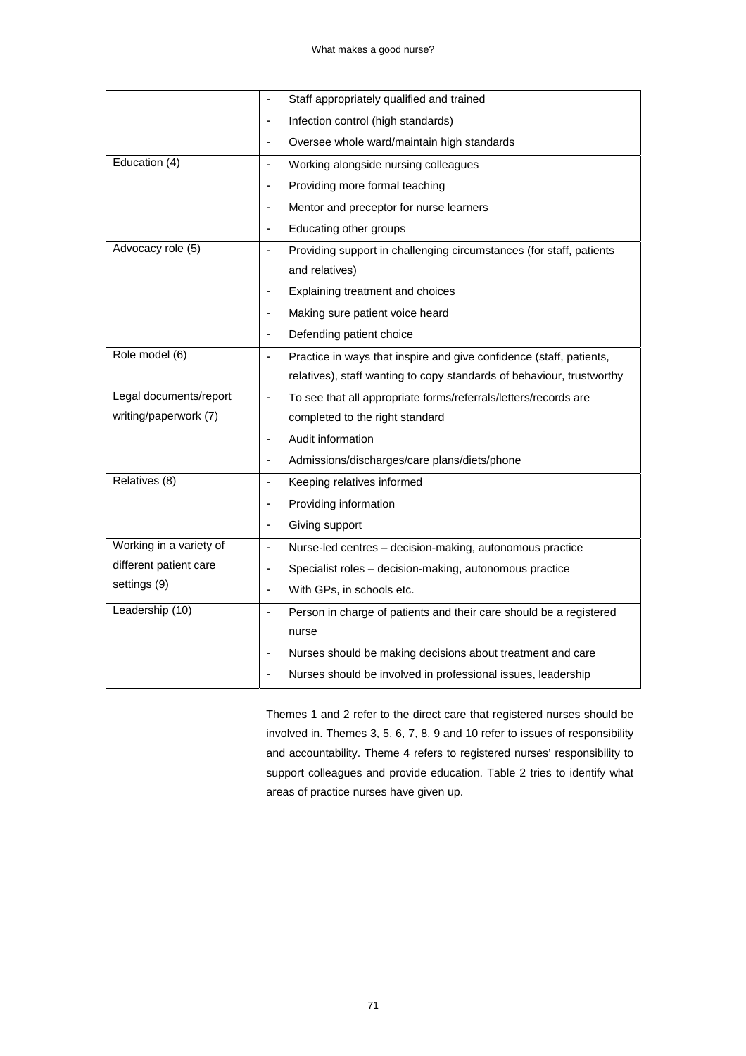| | |
|---|---|
| | - Staff appropriately qualified and trained<br>- Infection control (high standards)<br>- Oversee whole ward/maintain high standards |
| Education (4) | - Working alongside nursing colleagues<br>- Providing more formal teaching<br>- Mentor and preceptor for nurse learners<br>- Educating other groups |
| Advocacy role (5) | - Providing support in challenging circumstances (for staff, patients and relatives)<br>- Explaining treatment and choices<br>- Making sure patient voice heard<br>- Defending patient choice |
| Role model (6) | - Practice in ways that inspire and give confidence (staff, patients, relatives), staff wanting to copy standards of behaviour, trustworthy |
| Legal documents/report writing/paperwork (7) | - To see that all appropriate forms/referrals/letters/records are completed to the right standard<br>- Audit information<br>- Admissions/discharges/care plans/diets/phone |
| Relatives (8) | - Keeping relatives informed<br>- Providing information<br>- Giving support |
| Working in a variety of different patient care settings (9) | - Nurse-led centres – decision-making, autonomous practice<br>- Specialist roles – decision-making, autonomous practice<br>- With GPs, in schools etc. |
| Leadership (10) | - Person in charge of patients and their care should be a registered nurse<br>- Nurses should be making decisions about treatment and care<br>- Nurses should be involved in professional issues, leadership |

Themes 1 and 2 refer to the direct care that registered nurses should be involved in. Themes 3, 5, 6, 7, 8, 9 and 10 refer to issues of responsibility and accountability. Theme 4 refers to registered nurses' responsibility to support colleagues and provide education. Table 2 tries to identify what areas of practice nurses have given up.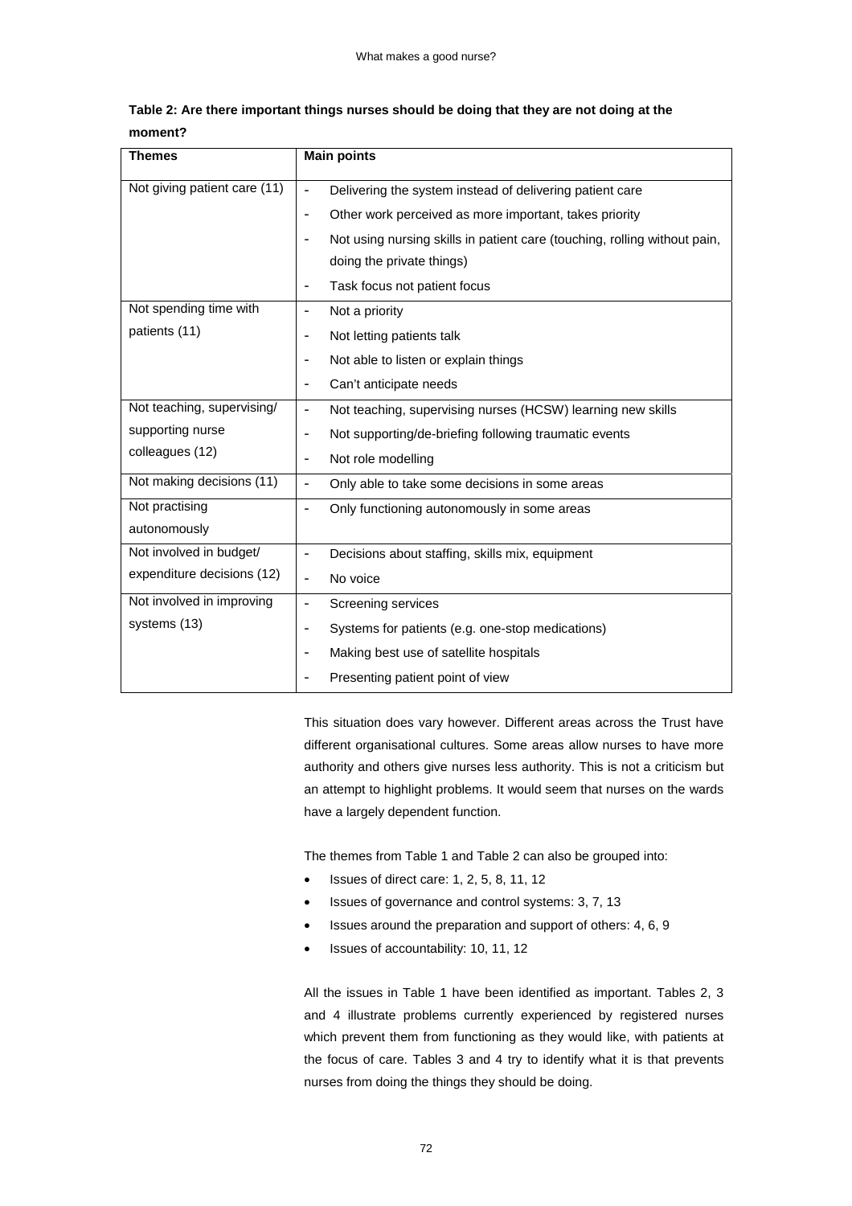**Table 2: Are there important things nurses should be doing that they are not doing at the moment?**

| Themes | Main points |
|---|---|
| Not giving patient care (11) | - Delivering the system instead of delivering patient care<br>- Other work perceived as more important, takes priority<br>- Not using nursing skills in patient care (touching, rolling without pain, doing the private things)<br>- Task focus not patient focus |
| Not spending time with patients (11) | - Not a priority<br>- Not letting patients talk<br>- Not able to listen or explain things<br>- Can't anticipate needs |
| Not teaching, supervising/ supporting nurse colleagues (12) | - Not teaching, supervising nurses (HCSW) learning new skills<br>- Not supporting/de-briefing following traumatic events<br>- Not role modelling |
| Not making decisions (11) | - Only able to take some decisions in some areas |
| Not practising autonomously | - Only functioning autonomously in some areas |
| Not involved in budget/ expenditure decisions (12) | - Decisions about staffing, skills mix, equipment<br>- No voice |
| Not involved in improving systems (13) | - Screening services<br>- Systems for patients (e.g. one-stop medications)<br>- Making best use of satellite hospitals<br>- Presenting patient point of view |

This situation does vary however. Different areas across the Trust have different organisational cultures. Some areas allow nurses to have more authority and others give nurses less authority. This is not a criticism but an attempt to highlight problems. It would seem that nurses on the wards have a largely dependent function.

The themes from Table 1 and Table 2 can also be grouped into:

- Issues of direct care: 1, 2, 5, 8, 11, 12
- Issues of governance and control systems: 3, 7, 13
- Issues around the preparation and support of others: 4, 6, 9
- Issues of accountability: 10, 11, 12

All the issues in Table 1 have been identified as important. Tables 2, 3 and 4 illustrate problems currently experienced by registered nurses which prevent them from functioning as they would like, with patients at the focus of care. Tables 3 and 4 try to identify what it is that prevents nurses from doing the things they should be doing.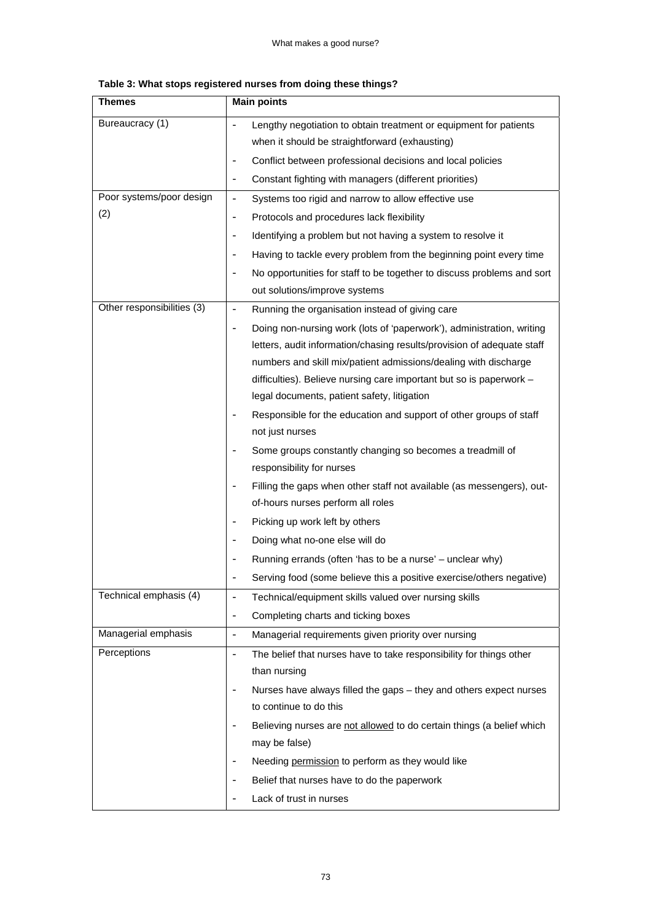**Table 3: What stops registered nurses from doing these things?**

| Themes | Main points |
|---|---|
| Bureaucracy (1) | - Lengthy negotiation to obtain treatment or equipment for patients when it should be straightforward (exhausting)<br>- Conflict between professional decisions and local policies<br>- Constant fighting with managers (different priorities) |
| Poor systems/poor design (2) | - Systems too rigid and narrow to allow effective use<br>- Protocols and procedures lack flexibility<br>- Identifying a problem but not having a system to resolve it<br>- Having to tackle every problem from the beginning point every time<br>- No opportunities for staff to be together to discuss problems and sort out solutions/improve systems |
| Other responsibilities (3) | - Running the organisation instead of giving care<br>- Doing non-nursing work (lots of 'paperwork'), administration, writing letters, audit information/chasing results/provision of adequate staff numbers and skill mix/patient admissions/dealing with discharge difficulties). Believe nursing care important but so is paperwork – legal documents, patient safety, litigation<br>- Responsible for the education and support of other groups of staff not just nurses<br>- Some groups constantly changing so becomes a treadmill of responsibility for nurses<br>- Filling the gaps when other staff not available (as messengers), out-of-hours nurses perform all roles<br>- Picking up work left by others<br>- Doing what no-one else will do<br>- Running errands (often 'has to be a nurse' – unclear why)<br>- Serving food (some believe this a positive exercise/others negative) |
| Technical emphasis (4) | - Technical/equipment skills valued over nursing skills<br>- Completing charts and ticking boxes |
| Managerial emphasis | - Managerial requirements given priority over nursing |
| Perceptions | - The belief that nurses have to take responsibility for things other than nursing<br>- Nurses have always filled the gaps – they and others expect nurses to continue to do this<br>- Believing nurses are <u>not allowed</u> to do certain things (a belief which may be false)<br>- Needing <u>permission</u> to perform as they would like<br>- Belief that nurses have to do the paperwork<br>- Lack of trust in nurses |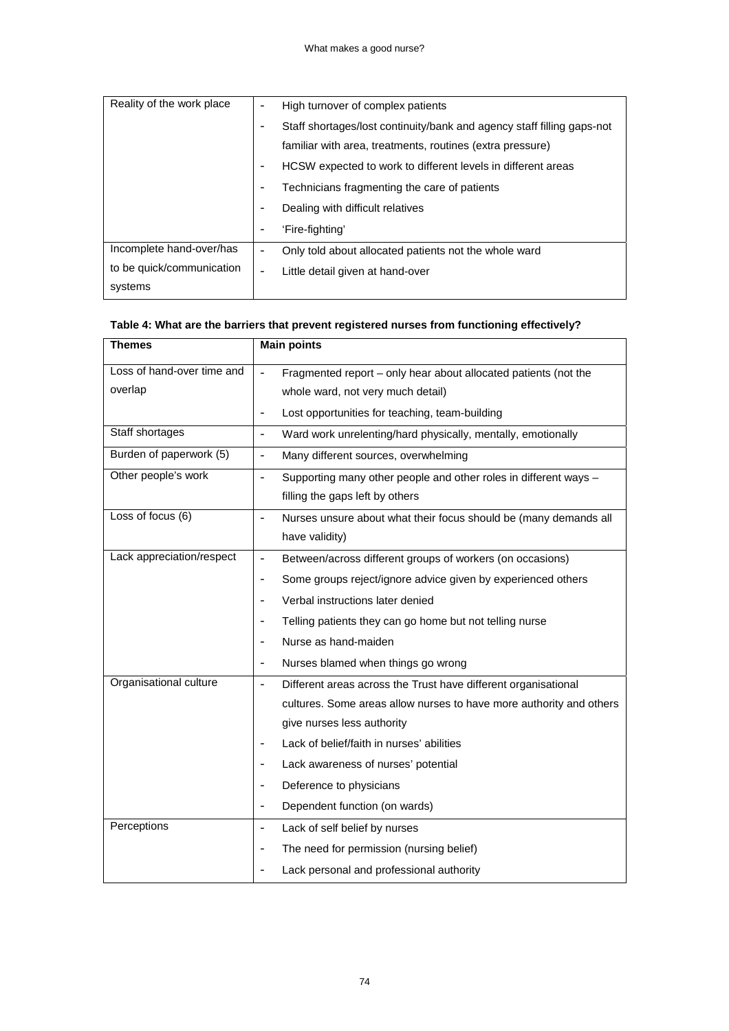| | |
|---|---|
| Reality of the work place | - High turnover of complex patients<br>- Staff shortages/lost continuity/bank and agency staff filling gaps-not familiar with area, treatments, routines (extra pressure)<br>- HCSW expected to work to different levels in different areas<br>- Technicians fragmenting the care of patients<br>- Dealing with difficult relatives<br>- 'Fire-fighting' |
| Incomplete hand-over/has to be quick/communication systems | - Only told about allocated patients not the whole ward<br>- Little detail given at hand-over |

**Table 4: What are the barriers that prevent registered nurses from functioning effectively?**

| Themes | Main points |
|---|---|
| Loss of hand-over time and overlap | - Fragmented report – only hear about allocated patients (not the whole ward, not very much detail)<br>- Lost opportunities for teaching, team-building |
| Staff shortages | - Ward work unrelenting/hard physically, mentally, emotionally |
| Burden of paperwork (5) | - Many different sources, overwhelming |
| Other people's work | - Supporting many other people and other roles in different ways – filling the gaps left by others |
| Loss of focus (6) | - Nurses unsure about what their focus should be (many demands all have validity) |
| Lack appreciation/respect | - Between/across different groups of workers (on occasions)<br>- Some groups reject/ignore advice given by experienced others<br>- Verbal instructions later denied<br>- Telling patients they can go home but not telling nurse<br>- Nurse as hand-maiden<br>- Nurses blamed when things go wrong |
| Organisational culture | - Different areas across the Trust have different organisational cultures. Some areas allow nurses to have more authority and others give nurses less authority<br>- Lack of belief/faith in nurses' abilities<br>- Lack awareness of nurses' potential<br>- Deference to physicians<br>- Dependent function (on wards) |
| Perceptions | - Lack of self belief by nurses<br>- The need for permission (nursing belief)<br>- Lack personal and professional authority |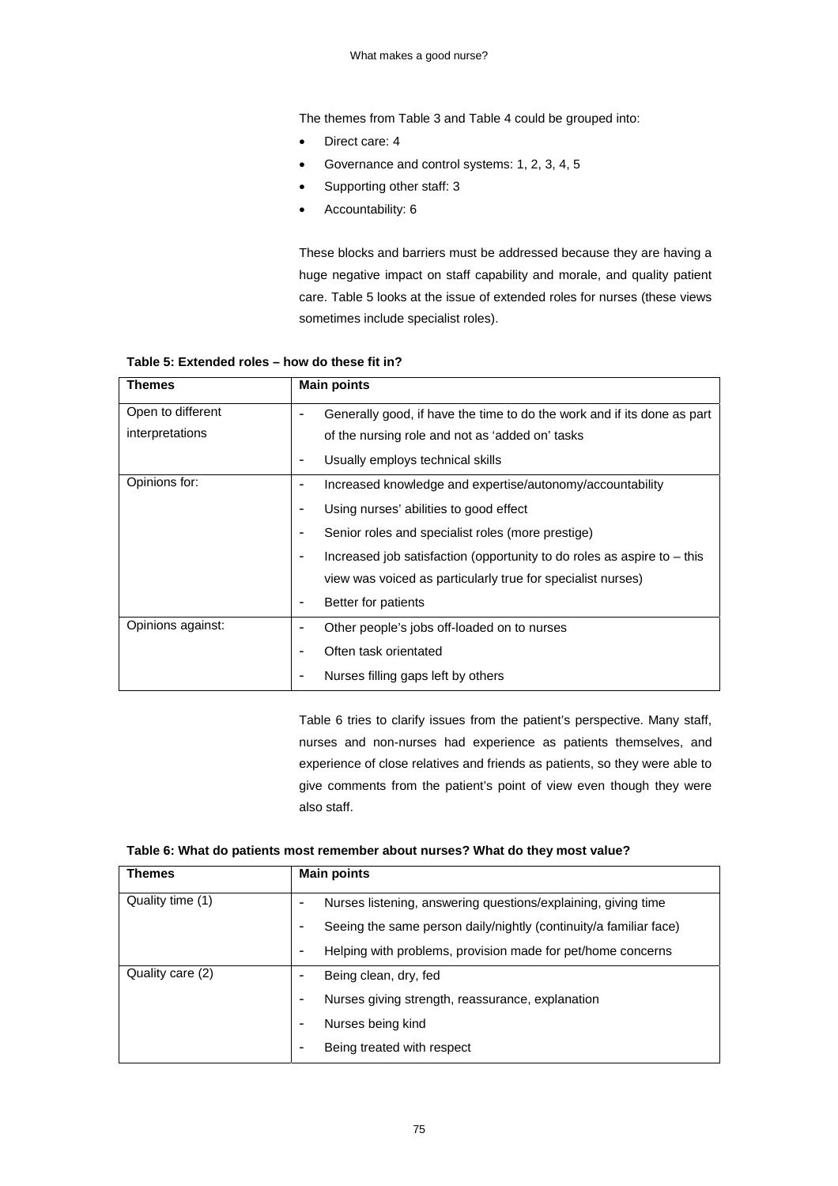The themes from Table 3 and Table 4 could be grouped into:

- Direct care: 4
- Governance and control systems: 1, 2, 3, 4, 5
- Supporting other staff: 3
- Accountability: 6

These blocks and barriers must be addressed because they are having a huge negative impact on staff capability and morale, and quality patient care. Table 5 looks at the issue of extended roles for nurses (these views sometimes include specialist roles).

**Table 5: Extended roles – how do these fit in?**

| Themes | Main points |
|---|---|
| Open to different interpretations | - Generally good, if have the time to do the work and if its done as part of the nursing role and not as 'added on' tasks<br>- Usually employs technical skills |
| Opinions for: | - Increased knowledge and expertise/autonomy/accountability<br>- Using nurses' abilities to good effect<br>- Senior roles and specialist roles (more prestige)<br>- Increased job satisfaction (opportunity to do roles as aspire to – this view was voiced as particularly true for specialist nurses)<br>- Better for patients |
| Opinions against: | - Other people's jobs off-loaded on to nurses<br>- Often task orientated<br>- Nurses filling gaps left by others |

Table 6 tries to clarify issues from the patient's perspective. Many staff, nurses and non-nurses had experience as patients themselves, and experience of close relatives and friends as patients, so they were able to give comments from the patient's point of view even though they were also staff.

**Table 6: What do patients most remember about nurses? What do they most value?**

| Themes | Main points |
|---|---|
| Quality time (1) | - Nurses listening, answering questions/explaining, giving time<br>- Seeing the same person daily/nightly (continuity/a familiar face)<br>- Helping with problems, provision made for pet/home concerns |
| Quality care (2) | - Being clean, dry, fed<br>- Nurses giving strength, reassurance, explanation<br>- Nurses being kind<br>- Being treated with respect |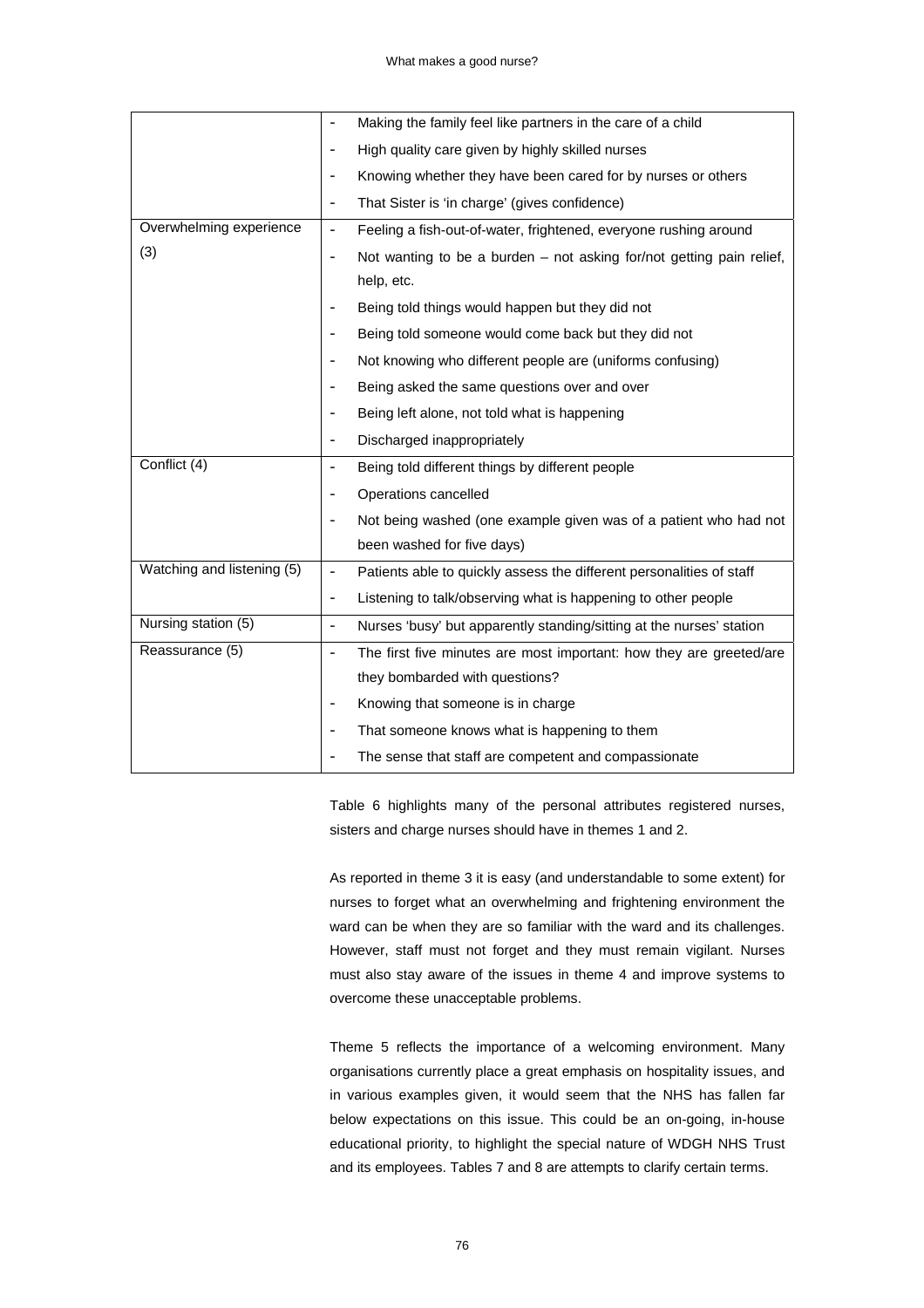| | |
|---|---|
| | - Making the family feel like partners in the care of a child<br>- High quality care given by highly skilled nurses<br>- Knowing whether they have been cared for by nurses or others<br>- That Sister is 'in charge' (gives confidence) |
| Overwhelming experience (3) | - Feeling a fish-out-of-water, frightened, everyone rushing around<br>- Not wanting to be a burden – not asking for/not getting pain relief, help, etc.<br>- Being told things would happen but they did not<br>- Being told someone would come back but they did not<br>- Not knowing who different people are (uniforms confusing)<br>- Being asked the same questions over and over<br>- Being left alone, not told what is happening<br>- Discharged inappropriately |
| Conflict (4) | - Being told different things by different people<br>- Operations cancelled<br>- Not being washed (one example given was of a patient who had not been washed for five days) |
| Watching and listening (5) | - Patients able to quickly assess the different personalities of staff<br>- Listening to talk/observing what is happening to other people |
| Nursing station (5) | - Nurses 'busy' but apparently standing/sitting at the nurses' station |
| Reassurance (5) | - The first five minutes are most important: how they are greeted/are they bombarded with questions?<br>- Knowing that someone is in charge<br>- That someone knows what is happening to them<br>- The sense that staff are competent and compassionate |

Table 6 highlights many of the personal attributes registered nurses, sisters and charge nurses should have in themes 1 and 2.

As reported in theme 3 it is easy (and understandable to some extent) for nurses to forget what an overwhelming and frightening environment the ward can be when they are so familiar with the ward and its challenges. However, staff must not forget and they must remain vigilant. Nurses must also stay aware of the issues in theme 4 and improve systems to overcome these unacceptable problems.

Theme 5 reflects the importance of a welcoming environment. Many organisations currently place a great emphasis on hospitality issues, and in various examples given, it would seem that the NHS has fallen far below expectations on this issue. This could be an on-going, in-house educational priority, to highlight the special nature of WDGH NHS Trust and its employees. Tables 7 and 8 are attempts to clarify certain terms.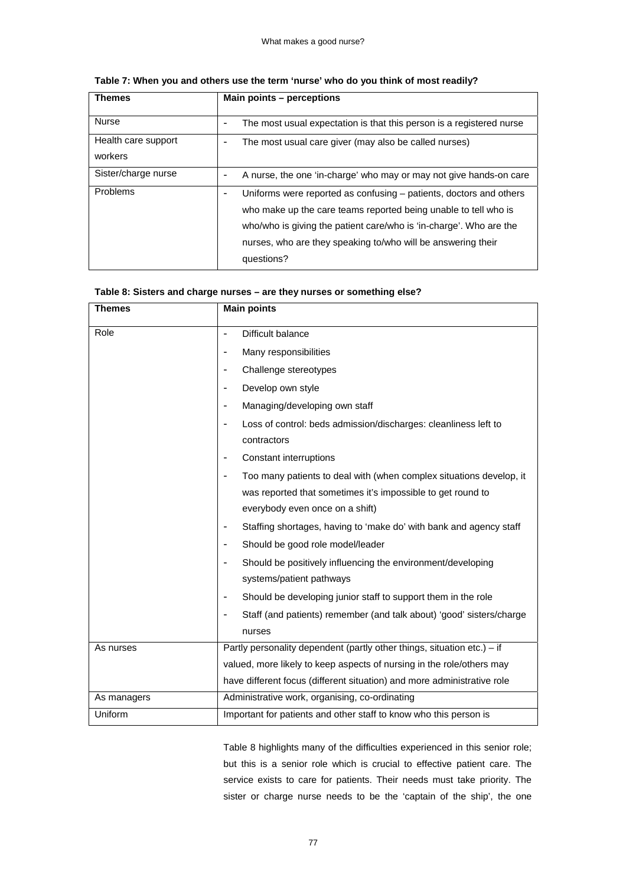**Table 7: When you and others use the term 'nurse' who do you think of most readily?**

| Themes | Main points – perceptions |
|---|---|
| Nurse | - The most usual expectation is that this person is a registered nurse |
| Health care support workers | - The most usual care giver (may also be called nurses) |
| Sister/charge nurse | - A nurse, the one 'in-charge' who may or may not give hands-on care |
| Problems | - Uniforms were reported as confusing – patients, doctors and others who make up the care teams reported being unable to tell who is who/who is giving the patient care/who is 'in-charge'. Who are the nurses, who are they speaking to/who will be answering their questions? |

**Table 8: Sisters and charge nurses – are they nurses or something else?**

| Themes | Main points |
|---|---|
| Role | - Difficult balance<br>- Many responsibilities<br>- Challenge stereotypes<br>- Develop own style<br>- Managing/developing own staff<br>- Loss of control: beds admission/discharges: cleanliness left to contractors<br>- Constant interruptions<br>- Too many patients to deal with (when complex situations develop, it was reported that sometimes it's impossible to get round to everybody even once on a shift)<br>- Staffing shortages, having to 'make do' with bank and agency staff<br>- Should be good role model/leader<br>- Should be positively influencing the environment/developing systems/patient pathways<br>- Should be developing junior staff to support them in the role<br>- Staff (and patients) remember (and talk about) 'good' sisters/charge nurses |
| As nurses | Partly personality dependent (partly other things, situation etc.) – if valued, more likely to keep aspects of nursing in the role/others may have different focus (different situation) and more administrative role |
| As managers | Administrative work, organising, co-ordinating |
| Uniform | Important for patients and other staff to know who this person is |

Table 8 highlights many of the difficulties experienced in this senior role; but this is a senior role which is crucial to effective patient care. The service exists to care for patients. Their needs must take priority. The sister or charge nurse needs to be the 'captain of the ship', the one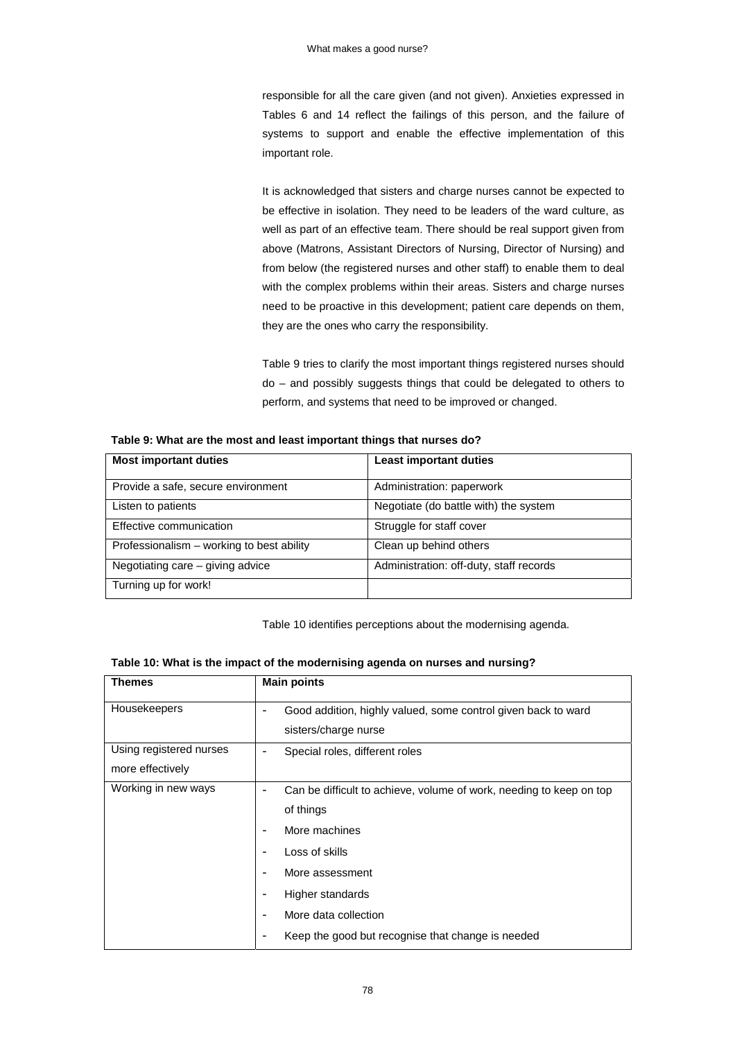responsible for all the care given (and not given). Anxieties expressed in Tables 6 and 14 reflect the failings of this person, and the failure of systems to support and enable the effective implementation of this important role.

It is acknowledged that sisters and charge nurses cannot be expected to be effective in isolation. They need to be leaders of the ward culture, as well as part of an effective team. There should be real support given from above (Matrons, Assistant Directors of Nursing, Director of Nursing) and from below (the registered nurses and other staff) to enable them to deal with the complex problems within their areas. Sisters and charge nurses need to be proactive in this development; patient care depends on them, they are the ones who carry the responsibility.

Table 9 tries to clarify the most important things registered nurses should do – and possibly suggests things that could be delegated to others to perform, and systems that need to be improved or changed.

**Table 9: What are the most and least important things that nurses do?**

| Most important duties | Least important duties |
|---|---|
| Provide a safe, secure environment | Administration: paperwork |
| Listen to patients | Negotiate (do battle with) the system |
| Effective communication | Struggle for staff cover |
| Professionalism – working to best ability | Clean up behind others |
| Negotiating care – giving advice | Administration: off-duty, staff records |
| Turning up for work! | |

Table 10 identifies perceptions about the modernising agenda.

**Table 10: What is the impact of the modernising agenda on nurses and nursing?**

| Themes | Main points |
|---|---|
| Housekeepers | - Good addition, highly valued, some control given back to ward sisters/charge nurse |
| Using registered nurses more effectively | - Special roles, different roles |
| Working in new ways | - Can be difficult to achieve, volume of work, needing to keep on top of things<br>- More machines<br>- Loss of skills<br>- More assessment<br>- Higher standards<br>- More data collection<br>- Keep the good but recognise that change is needed |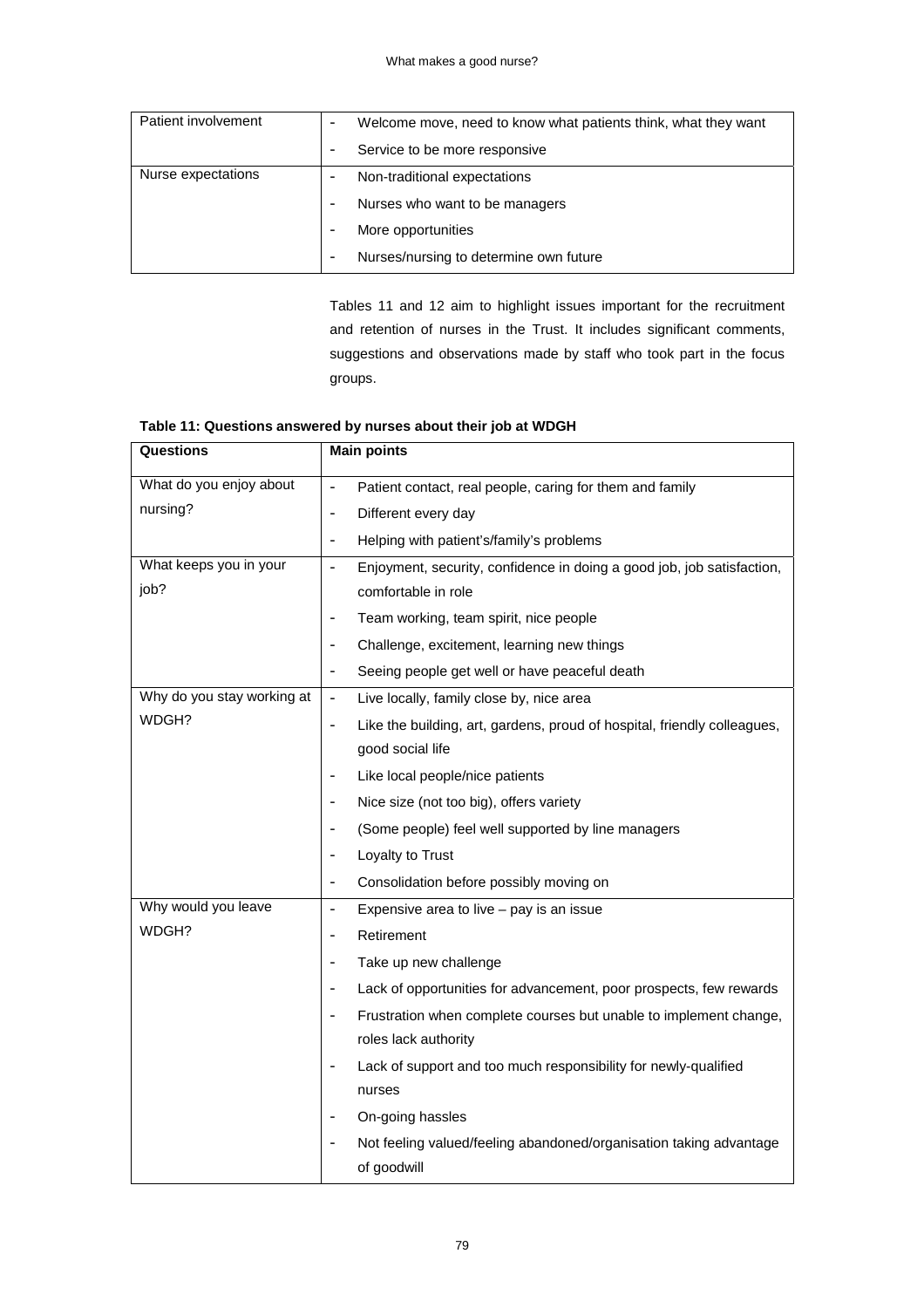| | |
|---|---|
| Patient involvement | - Welcome move, need to know what patients think, what they want<br>- Service to be more responsive |
| Nurse expectations | - Non-traditional expectations<br>- Nurses who want to be managers<br>- More opportunities<br>- Nurses/nursing to determine own future |

Tables 11 and 12 aim to highlight issues important for the recruitment and retention of nurses in the Trust. It includes significant comments, suggestions and observations made by staff who took part in the focus groups.

**Table 11: Questions answered by nurses about their job at WDGH**

| Questions | Main points |
|---|---|
| What do you enjoy about nursing? | - Patient contact, real people, caring for them and family<br>- Different every day<br>- Helping with patient's/family's problems |
| What keeps you in your job? | - Enjoyment, security, confidence in doing a good job, job satisfaction, comfortable in role<br>- Team working, team spirit, nice people<br>- Challenge, excitement, learning new things<br>- Seeing people get well or have peaceful death |
| Why do you stay working at WDGH? | - Live locally, family close by, nice area<br>- Like the building, art, gardens, proud of hospital, friendly colleagues, good social life<br>- Like local people/nice patients<br>- Nice size (not too big), offers variety<br>- (Some people) feel well supported by line managers<br>- Loyalty to Trust<br>- Consolidation before possibly moving on |
| Why would you leave WDGH? | - Expensive area to live – pay is an issue<br>- Retirement<br>- Take up new challenge<br>- Lack of opportunities for advancement, poor prospects, few rewards<br>- Frustration when complete courses but unable to implement change, roles lack authority<br>- Lack of support and too much responsibility for newly-qualified nurses<br>- On-going hassles<br>- Not feeling valued/feeling abandoned/organisation taking advantage of goodwill |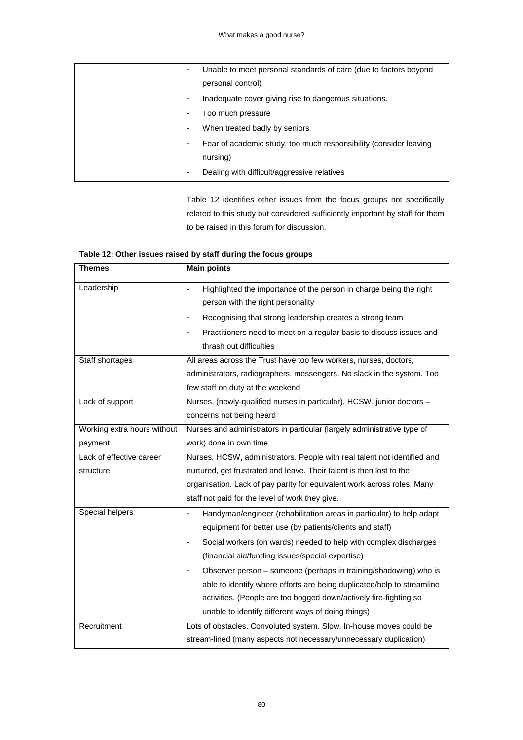| | |
|---|---|
| | - Unable to meet personal standards of care (due to factors beyond personal control)<br>- Inadequate cover giving rise to dangerous situations.<br>- Too much pressure<br>- When treated badly by seniors<br>- Fear of academic study, too much responsibility (consider leaving nursing)<br>- Dealing with difficult/aggressive relatives |

Table 12 identifies other issues from the focus groups not specifically related to this study but considered sufficiently important by staff for them to be raised in this forum for discussion.

**Table 12: Other issues raised by staff during the focus groups**

| Themes | Main points |
|---|---|
| Leadership | - Highlighted the importance of the person in charge being the right person with the right personality<br>- Recognising that strong leadership creates a strong team<br>- Practitioners need to meet on a regular basis to discuss issues and thrash out difficulties |
| Staff shortages | All areas across the Trust have too few workers, nurses, doctors, administrators, radiographers, messengers. No slack in the system. Too few staff on duty at the weekend |
| Lack of support | Nurses, (newly-qualified nurses in particular), HCSW, junior doctors – concerns not being heard |
| Working extra hours without payment | Nurses and administrators in particular (largely administrative type of work) done in own time |
| Lack of effective career structure | Nurses, HCSW, administrators. People with real talent not identified and nurtured, get frustrated and leave. Their talent is then lost to the organisation. Lack of pay parity for equivalent work across roles. Many staff not paid for the level of work they give. |
| Special helpers | - Handyman/engineer (rehabilitation areas in particular) to help adapt equipment for better use (by patients/clients and staff)<br>- Social workers (on wards) needed to help with complex discharges (financial aid/funding issues/special expertise)<br>- Observer person – someone (perhaps in training/shadowing) who is able to identify where efforts are being duplicated/help to streamline activities. (People are too bogged down/actively fire-fighting so unable to identify different ways of doing things) |
| Recruitment | Lots of obstacles. Convoluted system. Slow. In-house moves could be stream-lined (many aspects not necessary/unnecessary duplication) |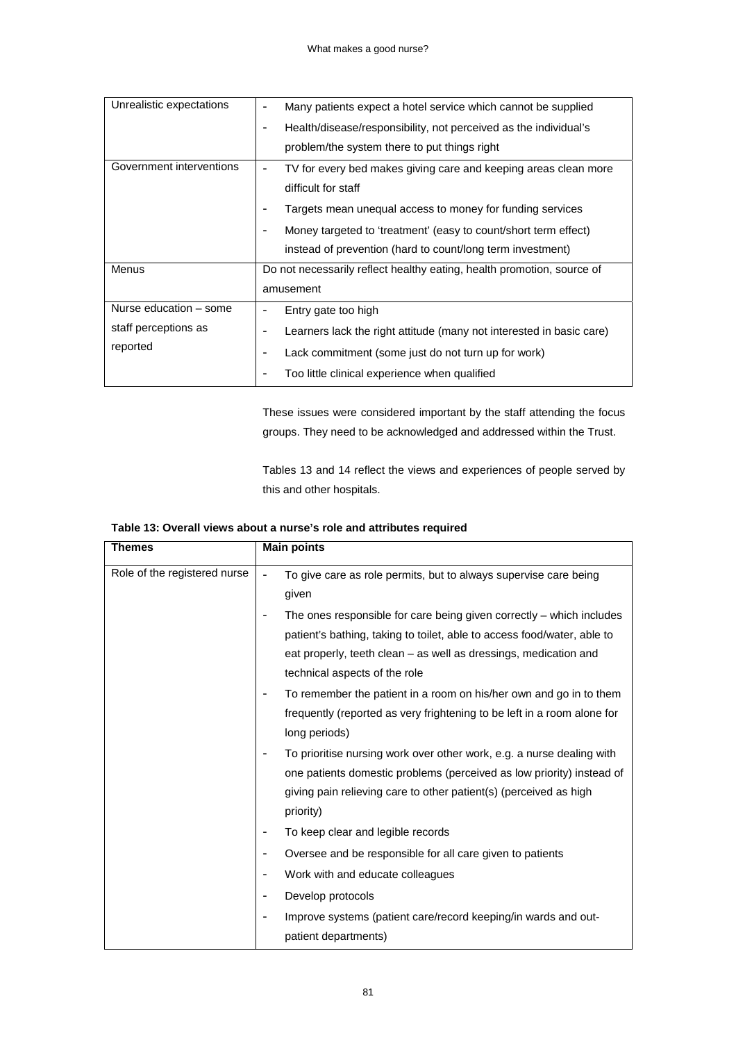| | |
|---|---|
| Unrealistic expectations | - Many patients expect a hotel service which cannot be supplied<br>- Health/disease/responsibility, not perceived as the individual's problem/the system there to put things right |
| Government interventions | - TV for every bed makes giving care and keeping areas clean more difficult for staff<br>- Targets mean unequal access to money for funding services<br>- Money targeted to 'treatment' (easy to count/short term effect) instead of prevention (hard to count/long term investment) |
| Menus | Do not necessarily reflect healthy eating, health promotion, source of amusement |
| Nurse education – some staff perceptions as reported | - Entry gate too high<br>- Learners lack the right attitude (many not interested in basic care)<br>- Lack commitment (some just do not turn up for work)<br>- Too little clinical experience when qualified |

These issues were considered important by the staff attending the focus groups. They need to be acknowledged and addressed within the Trust.

Tables 13 and 14 reflect the views and experiences of people served by this and other hospitals.

**Table 13: Overall views about a nurse's role and attributes required**

| Themes | Main points |
|---|---|
| Role of the registered nurse | - To give care as role permits, but to always supervise care being given<br>- The ones responsible for care being given correctly – which includes patient's bathing, taking to toilet, able to access food/water, able to eat properly, teeth clean – as well as dressings, medication and technical aspects of the role<br>- To remember the patient in a room on his/her own and go in to them frequently (reported as very frightening to be left in a room alone for long periods)<br>- To prioritise nursing work over other work, e.g. a nurse dealing with one patients domestic problems (perceived as low priority) instead of giving pain relieving care to other patient(s) (perceived as high priority)<br>- To keep clear and legible records<br>- Oversee and be responsible for all care given to patients<br>- Work with and educate colleagues<br>- Develop protocols<br>- Improve systems (patient care/record keeping/in wards and out-patient departments) |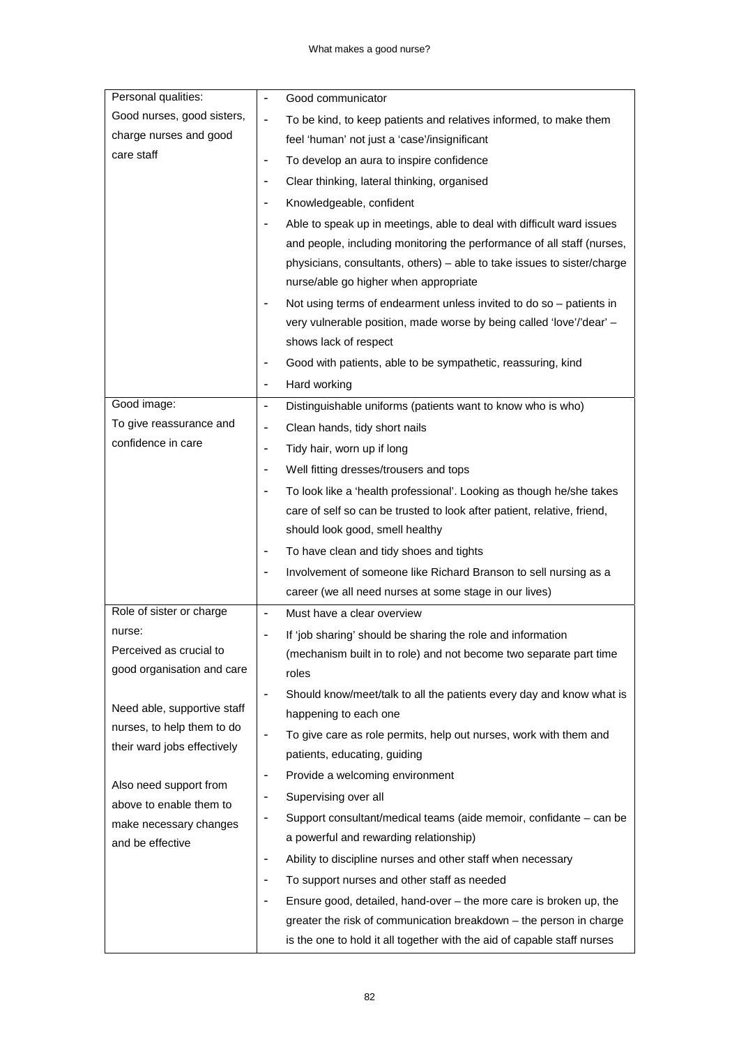| | |
|---|---|
| Personal qualities:<br>Good nurses, good sisters, charge nurses and good care staff | - Good communicator<br>- To be kind, to keep patients and relatives informed, to make them feel 'human' not just a 'case'/insignificant<br>- To develop an aura to inspire confidence<br>- Clear thinking, lateral thinking, organised<br>- Knowledgeable, confident<br>- Able to speak up in meetings, able to deal with difficult ward issues and people, including monitoring the performance of all staff (nurses, physicians, consultants, others) – able to take issues to sister/charge nurse/able go higher when appropriate<br>- Not using terms of endearment unless invited to do so – patients in very vulnerable position, made worse by being called 'love'/'dear' – shows lack of respect<br>- Good with patients, able to be sympathetic, reassuring, kind<br>- Hard working |
| Good image:<br>To give reassurance and confidence in care | - Distinguishable uniforms (patients want to know who is who)<br>- Clean hands, tidy short nails<br>- Tidy hair, worn up if long<br>- Well fitting dresses/trousers and tops<br>- To look like a 'health professional'. Looking as though he/she takes care of self so can be trusted to look after patient, relative, friend, should look good, smell healthy<br>- To have clean and tidy shoes and tights<br>- Involvement of someone like Richard Branson to sell nursing as a career (we all need nurses at some stage in our lives) |
| Role of sister or charge nurse:<br>Perceived as crucial to good organisation and care<br><br>Need able, supportive staff nurses, to help them to do their ward jobs effectively<br><br>Also need support from above to enable them to make necessary changes and be effective | - Must have a clear overview<br>- If 'job sharing' should be sharing the role and information (mechanism built in to role) and not become two separate part time roles<br>- Should know/meet/talk to all the patients every day and know what is happening to each one<br>- To give care as role permits, help out nurses, work with them and patients, educating, guiding<br>- Provide a welcoming environment<br>- Supervising over all<br>- Support consultant/medical teams (aide memoir, confidante – can be a powerful and rewarding relationship)<br>- Ability to discipline nurses and other staff when necessary<br>- To support nurses and other staff as needed<br>- Ensure good, detailed, hand-over – the more care is broken up, the greater the risk of communication breakdown – the person in charge is the one to hold it all together with the aid of capable staff nurses |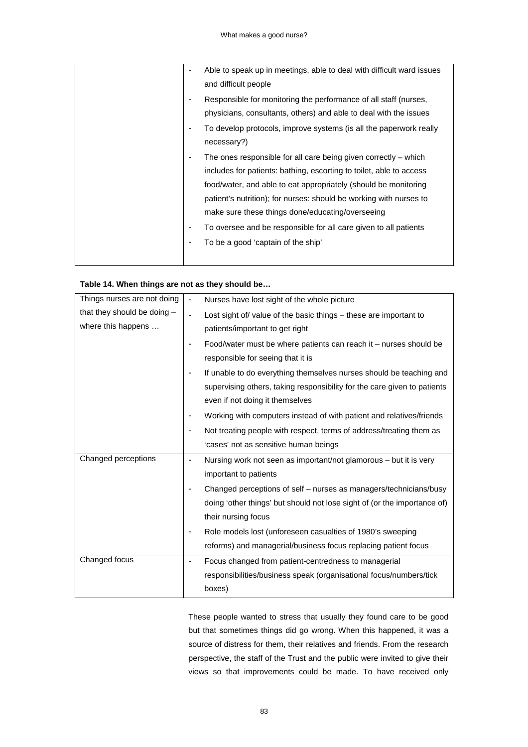| | |
|---|---|
| | - Able to speak up in meetings, able to deal with difficult ward issues and difficult people<br>- Responsible for monitoring the performance of all staff (nurses, physicians, consultants, others) and able to deal with the issues<br>- To develop protocols, improve systems (is all the paperwork really necessary?)<br>- The ones responsible for all care being given correctly – which includes for patients: bathing, escorting to toilet, able to access food/water, and able to eat appropriately (should be monitoring patient's nutrition); for nurses: should be working with nurses to make sure these things done/educating/overseeing<br>- To oversee and be responsible for all care given to all patients<br>- To be a good 'captain of the ship' |

**Table 14. When things are not as they should be…**

| | |
|---|---|
| Things nurses are not doing that they should be doing – where this happens … | - Nurses have lost sight of the whole picture<br>- Lost sight of/ value of the basic things – these are important to patients/important to get right<br>- Food/water must be where patients can reach it – nurses should be responsible for seeing that it is<br>- If unable to do everything themselves nurses should be teaching and supervising others, taking responsibility for the care given to patients even if not doing it themselves<br>- Working with computers instead of with patient and relatives/friends<br>- Not treating people with respect, terms of address/treating them as 'cases' not as sensitive human beings |
| Changed perceptions | - Nursing work not seen as important/not glamorous – but it is very important to patients<br>- Changed perceptions of self – nurses as managers/technicians/busy doing 'other things' but should not lose sight of (or the importance of) their nursing focus<br>- Role models lost (unforeseen casualties of 1980's sweeping reforms) and managerial/business focus replacing patient focus |
| Changed focus | - Focus changed from patient-centredness to managerial responsibilities/business speak (organisational focus/numbers/tick boxes) |

These people wanted to stress that usually they found care to be good but that sometimes things did go wrong. When this happened, it was a source of distress for them, their relatives and friends. From the research perspective, the staff of the Trust and the public were invited to give their views so that improvements could be made. To have received only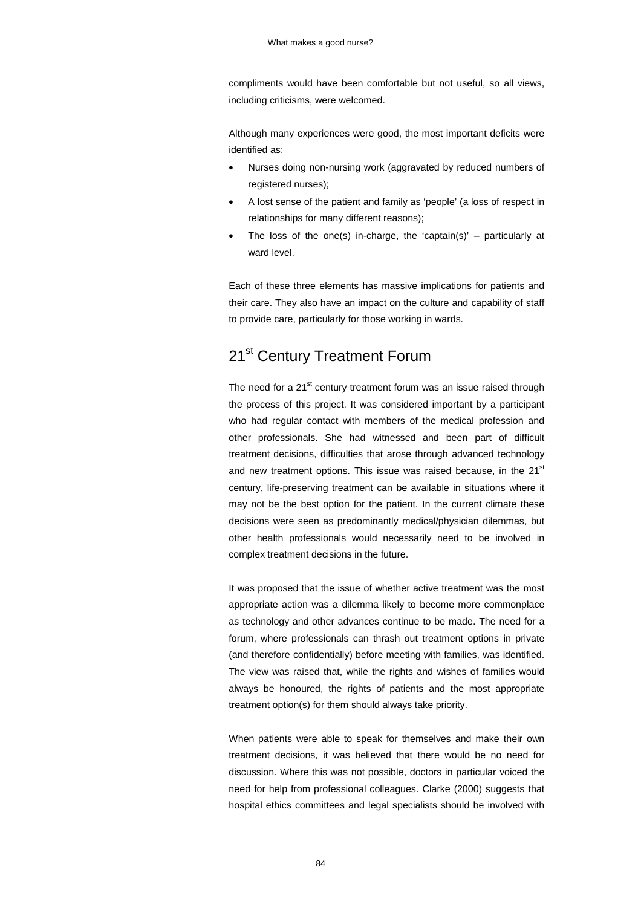compliments would have been comfortable but not useful, so all views, including criticisms, were welcomed.

Although many experiences were good, the most important deficits were identified as:

- Nurses doing non-nursing work (aggravated by reduced numbers of registered nurses);
- A lost sense of the patient and family as 'people' (a loss of respect in relationships for many different reasons);
- The loss of the one(s) in-charge, the 'captain(s)' – particularly at ward level.

Each of these three elements has massive implications for patients and their care. They also have an impact on the culture and capability of staff to provide care, particularly for those working in wards.

## 21st Century Treatment Forum

The need for a 21st century treatment forum was an issue raised through the process of this project. It was considered important by a participant who had regular contact with members of the medical profession and other professionals. She had witnessed and been part of difficult treatment decisions, difficulties that arose through advanced technology and new treatment options. This issue was raised because, in the 21st century, life-preserving treatment can be available in situations where it may not be the best option for the patient. In the current climate these decisions were seen as predominantly medical/physician dilemmas, but other health professionals would necessarily need to be involved in complex treatment decisions in the future.

It was proposed that the issue of whether active treatment was the most appropriate action was a dilemma likely to become more commonplace as technology and other advances continue to be made. The need for a forum, where professionals can thrash out treatment options in private (and therefore confidentially) before meeting with families, was identified. The view was raised that, while the rights and wishes of families would always be honoured, the rights of patients and the most appropriate treatment option(s) for them should always take priority.

When patients were able to speak for themselves and make their own treatment decisions, it was believed that there would be no need for discussion. Where this was not possible, doctors in particular voiced the need for help from professional colleagues. Clarke (2000) suggests that hospital ethics committees and legal specialists should be involved with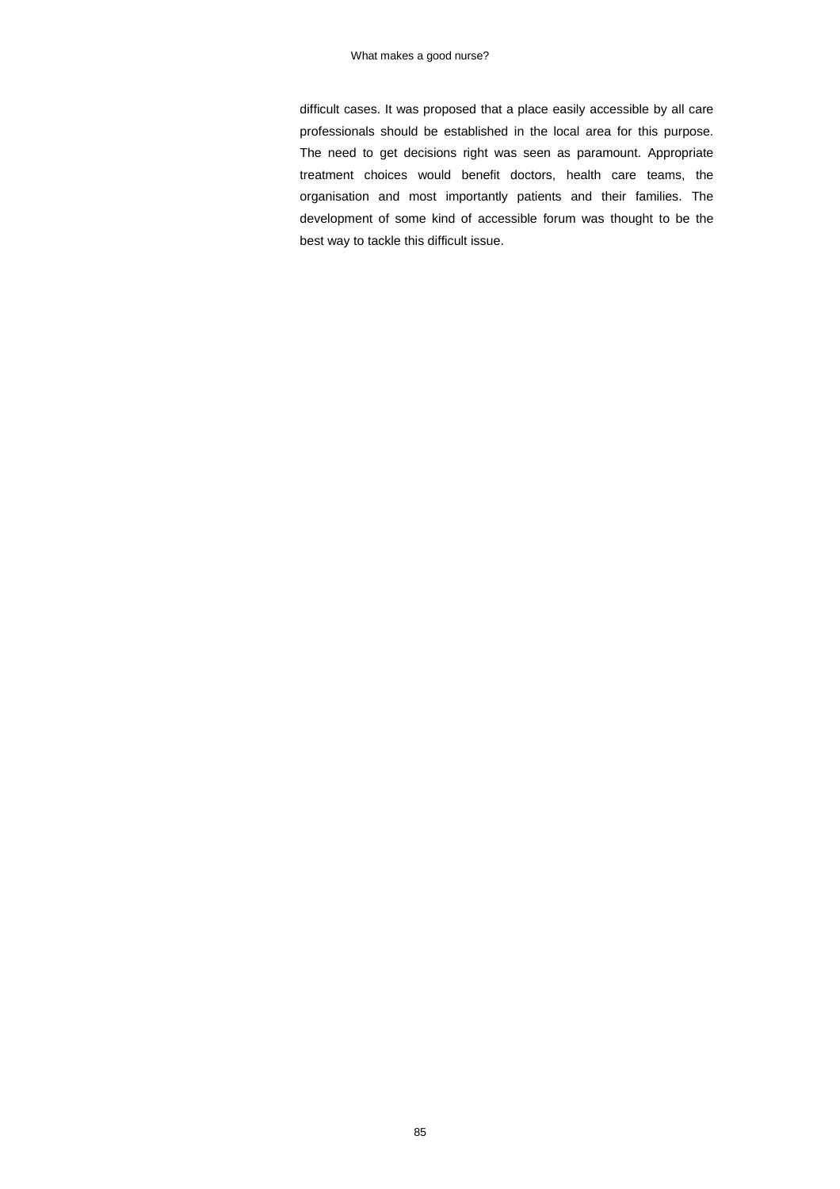difficult cases. It was proposed that a place easily accessible by all care professionals should be established in the local area for this purpose. The need to get decisions right was seen as paramount. Appropriate treatment choices would benefit doctors, health care teams, the organisation and most importantly patients and their families. The development of some kind of accessible forum was thought to be the best way to tackle this difficult issue.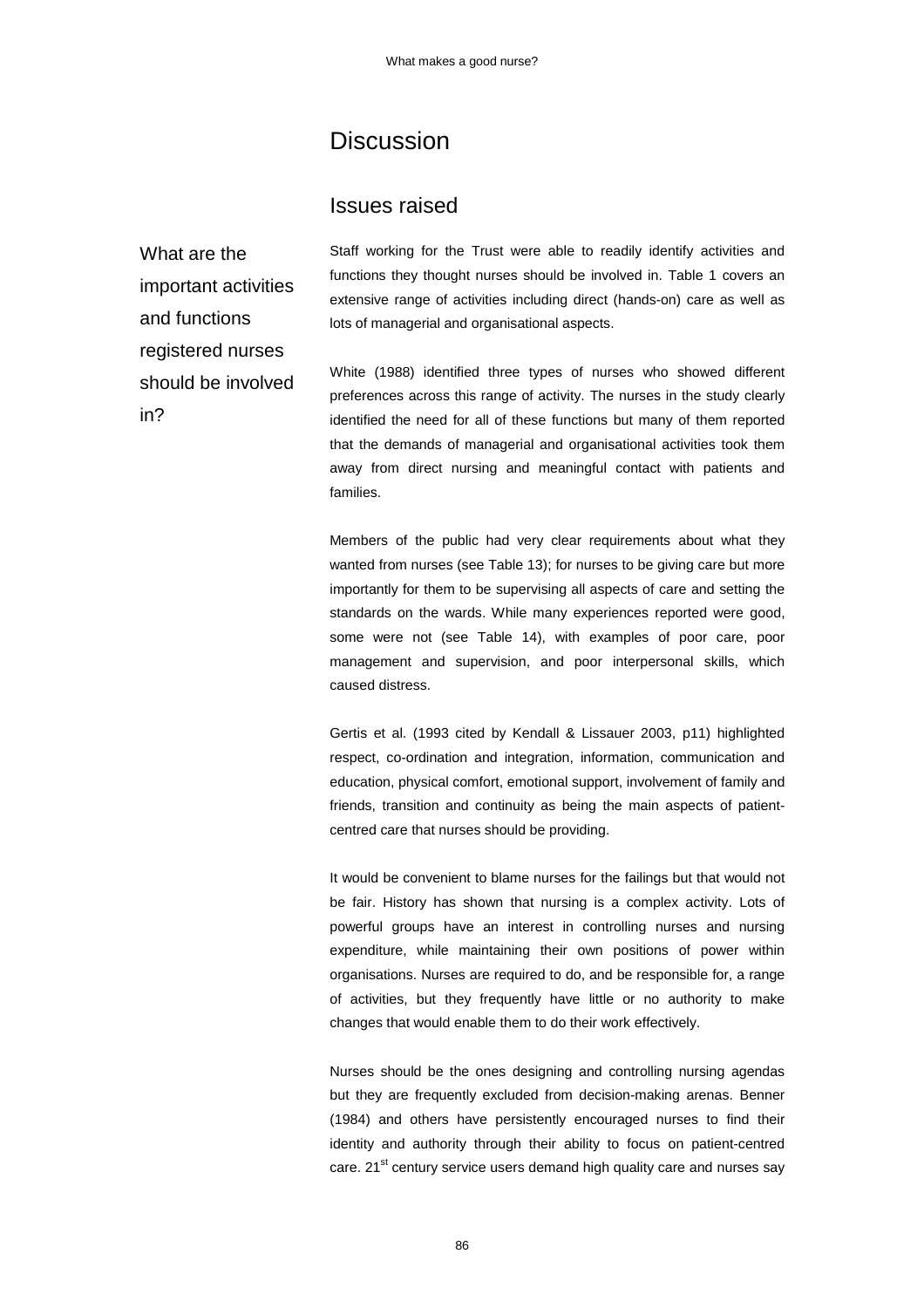# Discussion

## Issues raised

What are the important activities and functions registered nurses should be involved in?

Staff working for the Trust were able to readily identify activities and functions they thought nurses should be involved in. Table 1 covers an extensive range of activities including direct (hands-on) care as well as lots of managerial and organisational aspects.

White (1988) identified three types of nurses who showed different preferences across this range of activity. The nurses in the study clearly identified the need for all of these functions but many of them reported that the demands of managerial and organisational activities took them away from direct nursing and meaningful contact with patients and families.

Members of the public had very clear requirements about what they wanted from nurses (see Table 13); for nurses to be giving care but more importantly for them to be supervising all aspects of care and setting the standards on the wards. While many experiences reported were good, some were not (see Table 14), with examples of poor care, poor management and supervision, and poor interpersonal skills, which caused distress.

Gertis et al. (1993 cited by Kendall & Lissauer 2003, p11) highlighted respect, co-ordination and integration, information, communication and education, physical comfort, emotional support, involvement of family and friends, transition and continuity as being the main aspects of patient-centred care that nurses should be providing.

It would be convenient to blame nurses for the failings but that would not be fair. History has shown that nursing is a complex activity. Lots of powerful groups have an interest in controlling nurses and nursing expenditure, while maintaining their own positions of power within organisations. Nurses are required to do, and be responsible for, a range of activities, but they frequently have little or no authority to make changes that would enable them to do their work effectively.

Nurses should be the ones designing and controlling nursing agendas but they are frequently excluded from decision-making arenas. Benner (1984) and others have persistently encouraged nurses to find their identity and authority through their ability to focus on patient-centred care. 21st century service users demand high quality care and nurses say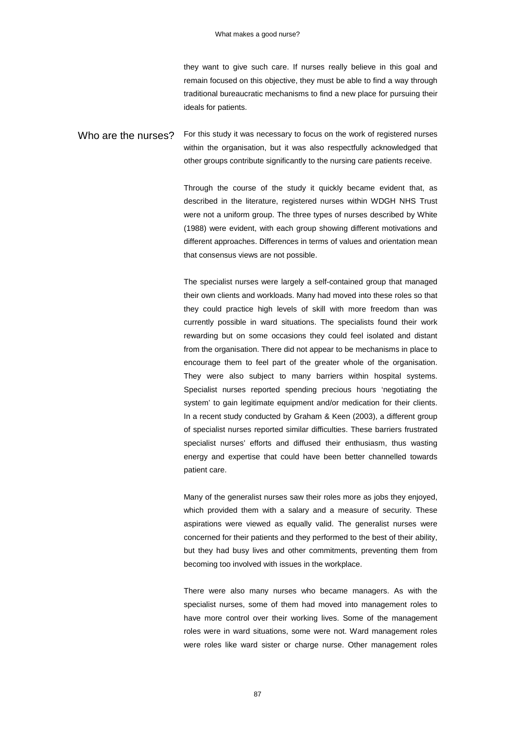they want to give such care. If nurses really believe in this goal and remain focused on this objective, they must be able to find a way through traditional bureaucratic mechanisms to find a new place for pursuing their ideals for patients.

## Who are the nurses?

For this study it was necessary to focus on the work of registered nurses within the organisation, but it was also respectfully acknowledged that other groups contribute significantly to the nursing care patients receive.

Through the course of the study it quickly became evident that, as described in the literature, registered nurses within WDGH NHS Trust were not a uniform group. The three types of nurses described by White (1988) were evident, with each group showing different motivations and different approaches. Differences in terms of values and orientation mean that consensus views are not possible.

The specialist nurses were largely a self-contained group that managed their own clients and workloads. Many had moved into these roles so that they could practice high levels of skill with more freedom than was currently possible in ward situations. The specialists found their work rewarding but on some occasions they could feel isolated and distant from the organisation. There did not appear to be mechanisms in place to encourage them to feel part of the greater whole of the organisation. They were also subject to many barriers within hospital systems. Specialist nurses reported spending precious hours 'negotiating the system' to gain legitimate equipment and/or medication for their clients. In a recent study conducted by Graham & Keen (2003), a different group of specialist nurses reported similar difficulties. These barriers frustrated specialist nurses' efforts and diffused their enthusiasm, thus wasting energy and expertise that could have been better channelled towards patient care.

Many of the generalist nurses saw their roles more as jobs they enjoyed, which provided them with a salary and a measure of security. These aspirations were viewed as equally valid. The generalist nurses were concerned for their patients and they performed to the best of their ability, but they had busy lives and other commitments, preventing them from becoming too involved with issues in the workplace.

There were also many nurses who became managers. As with the specialist nurses, some of them had moved into management roles to have more control over their working lives. Some of the management roles were in ward situations, some were not. Ward management roles were roles like ward sister or charge nurse. Other management roles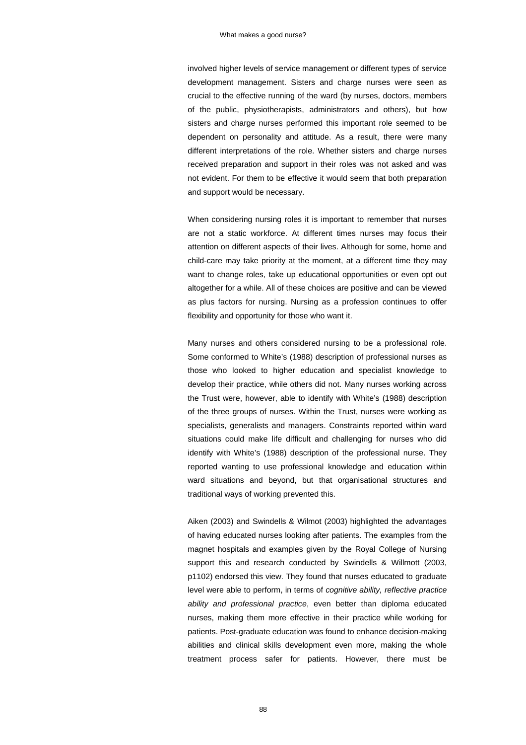involved higher levels of service management or different types of service development management. Sisters and charge nurses were seen as crucial to the effective running of the ward (by nurses, doctors, members of the public, physiotherapists, administrators and others), but how sisters and charge nurses performed this important role seemed to be dependent on personality and attitude. As a result, there were many different interpretations of the role. Whether sisters and charge nurses received preparation and support in their roles was not asked and was not evident. For them to be effective it would seem that both preparation and support would be necessary.

When considering nursing roles it is important to remember that nurses are not a static workforce. At different times nurses may focus their attention on different aspects of their lives. Although for some, home and child-care may take priority at the moment, at a different time they may want to change roles, take up educational opportunities or even opt out altogether for a while. All of these choices are positive and can be viewed as plus factors for nursing. Nursing as a profession continues to offer flexibility and opportunity for those who want it.

Many nurses and others considered nursing to be a professional role. Some conformed to White's (1988) description of professional nurses as those who looked to higher education and specialist knowledge to develop their practice, while others did not. Many nurses working across the Trust were, however, able to identify with White's (1988) description of the three groups of nurses. Within the Trust, nurses were working as specialists, generalists and managers. Constraints reported within ward situations could make life difficult and challenging for nurses who did identify with White's (1988) description of the professional nurse. They reported wanting to use professional knowledge and education within ward situations and beyond, but that organisational structures and traditional ways of working prevented this.

Aiken (2003) and Swindells & Wilmot (2003) highlighted the advantages of having educated nurses looking after patients. The examples from the magnet hospitals and examples given by the Royal College of Nursing support this and research conducted by Swindells & Willmott (2003, p1102) endorsed this view. They found that nurses educated to graduate level were able to perform, in terms of *cognitive ability, reflective practice ability and professional practice*, even better than diploma educated nurses, making them more effective in their practice while working for patients. Post-graduate education was found to enhance decision-making abilities and clinical skills development even more, making the whole treatment process safer for patients. However, there must be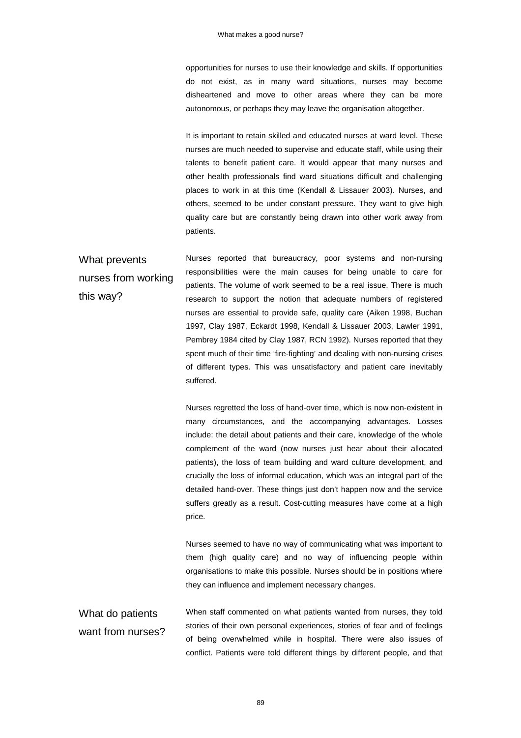opportunities for nurses to use their knowledge and skills. If opportunities do not exist, as in many ward situations, nurses may become disheartened and move to other areas where they can be more autonomous, or perhaps they may leave the organisation altogether.

It is important to retain skilled and educated nurses at ward level. These nurses are much needed to supervise and educate staff, while using their talents to benefit patient care. It would appear that many nurses and other health professionals find ward situations difficult and challenging places to work in at this time (Kendall & Lissauer 2003). Nurses, and others, seemed to be under constant pressure. They want to give high quality care but are constantly being drawn into other work away from patients.

## What prevents nurses from working this way?

Nurses reported that bureaucracy, poor systems and non-nursing responsibilities were the main causes for being unable to care for patients. The volume of work seemed to be a real issue. There is much research to support the notion that adequate numbers of registered nurses are essential to provide safe, quality care (Aiken 1998, Buchan 1997, Clay 1987, Eckardt 1998, Kendall & Lissauer 2003, Lawler 1991, Pembrey 1984 cited by Clay 1987, RCN 1992). Nurses reported that they spent much of their time 'fire-fighting' and dealing with non-nursing crises of different types. This was unsatisfactory and patient care inevitably suffered.

Nurses regretted the loss of hand-over time, which is now non-existent in many circumstances, and the accompanying advantages. Losses include: the detail about patients and their care, knowledge of the whole complement of the ward (now nurses just hear about their allocated patients), the loss of team building and ward culture development, and crucially the loss of informal education, which was an integral part of the detailed hand-over. These things just don't happen now and the service suffers greatly as a result. Cost-cutting measures have come at a high price.

Nurses seemed to have no way of communicating what was important to them (high quality care) and no way of influencing people within organisations to make this possible. Nurses should be in positions where they can influence and implement necessary changes.

## What do patients want from nurses?

When staff commented on what patients wanted from nurses, they told stories of their own personal experiences, stories of fear and of feelings of being overwhelmed while in hospital. There were also issues of conflict. Patients were told different things by different people, and that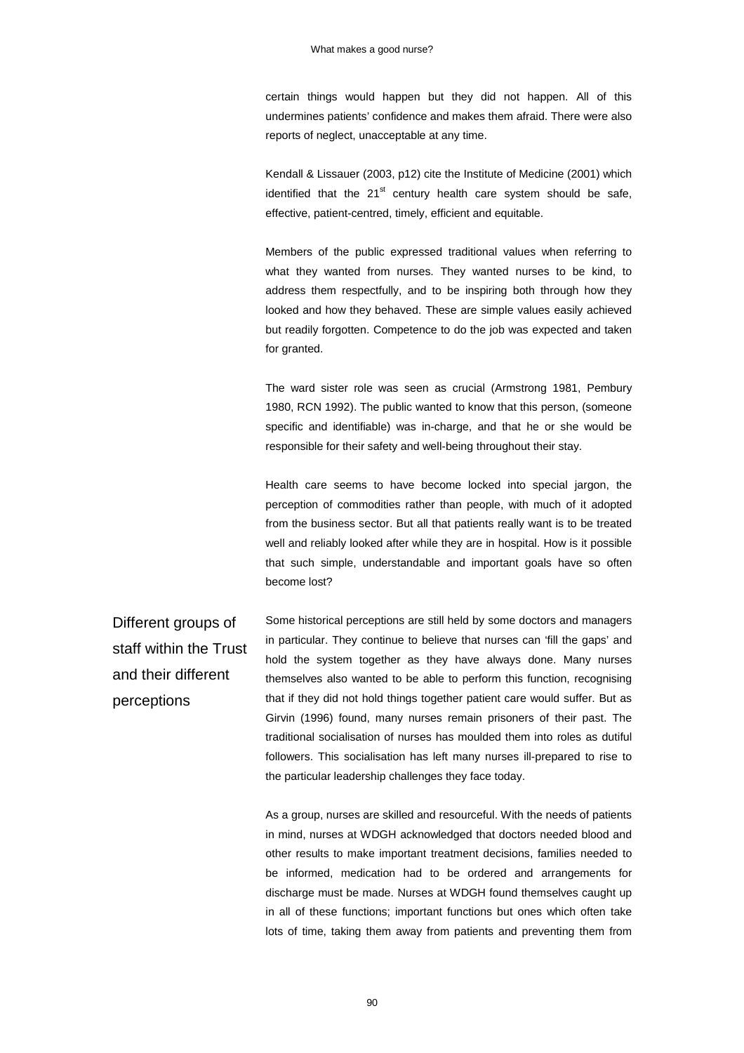certain things would happen but they did not happen. All of this undermines patients' confidence and makes them afraid. There were also reports of neglect, unacceptable at any time.

Kendall & Lissauer (2003, p12) cite the Institute of Medicine (2001) which identified that the 21st century health care system should be safe, effective, patient-centred, timely, efficient and equitable.

Members of the public expressed traditional values when referring to what they wanted from nurses. They wanted nurses to be kind, to address them respectfully, and to be inspiring both through how they looked and how they behaved. These are simple values easily achieved but readily forgotten. Competence to do the job was expected and taken for granted.

The ward sister role was seen as crucial (Armstrong 1981, Pembury 1980, RCN 1992). The public wanted to know that this person, (someone specific and identifiable) was in-charge, and that he or she would be responsible for their safety and well-being throughout their stay.

Health care seems to have become locked into special jargon, the perception of commodities rather than people, with much of it adopted from the business sector. But all that patients really want is to be treated well and reliably looked after while they are in hospital. How is it possible that such simple, understandable and important goals have so often become lost?

## Different groups of staff within the Trust and their different perceptions

Some historical perceptions are still held by some doctors and managers in particular. They continue to believe that nurses can 'fill the gaps' and hold the system together as they have always done. Many nurses themselves also wanted to be able to perform this function, recognising that if they did not hold things together patient care would suffer. But as Girvin (1996) found, many nurses remain prisoners of their past. The traditional socialisation of nurses has moulded them into roles as dutiful followers. This socialisation has left many nurses ill-prepared to rise to the particular leadership challenges they face today.

As a group, nurses are skilled and resourceful. With the needs of patients in mind, nurses at WDGH acknowledged that doctors needed blood and other results to make important treatment decisions, families needed to be informed, medication had to be ordered and arrangements for discharge must be made. Nurses at WDGH found themselves caught up in all of these functions; important functions but ones which often take lots of time, taking them away from patients and preventing them from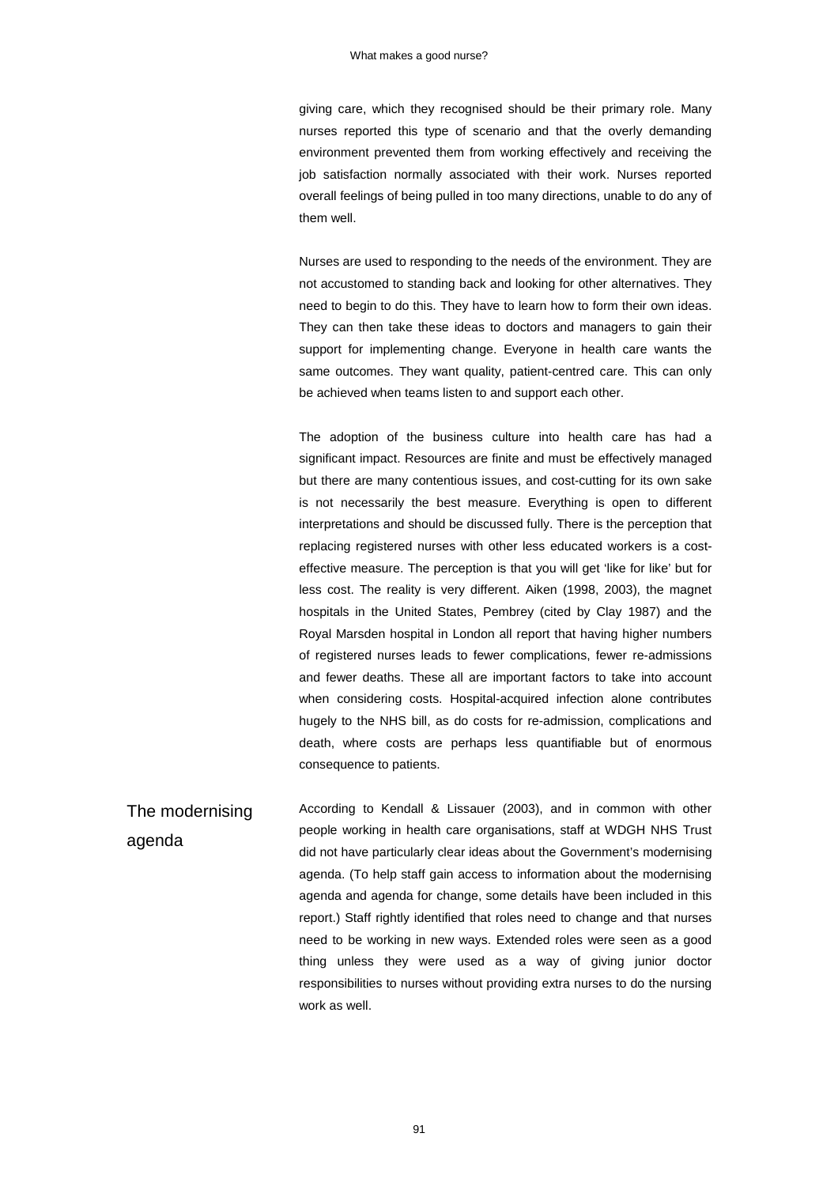giving care, which they recognised should be their primary role. Many nurses reported this type of scenario and that the overly demanding environment prevented them from working effectively and receiving the job satisfaction normally associated with their work. Nurses reported overall feelings of being pulled in too many directions, unable to do any of them well.

Nurses are used to responding to the needs of the environment. They are not accustomed to standing back and looking for other alternatives. They need to begin to do this. They have to learn how to form their own ideas. They can then take these ideas to doctors and managers to gain their support for implementing change. Everyone in health care wants the same outcomes. They want quality, patient-centred care. This can only be achieved when teams listen to and support each other.

The adoption of the business culture into health care has had a significant impact. Resources are finite and must be effectively managed but there are many contentious issues, and cost-cutting for its own sake is not necessarily the best measure. Everything is open to different interpretations and should be discussed fully. There is the perception that replacing registered nurses with other less educated workers is a cost-effective measure. The perception is that you will get 'like for like' but for less cost. The reality is very different. Aiken (1998, 2003), the magnet hospitals in the United States, Pembrey (cited by Clay 1987) and the Royal Marsden hospital in London all report that having higher numbers of registered nurses leads to fewer complications, fewer re-admissions and fewer deaths. These all are important factors to take into account when considering costs. Hospital-acquired infection alone contributes hugely to the NHS bill, as do costs for re-admission, complications and death, where costs are perhaps less quantifiable but of enormous consequence to patients.

## The modernising agenda

According to Kendall & Lissauer (2003), and in common with other people working in health care organisations, staff at WDGH NHS Trust did not have particularly clear ideas about the Government's modernising agenda. (To help staff gain access to information about the modernising agenda and agenda for change, some details have been included in this report.) Staff rightly identified that roles need to change and that nurses need to be working in new ways. Extended roles were seen as a good thing unless they were used as a way of giving junior doctor responsibilities to nurses without providing extra nurses to do the nursing work as well.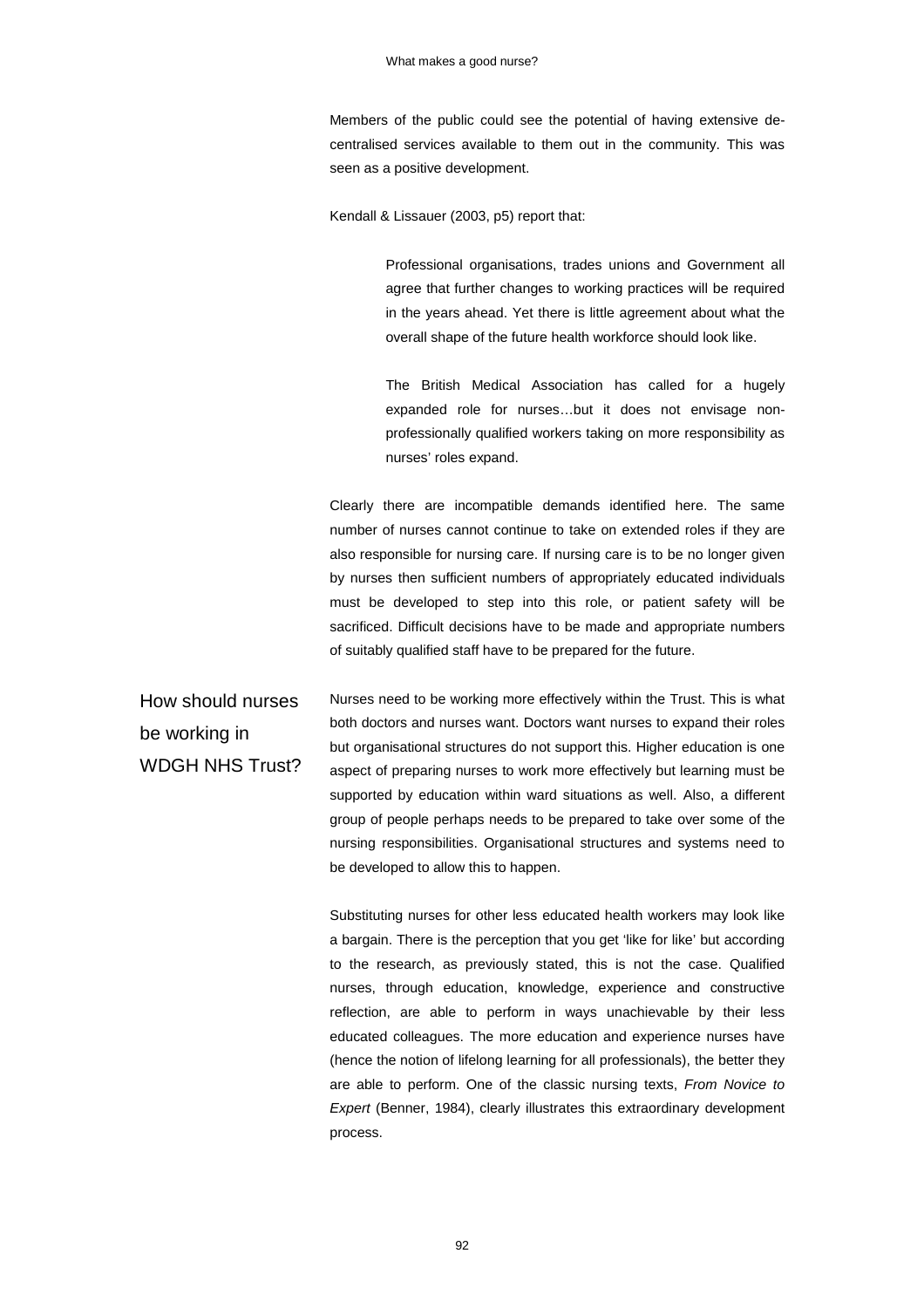Members of the public could see the potential of having extensive de-centralised services available to them out in the community. This was seen as a positive development.

Kendall & Lissauer (2003, p5) report that:

> Professional organisations, trades unions and Government all agree that further changes to working practices will be required in the years ahead. Yet there is little agreement about what the overall shape of the future health workforce should look like.
>
> The British Medical Association has called for a hugely expanded role for nurses…but it does not envisage non-professionally qualified workers taking on more responsibility as nurses' roles expand.

Clearly there are incompatible demands identified here. The same number of nurses cannot continue to take on extended roles if they are also responsible for nursing care. If nursing care is to be no longer given by nurses then sufficient numbers of appropriately educated individuals must be developed to step into this role, or patient safety will be sacrificed. Difficult decisions have to be made and appropriate numbers of suitably qualified staff have to be prepared for the future.

## How should nurses be working in WDGH NHS Trust?

Nurses need to be working more effectively within the Trust. This is what both doctors and nurses want. Doctors want nurses to expand their roles but organisational structures do not support this. Higher education is one aspect of preparing nurses to work more effectively but learning must be supported by education within ward situations as well. Also, a different group of people perhaps needs to be prepared to take over some of the nursing responsibilities. Organisational structures and systems need to be developed to allow this to happen.

Substituting nurses for other less educated health workers may look like a bargain. There is the perception that you get 'like for like' but according to the research, as previously stated, this is not the case. Qualified nurses, through education, knowledge, experience and constructive reflection, are able to perform in ways unachievable by their less educated colleagues. The more education and experience nurses have (hence the notion of lifelong learning for all professionals), the better they are able to perform. One of the classic nursing texts, *From Novice to Expert* (Benner, 1984), clearly illustrates this extraordinary development process.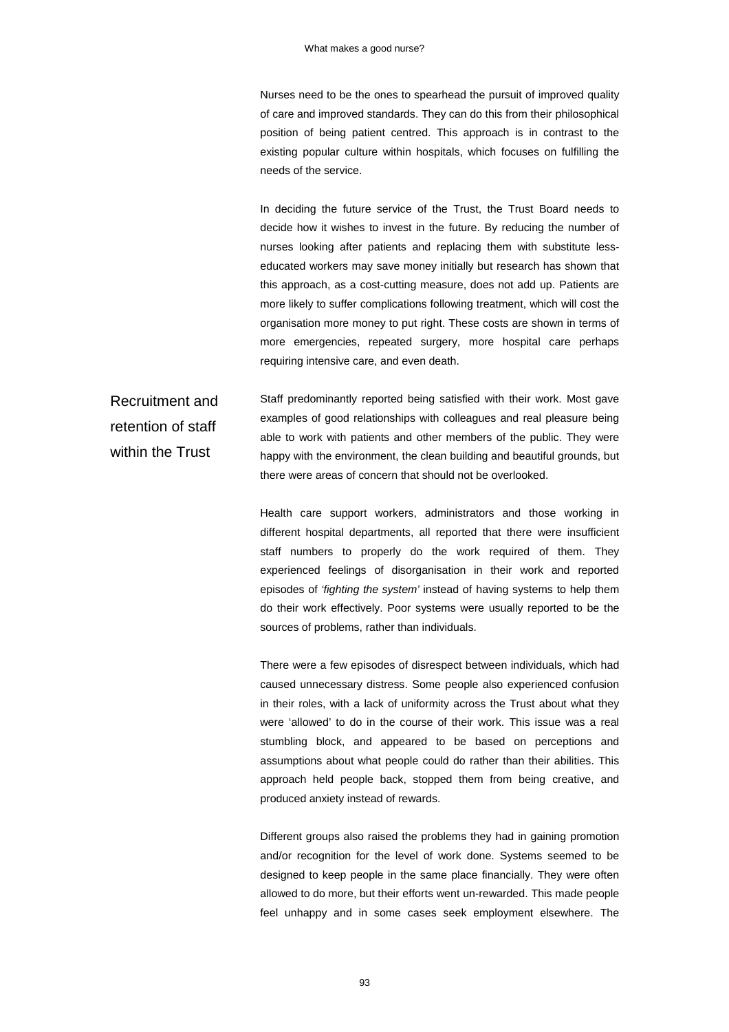Nurses need to be the ones to spearhead the pursuit of improved quality of care and improved standards. They can do this from their philosophical position of being patient centred. This approach is in contrast to the existing popular culture within hospitals, which focuses on fulfilling the needs of the service.

In deciding the future service of the Trust, the Trust Board needs to decide how it wishes to invest in the future. By reducing the number of nurses looking after patients and replacing them with substitute less-educated workers may save money initially but research has shown that this approach, as a cost-cutting measure, does not add up. Patients are more likely to suffer complications following treatment, which will cost the organisation more money to put right. These costs are shown in terms of more emergencies, repeated surgery, more hospital care perhaps requiring intensive care, and even death.

## Recruitment and retention of staff within the Trust

Staff predominantly reported being satisfied with their work. Most gave examples of good relationships with colleagues and real pleasure being able to work with patients and other members of the public. They were happy with the environment, the clean building and beautiful grounds, but there were areas of concern that should not be overlooked.

Health care support workers, administrators and those working in different hospital departments, all reported that there were insufficient staff numbers to properly do the work required of them. They experienced feelings of disorganisation in their work and reported episodes of *'fighting the system'* instead of having systems to help them do their work effectively. Poor systems were usually reported to be the sources of problems, rather than individuals.

There were a few episodes of disrespect between individuals, which had caused unnecessary distress. Some people also experienced confusion in their roles, with a lack of uniformity across the Trust about what they were 'allowed' to do in the course of their work. This issue was a real stumbling block, and appeared to be based on perceptions and assumptions about what people could do rather than their abilities. This approach held people back, stopped them from being creative, and produced anxiety instead of rewards.

Different groups also raised the problems they had in gaining promotion and/or recognition for the level of work done. Systems seemed to be designed to keep people in the same place financially. They were often allowed to do more, but their efforts went un-rewarded. This made people feel unhappy and in some cases seek employment elsewhere. The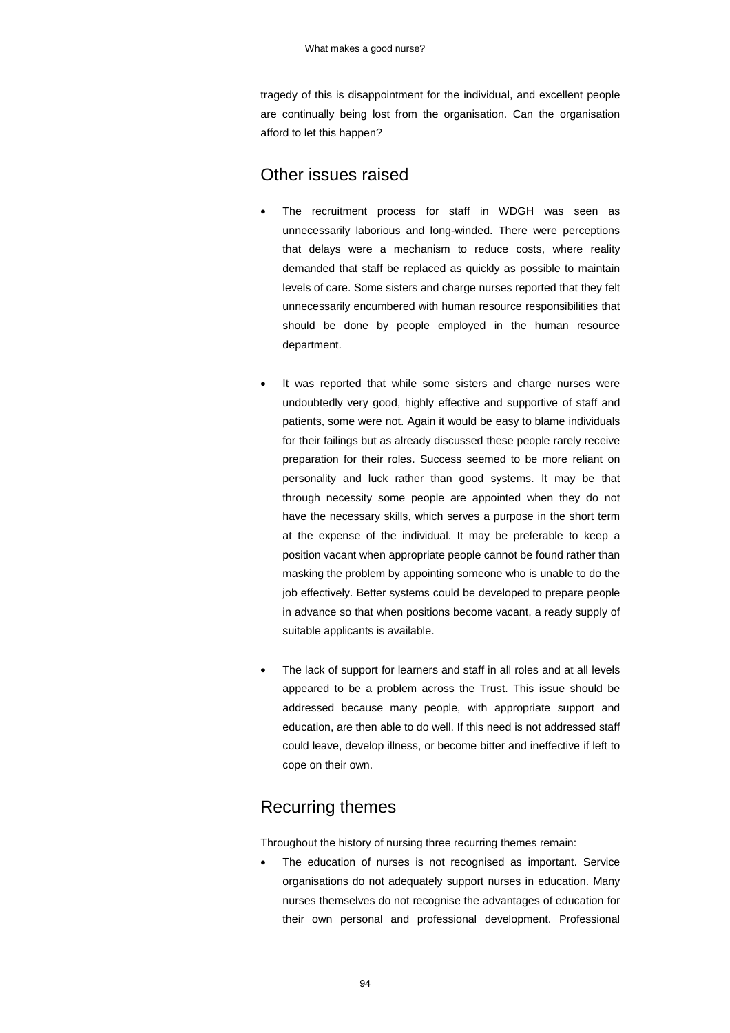tragedy of this is disappointment for the individual, and excellent people are continually being lost from the organisation. Can the organisation afford to let this happen?

## Other issues raised

- The recruitment process for staff in WDGH was seen as unnecessarily laborious and long-winded. There were perceptions that delays were a mechanism to reduce costs, where reality demanded that staff be replaced as quickly as possible to maintain levels of care. Some sisters and charge nurses reported that they felt unnecessarily encumbered with human resource responsibilities that should be done by people employed in the human resource department.

- It was reported that while some sisters and charge nurses were undoubtedly very good, highly effective and supportive of staff and patients, some were not. Again it would be easy to blame individuals for their failings but as already discussed these people rarely receive preparation for their roles. Success seemed to be more reliant on personality and luck rather than good systems. It may be that through necessity some people are appointed when they do not have the necessary skills, which serves a purpose in the short term at the expense of the individual. It may be preferable to keep a position vacant when appropriate people cannot be found rather than masking the problem by appointing someone who is unable to do the job effectively. Better systems could be developed to prepare people in advance so that when positions become vacant, a ready supply of suitable applicants is available.

- The lack of support for learners and staff in all roles and at all levels appeared to be a problem across the Trust. This issue should be addressed because many people, with appropriate support and education, are then able to do well. If this need is not addressed staff could leave, develop illness, or become bitter and ineffective if left to cope on their own.

## Recurring themes

Throughout the history of nursing three recurring themes remain:

- The education of nurses is not recognised as important. Service organisations do not adequately support nurses in education. Many nurses themselves do not recognise the advantages of education for their own personal and professional development. Professional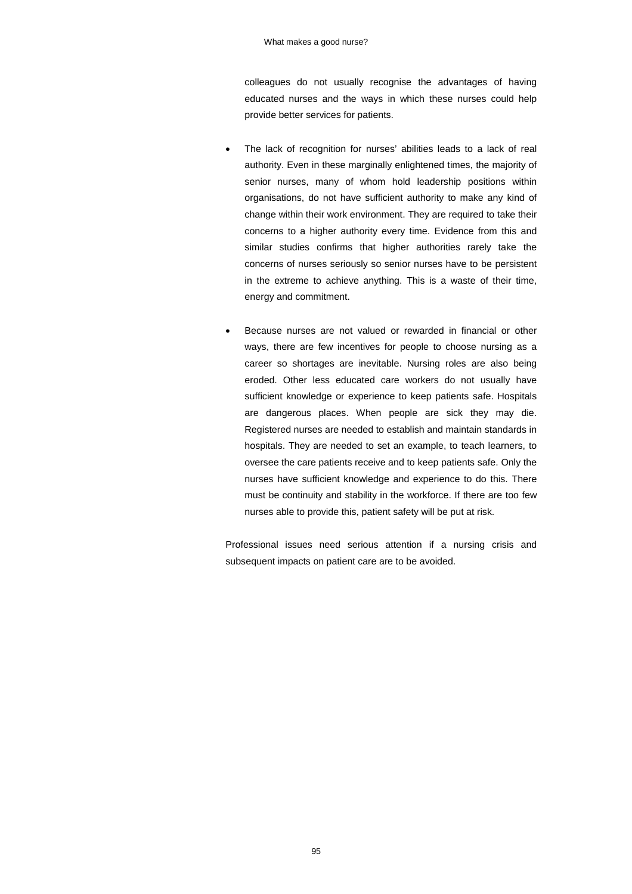colleagues do not usually recognise the advantages of having educated nurses and the ways in which these nurses could help provide better services for patients.

- The lack of recognition for nurses' abilities leads to a lack of real authority. Even in these marginally enlightened times, the majority of senior nurses, many of whom hold leadership positions within organisations, do not have sufficient authority to make any kind of change within their work environment. They are required to take their concerns to a higher authority every time. Evidence from this and similar studies confirms that higher authorities rarely take the concerns of nurses seriously so senior nurses have to be persistent in the extreme to achieve anything. This is a waste of their time, energy and commitment.

- Because nurses are not valued or rewarded in financial or other ways, there are few incentives for people to choose nursing as a career so shortages are inevitable. Nursing roles are also being eroded. Other less educated care workers do not usually have sufficient knowledge or experience to keep patients safe. Hospitals are dangerous places. When people are sick they may die. Registered nurses are needed to establish and maintain standards in hospitals. They are needed to set an example, to teach learners, to oversee the care patients receive and to keep patients safe. Only the nurses have sufficient knowledge and experience to do this. There must be continuity and stability in the workforce. If there are too few nurses able to provide this, patient safety will be put at risk.

Professional issues need serious attention if a nursing crisis and subsequent impacts on patient care are to be avoided.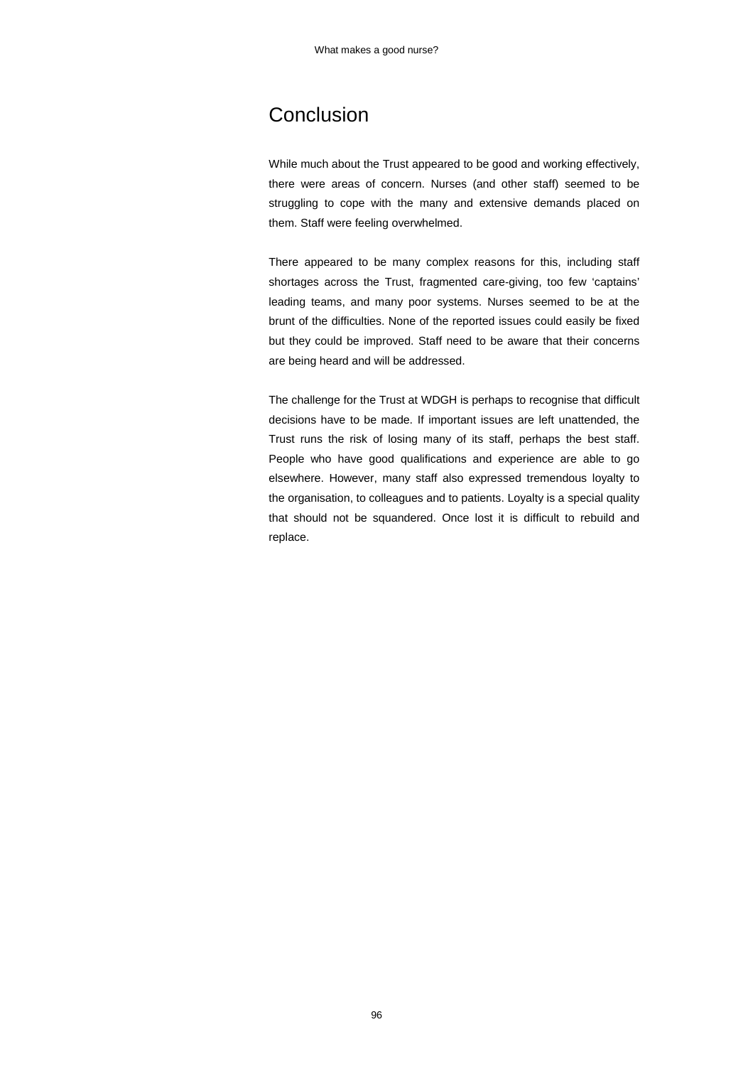# Conclusion

While much about the Trust appeared to be good and working effectively, there were areas of concern. Nurses (and other staff) seemed to be struggling to cope with the many and extensive demands placed on them. Staff were feeling overwhelmed.

There appeared to be many complex reasons for this, including staff shortages across the Trust, fragmented care-giving, too few 'captains' leading teams, and many poor systems. Nurses seemed to be at the brunt of the difficulties. None of the reported issues could easily be fixed but they could be improved. Staff need to be aware that their concerns are being heard and will be addressed.

The challenge for the Trust at WDGH is perhaps to recognise that difficult decisions have to be made. If important issues are left unattended, the Trust runs the risk of losing many of its staff, perhaps the best staff. People who have good qualifications and experience are able to go elsewhere. However, many staff also expressed tremendous loyalty to the organisation, to colleagues and to patients. Loyalty is a special quality that should not be squandered. Once lost it is difficult to rebuild and replace.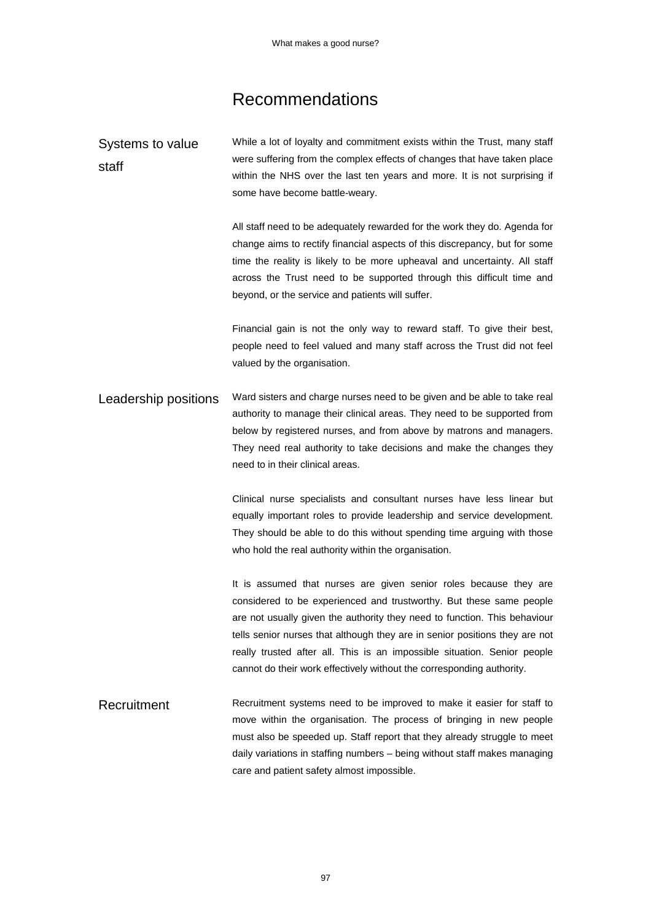# Recommendations

### Systems to value staff

While a lot of loyalty and commitment exists within the Trust, many staff were suffering from the complex effects of changes that have taken place within the NHS over the last ten years and more. It is not surprising if some have become battle-weary.

All staff need to be adequately rewarded for the work they do. Agenda for change aims to rectify financial aspects of this discrepancy, but for some time the reality is likely to be more upheaval and uncertainty. All staff across the Trust need to be supported through this difficult time and beyond, or the service and patients will suffer.

Financial gain is not the only way to reward staff. To give their best, people need to feel valued and many staff across the Trust did not feel valued by the organisation.

### Leadership positions

Ward sisters and charge nurses need to be given and be able to take real authority to manage their clinical areas. They need to be supported from below by registered nurses, and from above by matrons and managers. They need real authority to take decisions and make the changes they need to in their clinical areas.

Clinical nurse specialists and consultant nurses have less linear but equally important roles to provide leadership and service development. They should be able to do this without spending time arguing with those who hold the real authority within the organisation.

It is assumed that nurses are given senior roles because they are considered to be experienced and trustworthy. But these same people are not usually given the authority they need to function. This behaviour tells senior nurses that although they are in senior positions they are not really trusted after all. This is an impossible situation. Senior people cannot do their work effectively without the corresponding authority.

### Recruitment

Recruitment systems need to be improved to make it easier for staff to move within the organisation. The process of bringing in new people must also be speeded up. Staff report that they already struggle to meet daily variations in staffing numbers – being without staff makes managing care and patient safety almost impossible.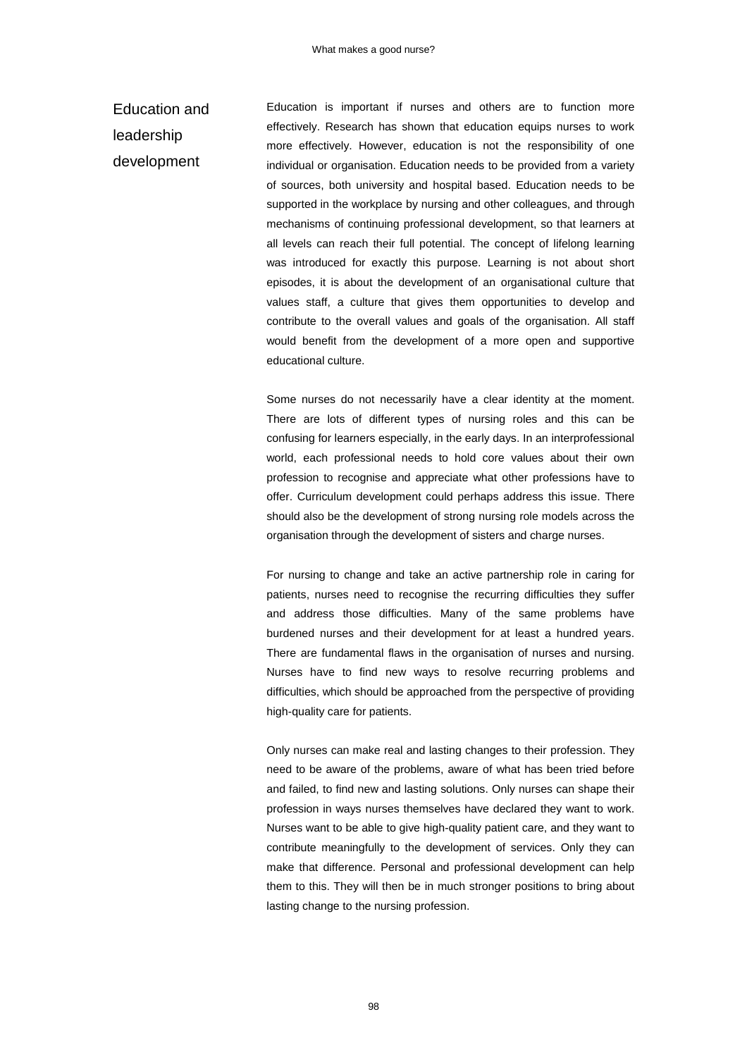## Education and leadership development

Education is important if nurses and others are to function more effectively. Research has shown that education equips nurses to work more effectively. However, education is not the responsibility of one individual or organisation. Education needs to be provided from a variety of sources, both university and hospital based. Education needs to be supported in the workplace by nursing and other colleagues, and through mechanisms of continuing professional development, so that learners at all levels can reach their full potential. The concept of lifelong learning was introduced for exactly this purpose. Learning is not about short episodes, it is about the development of an organisational culture that values staff, a culture that gives them opportunities to develop and contribute to the overall values and goals of the organisation. All staff would benefit from the development of a more open and supportive educational culture.

Some nurses do not necessarily have a clear identity at the moment. There are lots of different types of nursing roles and this can be confusing for learners especially, in the early days. In an interprofessional world, each professional needs to hold core values about their own profession to recognise and appreciate what other professions have to offer. Curriculum development could perhaps address this issue. There should also be the development of strong nursing role models across the organisation through the development of sisters and charge nurses.

For nursing to change and take an active partnership role in caring for patients, nurses need to recognise the recurring difficulties they suffer and address those difficulties. Many of the same problems have burdened nurses and their development for at least a hundred years. There are fundamental flaws in the organisation of nurses and nursing. Nurses have to find new ways to resolve recurring problems and difficulties, which should be approached from the perspective of providing high-quality care for patients.

Only nurses can make real and lasting changes to their profession. They need to be aware of the problems, aware of what has been tried before and failed, to find new and lasting solutions. Only nurses can shape their profession in ways nurses themselves have declared they want to work. Nurses want to be able to give high-quality patient care, and they want to contribute meaningfully to the development of services. Only they can make that difference. Personal and professional development can help them to this. They will then be in much stronger positions to bring about lasting change to the nursing profession.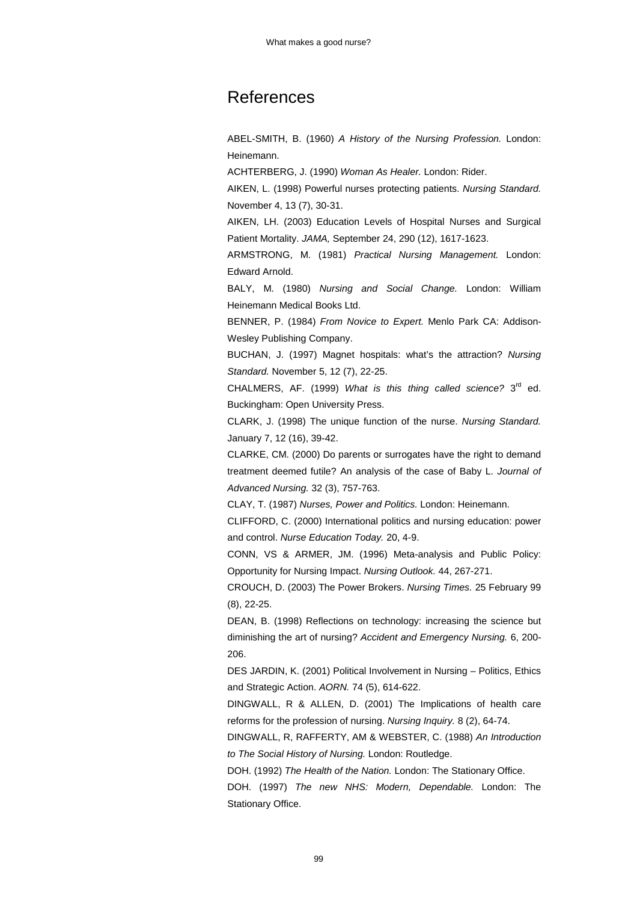# References

ABEL-SMITH, B. (1960) *A History of the Nursing Profession.* London: Heinemann.

ACHTERBERG, J. (1990) *Woman As Healer.* London: Rider.

AIKEN, L. (1998) Powerful nurses protecting patients. *Nursing Standard.* November 4, 13 (7), 30-31.

AIKEN, LH. (2003) Education Levels of Hospital Nurses and Surgical Patient Mortality. *JAMA,* September 24, 290 (12), 1617-1623.

ARMSTRONG, M. (1981) *Practical Nursing Management.* London: Edward Arnold.

BALY, M. (1980) *Nursing and Social Change.* London: William Heinemann Medical Books Ltd.

BENNER, P. (1984) *From Novice to Expert.* Menlo Park CA: Addison-Wesley Publishing Company.

BUCHAN, J. (1997) Magnet hospitals: what's the attraction? *Nursing Standard.* November 5, 12 (7), 22-25.

CHALMERS, AF. (1999) *What is this thing called science?* 3rd ed. Buckingham: Open University Press.

CLARK, J. (1998) The unique function of the nurse. *Nursing Standard.* January 7, 12 (16), 39-42.

CLARKE, CM. (2000) Do parents or surrogates have the right to demand treatment deemed futile? An analysis of the case of Baby L. *Journal of Advanced Nursing.* 32 (3), 757-763.

CLAY, T. (1987) *Nurses, Power and Politics.* London: Heinemann.

CLIFFORD, C. (2000) International politics and nursing education: power and control. *Nurse Education Today.* 20, 4-9.

CONN, VS & ARMER, JM. (1996) Meta-analysis and Public Policy: Opportunity for Nursing Impact. *Nursing Outlook.* 44, 267-271.

CROUCH, D. (2003) The Power Brokers. *Nursing Times.* 25 February 99 (8), 22-25.

DEAN, B. (1998) Reflections on technology: increasing the science but diminishing the art of nursing? *Accident and Emergency Nursing.* 6, 200-206.

DES JARDIN, K. (2001) Political Involvement in Nursing – Politics, Ethics and Strategic Action. *AORN.* 74 (5), 614-622.

DINGWALL, R & ALLEN, D. (2001) The Implications of health care reforms for the profession of nursing. *Nursing Inquiry.* 8 (2), 64-74.

DINGWALL, R, RAFFERTY, AM & WEBSTER, C. (1988) *An Introduction to The Social History of Nursing.* London: Routledge.

DOH. (1992) *The Health of the Nation.* London: The Stationary Office.

DOH. (1997) *The new NHS: Modern, Dependable.* London: The Stationary Office.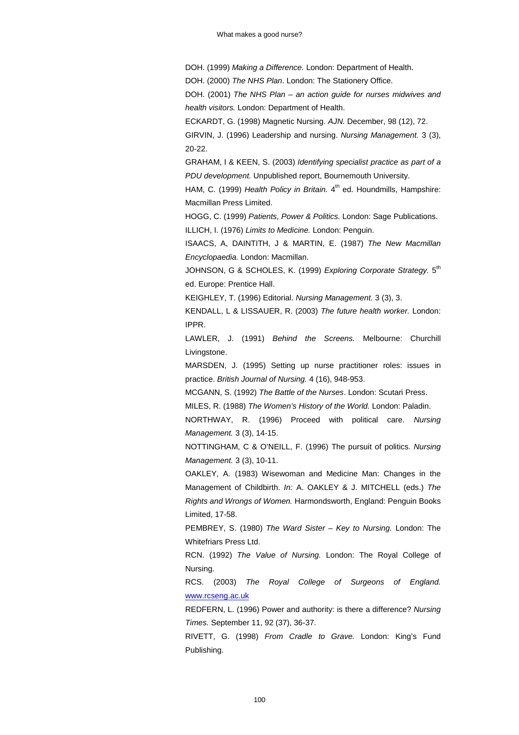DOH. (1999) *Making a Difference.* London: Department of Health.

DOH. (2000) *The NHS Plan*. London: The Stationery Office.

DOH. (2001) *The NHS Plan – an action guide for nurses midwives and health visitors.* London: Department of Health.

ECKARDT, G. (1998) Magnetic Nursing. *AJN.* December, 98 (12), 72.

GIRVIN, J. (1996) Leadership and nursing. *Nursing Management.* 3 (3), 20-22.

GRAHAM, I & KEEN, S. (2003) *Identifying specialist practice as part of a PDU development.* Unpublished report, Bournemouth University.

HAM, C. (1999) *Health Policy in Britain.* 4th ed. Houndmills, Hampshire: Macmillan Press Limited.

HOGG, C. (1999) *Patients, Power & Politics.* London: Sage Publications.

ILLICH, I. (1976) *Limits to Medicine.* London: Penguin.

ISAACS, A, DAINTITH, J & MARTIN, E. (1987) *The New Macmillan Encyclopaedia.* London: Macmillan.

JOHNSON, G & SCHOLES, K. (1999) *Exploring Corporate Strategy.* 5th ed. Europe: Prentice Hall.

KEIGHLEY, T. (1996) Editorial. *Nursing Management.* 3 (3), 3.

KENDALL, L & LISSAUER, R. (2003) *The future health worker.* London: IPPR.

LAWLER, J. (1991) *Behind the Screens.* Melbourne: Churchill Livingstone.

MARSDEN, J. (1995) Setting up nurse practitioner roles: issues in practice. *British Journal of Nursing.* 4 (16), 948-953.

MCGANN, S. (1992) *The Battle of the Nurses*. London: Scutari Press.

MILES, R. (1988) *The Women's History of the World.* London: Paladin.

NORTHWAY, R. (1996) Proceed with political care. *Nursing Management.* 3 (3), 14-15.

NOTTINGHAM, C & O'NEILL, F. (1996) The pursuit of politics. *Nursing Management.* 3 (3), 10-11.

OAKLEY, A. (1983) Wisewoman and Medicine Man: Changes in the Management of Childbirth. *In:* A. OAKLEY & J. MITCHELL (eds.) *The Rights and Wrongs of Women.* Harmondsworth, England: Penguin Books Limited, 17-58.

PEMBREY, S. (1980) *The Ward Sister – Key to Nursing.* London: The Whitefriars Press Ltd.

RCN. (1992) *The Value of Nursing.* London: The Royal College of Nursing.

RCS. (2003) *The Royal College of Surgeons of England.* www.rcseng.ac.uk

REDFERN, L. (1996) Power and authority: is there a difference? *Nursing Times.* September 11, 92 (37), 36-37.

RIVETT, G. (1998) *From Cradle to Grave.* London: King's Fund Publishing.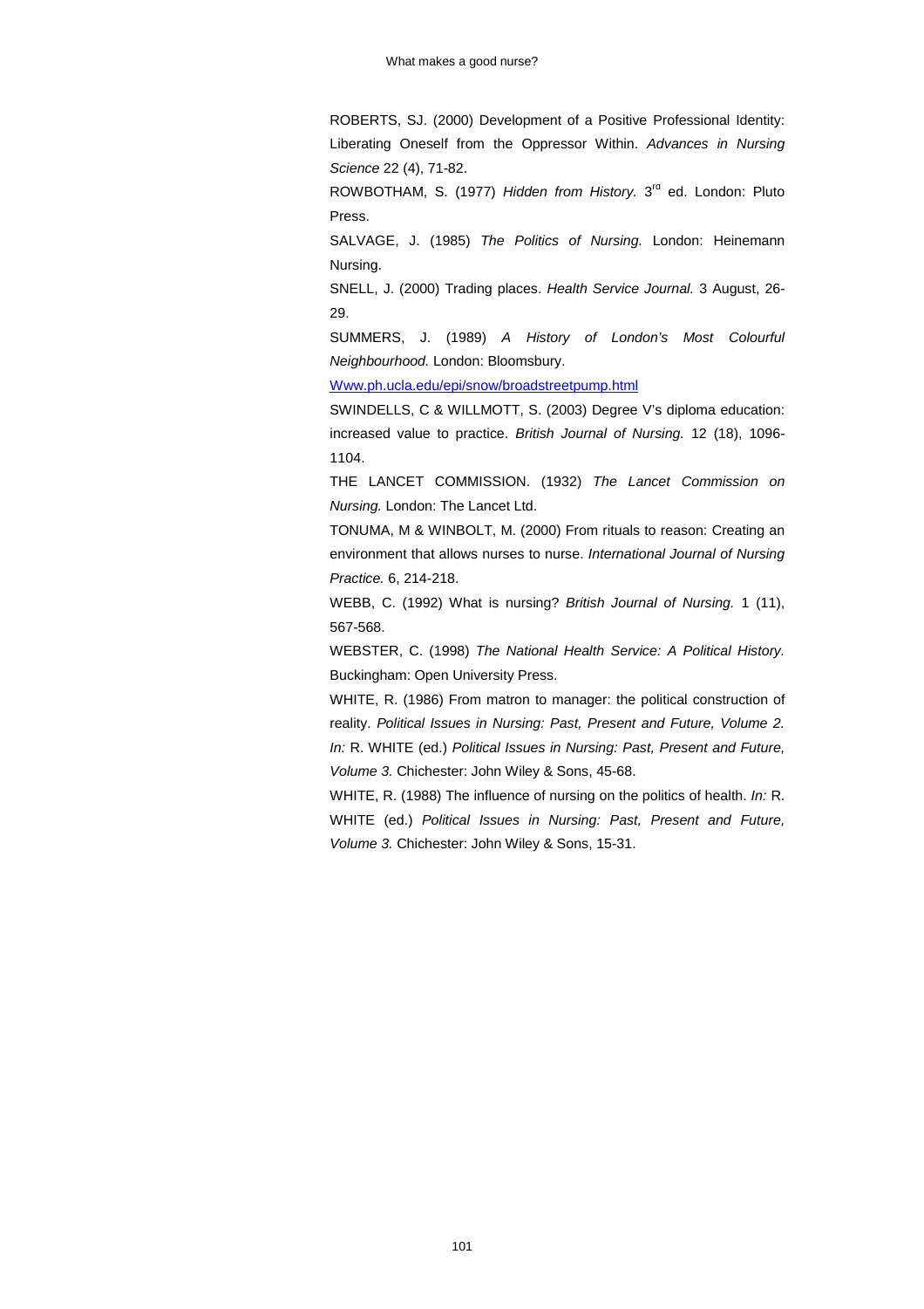ROBERTS, SJ. (2000) Development of a Positive Professional Identity: Liberating Oneself from the Oppressor Within. *Advances in Nursing Science* 22 (4), 71-82.

ROWBOTHAM, S. (1977) *Hidden from History.* 3rd ed. London: Pluto Press.

SALVAGE, J. (1985) *The Politics of Nursing.* London: Heinemann Nursing.

SNELL, J. (2000) Trading places. *Health Service Journal.* 3 August, 26-29.

SUMMERS, J. (1989) *A History of London's Most Colourful Neighbourhood.* London: Bloomsbury.

Www.ph.ucla.edu/epi/snow/broadstreetpump.html

SWINDELLS, C & WILLMOTT, S. (2003) Degree V's diploma education: increased value to practice. *British Journal of Nursing.* 12 (18), 1096-1104.

THE LANCET COMMISSION. (1932) *The Lancet Commission on Nursing.* London: The Lancet Ltd.

TONUMA, M & WINBOLT, M. (2000) From rituals to reason: Creating an environment that allows nurses to nurse. *International Journal of Nursing Practice.* 6, 214-218.

WEBB, C. (1992) What is nursing? *British Journal of Nursing.* 1 (11), 567-568.

WEBSTER, C. (1998) *The National Health Service: A Political History.* Buckingham: Open University Press.

WHITE, R. (1986) From matron to manager: the political construction of reality. *Political Issues in Nursing: Past, Present and Future, Volume 2. In:* R. WHITE (ed.) *Political Issues in Nursing: Past, Present and Future, Volume 3.* Chichester: John Wiley & Sons, 45-68.

WHITE, R. (1988) The influence of nursing on the politics of health. *In:* R. WHITE (ed.) *Political Issues in Nursing: Past, Present and Future, Volume 3.* Chichester: John Wiley & Sons, 15-31.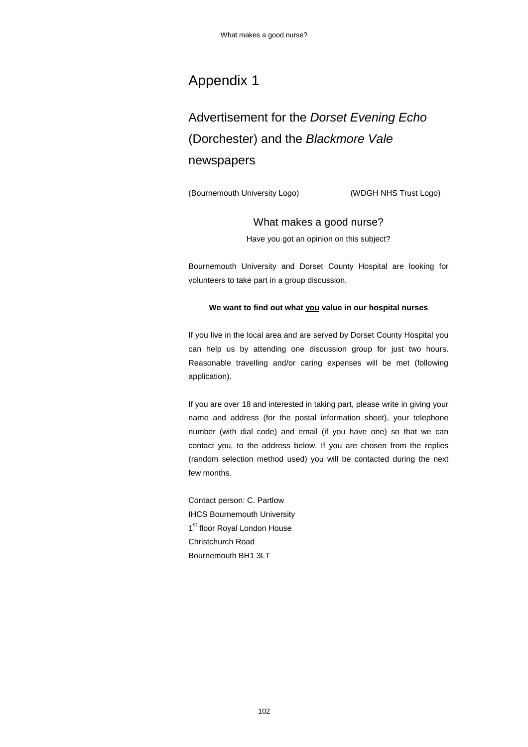# Appendix 1

## Advertisement for the *Dorset Evening Echo* (Dorchester) and the *Blackmore Vale* newspapers

(Bournemouth University Logo) (WDGH NHS Trust Logo)

### What makes a good nurse?

Have you got an opinion on this subject?

Bournemouth University and Dorset County Hospital are looking for volunteers to take part in a group discussion.

**We want to find out what <u>you</u> value in our hospital nurses**

If you live in the local area and are served by Dorset County Hospital you can help us by attending one discussion group for just two hours. Reasonable travelling and/or caring expenses will be met (following application).

If you are over 18 and interested in taking part, please write in giving your name and address (for the postal information sheet), your telephone number (with dial code) and email (if you have one) so that we can contact you, to the address below. If you are chosen from the replies (random selection method used) you will be contacted during the next few months.

Contact person: C. Partlow  
IHCS Bournemouth University  
1st floor Royal London House  
Christchurch Road  
Bournemouth BH1 3LT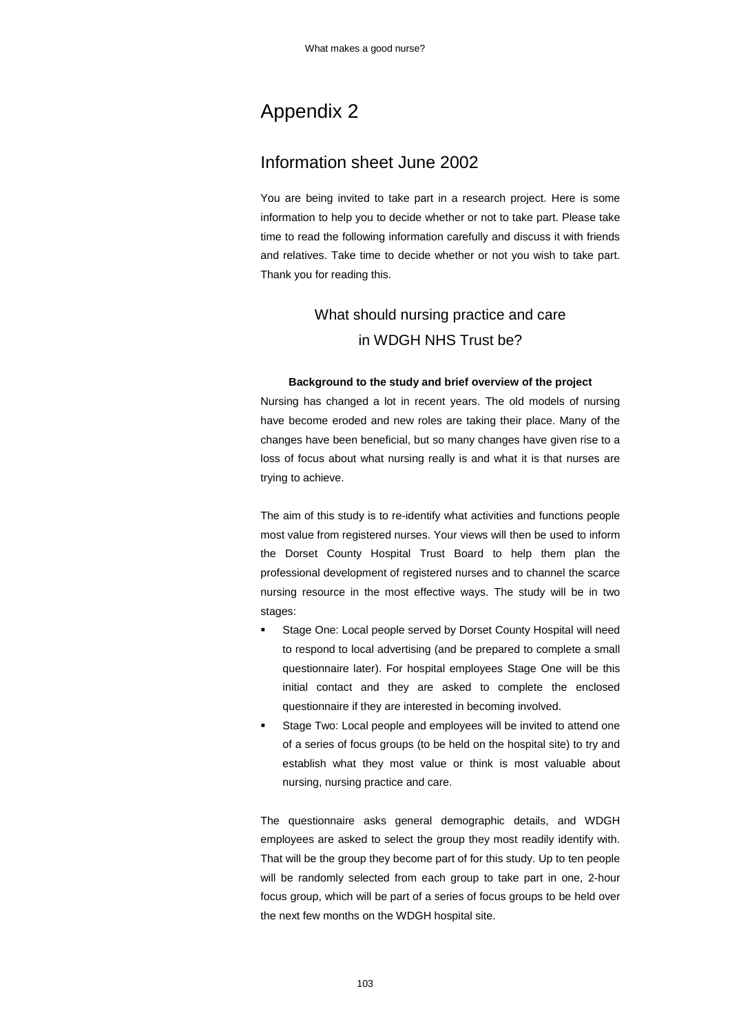# Appendix 2

## Information sheet June 2002

You are being invited to take part in a research project. Here is some information to help you to decide whether or not to take part. Please take time to read the following information carefully and discuss it with friends and relatives. Take time to decide whether or not you wish to take part. Thank you for reading this.

### What should nursing practice and care in WDGH NHS Trust be?

**Background to the study and brief overview of the project**

Nursing has changed a lot in recent years. The old models of nursing have become eroded and new roles are taking their place. Many of the changes have been beneficial, but so many changes have given rise to a loss of focus about what nursing really is and what it is that nurses are trying to achieve.

The aim of this study is to re-identify what activities and functions people most value from registered nurses. Your views will then be used to inform the Dorset County Hospital Trust Board to help them plan the professional development of registered nurses and to channel the scarce nursing resource in the most effective ways. The study will be in two stages:

- Stage One: Local people served by Dorset County Hospital will need to respond to local advertising (and be prepared to complete a small questionnaire later). For hospital employees Stage One will be this initial contact and they are asked to complete the enclosed questionnaire if they are interested in becoming involved.
- Stage Two: Local people and employees will be invited to attend one of a series of focus groups (to be held on the hospital site) to try and establish what they most value or think is most valuable about nursing, nursing practice and care.

The questionnaire asks general demographic details, and WDGH employees are asked to select the group they most readily identify with. That will be the group they become part of for this study. Up to ten people will be randomly selected from each group to take part in one, 2-hour focus group, which will be part of a series of focus groups to be held over the next few months on the WDGH hospital site.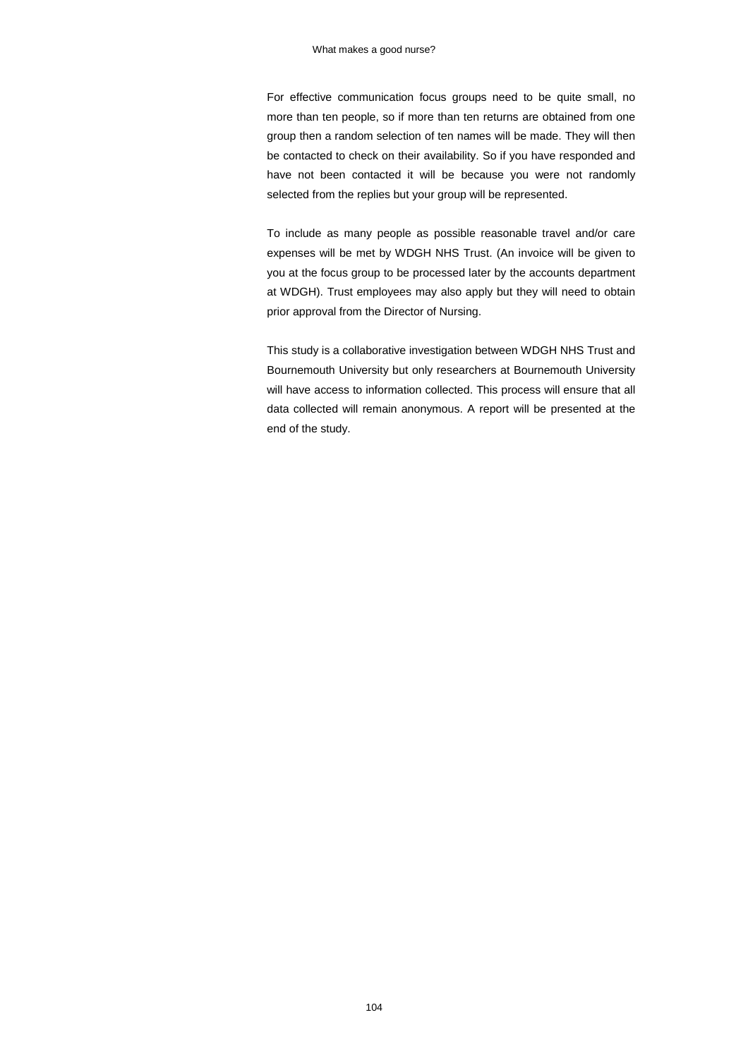For effective communication focus groups need to be quite small, no more than ten people, so if more than ten returns are obtained from one group then a random selection of ten names will be made. They will then be contacted to check on their availability. So if you have responded and have not been contacted it will be because you were not randomly selected from the replies but your group will be represented.

To include as many people as possible reasonable travel and/or care expenses will be met by WDGH NHS Trust. (An invoice will be given to you at the focus group to be processed later by the accounts department at WDGH). Trust employees may also apply but they will need to obtain prior approval from the Director of Nursing.

This study is a collaborative investigation between WDGH NHS Trust and Bournemouth University but only researchers at Bournemouth University will have access to information collected. This process will ensure that all data collected will remain anonymous. A report will be presented at the end of the study.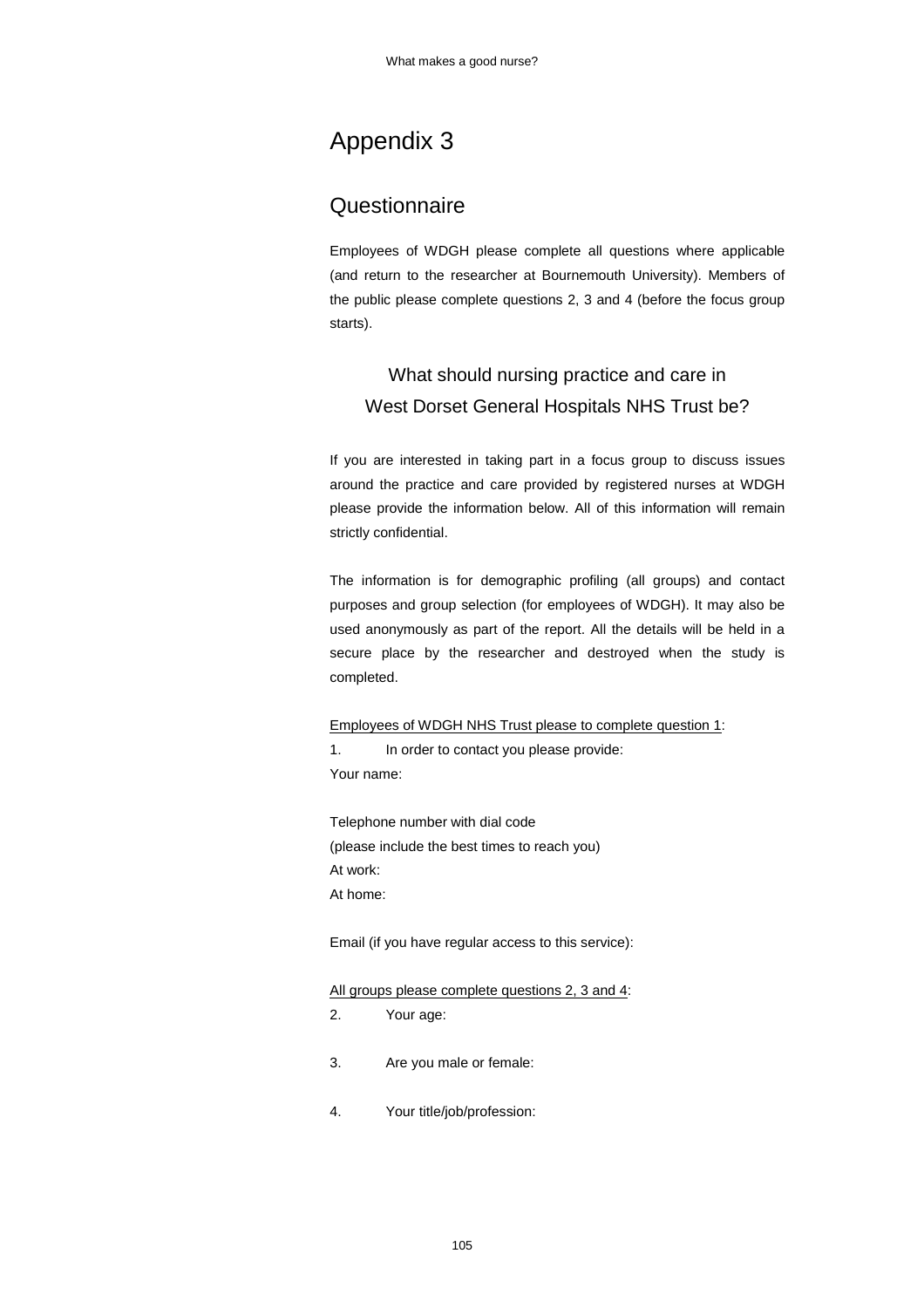# Appendix 3

## Questionnaire

Employees of WDGH please complete all questions where applicable (and return to the researcher at Bournemouth University). Members of the public please complete questions 2, 3 and 4 (before the focus group starts).

### What should nursing practice and care in West Dorset General Hospitals NHS Trust be?

If you are interested in taking part in a focus group to discuss issues around the practice and care provided by registered nurses at WDGH please provide the information below. All of this information will remain strictly confidential.

The information is for demographic profiling (all groups) and contact purposes and group selection (for employees of WDGH). It may also be used anonymously as part of the report. All the details will be held in a secure place by the researcher and destroyed when the study is completed.

<u>Employees of WDGH NHS Trust please to complete question 1</u>:

1. In order to contact you please provide:

Your name:

Telephone number with dial code
(please include the best times to reach you)
At work:
At home:

Email (if you have regular access to this service):

<u>All groups please complete questions 2, 3 and 4</u>:

2. Your age:

3. Are you male or female:

4. Your title/job/profession: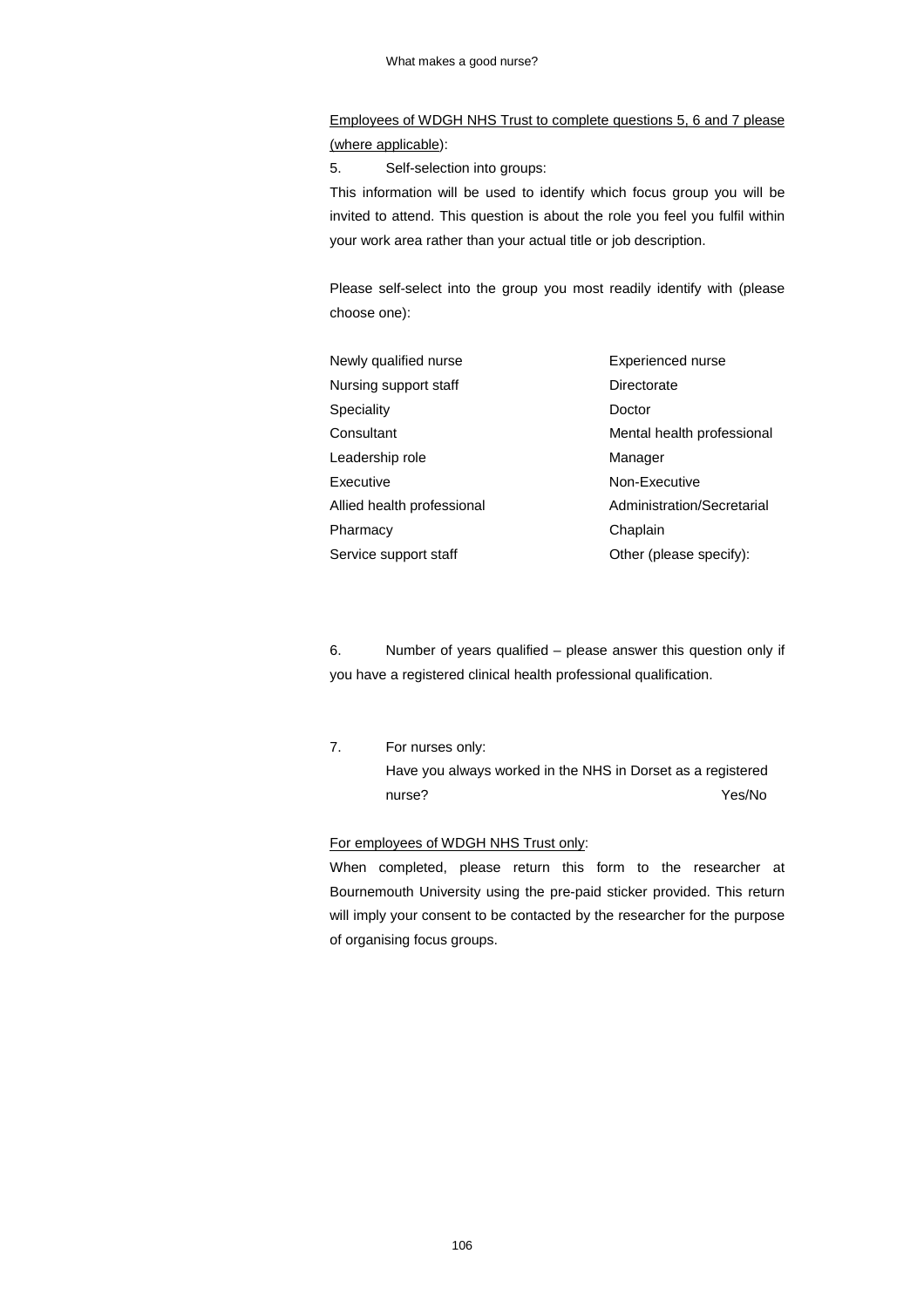<u>Employees of WDGH NHS Trust to complete questions 5, 6 and 7 please (where applicable)</u>:

5. Self-selection into groups:

This information will be used to identify which focus group you will be invited to attend. This question is about the role you feel you fulfil within your work area rather than your actual title or job description.

Please self-select into the group you most readily identify with (please choose one):

| | |
|---|---|
| Newly qualified nurse | Experienced nurse |
| Nursing support staff | Directorate |
| Speciality | Doctor |
| Consultant | Mental health professional |
| Leadership role | Manager |
| Executive | Non-Executive |
| Allied health professional | Administration/Secretarial |
| Pharmacy | Chaplain |
| Service support staff | Other (please specify): |

6. Number of years qualified – please answer this question only if you have a registered clinical health professional qualification.

7. For nurses only:

   Have you always worked in the NHS in Dorset as a registered nurse? Yes/No

<u>For employees of WDGH NHS Trust only</u>:

When completed, please return this form to the researcher at Bournemouth University using the pre-paid sticker provided. This return will imply your consent to be contacted by the researcher for the purpose of organising focus groups.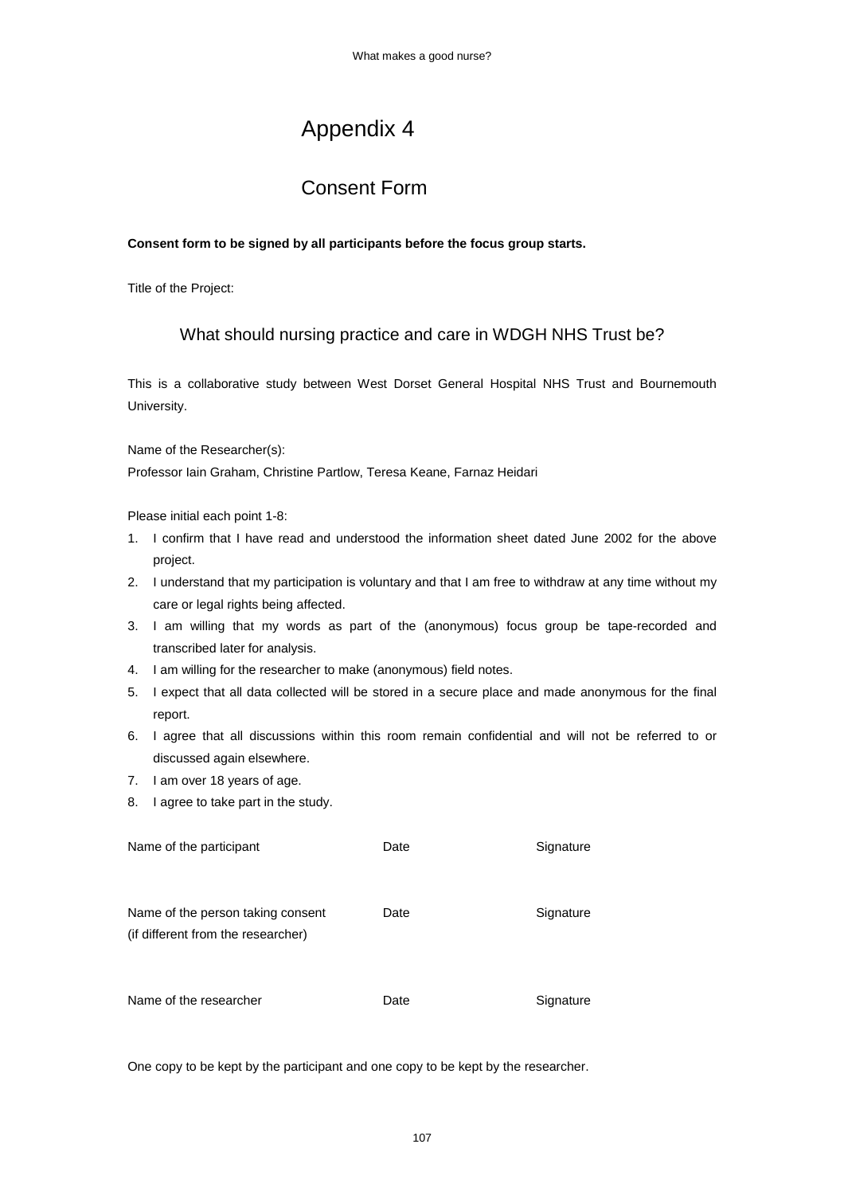# Appendix 4

## Consent Form

**Consent form to be signed by all participants before the focus group starts.**

Title of the Project:

### What should nursing practice and care in WDGH NHS Trust be?

This is a collaborative study between West Dorset General Hospital NHS Trust and Bournemouth University.

Name of the Researcher(s):
Professor Iain Graham, Christine Partlow, Teresa Keane, Farnaz Heidari

Please initial each point 1-8:

1. I confirm that I have read and understood the information sheet dated June 2002 for the above project.
2. I understand that my participation is voluntary and that I am free to withdraw at any time without my care or legal rights being affected.
3. I am willing that my words as part of the (anonymous) focus group be tape-recorded and transcribed later for analysis.
4. I am willing for the researcher to make (anonymous) field notes.
5. I expect that all data collected will be stored in a secure place and made anonymous for the final report.
6. I agree that all discussions within this room remain confidential and will not be referred to or discussed again elsewhere.
7. I am over 18 years of age.
8. I agree to take part in the study.

| Name of the participant | Date | Signature |
|---|---|---|
| Name of the person taking consent (if different from the researcher) | Date | Signature |
| Name of the researcher | Date | Signature |

One copy to be kept by the participant and one copy to be kept by the researcher.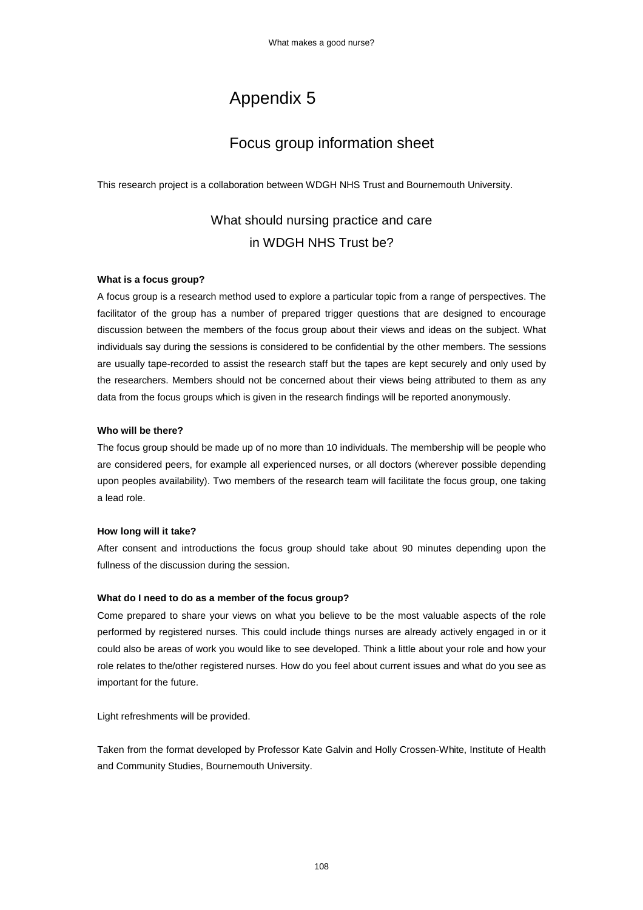# Appendix 5

## Focus group information sheet

This research project is a collaboration between WDGH NHS Trust and Bournemouth University.

### What should nursing practice and care in WDGH NHS Trust be?

**What is a focus group?**

A focus group is a research method used to explore a particular topic from a range of perspectives. The facilitator of the group has a number of prepared trigger questions that are designed to encourage discussion between the members of the focus group about their views and ideas on the subject. What individuals say during the sessions is considered to be confidential by the other members. The sessions are usually tape-recorded to assist the research staff but the tapes are kept securely and only used by the researchers. Members should not be concerned about their views being attributed to them as any data from the focus groups which is given in the research findings will be reported anonymously.

**Who will be there?**

The focus group should be made up of no more than 10 individuals. The membership will be people who are considered peers, for example all experienced nurses, or all doctors (wherever possible depending upon peoples availability). Two members of the research team will facilitate the focus group, one taking a lead role.

**How long will it take?**

After consent and introductions the focus group should take about 90 minutes depending upon the fullness of the discussion during the session.

**What do I need to do as a member of the focus group?**

Come prepared to share your views on what you believe to be the most valuable aspects of the role performed by registered nurses. This could include things nurses are already actively engaged in or it could also be areas of work you would like to see developed. Think a little about your role and how your role relates to the/other registered nurses. How do you feel about current issues and what do you see as important for the future.

Light refreshments will be provided.

Taken from the format developed by Professor Kate Galvin and Holly Crossen-White, Institute of Health and Community Studies, Bournemouth University.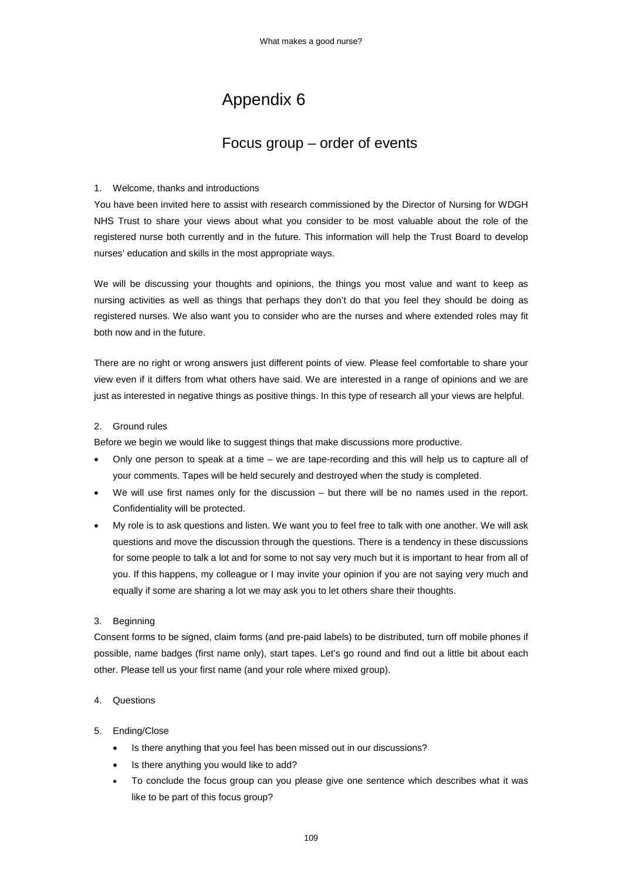# Appendix 6

## Focus group – order of events

1. Welcome, thanks and introductions

You have been invited here to assist with research commissioned by the Director of Nursing for WDGH NHS Trust to share your views about what you consider to be most valuable about the role of the registered nurse both currently and in the future. This information will help the Trust Board to develop nurses' education and skills in the most appropriate ways.

We will be discussing your thoughts and opinions, the things you most value and want to keep as nursing activities as well as things that perhaps they don't do that you feel they should be doing as registered nurses. We also want you to consider who are the nurses and where extended roles may fit both now and in the future.

There are no right or wrong answers just different points of view. Please feel comfortable to share your view even if it differs from what others have said. We are interested in a range of opinions and we are just as interested in negative things as positive things. In this type of research all your views are helpful.

2. Ground rules

Before we begin we would like to suggest things that make discussions more productive.

- Only one person to speak at a time – we are tape-recording and this will help us to capture all of your comments. Tapes will be held securely and destroyed when the study is completed.
- We will use first names only for the discussion – but there will be no names used in the report. Confidentiality will be protected.
- My role is to ask questions and listen. We want you to feel free to talk with one another. We will ask questions and move the discussion through the questions. There is a tendency in these discussions for some people to talk a lot and for some to not say very much but it is important to hear from all of you. If this happens, my colleague or I may invite your opinion if you are not saying very much and equally if some are sharing a lot we may ask you to let others share their thoughts.

3. Beginning

Consent forms to be signed, claim forms (and pre-paid labels) to be distributed, turn off mobile phones if possible, name badges (first name only), start tapes. Let's go round and find out a little bit about each other. Please tell us your first name (and your role where mixed group).

4. Questions

5. Ending/Close

   - Is there anything that you feel has been missed out in our discussions?
   - Is there anything you would like to add?
   - To conclude the focus group can you please give one sentence which describes what it was like to be part of this focus group?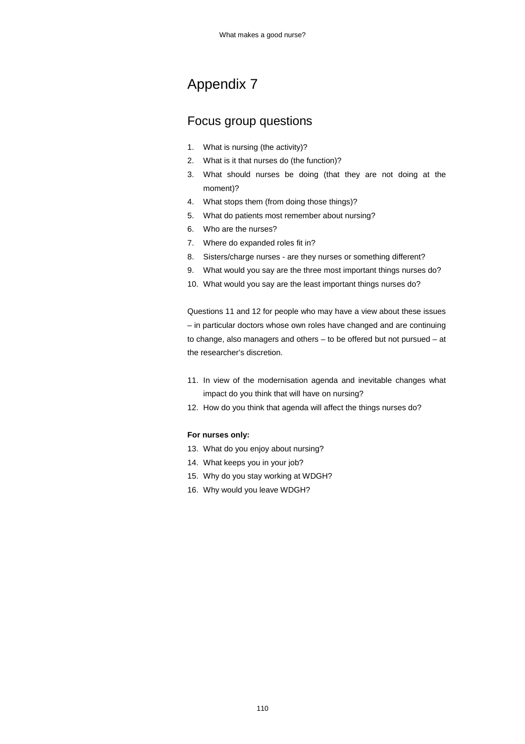# Appendix 7

## Focus group questions

1. What is nursing (the activity)?
2. What is it that nurses do (the function)?
3. What should nurses be doing (that they are not doing at the moment)?
4. What stops them (from doing those things)?
5. What do patients most remember about nursing?
6. Who are the nurses?
7. Where do expanded roles fit in?
8. Sisters/charge nurses - are they nurses or something different?
9. What would you say are the three most important things nurses do?
10. What would you say are the least important things nurses do?

Questions 11 and 12 for people who may have a view about these issues – in particular doctors whose own roles have changed and are continuing to change, also managers and others – to be offered but not pursued – at the researcher's discretion.

11. In view of the modernisation agenda and inevitable changes what impact do you think that will have on nursing?
12. How do you think that agenda will affect the things nurses do?

**For nurses only:**

13. What do you enjoy about nursing?
14. What keeps you in your job?
15. Why do you stay working at WDGH?
16. Why would you leave WDGH?